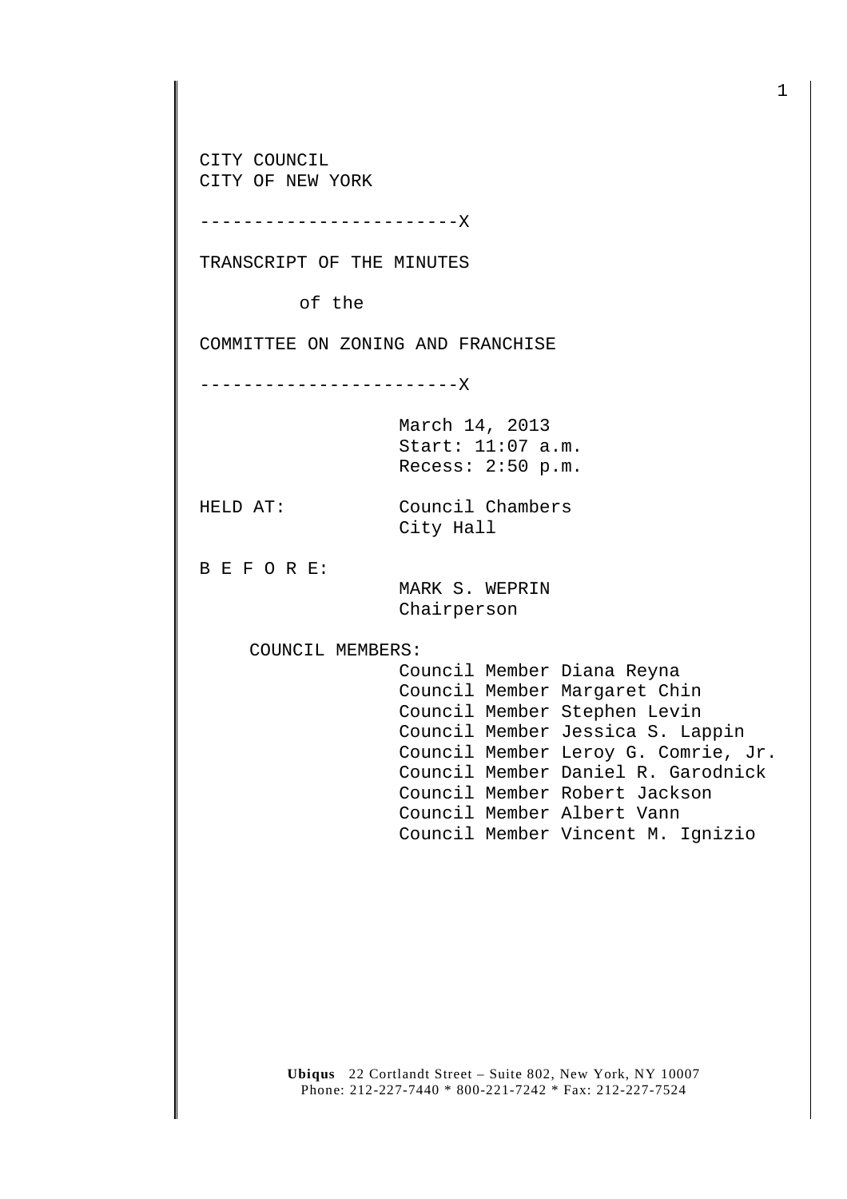CITY COUNCIL
CITY OF NEW YORK

------------------------X

TRANSCRIPT OF THE MINUTES

of the

COMMITTEE ON ZONING AND FRANCHISE

------------------------X

March 14, 2013
Start: 11:07 a.m.
Recess: 2:50 p.m.

HELD AT: Council Chambers
City Hall

B E F O R E:

MARK S. WEPRIN
Chairperson

COUNCIL MEMBERS:

Council Member Diana Reyna
Council Member Margaret Chin
Council Member Stephen Levin
Council Member Jessica S. Lappin
Council Member Leroy G. Comrie, Jr.
Council Member Daniel R. Garodnick
Council Member Robert Jackson
Council Member Albert Vann
Council Member Vincent M. Ignizio

**Ubiqus** 22 Cortlandt Street – Suite 802, New York, NY 10007
Phone: 212-227-7440 * 800-221-7242 * Fax: 212-227-7524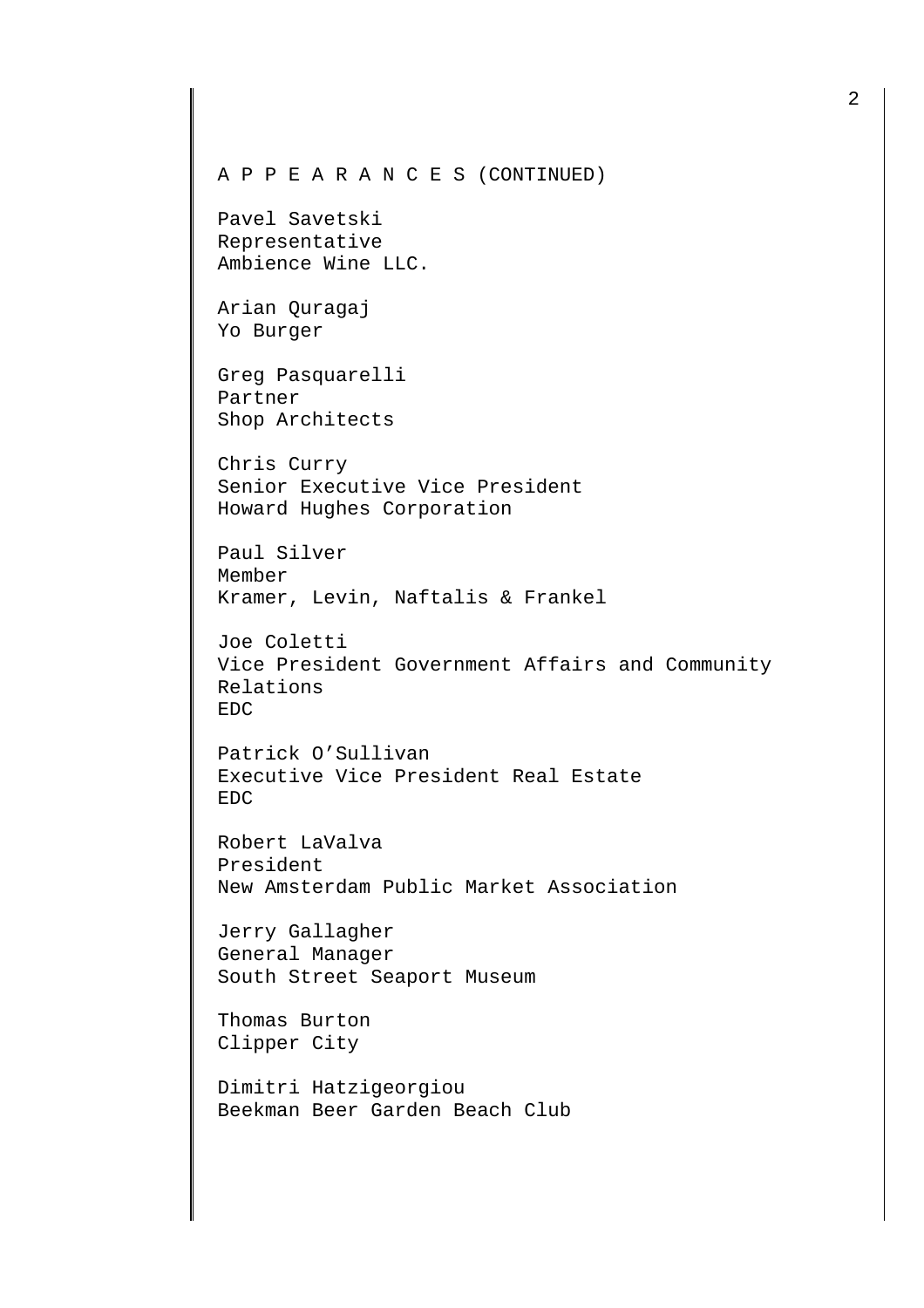A P P E A R A N C E S (CONTINUED)

Pavel Savetski
Representative
Ambience Wine LLC.

Arian Quragaj
Yo Burger

Greg Pasquarelli
Partner
Shop Architects

Chris Curry
Senior Executive Vice President
Howard Hughes Corporation

Paul Silver
Member
Kramer, Levin, Naftalis & Frankel

Joe Coletti
Vice President Government Affairs and Community Relations
EDC

Patrick O'Sullivan
Executive Vice President Real Estate
EDC

Robert LaValva
President
New Amsterdam Public Market Association

Jerry Gallagher
General Manager
South Street Seaport Museum

Thomas Burton
Clipper City

Dimitri Hatzigeorgiou
Beekman Beer Garden Beach Club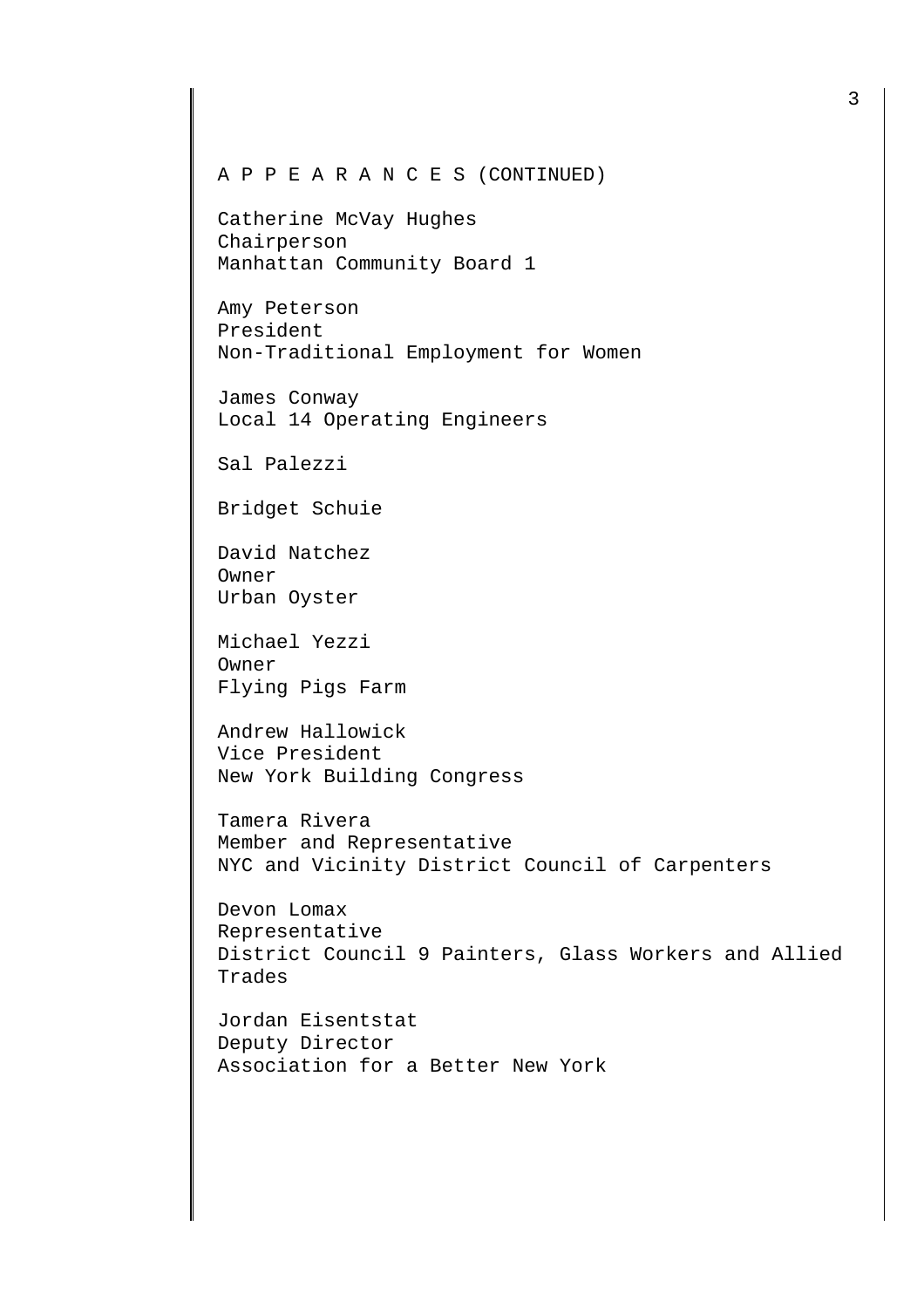A P P E A R A N C E S (CONTINUED)

Catherine McVay Hughes
Chairperson
Manhattan Community Board 1

Amy Peterson
President
Non-Traditional Employment for Women

James Conway
Local 14 Operating Engineers

Sal Palezzi

Bridget Schuie

David Natchez
Owner
Urban Oyster

Michael Yezzi
Owner
Flying Pigs Farm

Andrew Hallowick
Vice President
New York Building Congress

Tamera Rivera
Member and Representative
NYC and Vicinity District Council of Carpenters

Devon Lomax
Representative
District Council 9 Painters, Glass Workers and Allied Trades

Jordan Eisentstat
Deputy Director
Association for a Better New York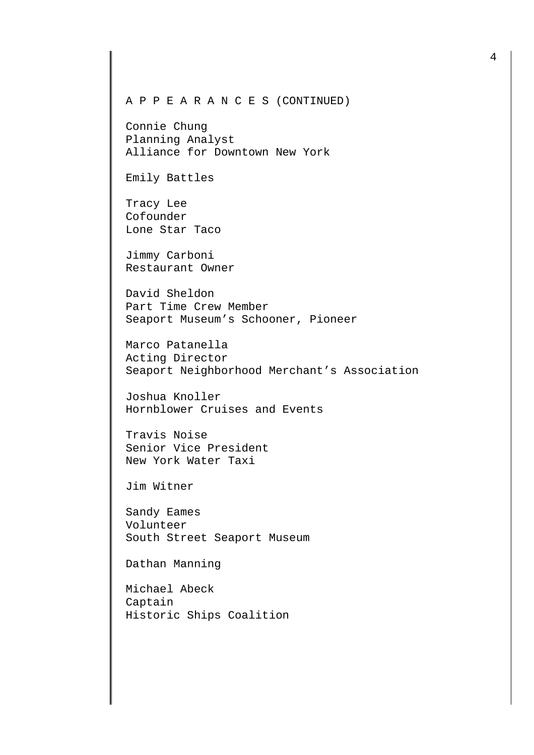A P P E A R A N C E S (CONTINUED)

Connie Chung
Planning Analyst
Alliance for Downtown New York

Emily Battles

Tracy Lee
Cofounder
Lone Star Taco

Jimmy Carboni
Restaurant Owner

David Sheldon
Part Time Crew Member
Seaport Museum’s Schooner, Pioneer

Marco Patanella
Acting Director
Seaport Neighborhood Merchant’s Association

Joshua Knoller
Hornblower Cruises and Events

Travis Noise
Senior Vice President
New York Water Taxi

Jim Witner

Sandy Eames
Volunteer
South Street Seaport Museum

Dathan Manning

Michael Abeck
Captain
Historic Ships Coalition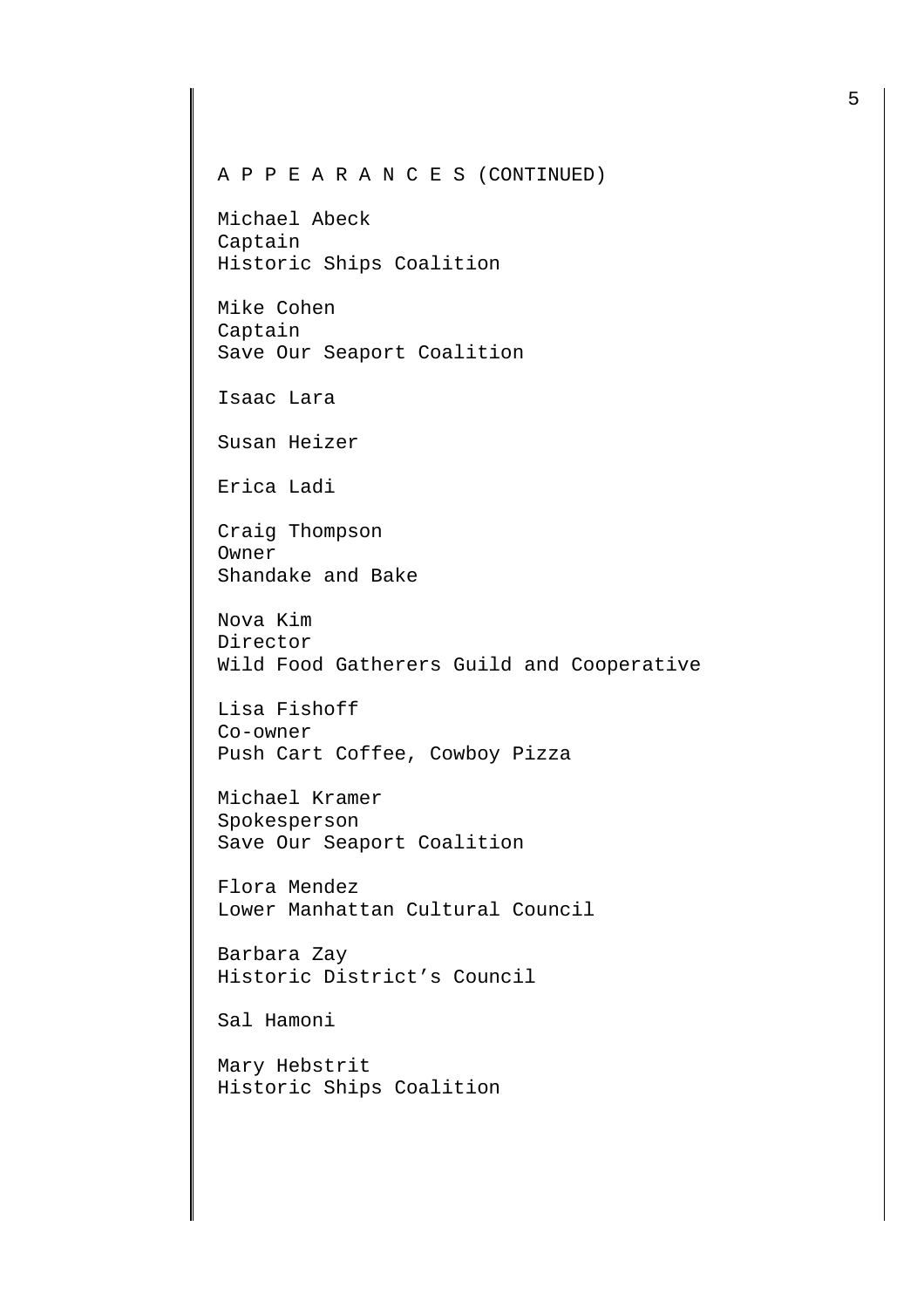A P P E A R A N C E S (CONTINUED)

Michael Abeck
Captain
Historic Ships Coalition

Mike Cohen
Captain
Save Our Seaport Coalition

Isaac Lara

Susan Heizer

Erica Ladi

Craig Thompson
Owner
Shandake and Bake

Nova Kim
Director
Wild Food Gatherers Guild and Cooperative

Lisa Fishoff
Co-owner
Push Cart Coffee, Cowboy Pizza

Michael Kramer
Spokesperson
Save Our Seaport Coalition

Flora Mendez
Lower Manhattan Cultural Council

Barbara Zay
Historic District's Council

Sal Hamoni

Mary Hebstrit
Historic Ships Coalition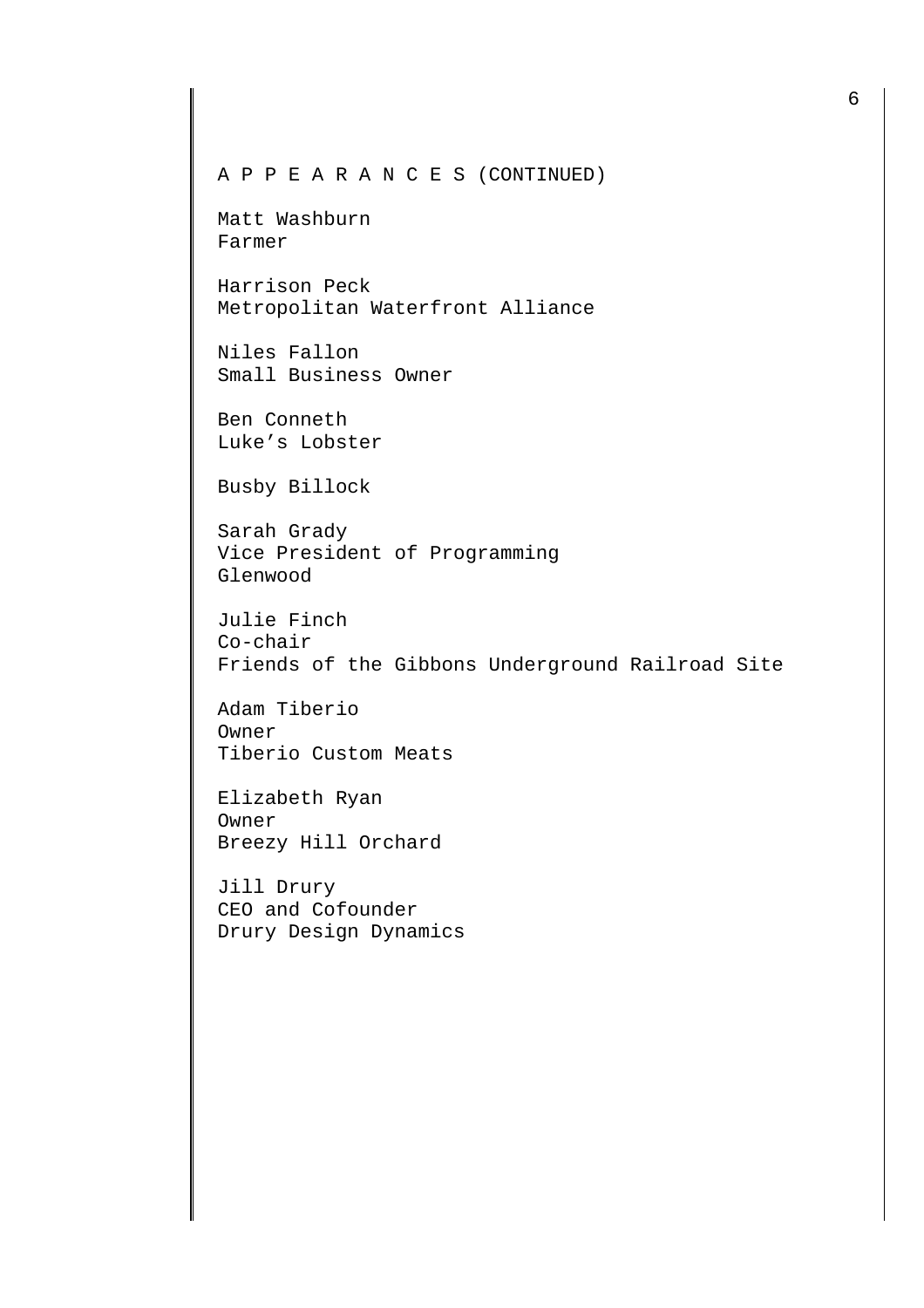A P P E A R A N C E S (CONTINUED)

Matt Washburn
Farmer

Harrison Peck
Metropolitan Waterfront Alliance

Niles Fallon
Small Business Owner

Ben Conneth
Luke’s Lobster

Busby Billock

Sarah Grady
Vice President of Programming
Glenwood

Julie Finch
Co-chair
Friends of the Gibbons Underground Railroad Site

Adam Tiberio
Owner
Tiberio Custom Meats

Elizabeth Ryan
Owner
Breezy Hill Orchard

Jill Drury
CEO and Cofounder
Drury Design Dynamics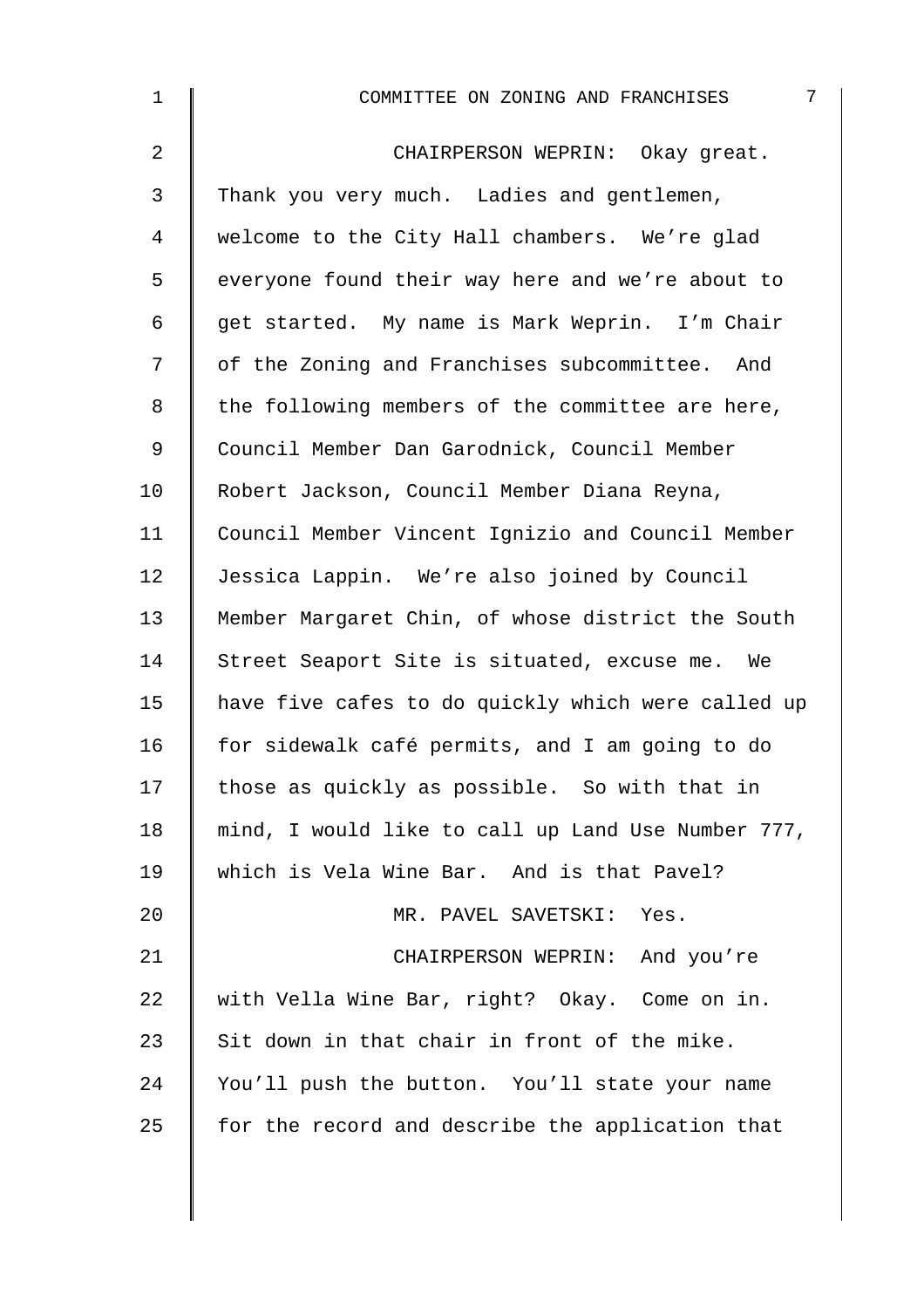CHAIRPERSON WEPRIN: Okay great. Thank you very much. Ladies and gentlemen, welcome to the City Hall chambers. We're glad everyone found their way here and we're about to get started. My name is Mark Weprin. I'm Chair of the Zoning and Franchises subcommittee. And the following members of the committee are here, Council Member Dan Garodnick, Council Member Robert Jackson, Council Member Diana Reyna, Council Member Vincent Ignizio and Council Member Jessica Lappin. We're also joined by Council Member Margaret Chin, of whose district the South Street Seaport Site is situated, excuse me. We have five cafes to do quickly which were called up for sidewalk café permits, and I am going to do those as quickly as possible. So with that in mind, I would like to call up Land Use Number 777, which is Vela Wine Bar. And is that Pavel?

MR. PAVEL SAVETSKI: Yes.

CHAIRPERSON WEPRIN: And you're with Vella Wine Bar, right? Okay. Come on in. Sit down in that chair in front of the mike. You'll push the button. You'll state your name for the record and describe the application that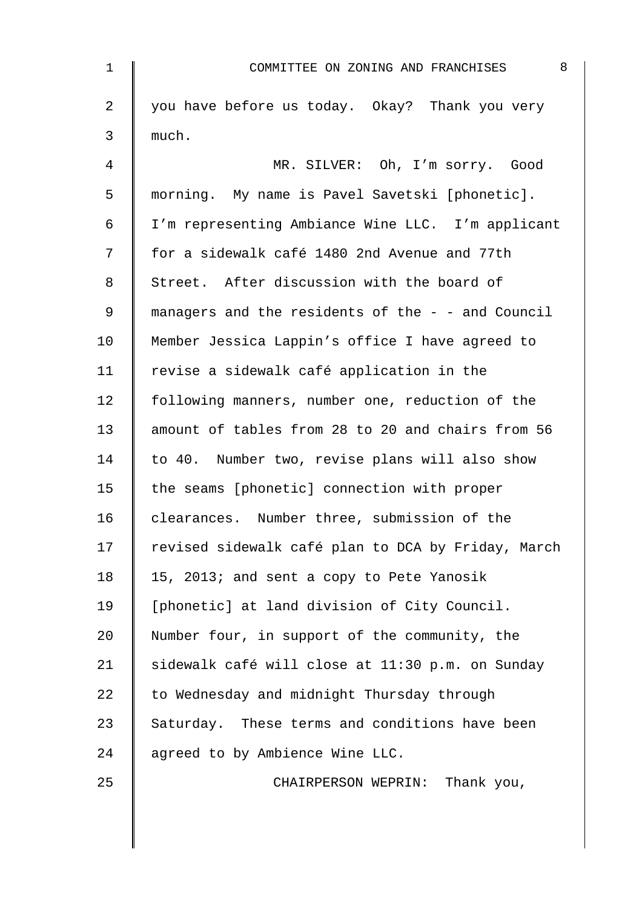you have before us today. Okay? Thank you very much.

MR. SILVER: Oh, I'm sorry. Good morning. My name is Pavel Savetski [phonetic]. I'm representing Ambiance Wine LLC. I'm applicant for a sidewalk café 1480 2nd Avenue and 77th Street. After discussion with the board of managers and the residents of the - - and Council Member Jessica Lappin's office I have agreed to revise a sidewalk café application in the following manners, number one, reduction of the amount of tables from 28 to 20 and chairs from 56 to 40. Number two, revise plans will also show the seams [phonetic] connection with proper clearances. Number three, submission of the revised sidewalk café plan to DCA by Friday, March 15, 2013; and sent a copy to Pete Yanosik [phonetic] at land division of City Council. Number four, in support of the community, the sidewalk café will close at 11:30 p.m. on Sunday to Wednesday and midnight Thursday through Saturday. These terms and conditions have been agreed to by Ambience Wine LLC.

CHAIRPERSON WEPRIN: Thank you,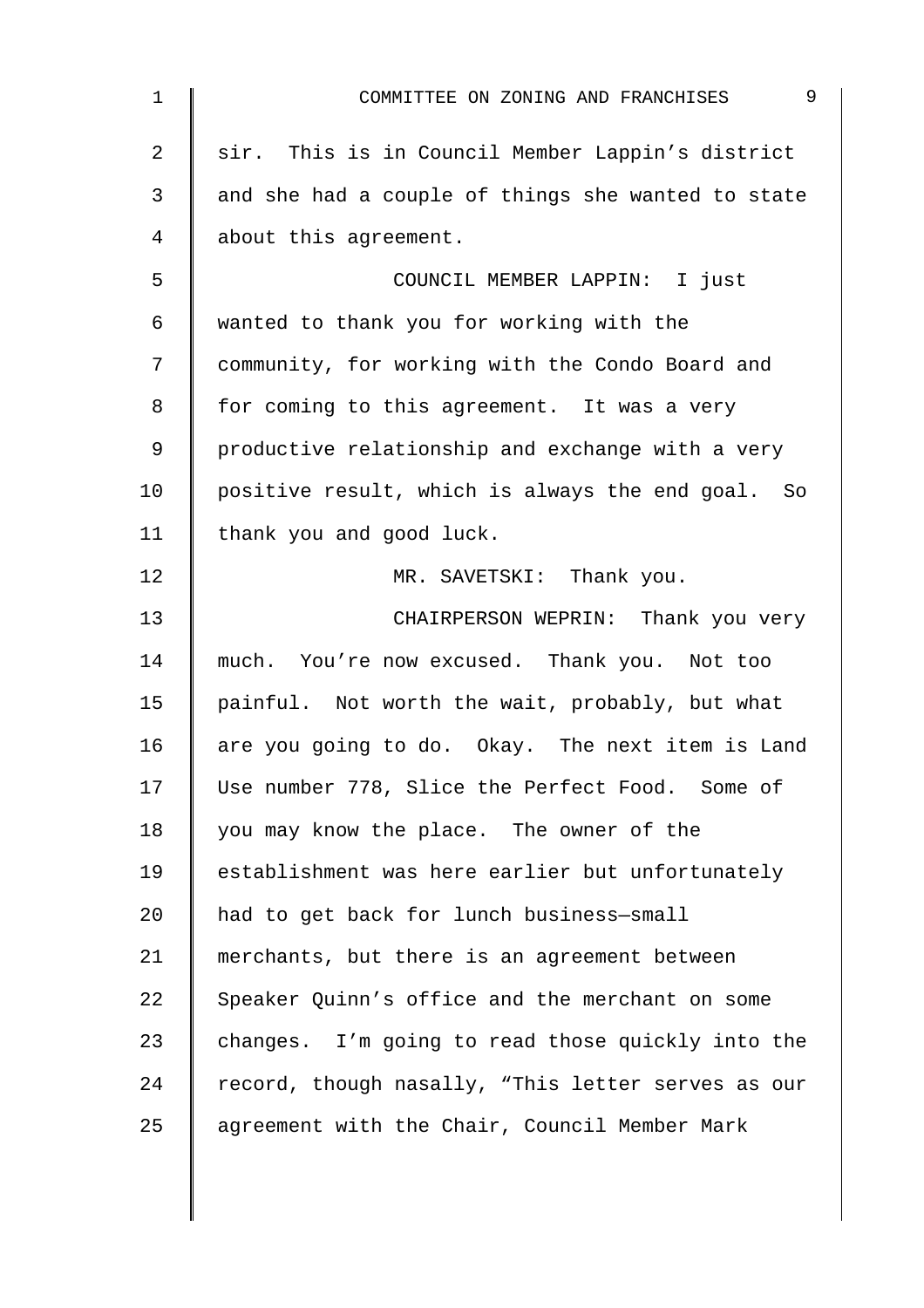sir. This is in Council Member Lappin's district and she had a couple of things she wanted to state about this agreement.

COUNCIL MEMBER LAPPIN: I just wanted to thank you for working with the community, for working with the Condo Board and for coming to this agreement. It was a very productive relationship and exchange with a very positive result, which is always the end goal. So thank you and good luck.

MR. SAVETSKI: Thank you.

CHAIRPERSON WEPRIN: Thank you very much. You're now excused. Thank you. Not too painful. Not worth the wait, probably, but what are you going to do. Okay. The next item is Land Use number 778, Slice the Perfect Food. Some of you may know the place. The owner of the establishment was here earlier but unfortunately had to get back for lunch business—small merchants, but there is an agreement between Speaker Quinn's office and the merchant on some changes. I'm going to read those quickly into the record, though nasally, "This letter serves as our agreement with the Chair, Council Member Mark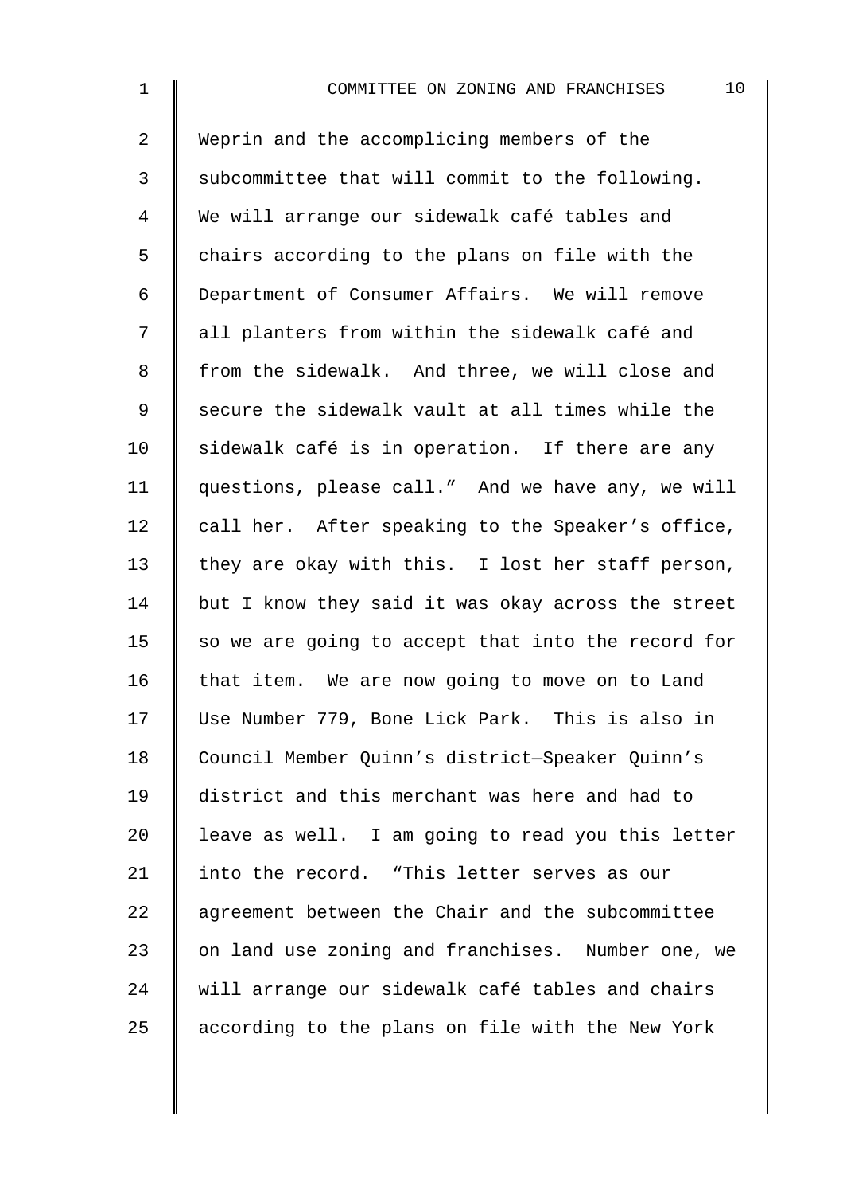Weprin and the accomplicing members of the subcommittee that will commit to the following. We will arrange our sidewalk café tables and chairs according to the plans on file with the Department of Consumer Affairs. We will remove all planters from within the sidewalk café and from the sidewalk. And three, we will close and secure the sidewalk vault at all times while the sidewalk café is in operation. If there are any questions, please call." And we have any, we will call her. After speaking to the Speaker's office, they are okay with this. I lost her staff person, but I know they said it was okay across the street so we are going to accept that into the record for that item. We are now going to move on to Land Use Number 779, Bone Lick Park. This is also in Council Member Quinn's district—Speaker Quinn's district and this merchant was here and had to leave as well. I am going to read you this letter into the record. "This letter serves as our agreement between the Chair and the subcommittee on land use zoning and franchises. Number one, we will arrange our sidewalk café tables and chairs according to the plans on file with the New York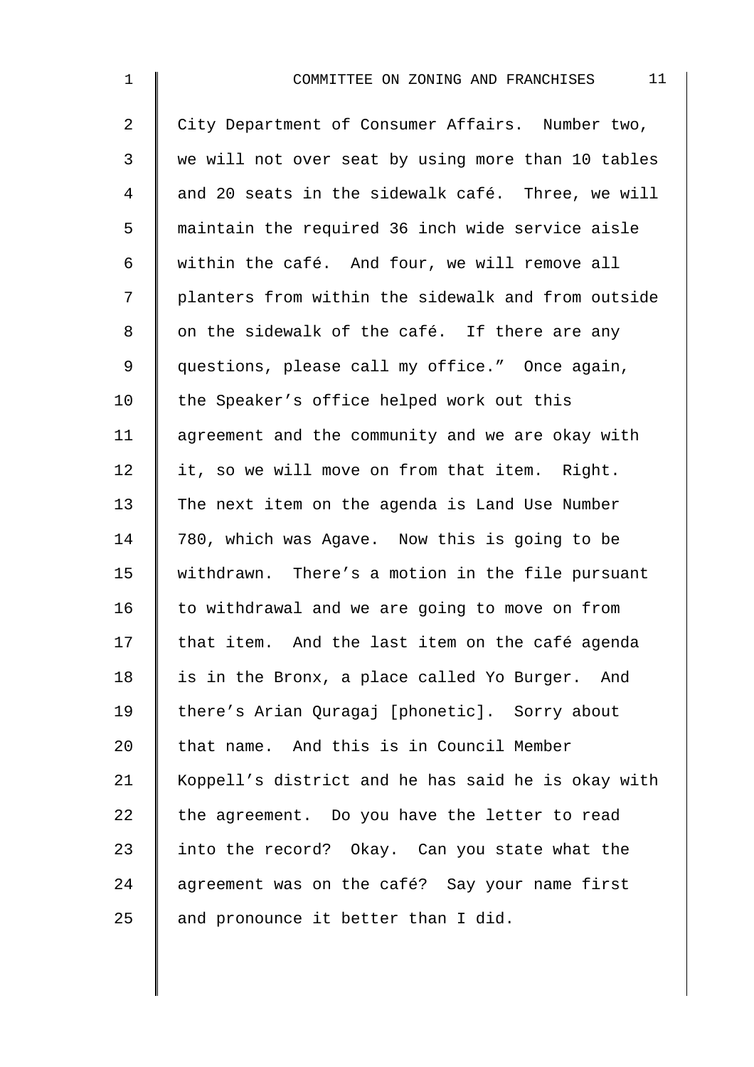City Department of Consumer Affairs. Number two, we will not over seat by using more than 10 tables and 20 seats in the sidewalk café. Three, we will maintain the required 36 inch wide service aisle within the café. And four, we will remove all planters from within the sidewalk and from outside on the sidewalk of the café. If there are any questions, please call my office." Once again, the Speaker's office helped work out this agreement and the community and we are okay with it, so we will move on from that item. Right. The next item on the agenda is Land Use Number 780, which was Agave. Now this is going to be withdrawn. There's a motion in the file pursuant to withdrawal and we are going to move on from that item. And the last item on the café agenda is in the Bronx, a place called Yo Burger. And there's Arian Quragaj [phonetic]. Sorry about that name. And this is in Council Member Koppell's district and he has said he is okay with the agreement. Do you have the letter to read into the record? Okay. Can you state what the agreement was on the café? Say your name first and pronounce it better than I did.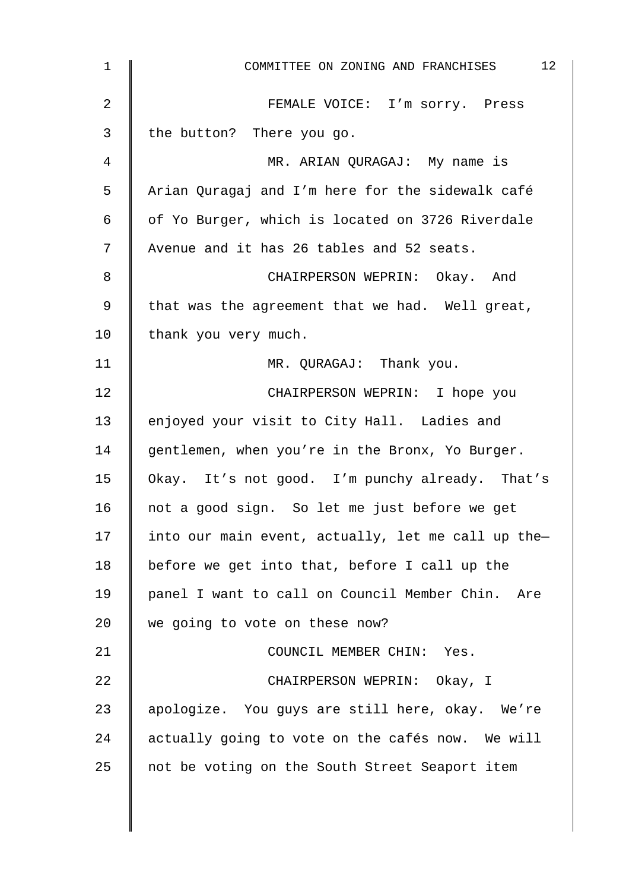FEMALE VOICE: I'm sorry. Press the button? There you go.

MR. ARIAN QURAGAJ: My name is Arian Quragaj and I'm here for the sidewalk café of Yo Burger, which is located on 3726 Riverdale Avenue and it has 26 tables and 52 seats.

CHAIRPERSON WEPRIN: Okay. And that was the agreement that we had. Well great, thank you very much.

MR. QURAGAJ: Thank you.

CHAIRPERSON WEPRIN: I hope you enjoyed your visit to City Hall. Ladies and gentlemen, when you're in the Bronx, Yo Burger. Okay. It's not good. I'm punchy already. That's not a good sign. So let me just before we get into our main event, actually, let me call up the— before we get into that, before I call up the panel I want to call on Council Member Chin. Are we going to vote on these now?

COUNCIL MEMBER CHIN: Yes.

CHAIRPERSON WEPRIN: Okay, I apologize. You guys are still here, okay. We're actually going to vote on the cafés now. We will not be voting on the South Street Seaport item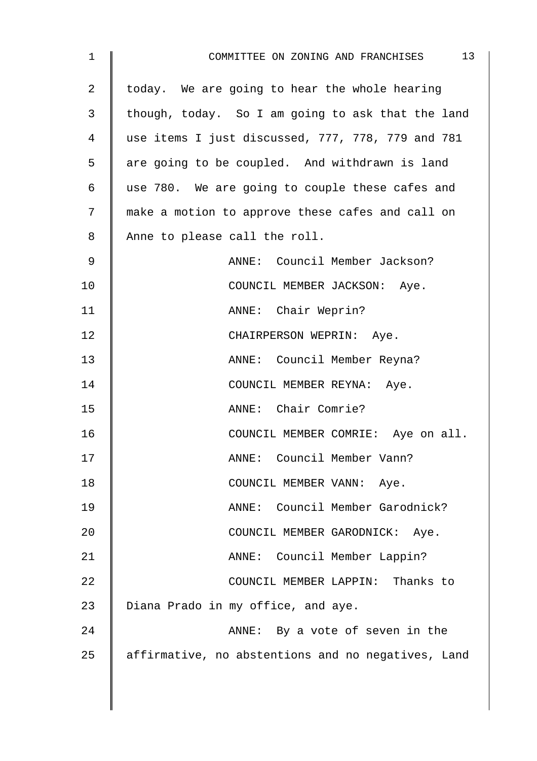today. We are going to hear the whole hearing though, today. So I am going to ask that the land use items I just discussed, 777, 778, 779 and 781 are going to be coupled. And withdrawn is land use 780. We are going to couple these cafes and make a motion to approve these cafes and call on Anne to please call the roll.

ANNE: Council Member Jackson?

COUNCIL MEMBER JACKSON: Aye.

ANNE: Chair Weprin?

CHAIRPERSON WEPRIN: Aye.

ANNE: Council Member Reyna?

COUNCIL MEMBER REYNA: Aye.

ANNE: Chair Comrie?

COUNCIL MEMBER COMRIE: Aye on all.

ANNE: Council Member Vann?

COUNCIL MEMBER VANN: Aye.

ANNE: Council Member Garodnick?

COUNCIL MEMBER GARODNICK: Aye.

ANNE: Council Member Lappin?

COUNCIL MEMBER LAPPIN: Thanks to Diana Prado in my office, and aye.

ANNE: By a vote of seven in the affirmative, no abstentions and no negatives, Land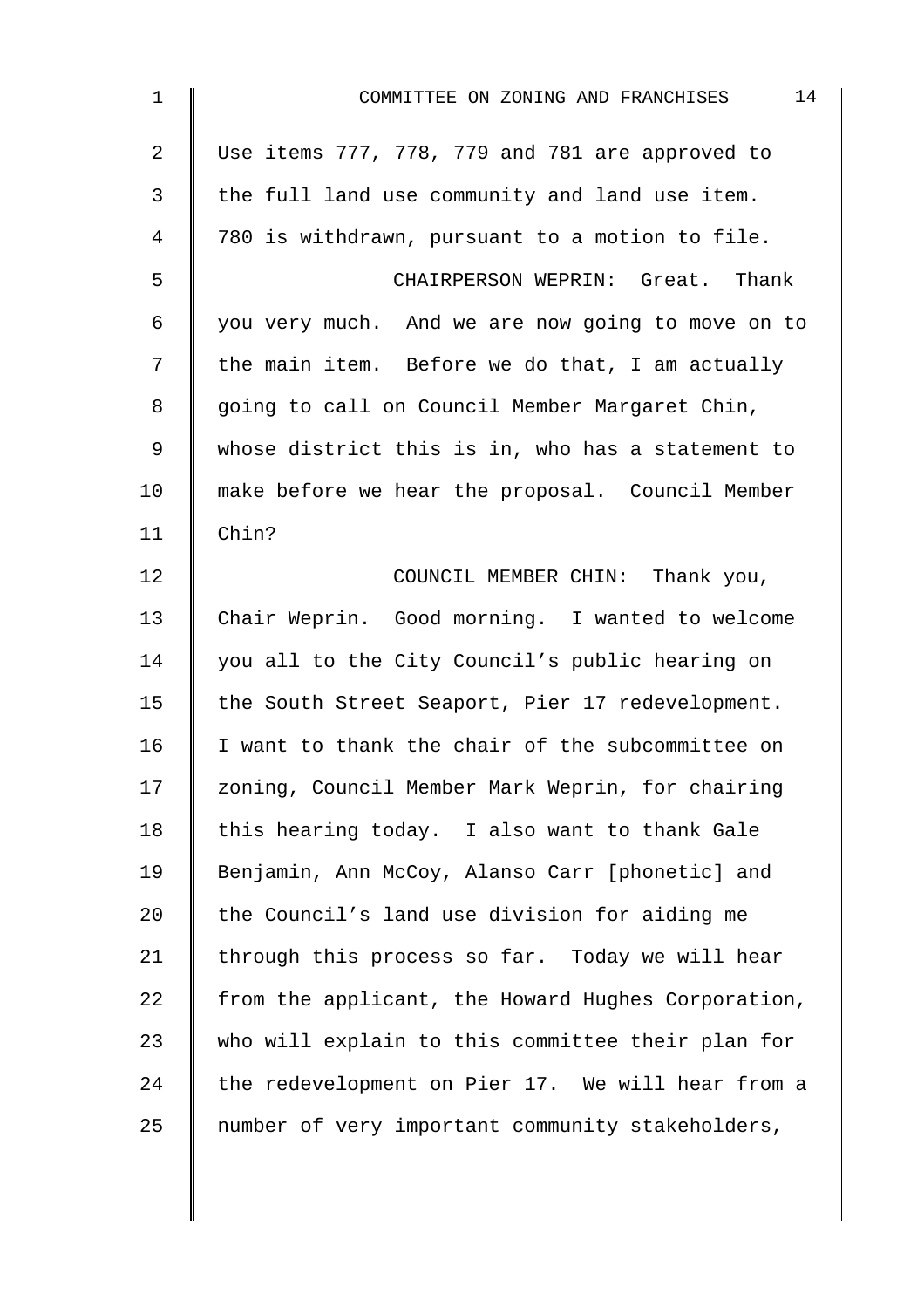Use items 777, 778, 779 and 781 are approved to the full land use community and land use item. 780 is withdrawn, pursuant to a motion to file.

CHAIRPERSON WEPRIN: Great. Thank you very much. And we are now going to move on to the main item. Before we do that, I am actually going to call on Council Member Margaret Chin, whose district this is in, who has a statement to make before we hear the proposal. Council Member Chin?

COUNCIL MEMBER CHIN: Thank you, Chair Weprin. Good morning. I wanted to welcome you all to the City Council's public hearing on the South Street Seaport, Pier 17 redevelopment. I want to thank the chair of the subcommittee on zoning, Council Member Mark Weprin, for chairing this hearing today. I also want to thank Gale Benjamin, Ann McCoy, Alanso Carr [phonetic] and the Council's land use division for aiding me through this process so far. Today we will hear from the applicant, the Howard Hughes Corporation, who will explain to this committee their plan for the redevelopment on Pier 17. We will hear from a number of very important community stakeholders,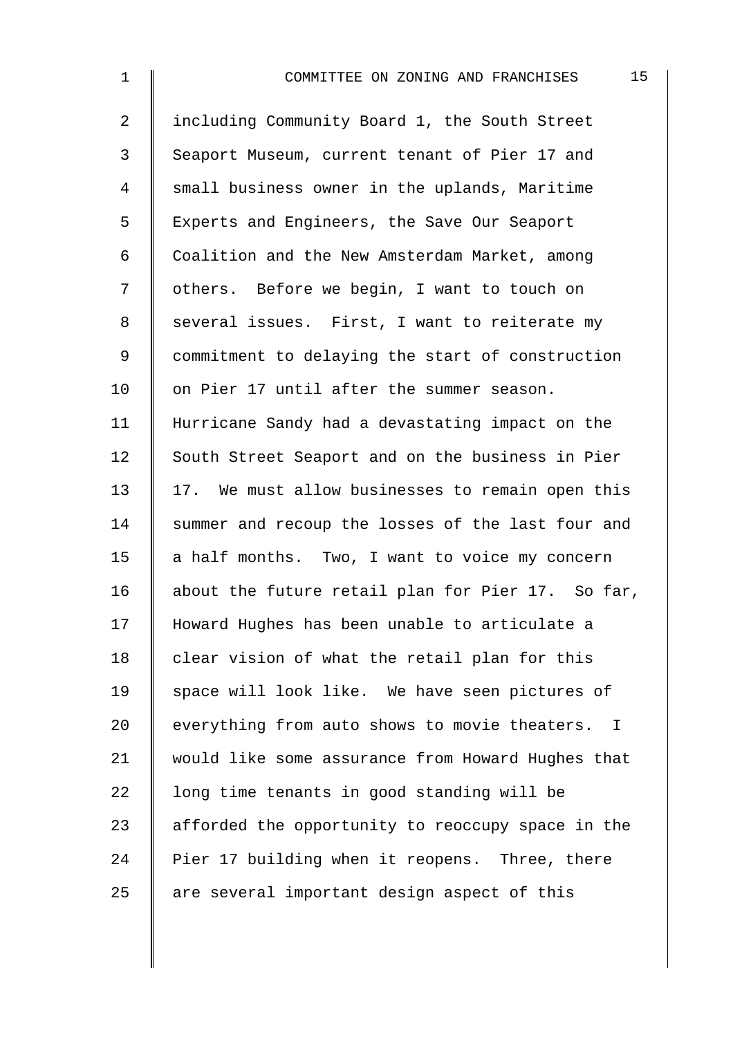including Community Board 1, the South Street Seaport Museum, current tenant of Pier 17 and small business owner in the uplands, Maritime Experts and Engineers, the Save Our Seaport Coalition and the New Amsterdam Market, among others. Before we begin, I want to touch on several issues. First, I want to reiterate my commitment to delaying the start of construction on Pier 17 until after the summer season. Hurricane Sandy had a devastating impact on the South Street Seaport and on the business in Pier 17. We must allow businesses to remain open this summer and recoup the losses of the last four and a half months. Two, I want to voice my concern about the future retail plan for Pier 17. So far, Howard Hughes has been unable to articulate a clear vision of what the retail plan for this space will look like. We have seen pictures of everything from auto shows to movie theaters. I would like some assurance from Howard Hughes that long time tenants in good standing will be afforded the opportunity to reoccupy space in the Pier 17 building when it reopens. Three, there are several important design aspect of this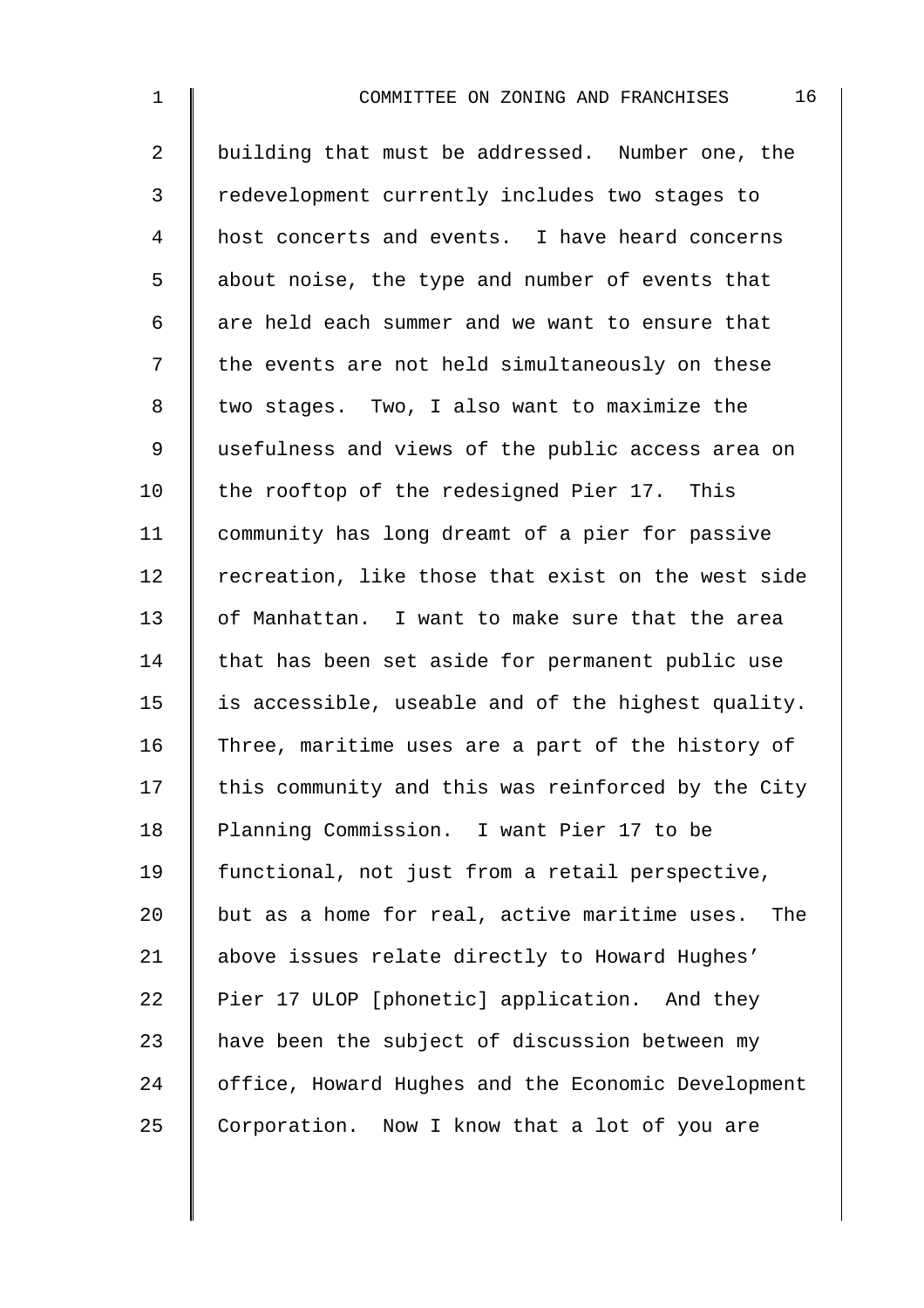building that must be addressed. Number one, the redevelopment currently includes two stages to host concerts and events. I have heard concerns about noise, the type and number of events that are held each summer and we want to ensure that the events are not held simultaneously on these two stages. Two, I also want to maximize the usefulness and views of the public access area on the rooftop of the redesigned Pier 17. This community has long dreamt of a pier for passive recreation, like those that exist on the west side of Manhattan. I want to make sure that the area that has been set aside for permanent public use is accessible, useable and of the highest quality. Three, maritime uses are a part of the history of this community and this was reinforced by the City Planning Commission. I want Pier 17 to be functional, not just from a retail perspective, but as a home for real, active maritime uses. The above issues relate directly to Howard Hughes' Pier 17 ULOP [phonetic] application. And they have been the subject of discussion between my office, Howard Hughes and the Economic Development Corporation. Now I know that a lot of you are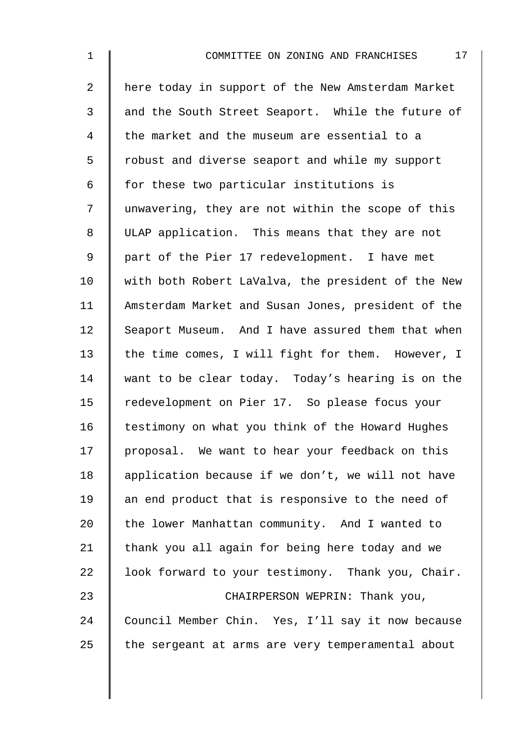here today in support of the New Amsterdam Market and the South Street Seaport. While the future of the market and the museum are essential to a robust and diverse seaport and while my support for these two particular institutions is unwavering, they are not within the scope of this ULAP application. This means that they are not part of the Pier 17 redevelopment. I have met with both Robert LaValva, the president of the New Amsterdam Market and Susan Jones, president of the Seaport Museum. And I have assured them that when the time comes, I will fight for them. However, I want to be clear today. Today's hearing is on the redevelopment on Pier 17. So please focus your testimony on what you think of the Howard Hughes proposal. We want to hear your feedback on this application because if we don't, we will not have an end product that is responsive to the need of the lower Manhattan community. And I wanted to thank you all again for being here today and we look forward to your testimony. Thank you, Chair.

CHAIRPERSON WEPRIN: Thank you, Council Member Chin. Yes, I'll say it now because the sergeant at arms are very temperamental about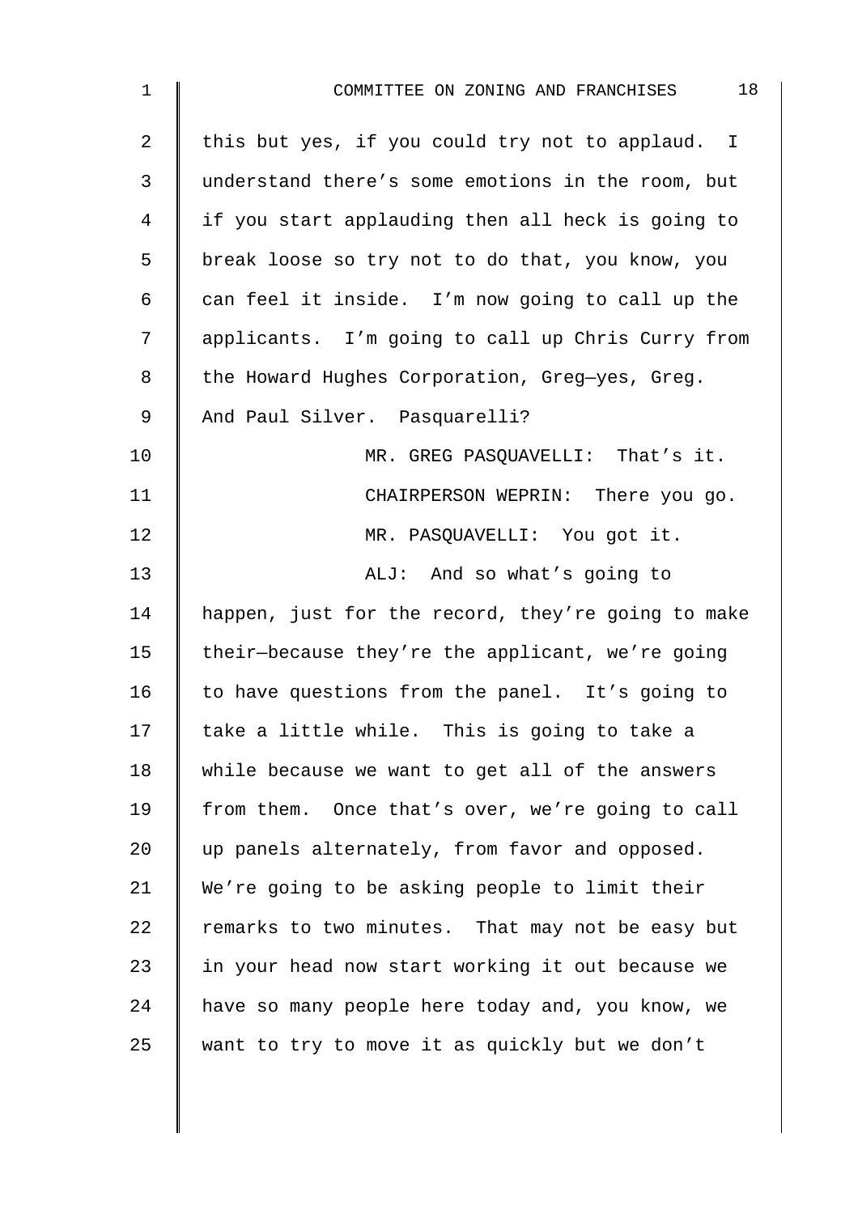this but yes, if you could try not to applaud. I understand there's some emotions in the room, but if you start applauding then all heck is going to break loose so try not to do that, you know, you can feel it inside. I'm now going to call up the applicants. I'm going to call up Chris Curry from the Howard Hughes Corporation, Greg—yes, Greg. And Paul Silver. Pasquarelli?

MR. GREG PASQUAVELLI: That's it.

CHAIRPERSON WEPRIN: There you go.

MR. PASQUAVELLI: You got it.

ALJ: And so what's going to happen, just for the record, they're going to make their—because they're the applicant, we're going to have questions from the panel. It's going to take a little while. This is going to take a while because we want to get all of the answers from them. Once that's over, we're going to call up panels alternately, from favor and opposed. We're going to be asking people to limit their remarks to two minutes. That may not be easy but in your head now start working it out because we have so many people here today and, you know, we want to try to move it as quickly but we don't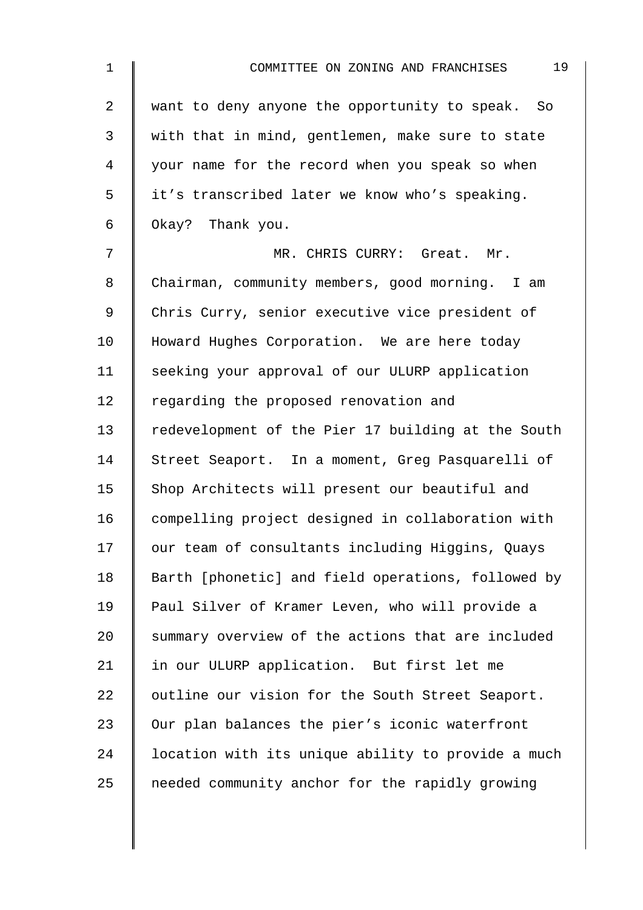want to deny anyone the opportunity to speak. So with that in mind, gentlemen, make sure to state your name for the record when you speak so when it's transcribed later we know who's speaking. Okay? Thank you.

MR. CHRIS CURRY: Great. Mr. Chairman, community members, good morning. I am Chris Curry, senior executive vice president of Howard Hughes Corporation. We are here today seeking your approval of our ULURP application regarding the proposed renovation and redevelopment of the Pier 17 building at the South Street Seaport. In a moment, Greg Pasquarelli of Shop Architects will present our beautiful and compelling project designed in collaboration with our team of consultants including Higgins, Quays Barth [phonetic] and field operations, followed by Paul Silver of Kramer Leven, who will provide a summary overview of the actions that are included in our ULURP application. But first let me outline our vision for the South Street Seaport. Our plan balances the pier's iconic waterfront location with its unique ability to provide a much needed community anchor for the rapidly growing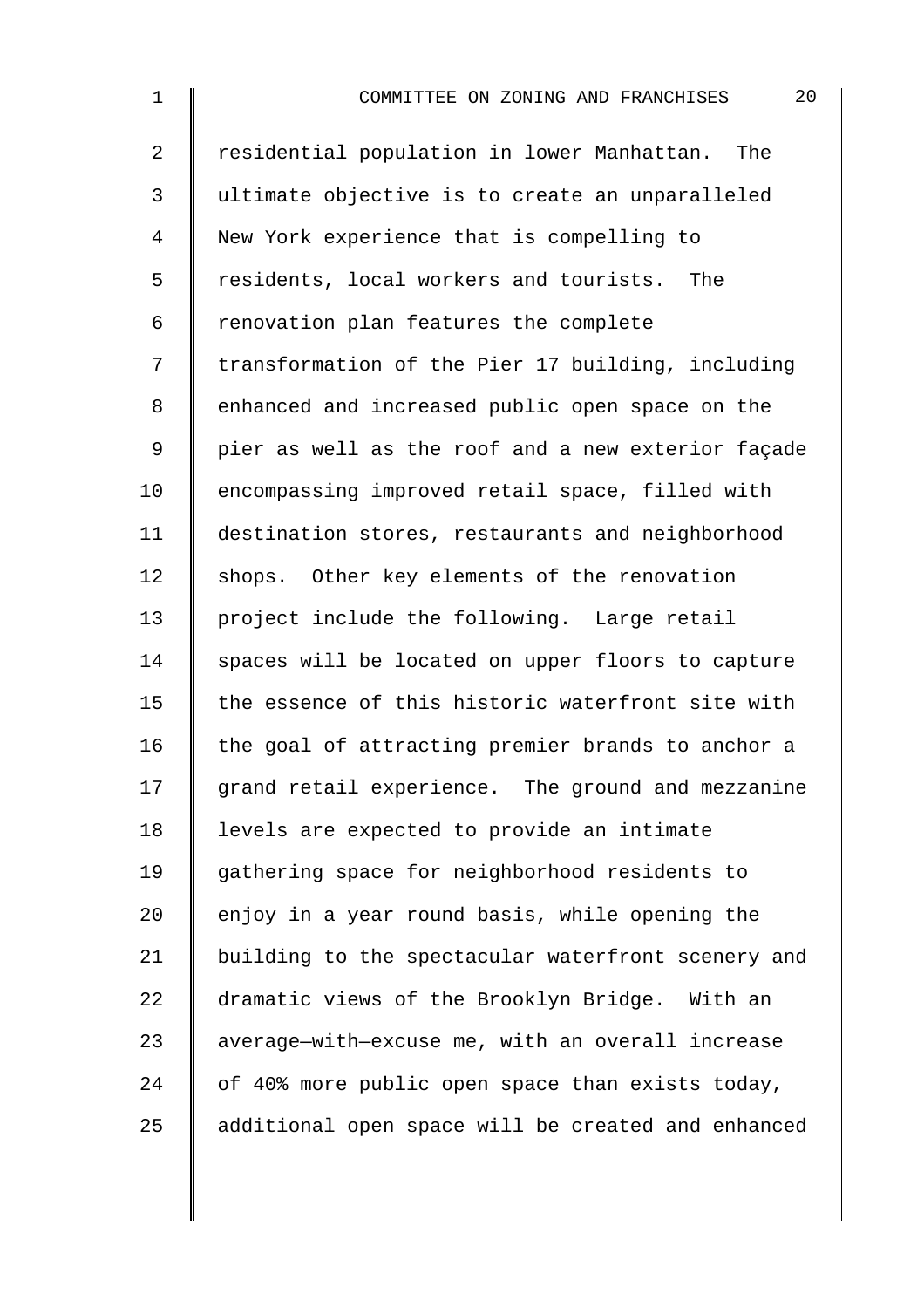residential population in lower Manhattan. The ultimate objective is to create an unparalleled New York experience that is compelling to residents, local workers and tourists. The renovation plan features the complete transformation of the Pier 17 building, including enhanced and increased public open space on the pier as well as the roof and a new exterior façade encompassing improved retail space, filled with destination stores, restaurants and neighborhood shops. Other key elements of the renovation project include the following. Large retail spaces will be located on upper floors to capture the essence of this historic waterfront site with the goal of attracting premier brands to anchor a grand retail experience. The ground and mezzanine levels are expected to provide an intimate gathering space for neighborhood residents to enjoy in a year round basis, while opening the building to the spectacular waterfront scenery and dramatic views of the Brooklyn Bridge. With an average—with—excuse me, with an overall increase of 40% more public open space than exists today, additional open space will be created and enhanced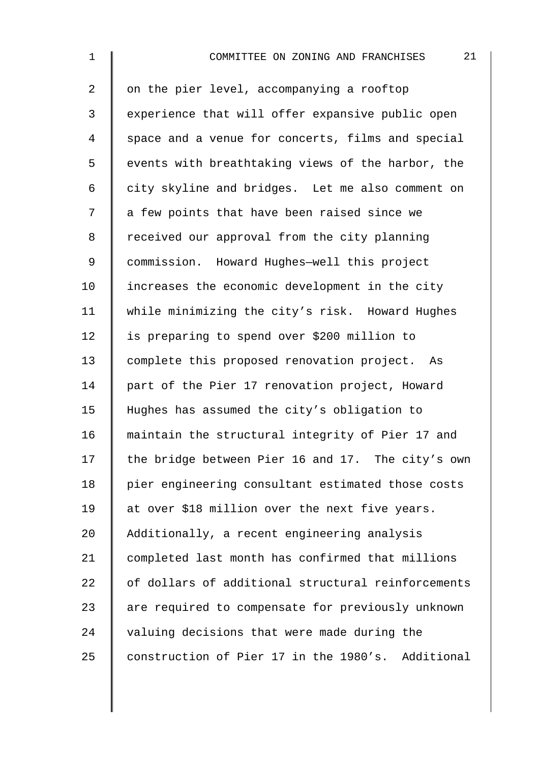on the pier level, accompanying a rooftop experience that will offer expansive public open space and a venue for concerts, films and special events with breathtaking views of the harbor, the city skyline and bridges. Let me also comment on a few points that have been raised since we received our approval from the city planning commission. Howard Hughes—well this project increases the economic development in the city while minimizing the city's risk. Howard Hughes is preparing to spend over \$200 million to complete this proposed renovation project. As part of the Pier 17 renovation project, Howard Hughes has assumed the city's obligation to maintain the structural integrity of Pier 17 and the bridge between Pier 16 and 17. The city's own pier engineering consultant estimated those costs at over \$18 million over the next five years. Additionally, a recent engineering analysis completed last month has confirmed that millions of dollars of additional structural reinforcements are required to compensate for previously unknown valuing decisions that were made during the construction of Pier 17 in the 1980's. Additional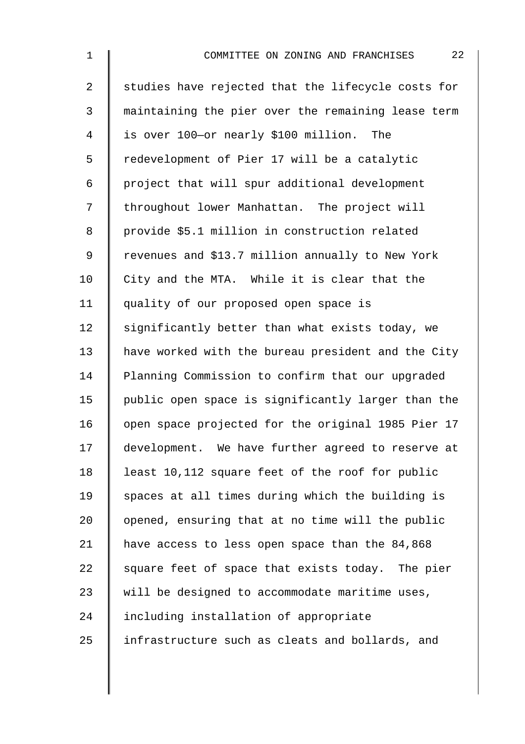studies have rejected that the lifecycle costs for maintaining the pier over the remaining lease term is over 100—or nearly $100 million. The redevelopment of Pier 17 will be a catalytic project that will spur additional development throughout lower Manhattan. The project will provide $5.1 million in construction related revenues and $13.7 million annually to New York City and the MTA. While it is clear that the quality of our proposed open space is significantly better than what exists today, we have worked with the bureau president and the City Planning Commission to confirm that our upgraded public open space is significantly larger than the open space projected for the original 1985 Pier 17 development. We have further agreed to reserve at least 10,112 square feet of the roof for public spaces at all times during which the building is opened, ensuring that at no time will the public have access to less open space than the 84,868 square feet of space that exists today. The pier will be designed to accommodate maritime uses, including installation of appropriate infrastructure such as cleats and bollards, and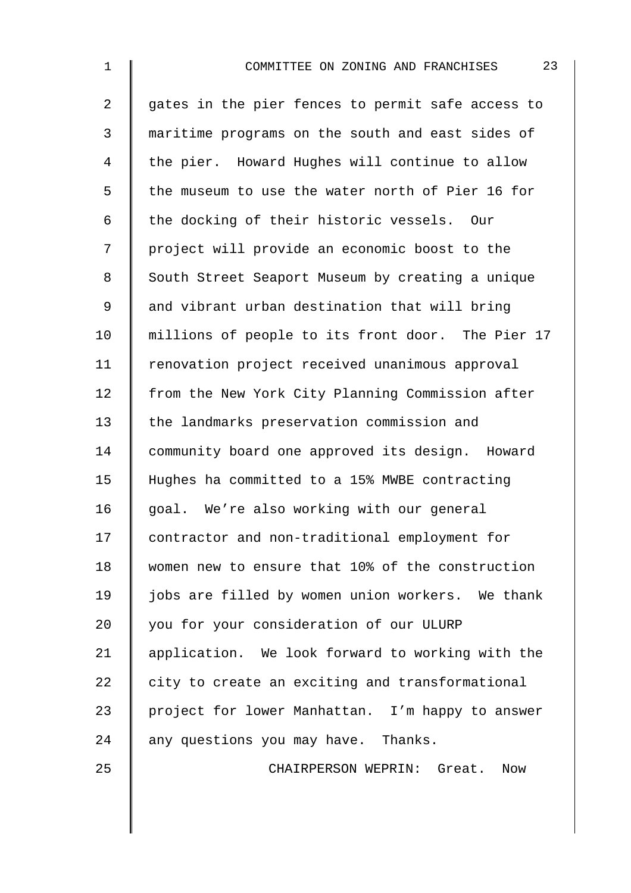gates in the pier fences to permit safe access to maritime programs on the south and east sides of the pier. Howard Hughes will continue to allow the museum to use the water north of Pier 16 for the docking of their historic vessels. Our project will provide an economic boost to the South Street Seaport Museum by creating a unique and vibrant urban destination that will bring millions of people to its front door. The Pier 17 renovation project received unanimous approval from the New York City Planning Commission after the landmarks preservation commission and community board one approved its design. Howard Hughes ha committed to a 15% MWBE contracting goal. We're also working with our general contractor and non-traditional employment for women new to ensure that 10% of the construction jobs are filled by women union workers. We thank you for your consideration of our ULURP application. We look forward to working with the city to create an exciting and transformational project for lower Manhattan. I'm happy to answer any questions you may have. Thanks.

CHAIRPERSON WEPRIN: Great. Now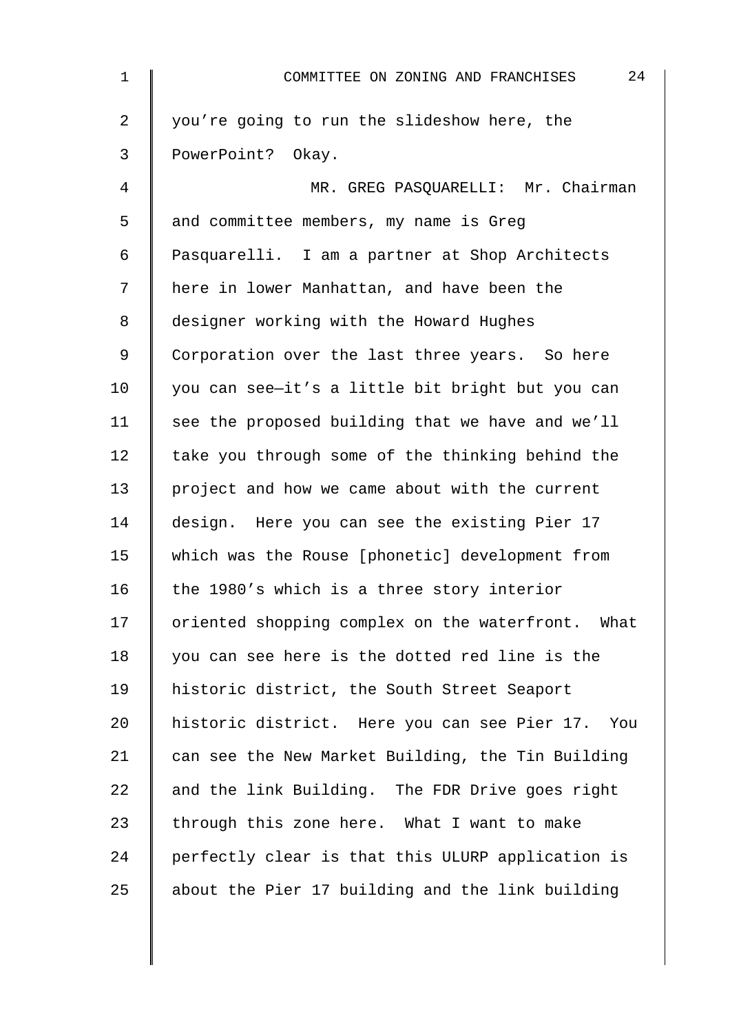you're going to run the slideshow here, the PowerPoint? Okay.

MR. GREG PASQUARELLI: Mr. Chairman and committee members, my name is Greg Pasquarelli. I am a partner at Shop Architects here in lower Manhattan, and have been the designer working with the Howard Hughes Corporation over the last three years. So here you can see—it's a little bit bright but you can see the proposed building that we have and we'll take you through some of the thinking behind the project and how we came about with the current design. Here you can see the existing Pier 17 which was the Rouse [phonetic] development from the 1980's which is a three story interior oriented shopping complex on the waterfront. What you can see here is the dotted red line is the historic district, the South Street Seaport historic district. Here you can see Pier 17. You can see the New Market Building, the Tin Building and the link Building. The FDR Drive goes right through this zone here. What I want to make perfectly clear is that this ULURP application is about the Pier 17 building and the link building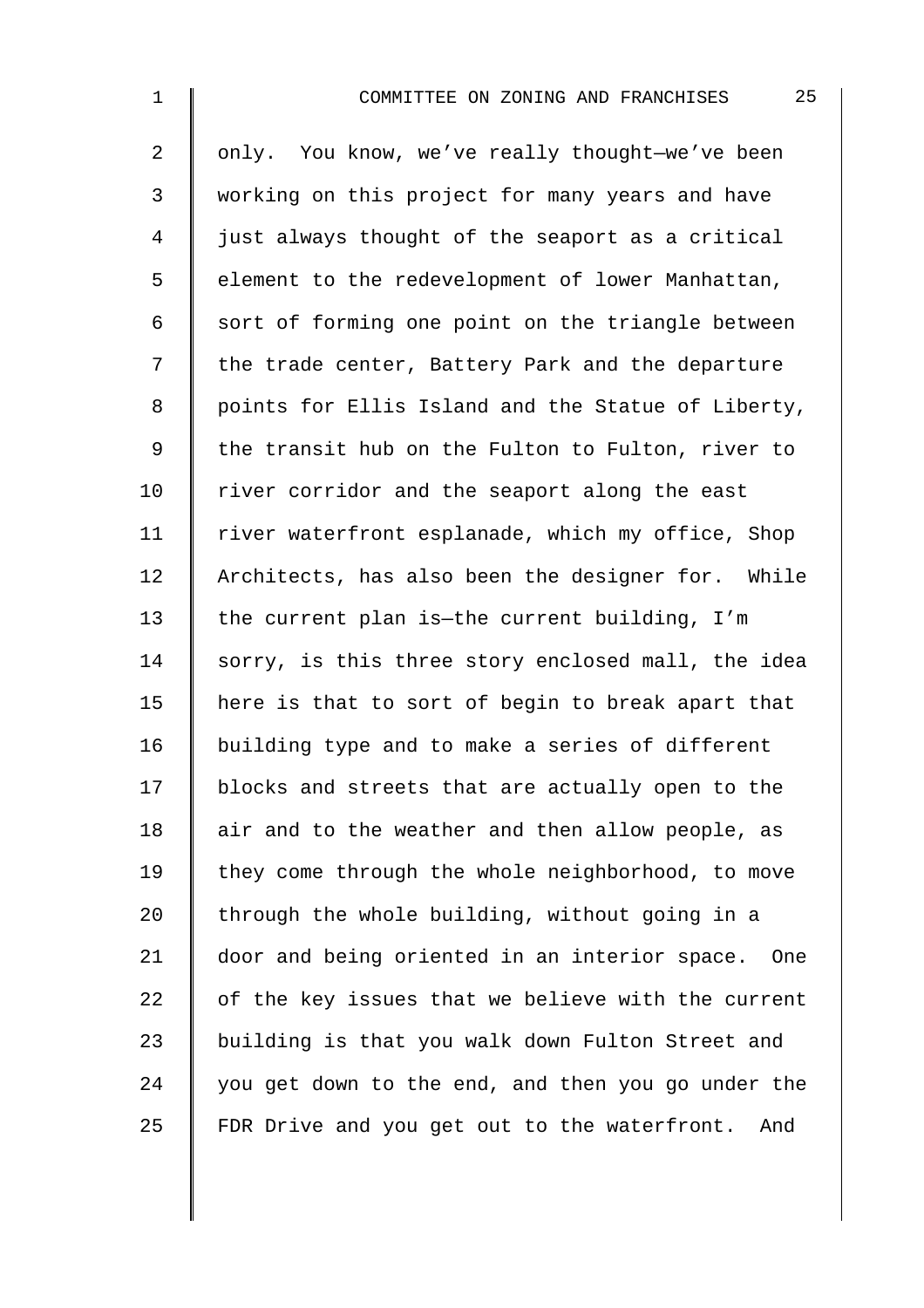only. You know, we've really thought—we've been working on this project for many years and have just always thought of the seaport as a critical element to the redevelopment of lower Manhattan, sort of forming one point on the triangle between the trade center, Battery Park and the departure points for Ellis Island and the Statue of Liberty, the transit hub on the Fulton to Fulton, river to river corridor and the seaport along the east river waterfront esplanade, which my office, Shop Architects, has also been the designer for. While the current plan is—the current building, I'm sorry, is this three story enclosed mall, the idea here is that to sort of begin to break apart that building type and to make a series of different blocks and streets that are actually open to the air and to the weather and then allow people, as they come through the whole neighborhood, to move through the whole building, without going in a door and being oriented in an interior space. One of the key issues that we believe with the current building is that you walk down Fulton Street and you get down to the end, and then you go under the FDR Drive and you get out to the waterfront. And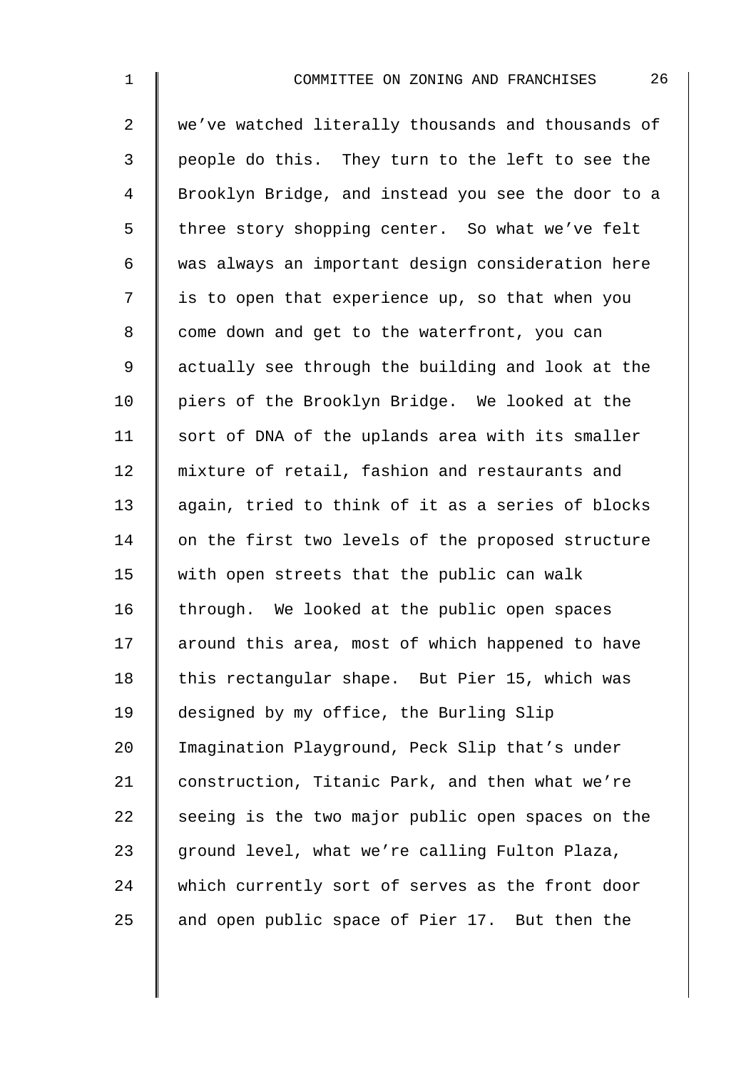we've watched literally thousands and thousands of people do this. They turn to the left to see the Brooklyn Bridge, and instead you see the door to a three story shopping center. So what we've felt was always an important design consideration here is to open that experience up, so that when you come down and get to the waterfront, you can actually see through the building and look at the piers of the Brooklyn Bridge. We looked at the sort of DNA of the uplands area with its smaller mixture of retail, fashion and restaurants and again, tried to think of it as a series of blocks on the first two levels of the proposed structure with open streets that the public can walk through. We looked at the public open spaces around this area, most of which happened to have this rectangular shape. But Pier 15, which was designed by my office, the Burling Slip Imagination Playground, Peck Slip that's under construction, Titanic Park, and then what we're seeing is the two major public open spaces on the ground level, what we're calling Fulton Plaza, which currently sort of serves as the front door and open public space of Pier 17. But then the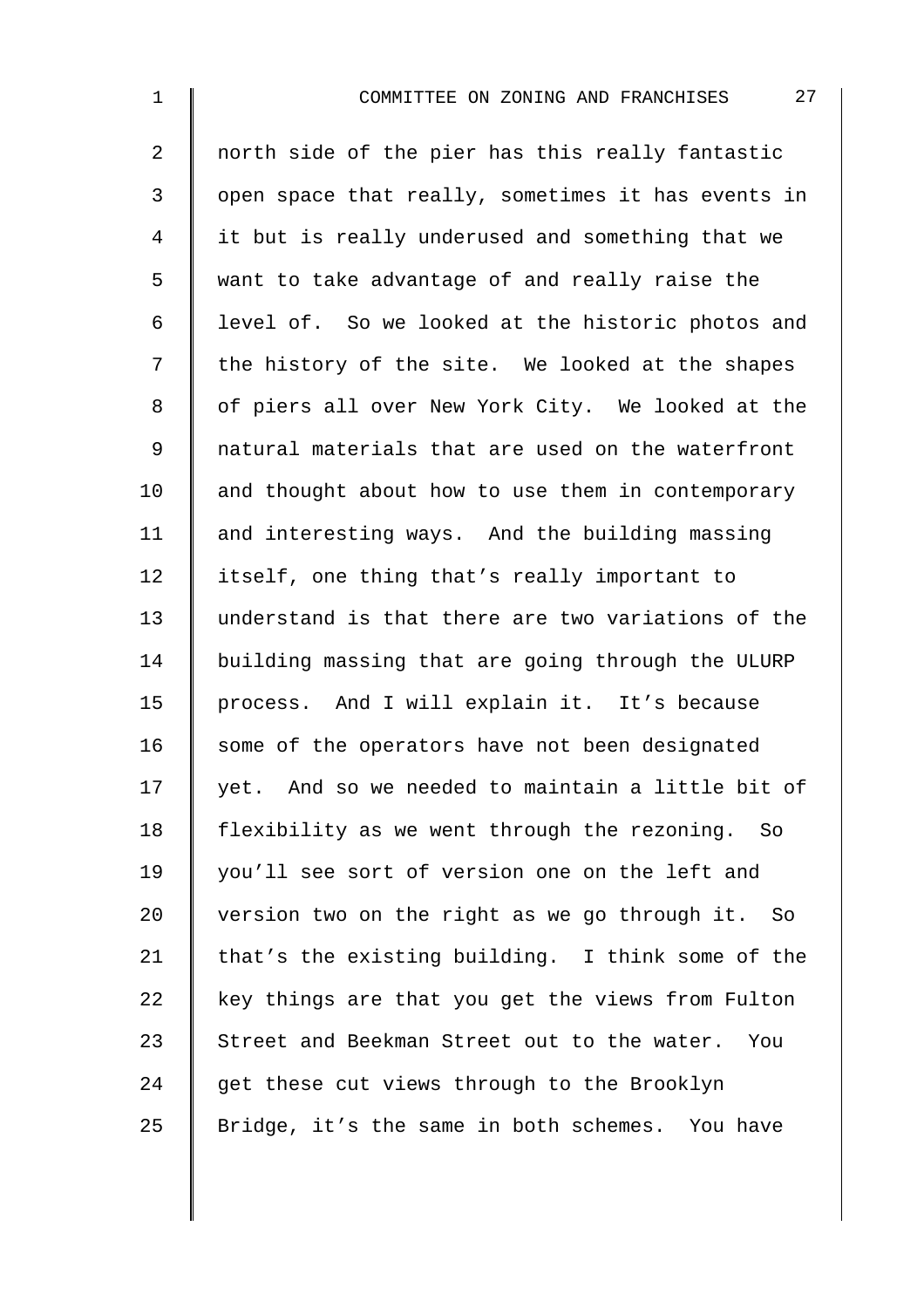north side of the pier has this really fantastic open space that really, sometimes it has events in it but is really underused and something that we want to take advantage of and really raise the level of. So we looked at the historic photos and the history of the site. We looked at the shapes of piers all over New York City. We looked at the natural materials that are used on the waterfront and thought about how to use them in contemporary and interesting ways. And the building massing itself, one thing that's really important to understand is that there are two variations of the building massing that are going through the ULURP process. And I will explain it. It's because some of the operators have not been designated yet. And so we needed to maintain a little bit of flexibility as we went through the rezoning. So you'll see sort of version one on the left and version two on the right as we go through it. So that's the existing building. I think some of the key things are that you get the views from Fulton Street and Beekman Street out to the water. You get these cut views through to the Brooklyn Bridge, it's the same in both schemes. You have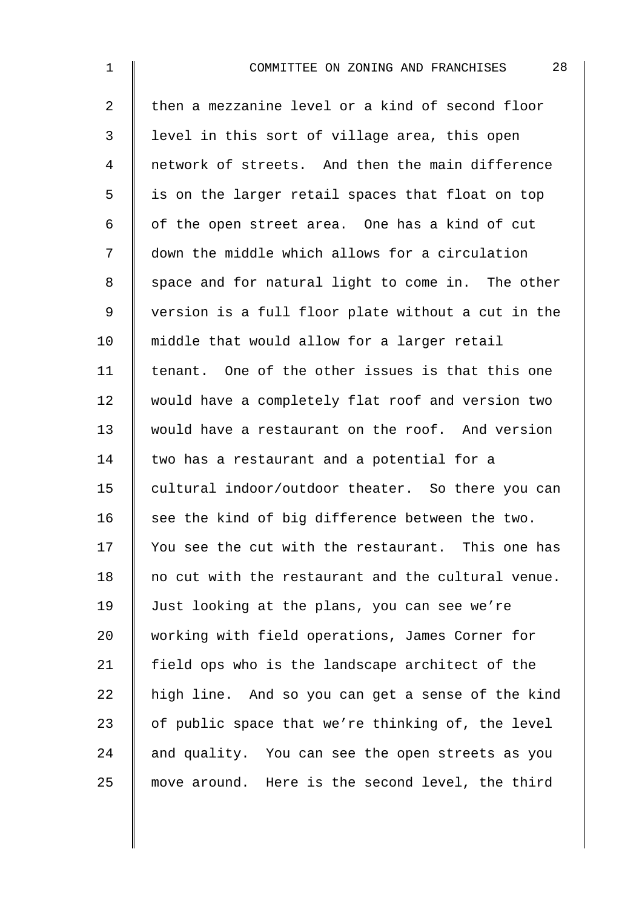then a mezzanine level or a kind of second floor level in this sort of village area, this open network of streets. And then the main difference is on the larger retail spaces that float on top of the open street area. One has a kind of cut down the middle which allows for a circulation space and for natural light to come in. The other version is a full floor plate without a cut in the middle that would allow for a larger retail tenant. One of the other issues is that this one would have a completely flat roof and version two would have a restaurant on the roof. And version two has a restaurant and a potential for a cultural indoor/outdoor theater. So there you can see the kind of big difference between the two. You see the cut with the restaurant. This one has no cut with the restaurant and the cultural venue. Just looking at the plans, you can see we're working with field operations, James Corner for field ops who is the landscape architect of the high line. And so you can get a sense of the kind of public space that we're thinking of, the level and quality. You can see the open streets as you move around. Here is the second level, the third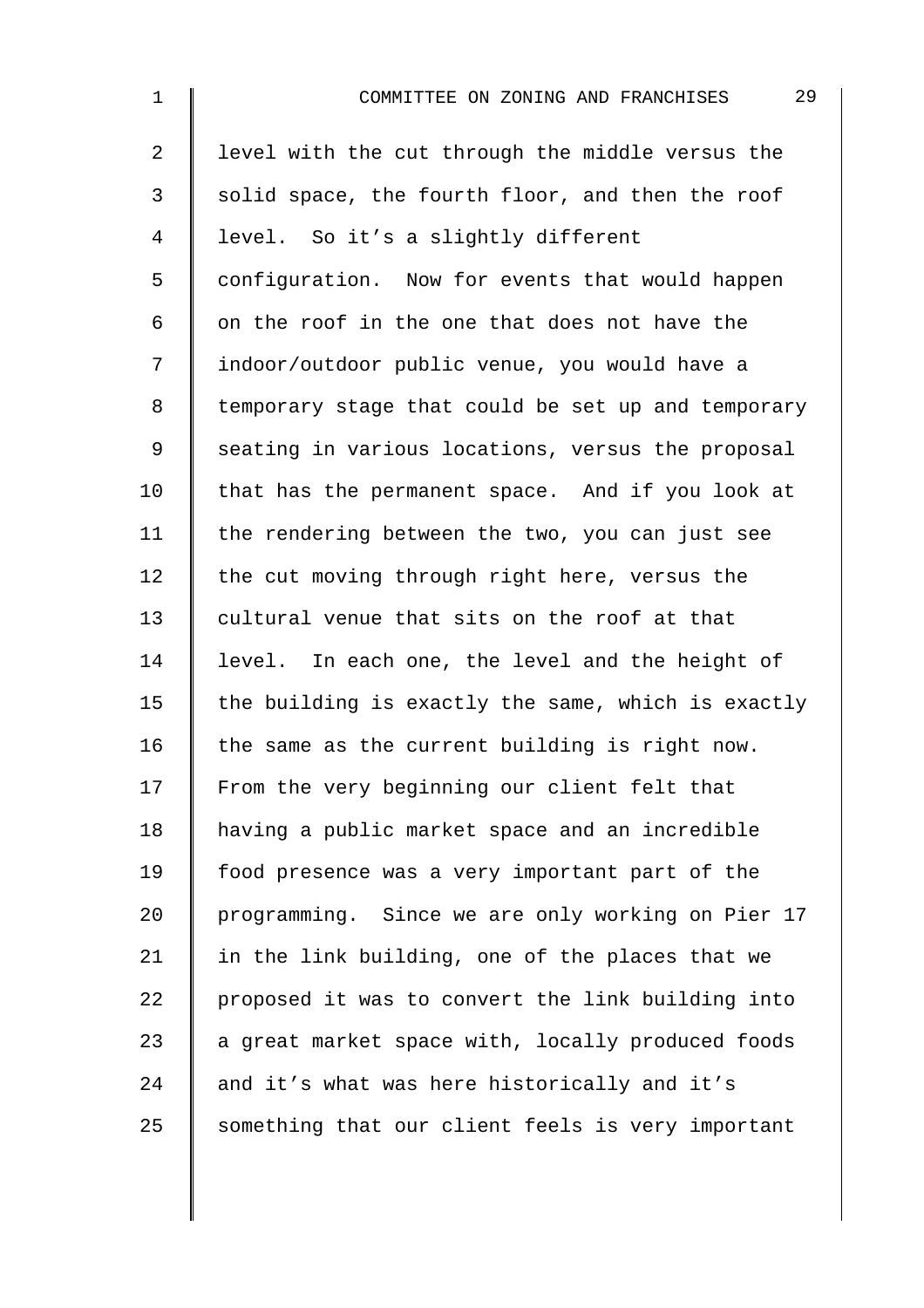level with the cut through the middle versus the solid space, the fourth floor, and then the roof level. So it's a slightly different configuration. Now for events that would happen on the roof in the one that does not have the indoor/outdoor public venue, you would have a temporary stage that could be set up and temporary seating in various locations, versus the proposal that has the permanent space. And if you look at the rendering between the two, you can just see the cut moving through right here, versus the cultural venue that sits on the roof at that level. In each one, the level and the height of the building is exactly the same, which is exactly the same as the current building is right now. From the very beginning our client felt that having a public market space and an incredible food presence was a very important part of the programming. Since we are only working on Pier 17 in the link building, one of the places that we proposed it was to convert the link building into a great market space with, locally produced foods and it's what was here historically and it's something that our client feels is very important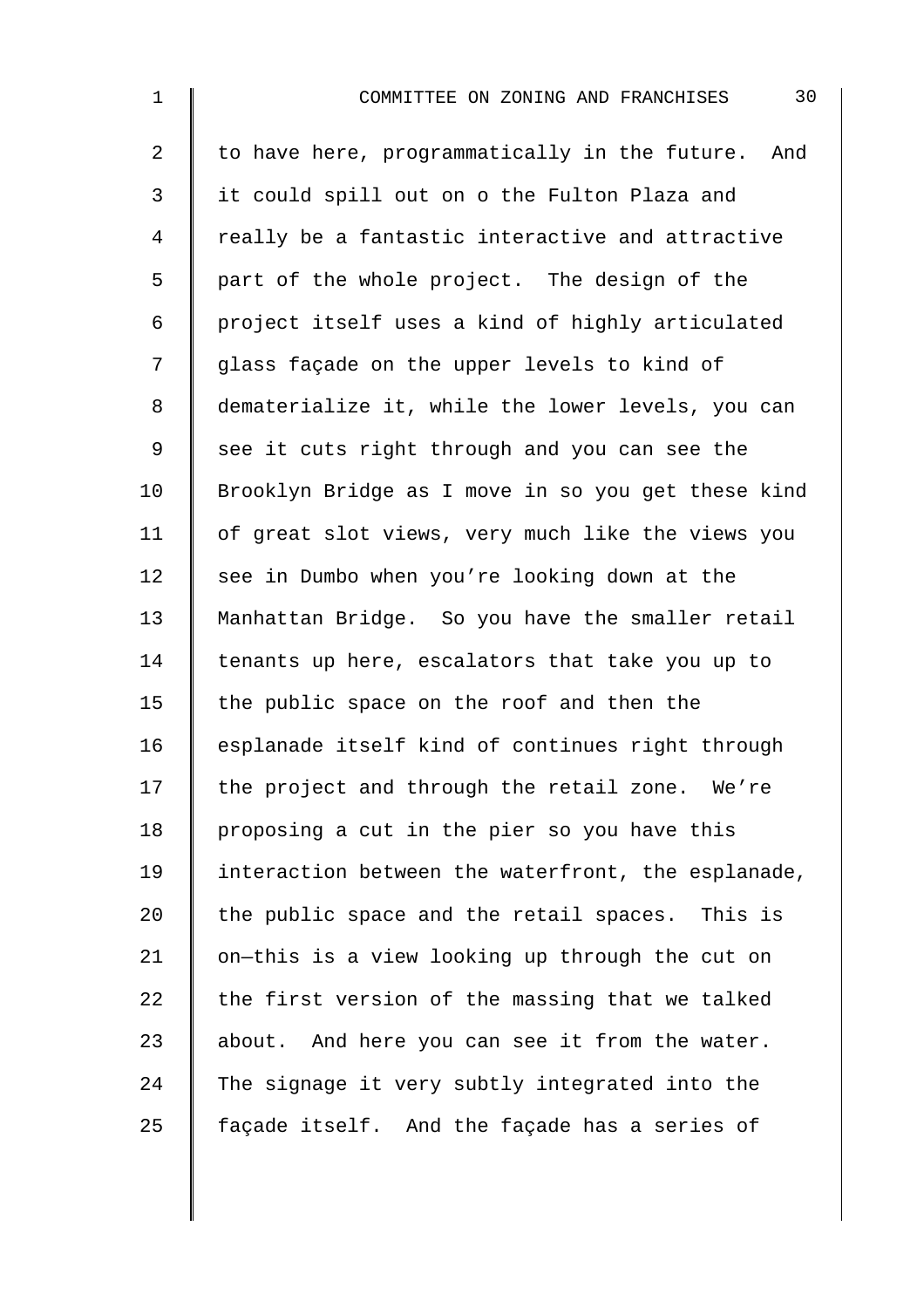to have here, programmatically in the future. And it could spill out on o the Fulton Plaza and really be a fantastic interactive and attractive part of the whole project. The design of the project itself uses a kind of highly articulated glass façade on the upper levels to kind of dematerialize it, while the lower levels, you can see it cuts right through and you can see the Brooklyn Bridge as I move in so you get these kind of great slot views, very much like the views you see in Dumbo when you're looking down at the Manhattan Bridge. So you have the smaller retail tenants up here, escalators that take you up to the public space on the roof and then the esplanade itself kind of continues right through the project and through the retail zone. We're proposing a cut in the pier so you have this interaction between the waterfront, the esplanade, the public space and the retail spaces. This is on—this is a view looking up through the cut on the first version of the massing that we talked about. And here you can see it from the water. The signage it very subtly integrated into the façade itself. And the façade has a series of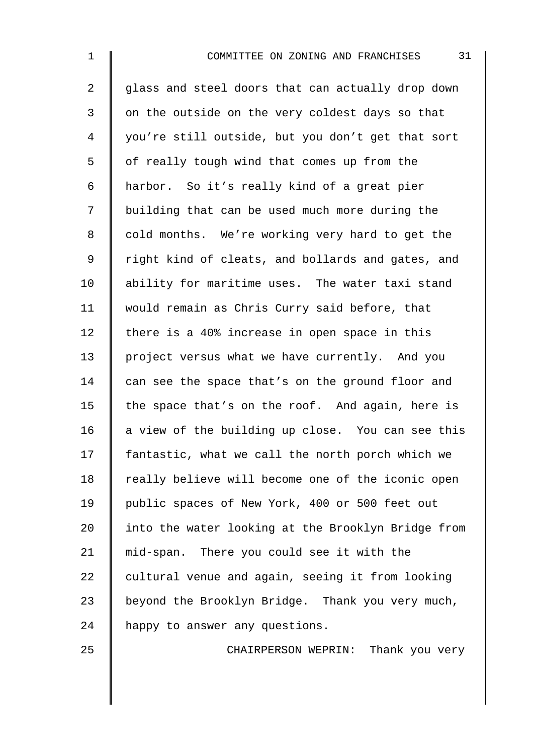glass and steel doors that can actually drop down on the outside on the very coldest days so that you're still outside, but you don't get that sort of really tough wind that comes up from the harbor. So it's really kind of a great pier building that can be used much more during the cold months. We're working very hard to get the right kind of cleats, and bollards and gates, and ability for maritime uses. The water taxi stand would remain as Chris Curry said before, that there is a 40% increase in open space in this project versus what we have currently. And you can see the space that's on the ground floor and the space that's on the roof. And again, here is a view of the building up close. You can see this fantastic, what we call the north porch which we really believe will become one of the iconic open public spaces of New York, 400 or 500 feet out into the water looking at the Brooklyn Bridge from mid-span. There you could see it with the cultural venue and again, seeing it from looking beyond the Brooklyn Bridge. Thank you very much, happy to answer any questions.

CHAIRPERSON WEPRIN: Thank you very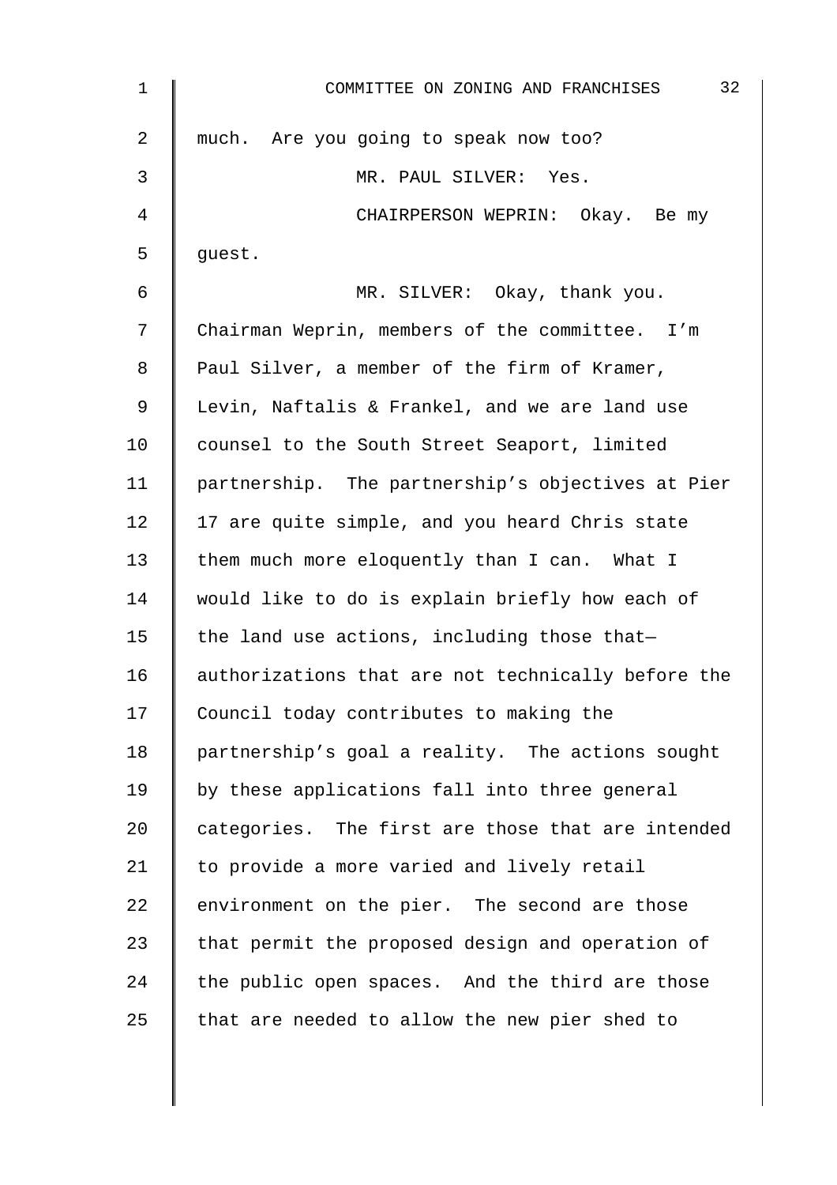much. Are you going to speak now too?

MR. PAUL SILVER: Yes.

CHAIRPERSON WEPRIN: Okay. Be my guest.

MR. SILVER: Okay, thank you. Chairman Weprin, members of the committee. I'm Paul Silver, a member of the firm of Kramer, Levin, Naftalis & Frankel, and we are land use counsel to the South Street Seaport, limited partnership. The partnership's objectives at Pier 17 are quite simple, and you heard Chris state them much more eloquently than I can. What I would like to do is explain briefly how each of the land use actions, including those that— authorizations that are not technically before the Council today contributes to making the partnership's goal a reality. The actions sought by these applications fall into three general categories. The first are those that are intended to provide a more varied and lively retail environment on the pier. The second are those that permit the proposed design and operation of the public open spaces. And the third are those that are needed to allow the new pier shed to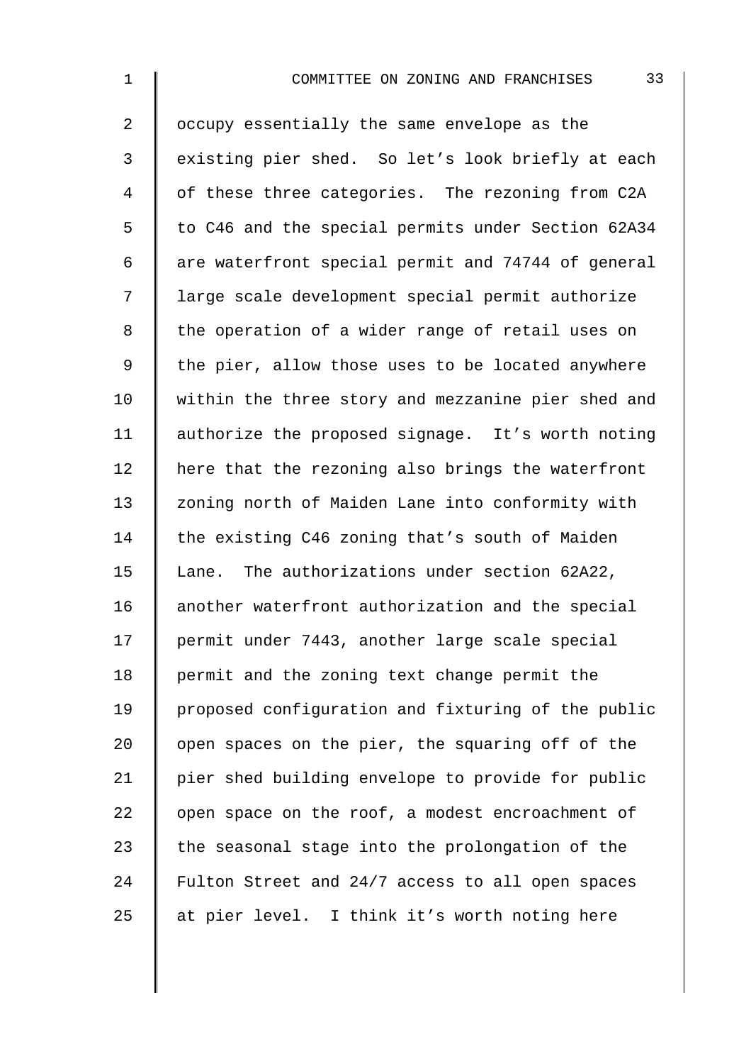occupy essentially the same envelope as the existing pier shed. So let's look briefly at each of these three categories. The rezoning from C2A to C46 and the special permits under Section 62A34 are waterfront special permit and 74744 of general large scale development special permit authorize the operation of a wider range of retail uses on the pier, allow those uses to be located anywhere within the three story and mezzanine pier shed and authorize the proposed signage. It's worth noting here that the rezoning also brings the waterfront zoning north of Maiden Lane into conformity with the existing C46 zoning that's south of Maiden Lane. The authorizations under section 62A22, another waterfront authorization and the special permit under 7443, another large scale special permit and the zoning text change permit the proposed configuration and fixturing of the public open spaces on the pier, the squaring off of the pier shed building envelope to provide for public open space on the roof, a modest encroachment of the seasonal stage into the prolongation of the Fulton Street and 24/7 access to all open spaces at pier level. I think it's worth noting here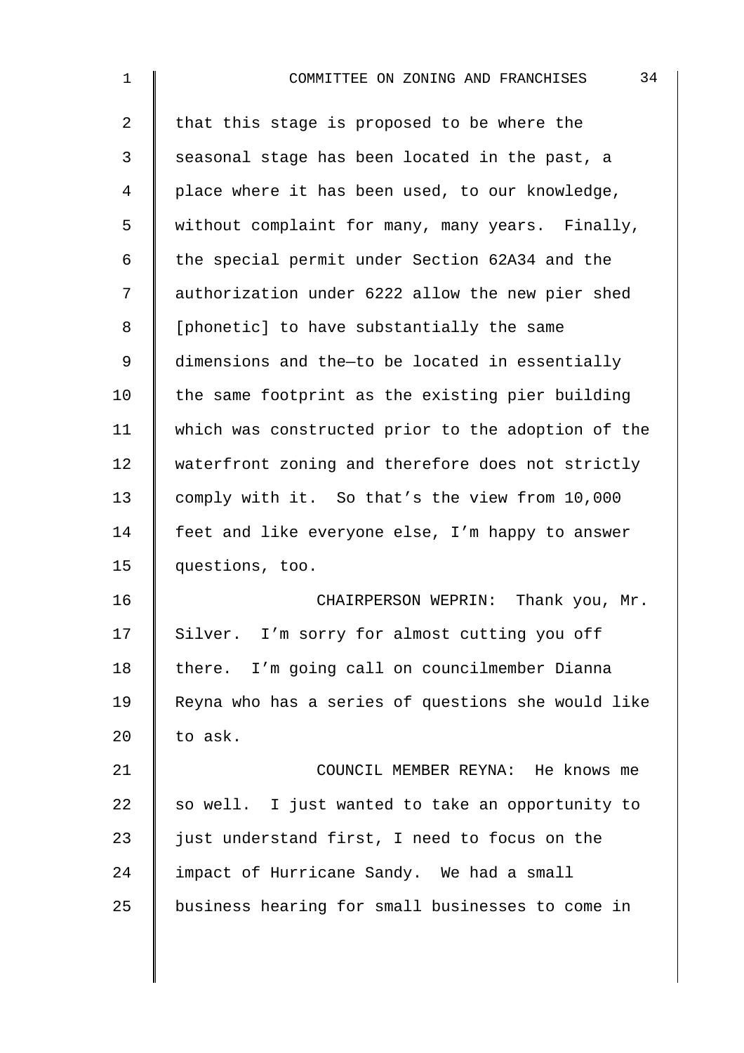that this stage is proposed to be where the seasonal stage has been located in the past, a place where it has been used, to our knowledge, without complaint for many, many years. Finally, the special permit under Section 62A34 and the authorization under 6222 allow the new pier shed [phonetic] to have substantially the same dimensions and the—to be located in essentially the same footprint as the existing pier building which was constructed prior to the adoption of the waterfront zoning and therefore does not strictly comply with it. So that's the view from 10,000 feet and like everyone else, I'm happy to answer questions, too.

CHAIRPERSON WEPRIN: Thank you, Mr. Silver. I'm sorry for almost cutting you off there. I'm going call on councilmember Dianna Reyna who has a series of questions she would like to ask.

COUNCIL MEMBER REYNA: He knows me so well. I just wanted to take an opportunity to just understand first, I need to focus on the impact of Hurricane Sandy. We had a small business hearing for small businesses to come in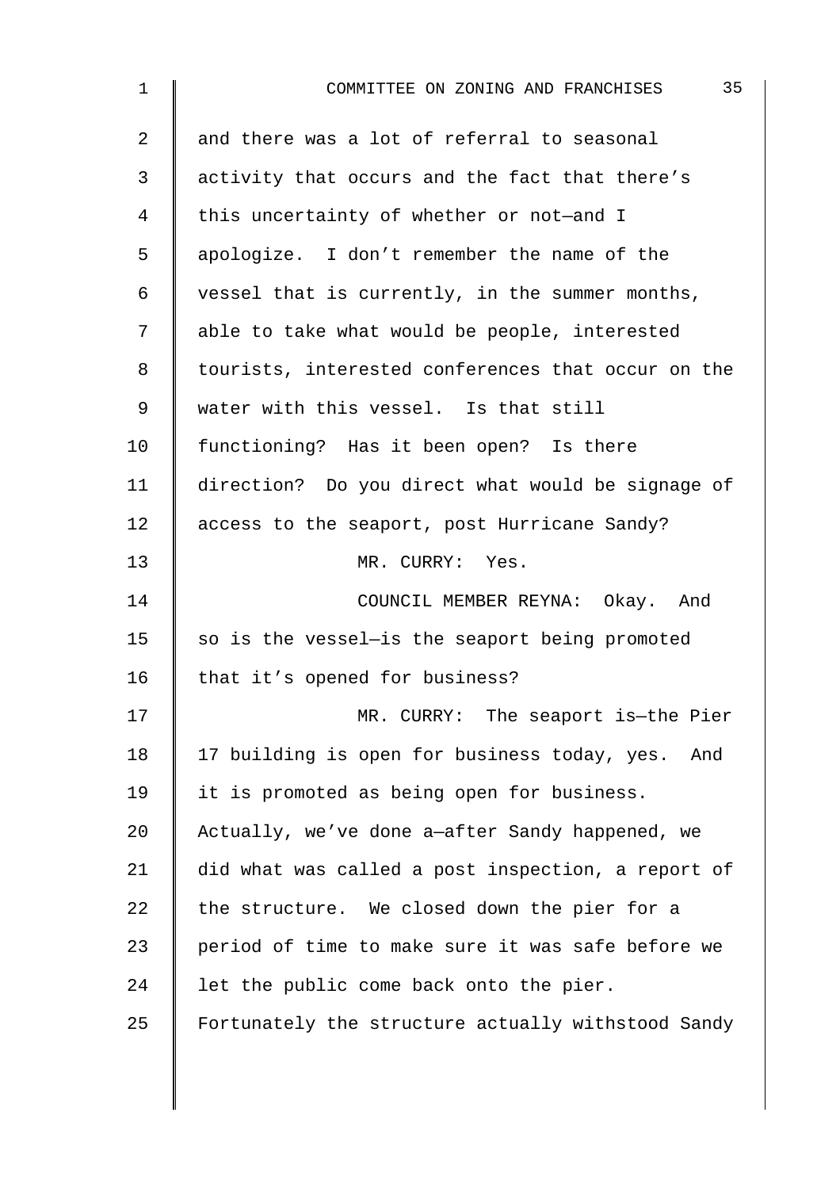and there was a lot of referral to seasonal activity that occurs and the fact that there's this uncertainty of whether or not—and I apologize. I don't remember the name of the vessel that is currently, in the summer months, able to take what would be people, interested tourists, interested conferences that occur on the water with this vessel. Is that still functioning? Has it been open? Is there direction? Do you direct what would be signage of access to the seaport, post Hurricane Sandy?

MR. CURRY: Yes.

COUNCIL MEMBER REYNA: Okay. And so is the vessel—is the seaport being promoted that it's opened for business?

MR. CURRY: The seaport is—the Pier 17 building is open for business today, yes. And it is promoted as being open for business. Actually, we've done a—after Sandy happened, we did what was called a post inspection, a report of the structure. We closed down the pier for a period of time to make sure it was safe before we let the public come back onto the pier. Fortunately the structure actually withstood Sandy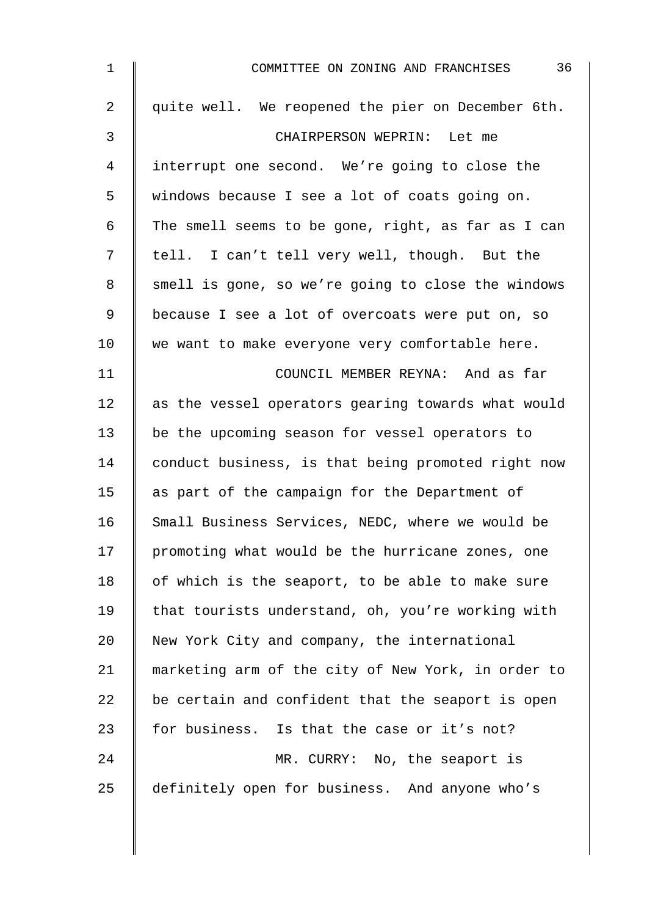quite well. We reopened the pier on December 6th.

CHAIRPERSON WEPRIN: Let me interrupt one second. We're going to close the windows because I see a lot of coats going on. The smell seems to be gone, right, as far as I can tell. I can't tell very well, though. But the smell is gone, so we're going to close the windows because I see a lot of overcoats were put on, so we want to make everyone very comfortable here.

COUNCIL MEMBER REYNA: And as far as the vessel operators gearing towards what would be the upcoming season for vessel operators to conduct business, is that being promoted right now as part of the campaign for the Department of Small Business Services, NEDC, where we would be promoting what would be the hurricane zones, one of which is the seaport, to be able to make sure that tourists understand, oh, you're working with New York City and company, the international marketing arm of the city of New York, in order to be certain and confident that the seaport is open for business. Is that the case or it's not?

MR. CURRY: No, the seaport is definitely open for business. And anyone who's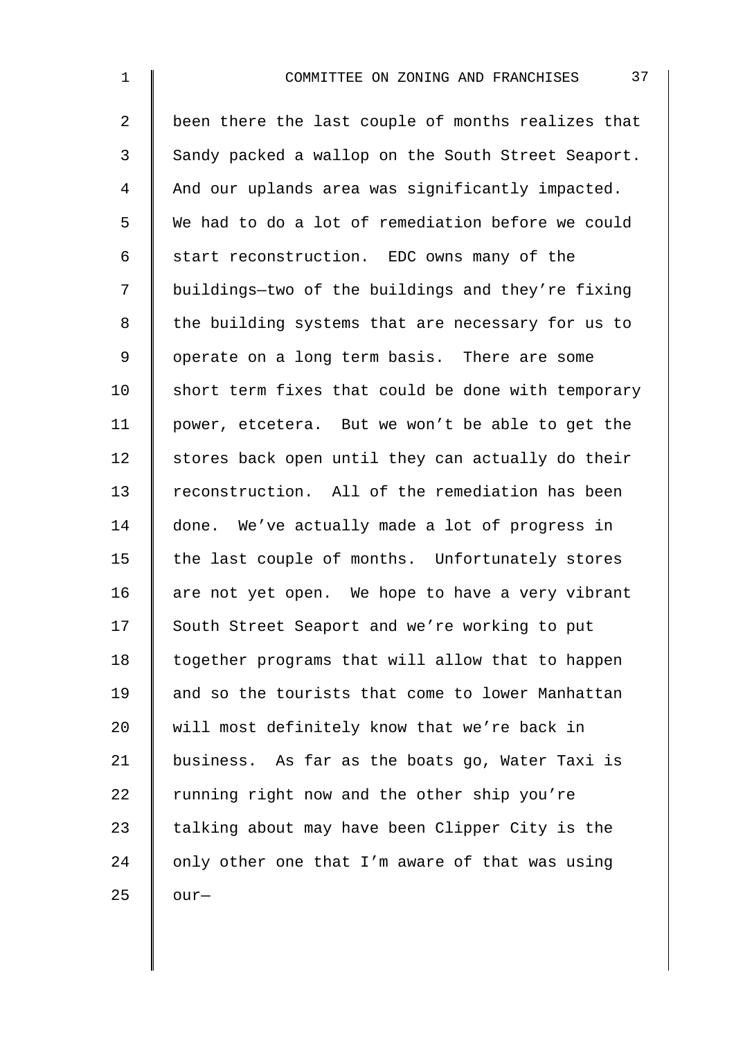been there the last couple of months realizes that Sandy packed a wallop on the South Street Seaport. And our uplands area was significantly impacted. We had to do a lot of remediation before we could start reconstruction. EDC owns many of the buildings—two of the buildings and they're fixing the building systems that are necessary for us to operate on a long term basis. There are some short term fixes that could be done with temporary power, etcetera. But we won't be able to get the stores back open until they can actually do their reconstruction. All of the remediation has been done. We've actually made a lot of progress in the last couple of months. Unfortunately stores are not yet open. We hope to have a very vibrant South Street Seaport and we're working to put together programs that will allow that to happen and so the tourists that come to lower Manhattan will most definitely know that we're back in business. As far as the boats go, Water Taxi is running right now and the other ship you're talking about may have been Clipper City is the only other one that I'm aware of that was using our—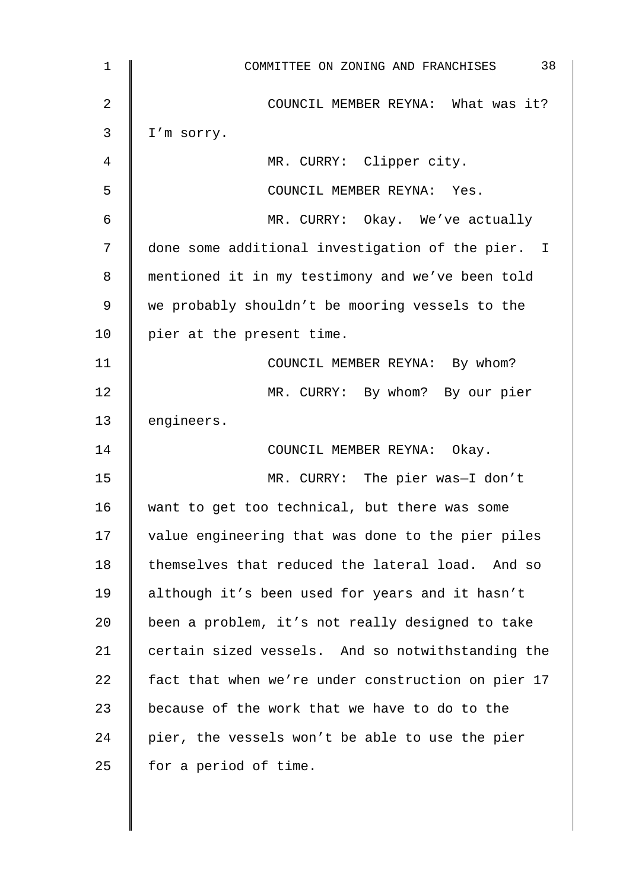COUNCIL MEMBER REYNA: What was it? I'm sorry.

MR. CURRY: Clipper city.

COUNCIL MEMBER REYNA: Yes.

MR. CURRY: Okay. We've actually done some additional investigation of the pier. I mentioned it in my testimony and we've been told we probably shouldn't be mooring vessels to the pier at the present time.

COUNCIL MEMBER REYNA: By whom?

MR. CURRY: By whom? By our pier engineers.

COUNCIL MEMBER REYNA: Okay.

MR. CURRY: The pier was—I don't want to get too technical, but there was some value engineering that was done to the pier piles themselves that reduced the lateral load. And so although it's been used for years and it hasn't been a problem, it's not really designed to take certain sized vessels. And so notwithstanding the fact that when we're under construction on pier 17 because of the work that we have to do to the pier, the vessels won't be able to use the pier for a period of time.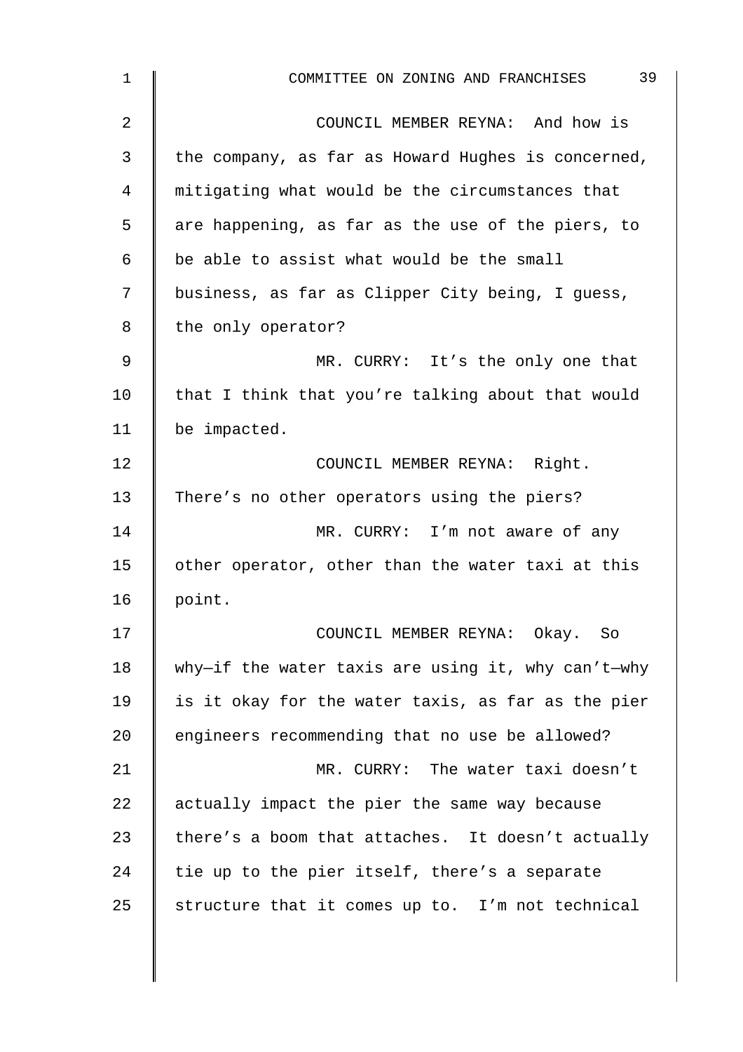COUNCIL MEMBER REYNA: And how is the company, as far as Howard Hughes is concerned, mitigating what would be the circumstances that are happening, as far as the use of the piers, to be able to assist what would be the small business, as far as Clipper City being, I guess, the only operator?

MR. CURRY: It's the only one that that I think that you're talking about that would be impacted.

COUNCIL MEMBER REYNA: Right. There's no other operators using the piers?

MR. CURRY: I'm not aware of any other operator, other than the water taxi at this point.

COUNCIL MEMBER REYNA: Okay. So why—if the water taxis are using it, why can't—why is it okay for the water taxis, as far as the pier engineers recommending that no use be allowed?

MR. CURRY: The water taxi doesn't actually impact the pier the same way because there's a boom that attaches. It doesn't actually tie up to the pier itself, there's a separate structure that it comes up to. I'm not technical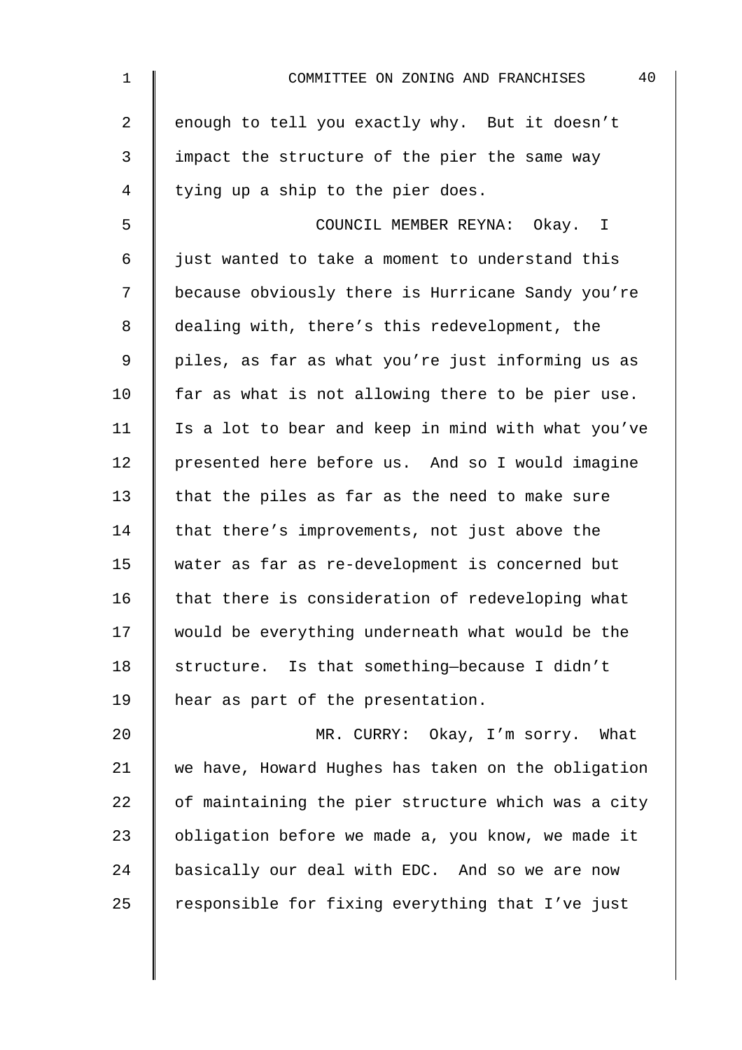enough to tell you exactly why. But it doesn't impact the structure of the pier the same way tying up a ship to the pier does.

COUNCIL MEMBER REYNA: Okay. I just wanted to take a moment to understand this because obviously there is Hurricane Sandy you're dealing with, there's this redevelopment, the piles, as far as what you're just informing us as far as what is not allowing there to be pier use. Is a lot to bear and keep in mind with what you've presented here before us. And so I would imagine that the piles as far as the need to make sure that there's improvements, not just above the water as far as re-development is concerned but that there is consideration of redeveloping what would be everything underneath what would be the structure. Is that something—because I didn't hear as part of the presentation.

MR. CURRY: Okay, I'm sorry. What we have, Howard Hughes has taken on the obligation of maintaining the pier structure which was a city obligation before we made a, you know, we made it basically our deal with EDC. And so we are now responsible for fixing everything that I've just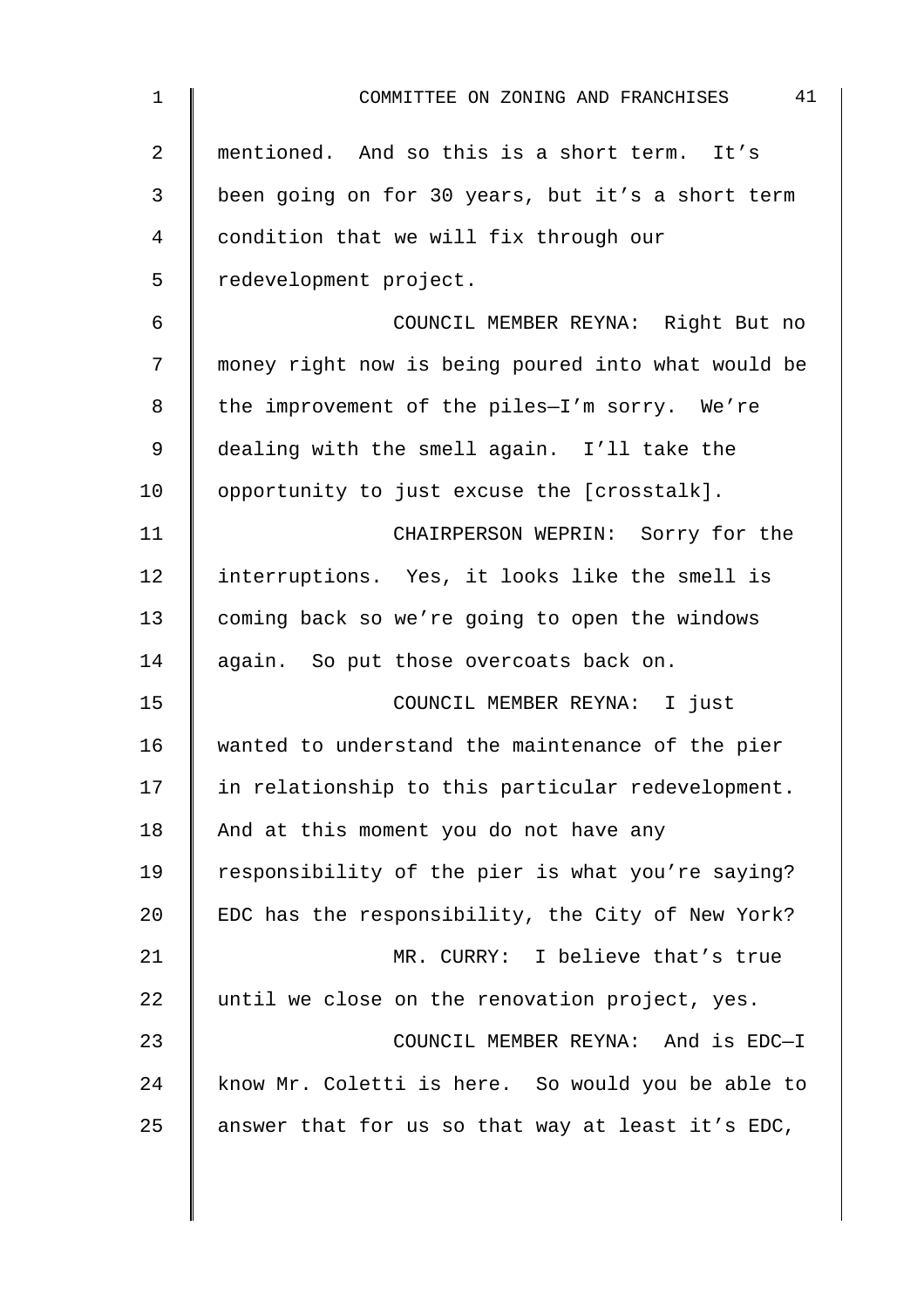mentioned. And so this is a short term. It's been going on for 30 years, but it's a short term condition that we will fix through our redevelopment project.

COUNCIL MEMBER REYNA: Right But no money right now is being poured into what would be the improvement of the piles—I'm sorry. We're dealing with the smell again. I'll take the opportunity to just excuse the [crosstalk].

CHAIRPERSON WEPRIN: Sorry for the interruptions. Yes, it looks like the smell is coming back so we're going to open the windows again. So put those overcoats back on.

COUNCIL MEMBER REYNA: I just wanted to understand the maintenance of the pier in relationship to this particular redevelopment. And at this moment you do not have any responsibility of the pier is what you're saying? EDC has the responsibility, the City of New York?

MR. CURRY: I believe that's true until we close on the renovation project, yes.

COUNCIL MEMBER REYNA: And is EDC—I know Mr. Coletti is here. So would you be able to answer that for us so that way at least it's EDC,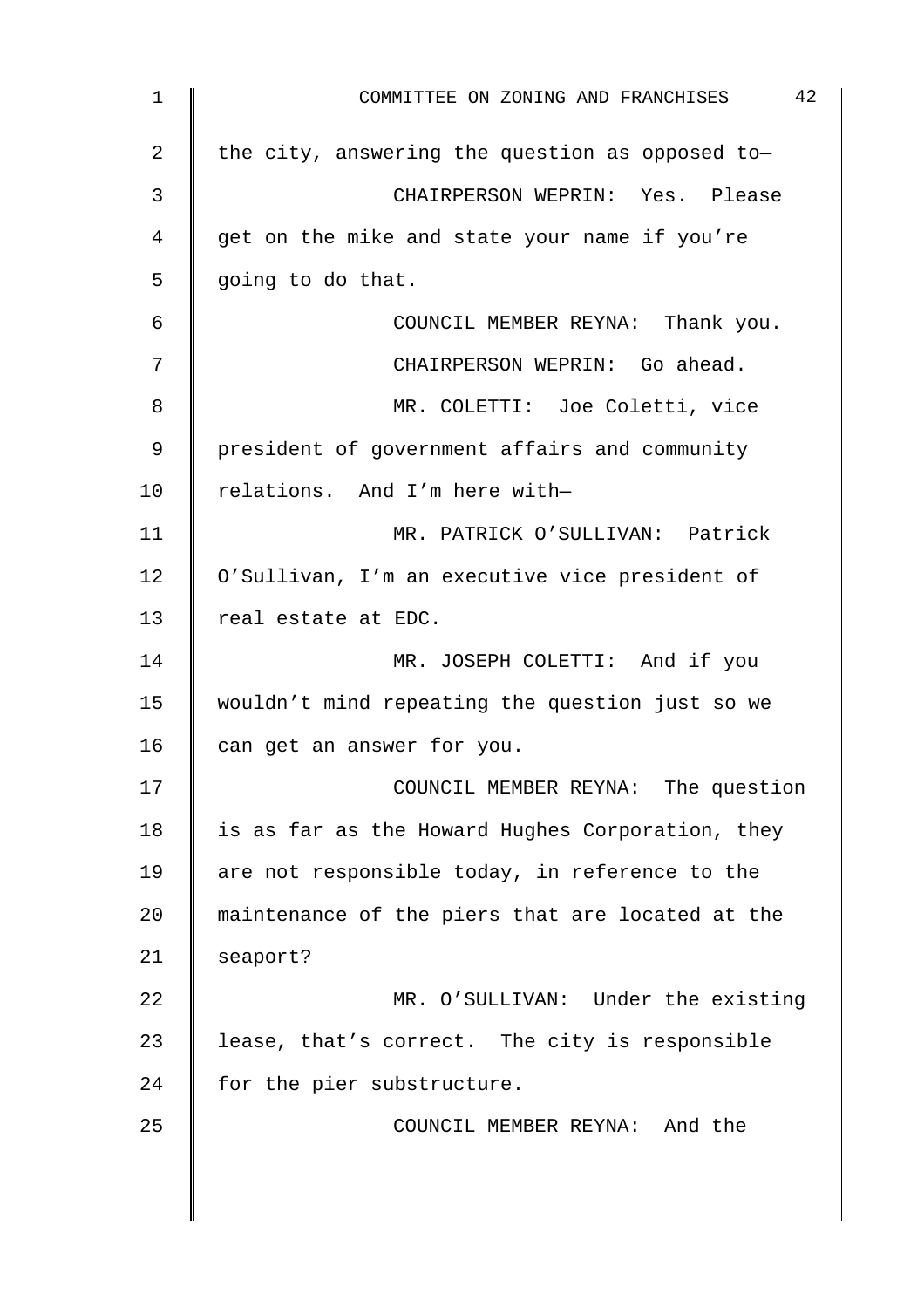the city, answering the question as opposed to—

CHAIRPERSON WEPRIN: Yes. Please get on the mike and state your name if you're going to do that.

COUNCIL MEMBER REYNA: Thank you.

CHAIRPERSON WEPRIN: Go ahead.

MR. COLETTI: Joe Coletti, vice president of government affairs and community relations. And I'm here with—

MR. PATRICK O'SULLIVAN: Patrick O'Sullivan, I'm an executive vice president of real estate at EDC.

MR. JOSEPH COLETTI: And if you wouldn't mind repeating the question just so we can get an answer for you.

COUNCIL MEMBER REYNA: The question is as far as the Howard Hughes Corporation, they are not responsible today, in reference to the maintenance of the piers that are located at the seaport?

MR. O'SULLIVAN: Under the existing lease, that's correct. The city is responsible for the pier substructure.

COUNCIL MEMBER REYNA: And the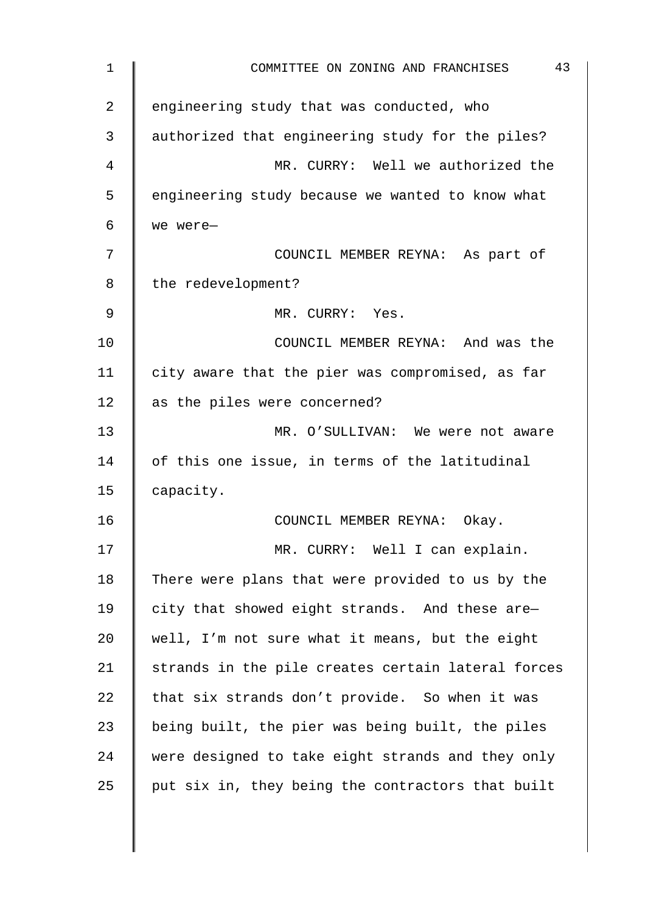engineering study that was conducted, who authorized that engineering study for the piles?

MR. CURRY: Well we authorized the engineering study because we wanted to know what we were—

COUNCIL MEMBER REYNA: As part of the redevelopment?

MR. CURRY: Yes.

COUNCIL MEMBER REYNA: And was the city aware that the pier was compromised, as far as the piles were concerned?

MR. O'SULLIVAN: We were not aware of this one issue, in terms of the latitudinal capacity.

COUNCIL MEMBER REYNA: Okay.

MR. CURRY: Well I can explain. There were plans that were provided to us by the city that showed eight strands. And these are— well, I'm not sure what it means, but the eight strands in the pile creates certain lateral forces that six strands don't provide. So when it was being built, the pier was being built, the piles were designed to take eight strands and they only put six in, they being the contractors that built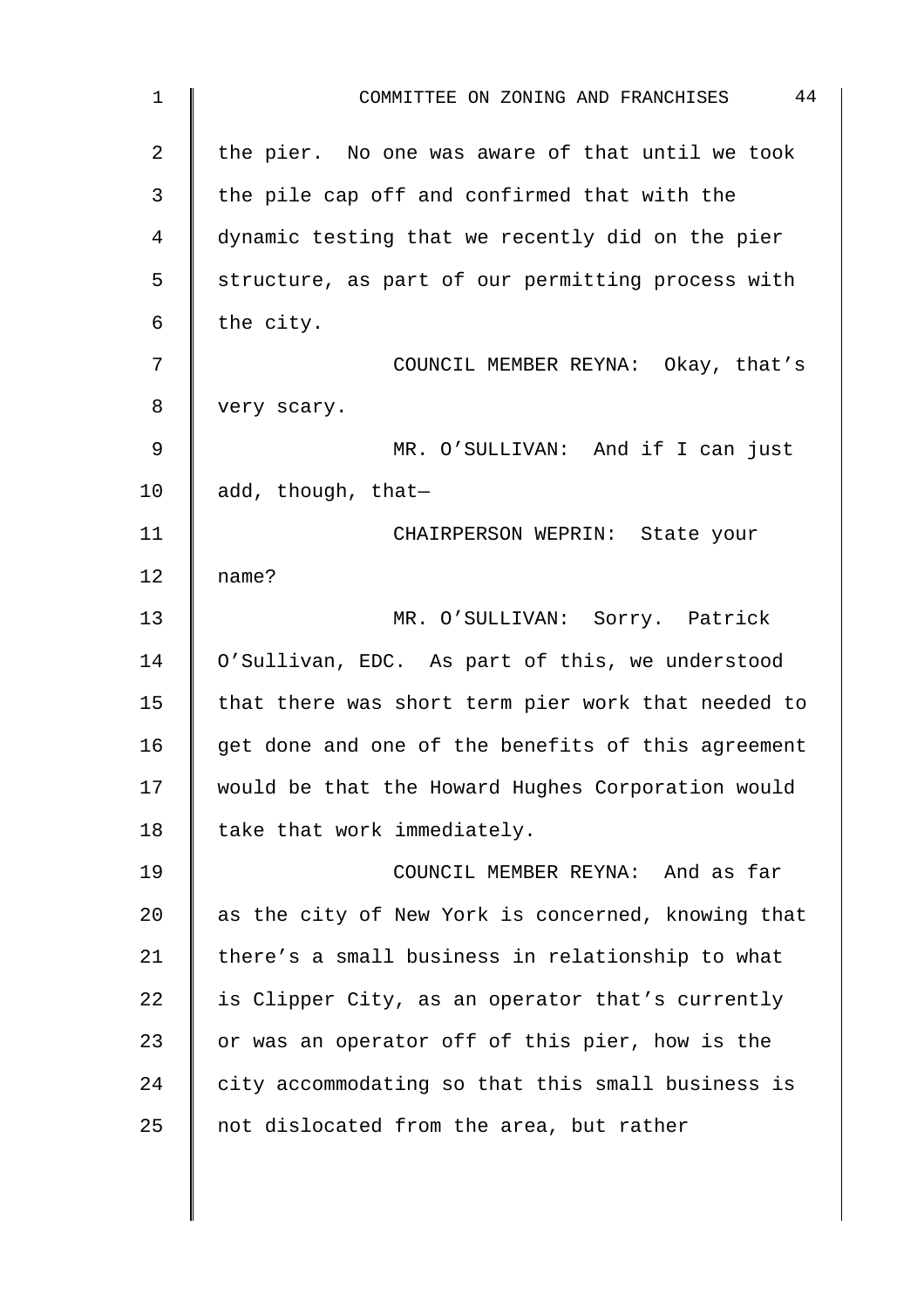the pier. No one was aware of that until we took the pile cap off and confirmed that with the dynamic testing that we recently did on the pier structure, as part of our permitting process with the city.

COUNCIL MEMBER REYNA: Okay, that's very scary.

MR. O'SULLIVAN: And if I can just add, though, that—

CHAIRPERSON WEPRIN: State your name?

MR. O'SULLIVAN: Sorry. Patrick O'Sullivan, EDC. As part of this, we understood that there was short term pier work that needed to get done and one of the benefits of this agreement would be that the Howard Hughes Corporation would take that work immediately.

COUNCIL MEMBER REYNA: And as far as the city of New York is concerned, knowing that there's a small business in relationship to what is Clipper City, as an operator that's currently or was an operator off of this pier, how is the city accommodating so that this small business is not dislocated from the area, but rather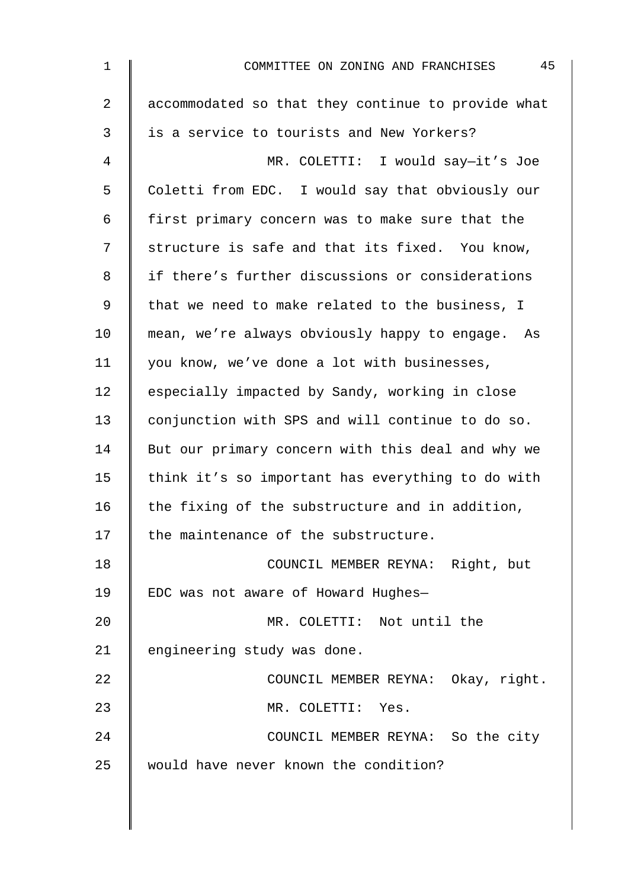accommodated so that they continue to provide what is a service to tourists and New Yorkers?

MR. COLETTI: I would say—it's Joe Coletti from EDC. I would say that obviously our first primary concern was to make sure that the structure is safe and that its fixed. You know, if there's further discussions or considerations that we need to make related to the business, I mean, we're always obviously happy to engage. As you know, we've done a lot with businesses, especially impacted by Sandy, working in close conjunction with SPS and will continue to do so. But our primary concern with this deal and why we think it's so important has everything to do with the fixing of the substructure and in addition, the maintenance of the substructure.

COUNCIL MEMBER REYNA: Right, but EDC was not aware of Howard Hughes—

MR. COLETTI: Not until the engineering study was done.

COUNCIL MEMBER REYNA: Okay, right.

MR. COLETTI: Yes.

COUNCIL MEMBER REYNA: So the city would have never known the condition?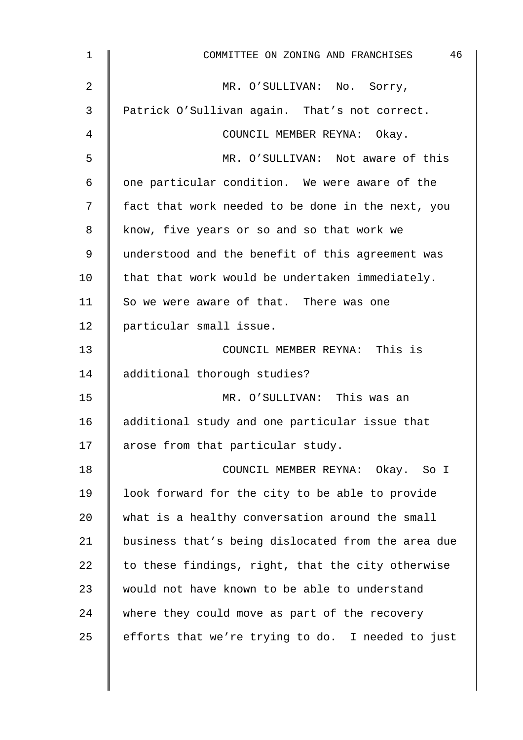MR. O'SULLIVAN: No. Sorry, Patrick O'Sullivan again. That's not correct.

COUNCIL MEMBER REYNA: Okay.

MR. O'SULLIVAN: Not aware of this one particular condition. We were aware of the fact that work needed to be done in the next, you know, five years or so and so that work we understood and the benefit of this agreement was that that work would be undertaken immediately. So we were aware of that. There was one particular small issue.

COUNCIL MEMBER REYNA: This is additional thorough studies?

MR. O'SULLIVAN: This was an additional study and one particular issue that arose from that particular study.

COUNCIL MEMBER REYNA: Okay. So I look forward for the city to be able to provide what is a healthy conversation around the small business that's being dislocated from the area due to these findings, right, that the city otherwise would not have known to be able to understand where they could move as part of the recovery efforts that we're trying to do. I needed to just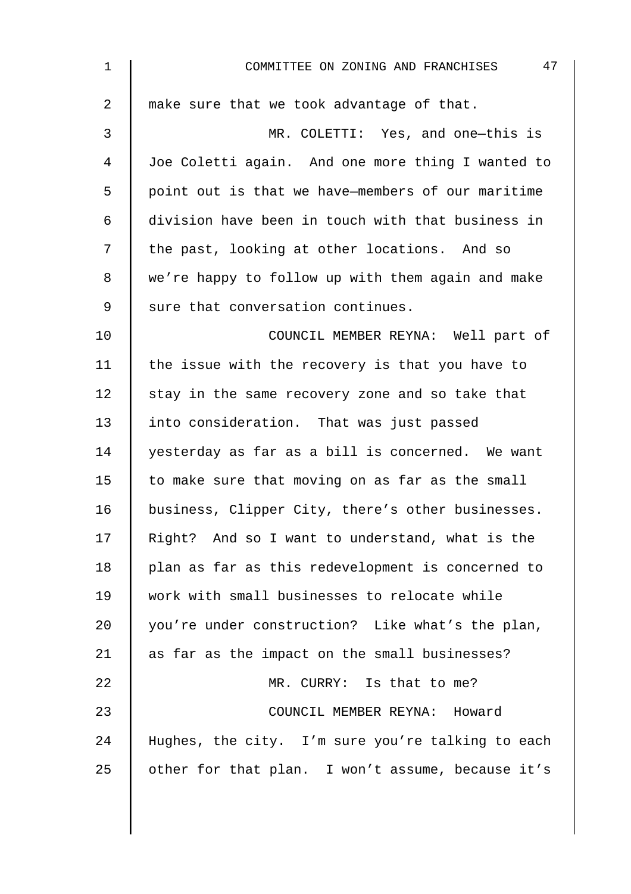make sure that we took advantage of that.

MR. COLETTI: Yes, and one—this is Joe Coletti again. And one more thing I wanted to point out is that we have—members of our maritime division have been in touch with that business in the past, looking at other locations. And so we're happy to follow up with them again and make sure that conversation continues.

COUNCIL MEMBER REYNA: Well part of the issue with the recovery is that you have to stay in the same recovery zone and so take that into consideration. That was just passed yesterday as far as a bill is concerned. We want to make sure that moving on as far as the small business, Clipper City, there's other businesses. Right? And so I want to understand, what is the plan as far as this redevelopment is concerned to work with small businesses to relocate while you're under construction? Like what's the plan, as far as the impact on the small businesses?

MR. CURRY: Is that to me?

COUNCIL MEMBER REYNA: Howard Hughes, the city. I'm sure you're talking to each other for that plan. I won't assume, because it's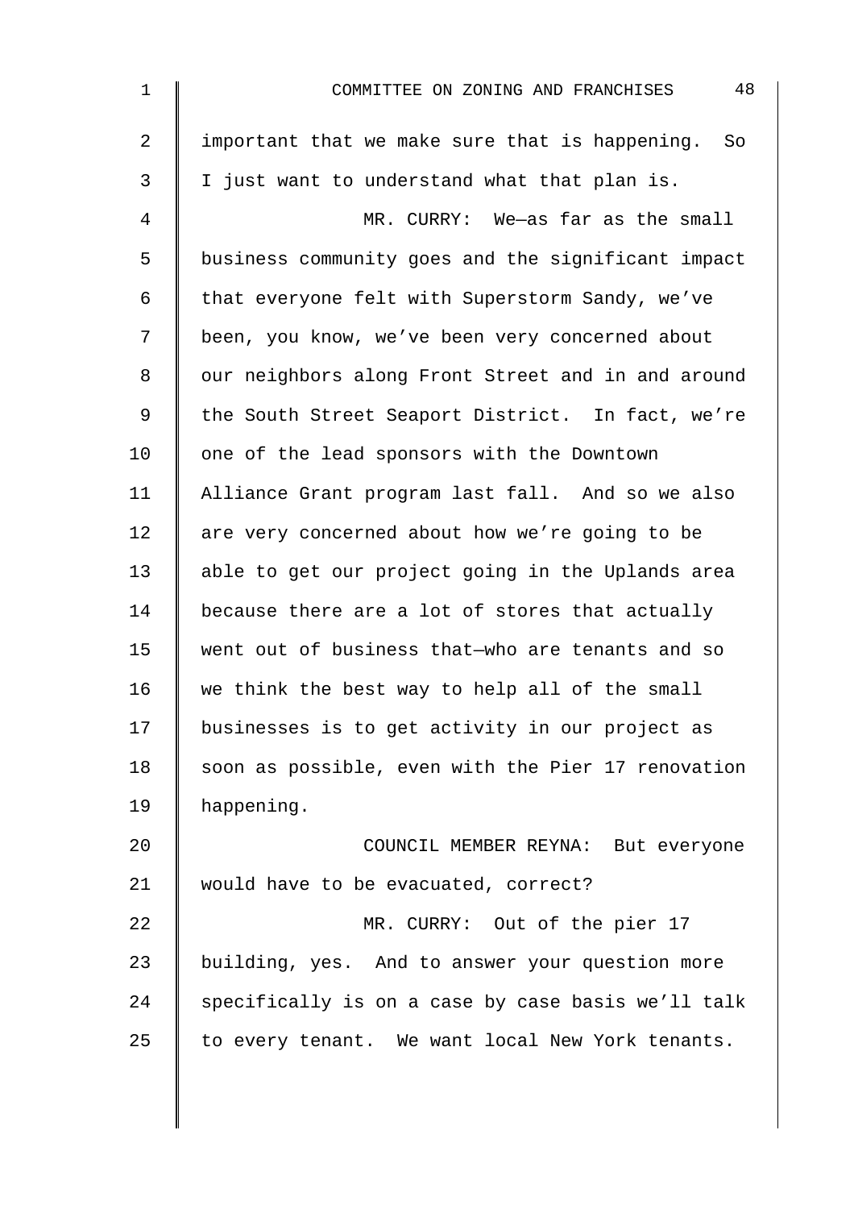important that we make sure that is happening. So I just want to understand what that plan is.

MR. CURRY: We—as far as the small business community goes and the significant impact that everyone felt with Superstorm Sandy, we've been, you know, we've been very concerned about our neighbors along Front Street and in and around the South Street Seaport District. In fact, we're one of the lead sponsors with the Downtown Alliance Grant program last fall. And so we also are very concerned about how we're going to be able to get our project going in the Uplands area because there are a lot of stores that actually went out of business that—who are tenants and so we think the best way to help all of the small businesses is to get activity in our project as soon as possible, even with the Pier 17 renovation happening.

COUNCIL MEMBER REYNA: But everyone would have to be evacuated, correct?

MR. CURRY: Out of the pier 17 building, yes. And to answer your question more specifically is on a case by case basis we'll talk to every tenant. We want local New York tenants.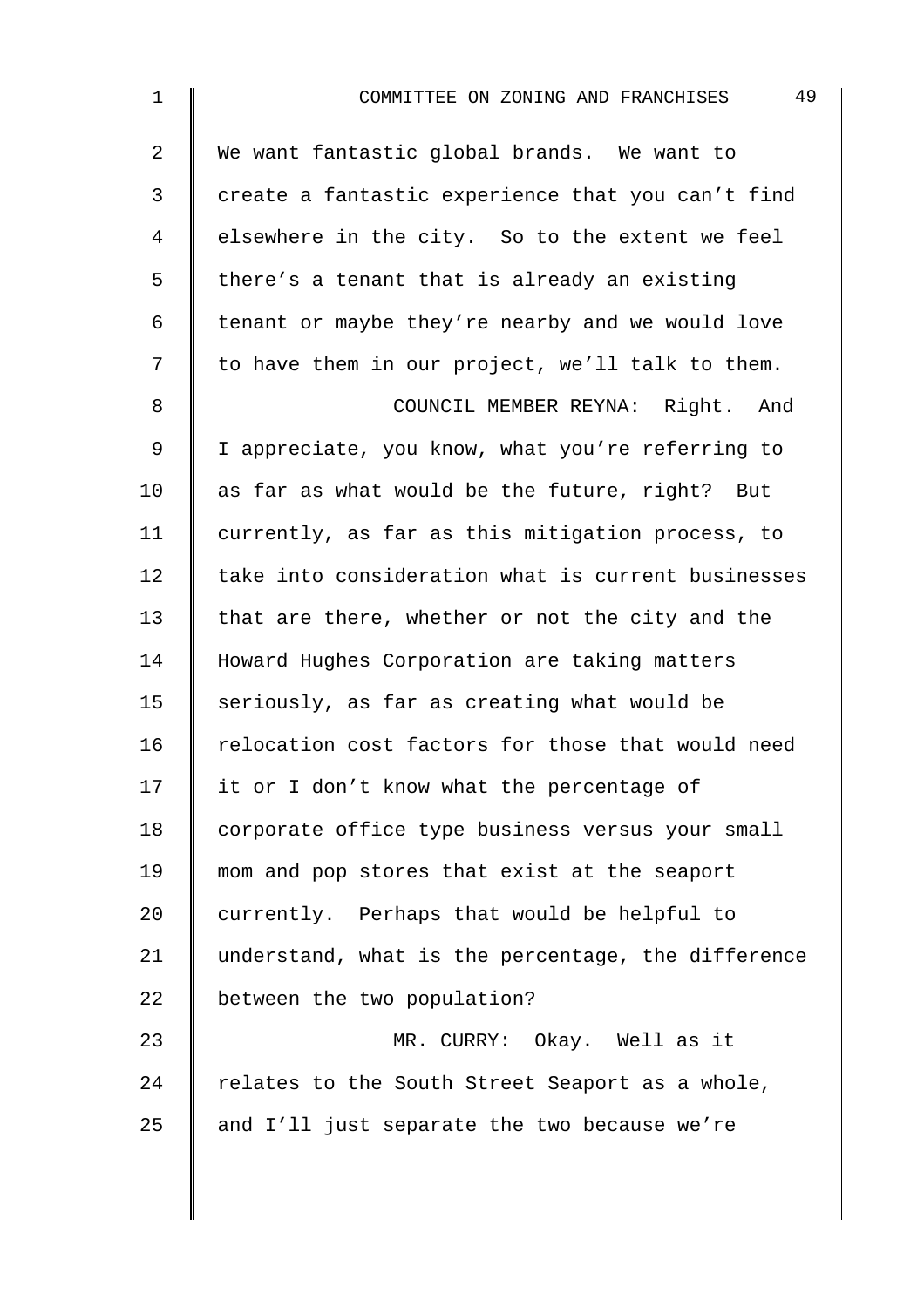We want fantastic global brands. We want to create a fantastic experience that you can't find elsewhere in the city. So to the extent we feel there's a tenant that is already an existing tenant or maybe they're nearby and we would love to have them in our project, we'll talk to them.

COUNCIL MEMBER REYNA: Right. And I appreciate, you know, what you're referring to as far as what would be the future, right? But currently, as far as this mitigation process, to take into consideration what is current businesses that are there, whether or not the city and the Howard Hughes Corporation are taking matters seriously, as far as creating what would be relocation cost factors for those that would need it or I don't know what the percentage of corporate office type business versus your small mom and pop stores that exist at the seaport currently. Perhaps that would be helpful to understand, what is the percentage, the difference between the two population?

MR. CURRY: Okay. Well as it relates to the South Street Seaport as a whole, and I'll just separate the two because we're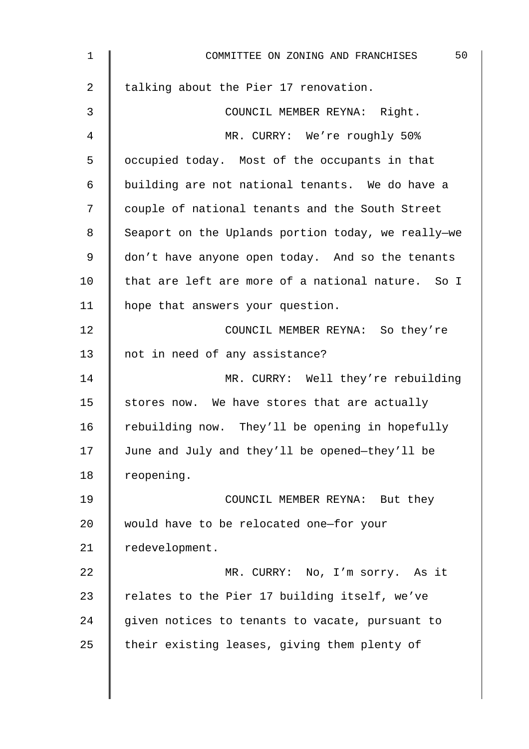talking about the Pier 17 renovation.

COUNCIL MEMBER REYNA: Right.

MR. CURRY: We're roughly 50% occupied today. Most of the occupants in that building are not national tenants. We do have a couple of national tenants and the South Street Seaport on the Uplands portion today, we really—we don't have anyone open today. And so the tenants that are left are more of a national nature. So I hope that answers your question.

COUNCIL MEMBER REYNA: So they're not in need of any assistance?

MR. CURRY: Well they're rebuilding stores now. We have stores that are actually rebuilding now. They'll be opening in hopefully June and July and they'll be opened—they'll be reopening.

COUNCIL MEMBER REYNA: But they would have to be relocated one—for your redevelopment.

MR. CURRY: No, I'm sorry. As it relates to the Pier 17 building itself, we've given notices to tenants to vacate, pursuant to their existing leases, giving them plenty of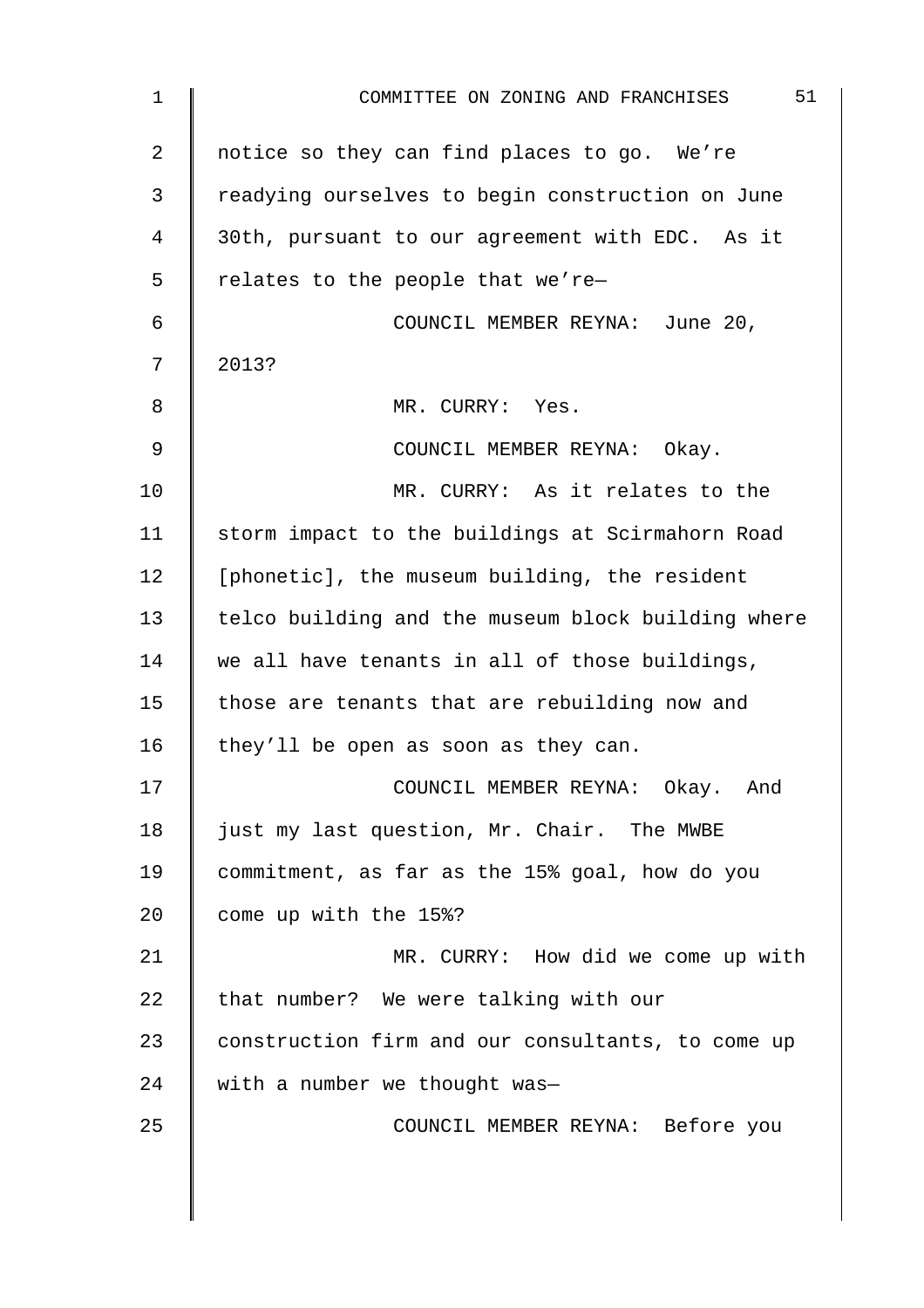notice so they can find places to go. We're readying ourselves to begin construction on June 30th, pursuant to our agreement with EDC. As it relates to the people that we're—

COUNCIL MEMBER REYNA: June 20, 2013?

MR. CURRY: Yes.

COUNCIL MEMBER REYNA: Okay.

MR. CURRY: As it relates to the storm impact to the buildings at Scirmahorn Road [phonetic], the museum building, the resident telco building and the museum block building where we all have tenants in all of those buildings, those are tenants that are rebuilding now and they'll be open as soon as they can.

COUNCIL MEMBER REYNA: Okay. And just my last question, Mr. Chair. The MWBE commitment, as far as the 15% goal, how do you come up with the 15%?

MR. CURRY: How did we come up with that number? We were talking with our construction firm and our consultants, to come up with a number we thought was—

COUNCIL MEMBER REYNA: Before you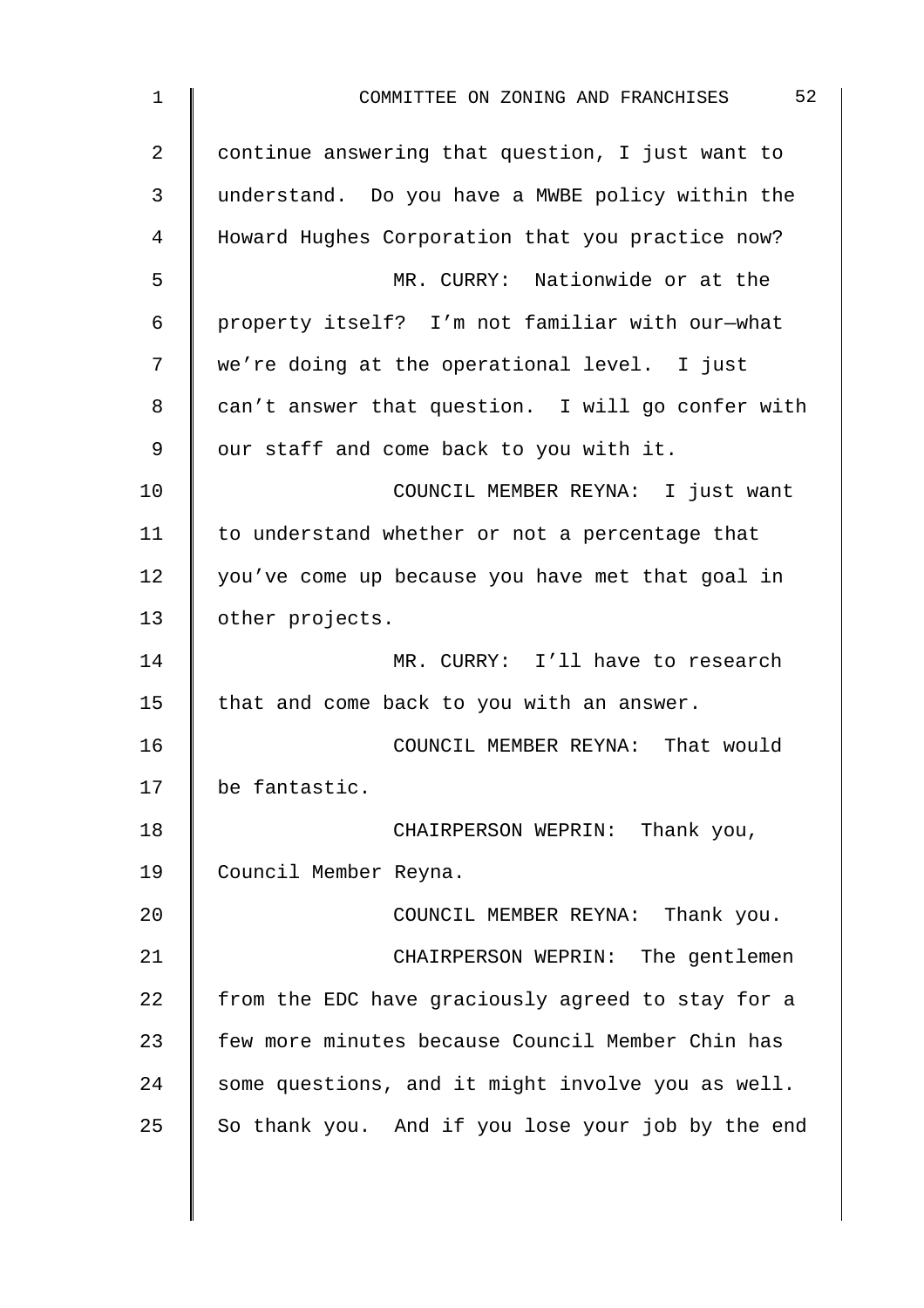continue answering that question, I just want to understand. Do you have a MWBE policy within the Howard Hughes Corporation that you practice now?

MR. CURRY: Nationwide or at the property itself? I'm not familiar with our—what we're doing at the operational level. I just can't answer that question. I will go confer with our staff and come back to you with it.

COUNCIL MEMBER REYNA: I just want to understand whether or not a percentage that you've come up because you have met that goal in other projects.

MR. CURRY: I'll have to research that and come back to you with an answer.

COUNCIL MEMBER REYNA: That would be fantastic.

CHAIRPERSON WEPRIN: Thank you, Council Member Reyna.

COUNCIL MEMBER REYNA: Thank you.

CHAIRPERSON WEPRIN: The gentlemen from the EDC have graciously agreed to stay for a few more minutes because Council Member Chin has some questions, and it might involve you as well. So thank you. And if you lose your job by the end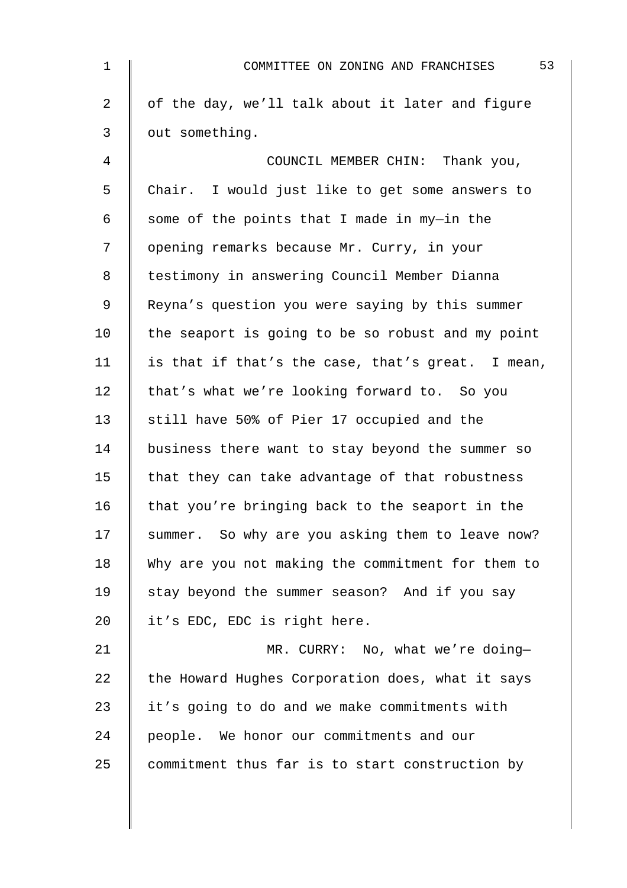of the day, we'll talk about it later and figure out something.

COUNCIL MEMBER CHIN: Thank you, Chair. I would just like to get some answers to some of the points that I made in my—in the opening remarks because Mr. Curry, in your testimony in answering Council Member Dianna Reyna's question you were saying by this summer the seaport is going to be so robust and my point is that if that's the case, that's great. I mean, that's what we're looking forward to. So you still have 50% of Pier 17 occupied and the business there want to stay beyond the summer so that they can take advantage of that robustness that you're bringing back to the seaport in the summer. So why are you asking them to leave now? Why are you not making the commitment for them to stay beyond the summer season? And if you say it's EDC, EDC is right here.

MR. CURRY: No, what we're doing—the Howard Hughes Corporation does, what it says it's going to do and we make commitments with people. We honor our commitments and our commitment thus far is to start construction by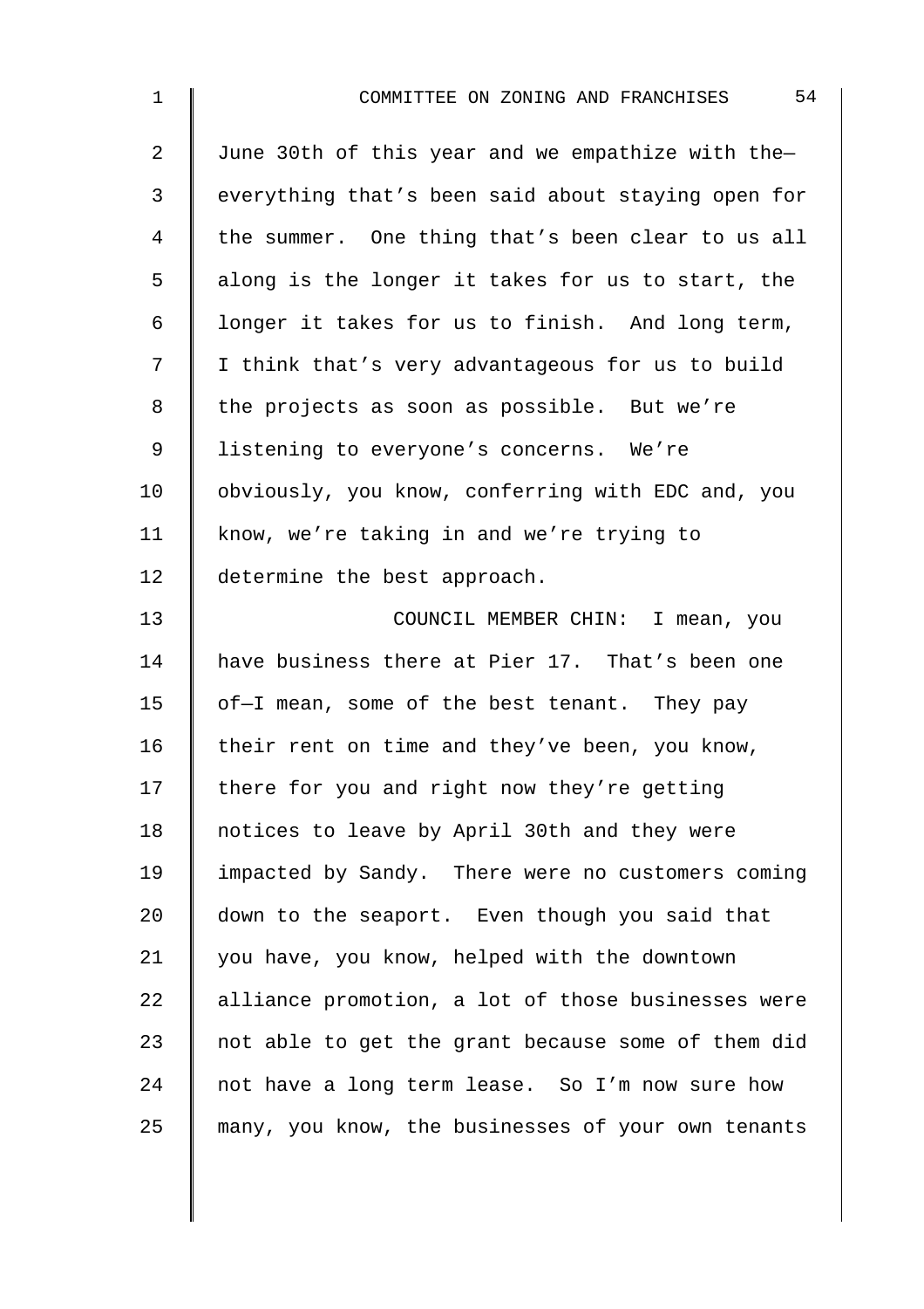June 30th of this year and we empathize with the—everything that's been said about staying open for the summer. One thing that's been clear to us all along is the longer it takes for us to start, the longer it takes for us to finish. And long term, I think that's very advantageous for us to build the projects as soon as possible. But we're listening to everyone's concerns. We're obviously, you know, conferring with EDC and, you know, we're taking in and we're trying to determine the best approach.

COUNCIL MEMBER CHIN: I mean, you have business there at Pier 17. That's been one of—I mean, some of the best tenant. They pay their rent on time and they've been, you know, there for you and right now they're getting notices to leave by April 30th and they were impacted by Sandy. There were no customers coming down to the seaport. Even though you said that you have, you know, helped with the downtown alliance promotion, a lot of those businesses were not able to get the grant because some of them did not have a long term lease. So I'm now sure how many, you know, the businesses of your own tenants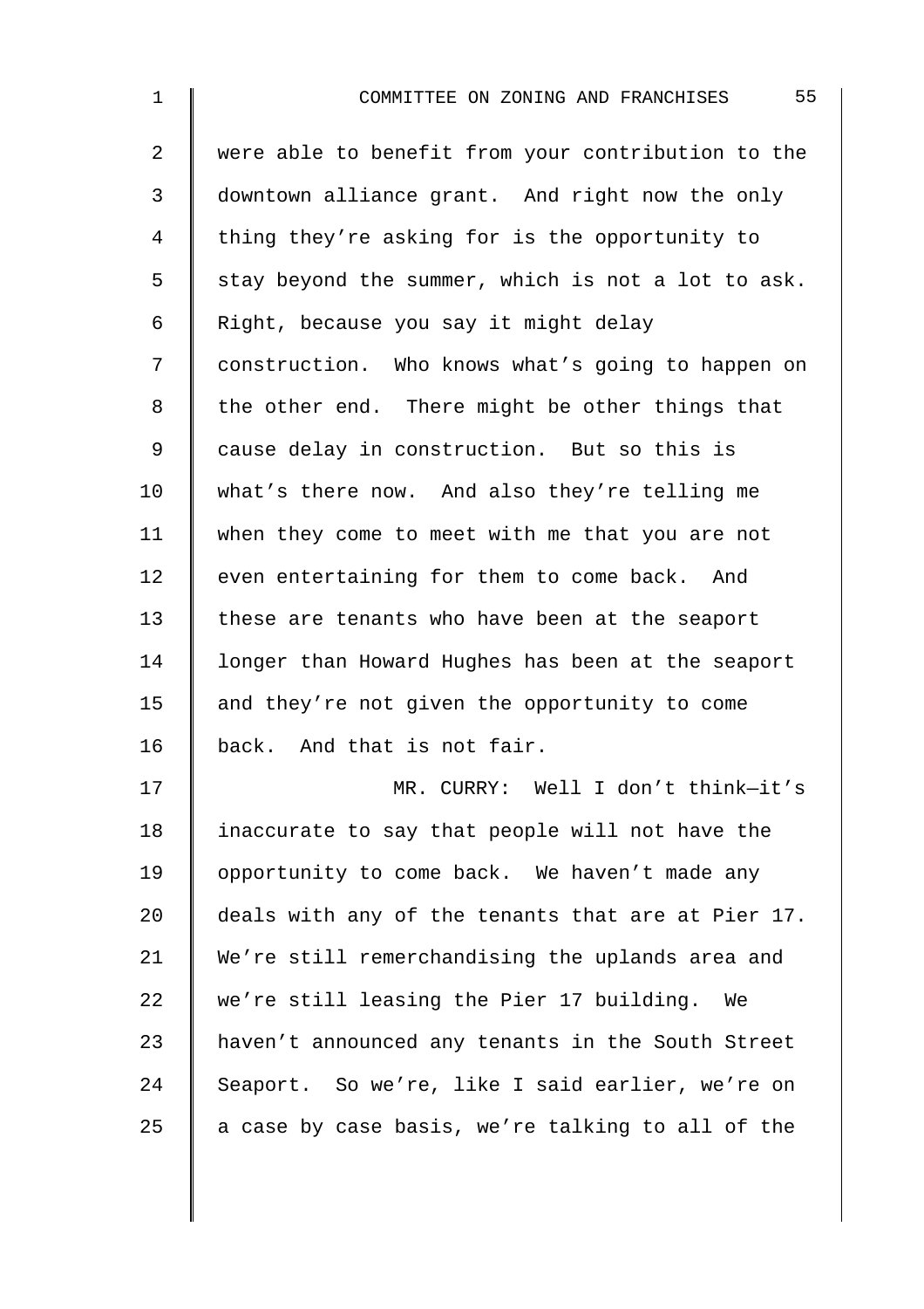were able to benefit from your contribution to the downtown alliance grant. And right now the only thing they're asking for is the opportunity to stay beyond the summer, which is not a lot to ask. Right, because you say it might delay construction. Who knows what's going to happen on the other end. There might be other things that cause delay in construction. But so this is what's there now. And also they're telling me when they come to meet with me that you are not even entertaining for them to come back. And these are tenants who have been at the seaport longer than Howard Hughes has been at the seaport and they're not given the opportunity to come back. And that is not fair.

MR. CURRY: Well I don't think—it's inaccurate to say that people will not have the opportunity to come back. We haven't made any deals with any of the tenants that are at Pier 17. We're still remerchandising the uplands area and we're still leasing the Pier 17 building. We haven't announced any tenants in the South Street Seaport. So we're, like I said earlier, we're on a case by case basis, we're talking to all of the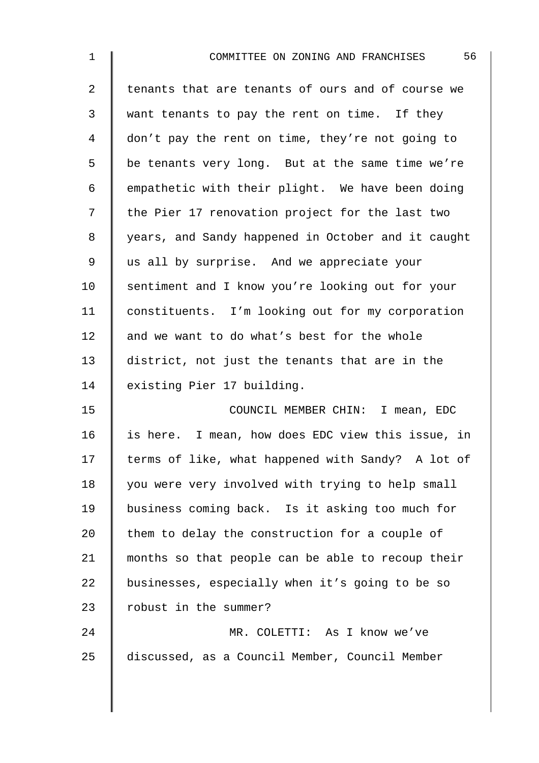tenants that are tenants of ours and of course we want tenants to pay the rent on time. If they don't pay the rent on time, they're not going to be tenants very long. But at the same time we're empathetic with their plight. We have been doing the Pier 17 renovation project for the last two years, and Sandy happened in October and it caught us all by surprise. And we appreciate your sentiment and I know you're looking out for your constituents. I'm looking out for my corporation and we want to do what's best for the whole district, not just the tenants that are in the existing Pier 17 building.

COUNCIL MEMBER CHIN: I mean, EDC is here. I mean, how does EDC view this issue, in terms of like, what happened with Sandy? A lot of you were very involved with trying to help small business coming back. Is it asking too much for them to delay the construction for a couple of months so that people can be able to recoup their businesses, especially when it's going to be so robust in the summer?

MR. COLETTI: As I know we've discussed, as a Council Member, Council Member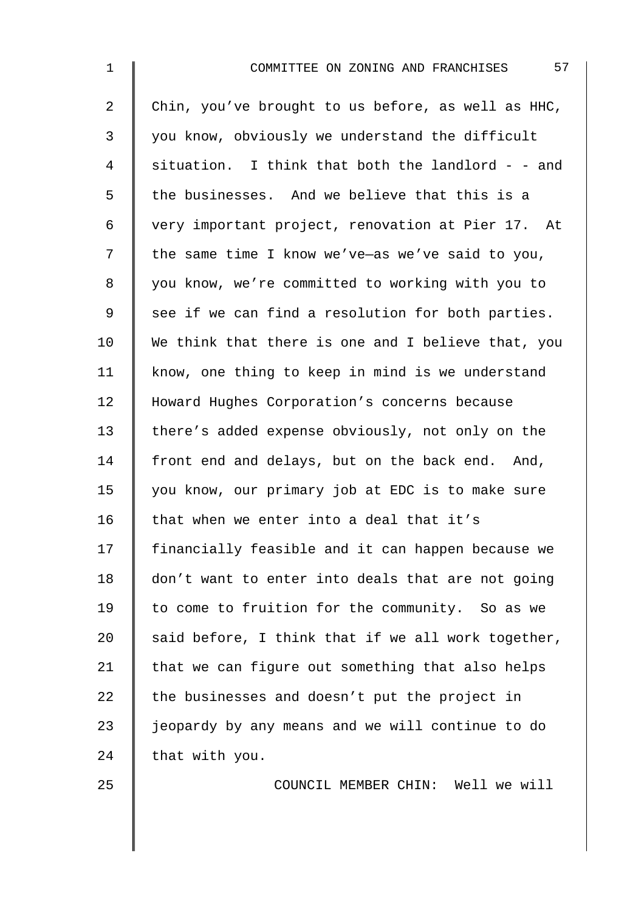Chin, you've brought to us before, as well as HHC, you know, obviously we understand the difficult situation. I think that both the landlord - - and the businesses. And we believe that this is a very important project, renovation at Pier 17. At the same time I know we've—as we've said to you, you know, we're committed to working with you to see if we can find a resolution for both parties. We think that there is one and I believe that, you know, one thing to keep in mind is we understand Howard Hughes Corporation's concerns because there's added expense obviously, not only on the front end and delays, but on the back end. And, you know, our primary job at EDC is to make sure that when we enter into a deal that it's financially feasible and it can happen because we don't want to enter into deals that are not going to come to fruition for the community. So as we said before, I think that if we all work together, that we can figure out something that also helps the businesses and doesn't put the project in jeopardy by any means and we will continue to do that with you.

COUNCIL MEMBER CHIN: Well we will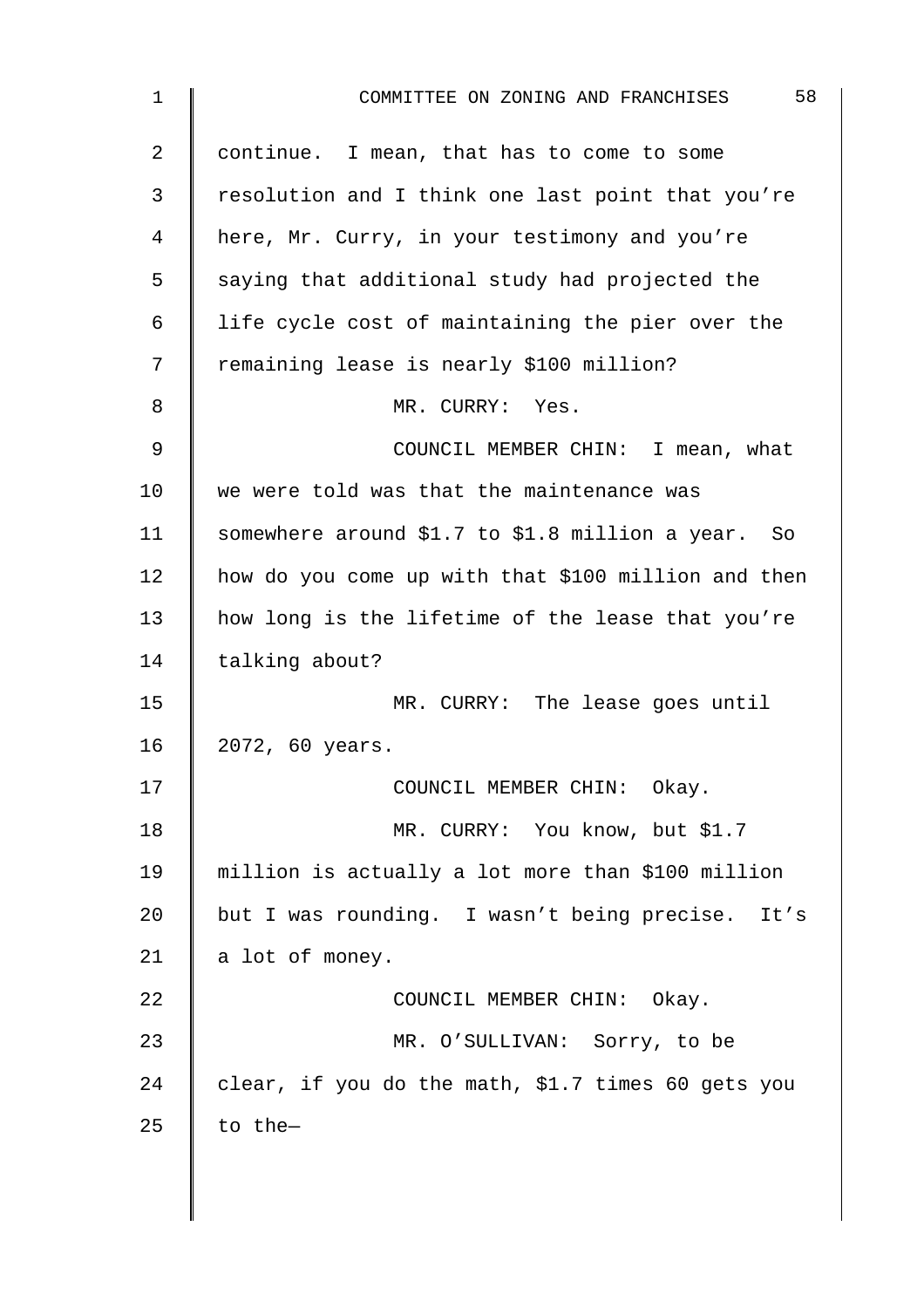continue. I mean, that has to come to some resolution and I think one last point that you're here, Mr. Curry, in your testimony and you're saying that additional study had projected the life cycle cost of maintaining the pier over the remaining lease is nearly $100 million?

MR. CURRY: Yes.

COUNCIL MEMBER CHIN: I mean, what we were told was that the maintenance was somewhere around $1.7 to $1.8 million a year. So how do you come up with that $100 million and then how long is the lifetime of the lease that you're talking about?

MR. CURRY: The lease goes until 2072, 60 years.

COUNCIL MEMBER CHIN: Okay.

MR. CURRY: You know, but $1.7 million is actually a lot more than $100 million but I was rounding. I wasn't being precise. It's a lot of money.

COUNCIL MEMBER CHIN: Okay.

MR. O'SULLIVAN: Sorry, to be clear, if you do the math, $1.7 times 60 gets you to the—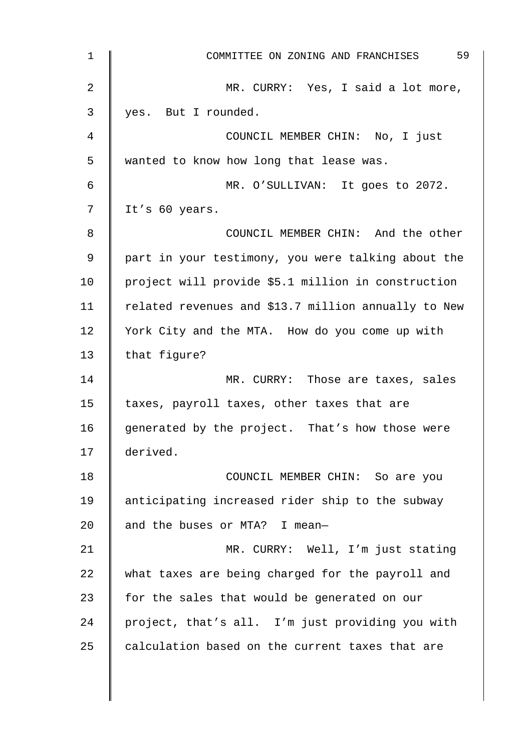MR. CURRY: Yes, I said a lot more, yes. But I rounded.

COUNCIL MEMBER CHIN: No, I just wanted to know how long that lease was.

MR. O'SULLIVAN: It goes to 2072. It's 60 years.

COUNCIL MEMBER CHIN: And the other part in your testimony, you were talking about the project will provide $5.1 million in construction related revenues and $13.7 million annually to New York City and the MTA. How do you come up with that figure?

MR. CURRY: Those are taxes, sales taxes, payroll taxes, other taxes that are generated by the project. That's how those were derived.

COUNCIL MEMBER CHIN: So are you anticipating increased rider ship to the subway and the buses or MTA? I mean—

MR. CURRY: Well, I'm just stating what taxes are being charged for the payroll and for the sales that would be generated on our project, that's all. I'm just providing you with calculation based on the current taxes that are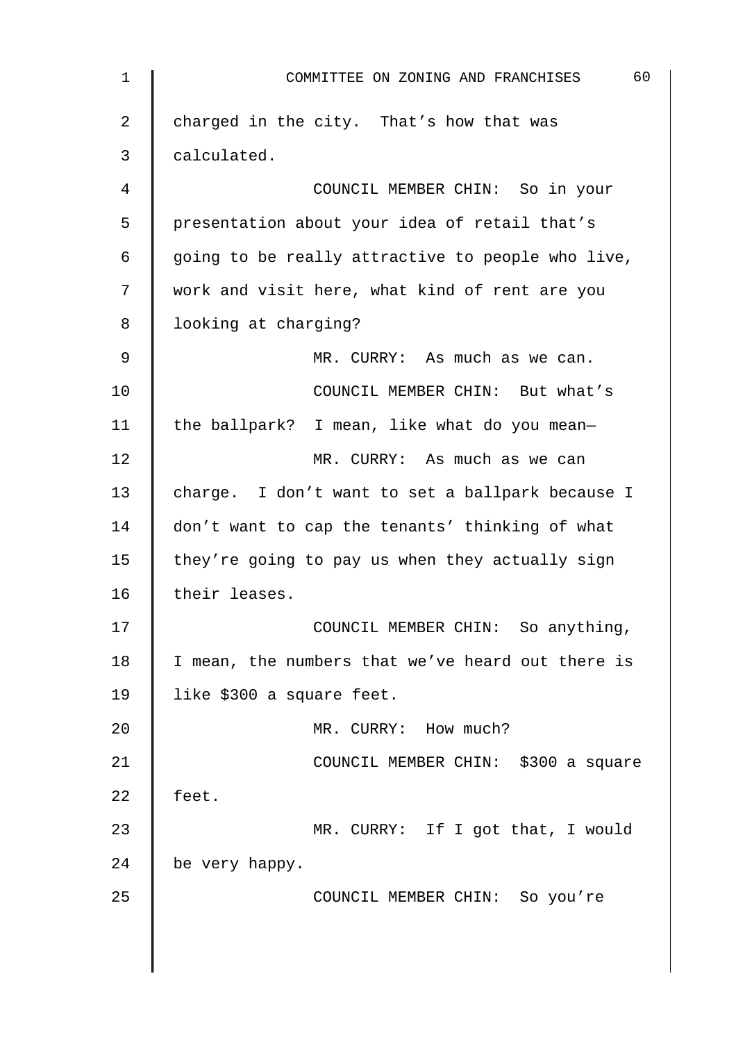charged in the city. That's how that was calculated.

COUNCIL MEMBER CHIN: So in your presentation about your idea of retail that's going to be really attractive to people who live, work and visit here, what kind of rent are you looking at charging?

MR. CURRY: As much as we can.

COUNCIL MEMBER CHIN: But what's the ballpark? I mean, like what do you mean—

MR. CURRY: As much as we can charge. I don't want to set a ballpark because I don't want to cap the tenants' thinking of what they're going to pay us when they actually sign their leases.

COUNCIL MEMBER CHIN: So anything, I mean, the numbers that we've heard out there is like $300 a square feet.

MR. CURRY: How much?

COUNCIL MEMBER CHIN: $300 a square feet.

MR. CURRY: If I got that, I would be very happy.

COUNCIL MEMBER CHIN: So you're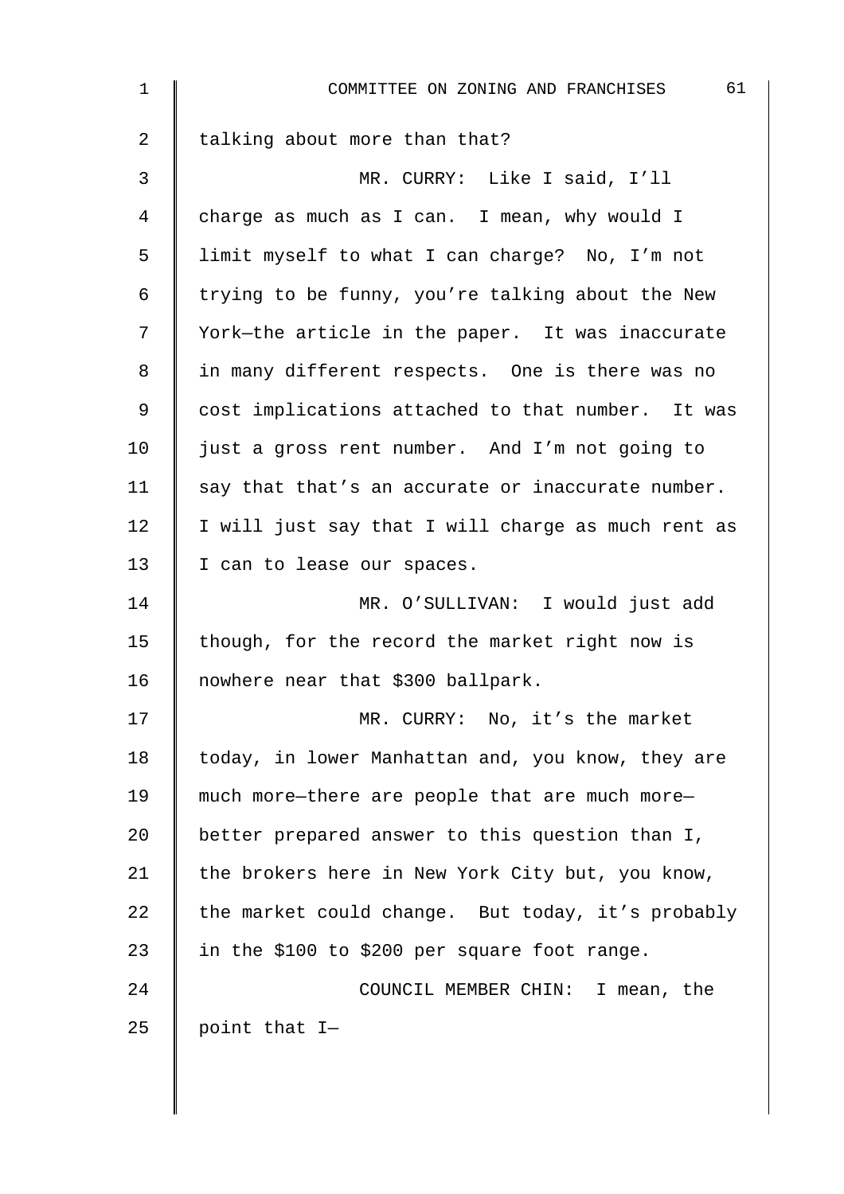talking about more than that?

MR. CURRY: Like I said, I'll charge as much as I can. I mean, why would I limit myself to what I can charge? No, I'm not trying to be funny, you're talking about the New York—the article in the paper. It was inaccurate in many different respects. One is there was no cost implications attached to that number. It was just a gross rent number. And I'm not going to say that that's an accurate or inaccurate number. I will just say that I will charge as much rent as I can to lease our spaces.

MR. O'SULLIVAN: I would just add though, for the record the market right now is nowhere near that $300 ballpark.

MR. CURRY: No, it's the market today, in lower Manhattan and, you know, they are much more—there are people that are much more—better prepared answer to this question than I, the brokers here in New York City but, you know, the market could change. But today, it's probably in the $100 to $200 per square foot range.

COUNCIL MEMBER CHIN: I mean, the point that I—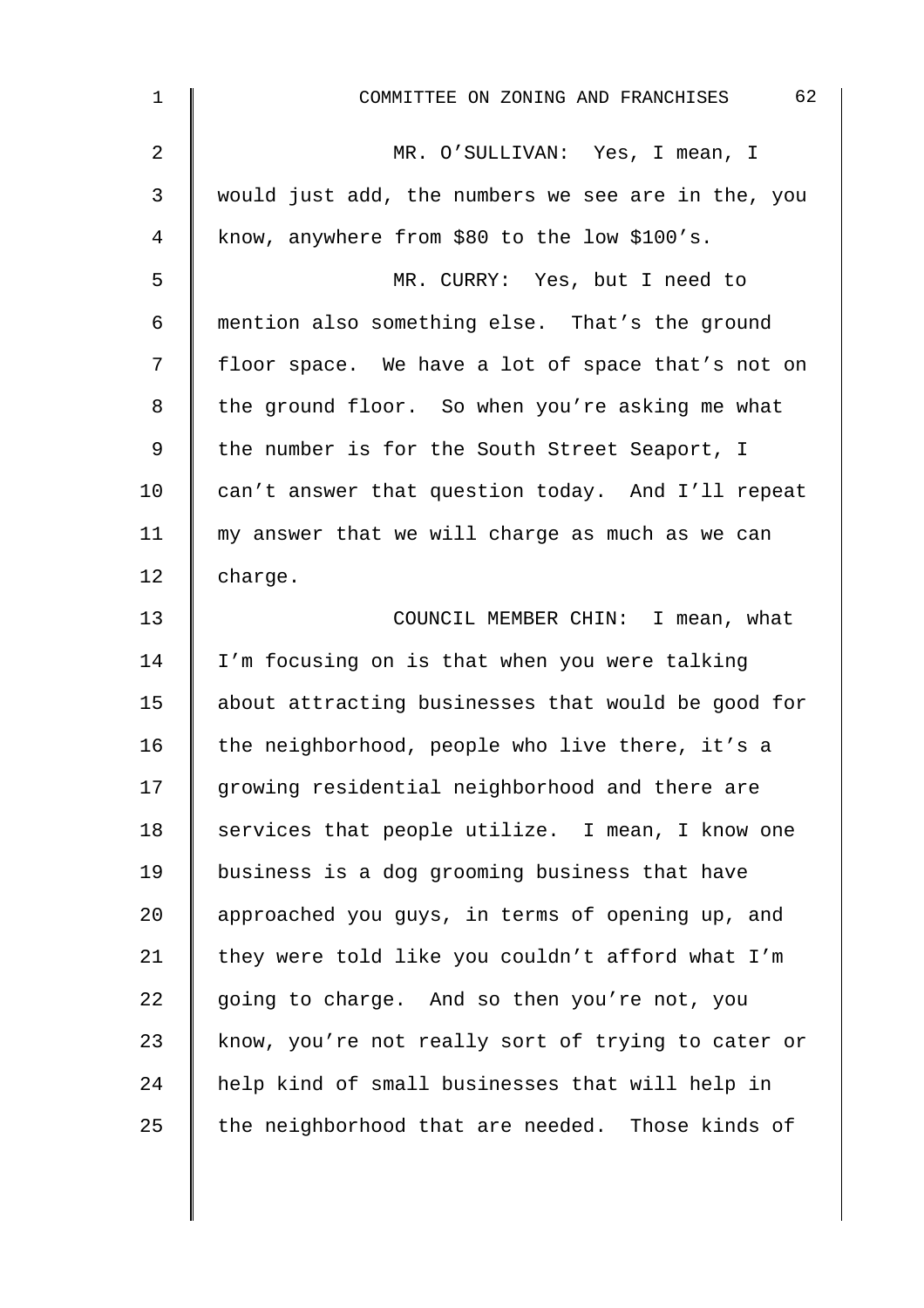MR. O'SULLIVAN: Yes, I mean, I would just add, the numbers we see are in the, you know, anywhere from $80 to the low $100's.

MR. CURRY: Yes, but I need to mention also something else. That's the ground floor space. We have a lot of space that's not on the ground floor. So when you're asking me what the number is for the South Street Seaport, I can't answer that question today. And I'll repeat my answer that we will charge as much as we can charge.

COUNCIL MEMBER CHIN: I mean, what I'm focusing on is that when you were talking about attracting businesses that would be good for the neighborhood, people who live there, it's a growing residential neighborhood and there are services that people utilize. I mean, I know one business is a dog grooming business that have approached you guys, in terms of opening up, and they were told like you couldn't afford what I'm going to charge. And so then you're not, you know, you're not really sort of trying to cater or help kind of small businesses that will help in the neighborhood that are needed. Those kinds of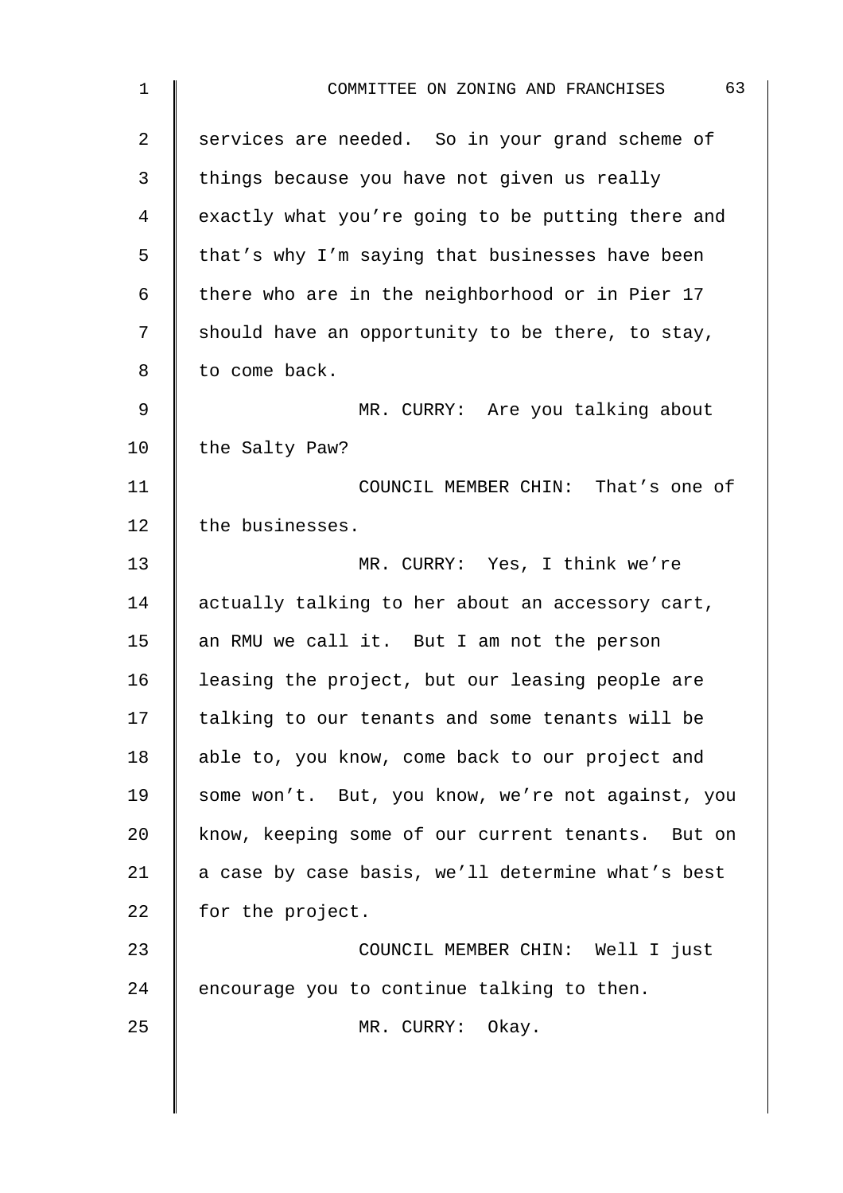services are needed. So in your grand scheme of things because you have not given us really exactly what you're going to be putting there and that's why I'm saying that businesses have been there who are in the neighborhood or in Pier 17 should have an opportunity to be there, to stay, to come back.

MR. CURRY: Are you talking about the Salty Paw?

COUNCIL MEMBER CHIN: That's one of the businesses.

MR. CURRY: Yes, I think we're actually talking to her about an accessory cart, an RMU we call it. But I am not the person leasing the project, but our leasing people are talking to our tenants and some tenants will be able to, you know, come back to our project and some won't. But, you know, we're not against, you know, keeping some of our current tenants. But on a case by case basis, we'll determine what's best for the project.

COUNCIL MEMBER CHIN: Well I just encourage you to continue talking to then.

MR. CURRY: Okay.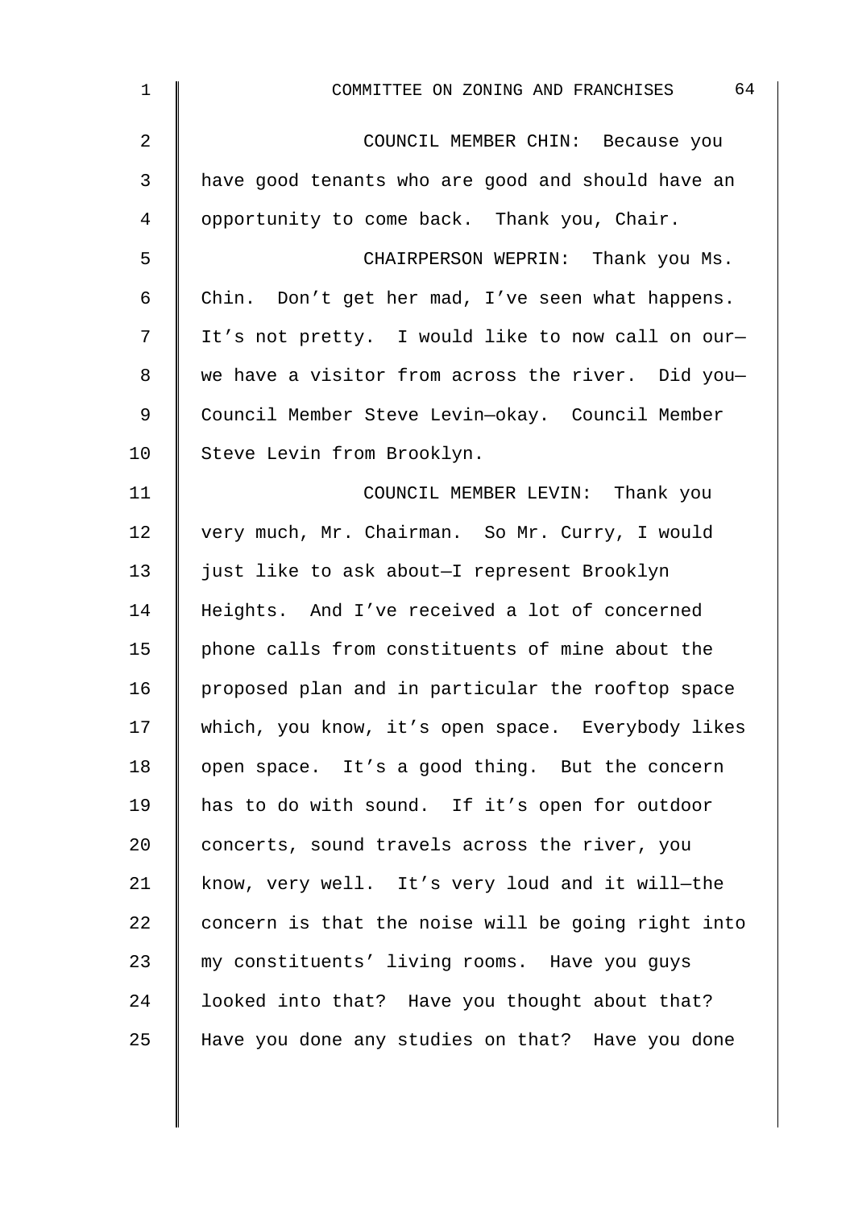COUNCIL MEMBER CHIN: Because you have good tenants who are good and should have an opportunity to come back. Thank you, Chair.

CHAIRPERSON WEPRIN: Thank you Ms. Chin. Don't get her mad, I've seen what happens. It's not pretty. I would like to now call on our—we have a visitor from across the river. Did you—Council Member Steve Levin—okay. Council Member Steve Levin from Brooklyn.

COUNCIL MEMBER LEVIN: Thank you very much, Mr. Chairman. So Mr. Curry, I would just like to ask about—I represent Brooklyn Heights. And I've received a lot of concerned phone calls from constituents of mine about the proposed plan and in particular the rooftop space which, you know, it's open space. Everybody likes open space. It's a good thing. But the concern has to do with sound. If it's open for outdoor concerts, sound travels across the river, you know, very well. It's very loud and it will—the concern is that the noise will be going right into my constituents' living rooms. Have you guys looked into that? Have you thought about that? Have you done any studies on that? Have you done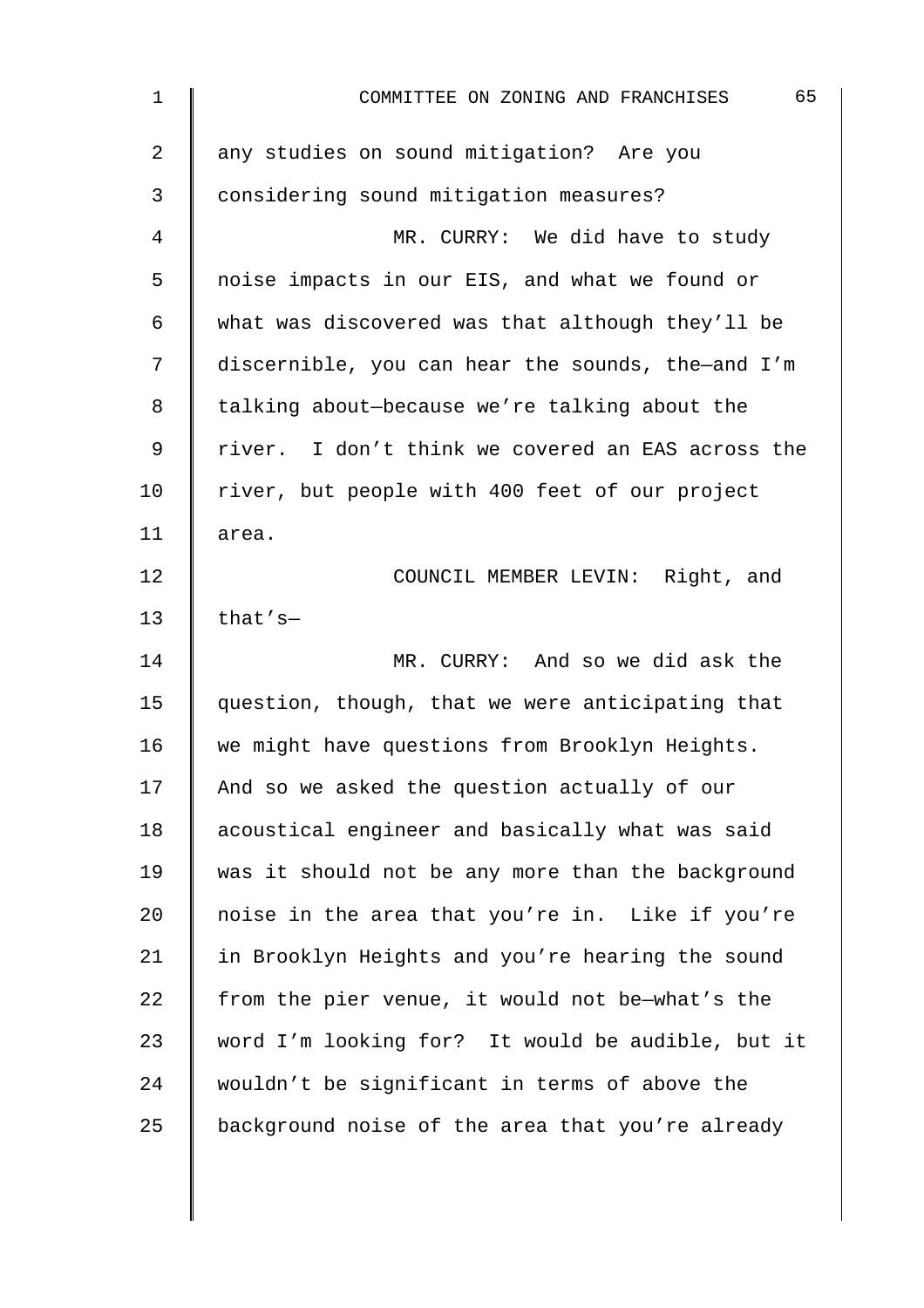any studies on sound mitigation? Are you considering sound mitigation measures?

MR. CURRY: We did have to study noise impacts in our EIS, and what we found or what was discovered was that although they'll be discernible, you can hear the sounds, the—and I'm talking about—because we're talking about the river. I don't think we covered an EAS across the river, but people with 400 feet of our project area.

COUNCIL MEMBER LEVIN: Right, and that's—

MR. CURRY: And so we did ask the question, though, that we were anticipating that we might have questions from Brooklyn Heights. And so we asked the question actually of our acoustical engineer and basically what was said was it should not be any more than the background noise in the area that you're in. Like if you're in Brooklyn Heights and you're hearing the sound from the pier venue, it would not be—what's the word I'm looking for? It would be audible, but it wouldn't be significant in terms of above the background noise of the area that you're already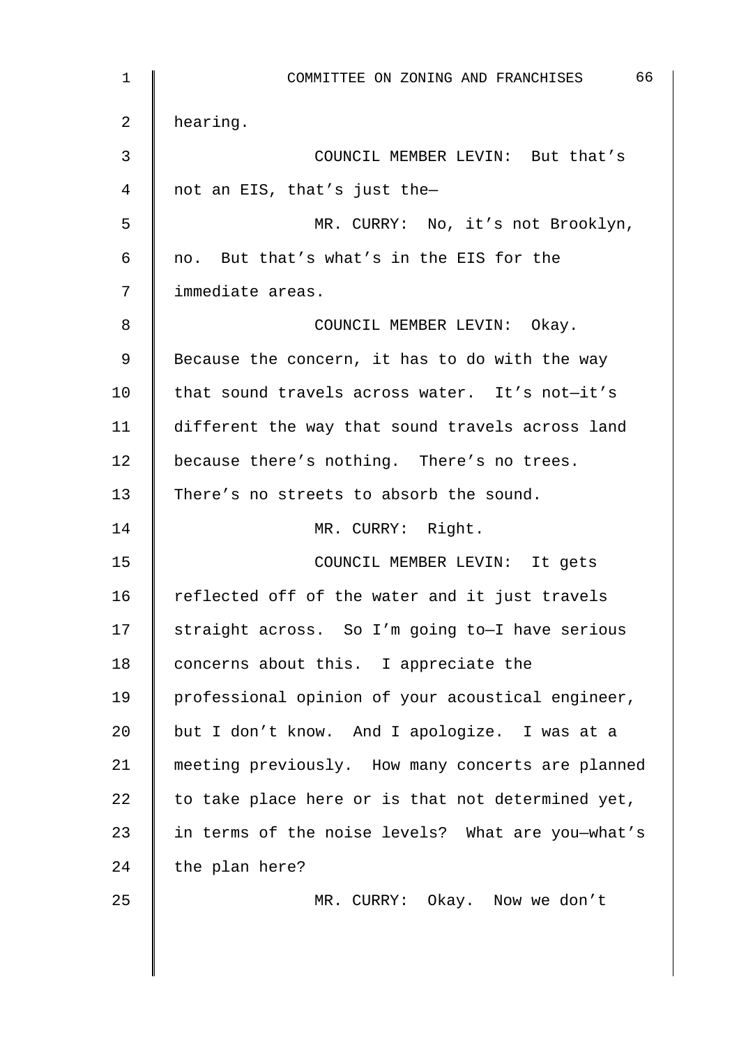hearing.

COUNCIL MEMBER LEVIN: But that's not an EIS, that's just the—

MR. CURRY: No, it's not Brooklyn, no. But that's what's in the EIS for the immediate areas.

COUNCIL MEMBER LEVIN: Okay. Because the concern, it has to do with the way that sound travels across water. It's not—it's different the way that sound travels across land because there's nothing. There's no trees. There's no streets to absorb the sound.

MR. CURRY: Right.

COUNCIL MEMBER LEVIN: It gets reflected off of the water and it just travels straight across. So I'm going to—I have serious concerns about this. I appreciate the professional opinion of your acoustical engineer, but I don't know. And I apologize. I was at a meeting previously. How many concerts are planned to take place here or is that not determined yet, in terms of the noise levels? What are you—what's the plan here?

MR. CURRY: Okay. Now we don't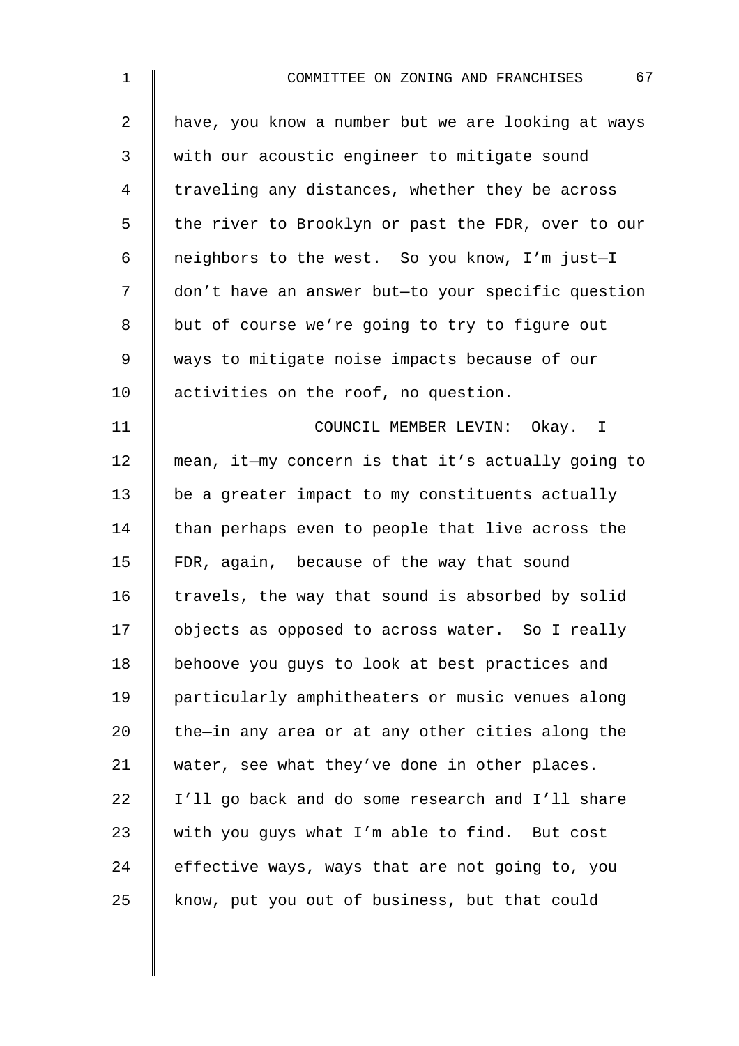have, you know a number but we are looking at ways with our acoustic engineer to mitigate sound traveling any distances, whether they be across the river to Brooklyn or past the FDR, over to our neighbors to the west. So you know, I'm just—I don't have an answer but—to your specific question but of course we're going to try to figure out ways to mitigate noise impacts because of our activities on the roof, no question.

COUNCIL MEMBER LEVIN: Okay. I mean, it—my concern is that it's actually going to be a greater impact to my constituents actually than perhaps even to people that live across the FDR, again, because of the way that sound travels, the way that sound is absorbed by solid objects as opposed to across water. So I really behoove you guys to look at best practices and particularly amphitheaters or music venues along the—in any area or at any other cities along the water, see what they've done in other places. I'll go back and do some research and I'll share with you guys what I'm able to find. But cost effective ways, ways that are not going to, you know, put you out of business, but that could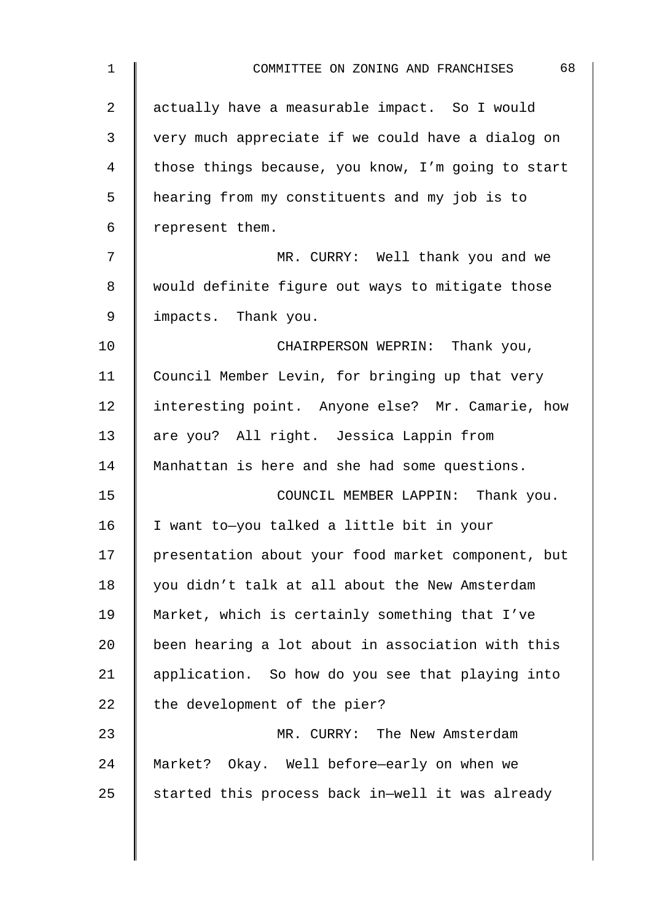actually have a measurable impact. So I would very much appreciate if we could have a dialog on those things because, you know, I'm going to start hearing from my constituents and my job is to represent them.

MR. CURRY: Well thank you and we would definite figure out ways to mitigate those impacts. Thank you.

CHAIRPERSON WEPRIN: Thank you, Council Member Levin, for bringing up that very interesting point. Anyone else? Mr. Camarie, how are you? All right. Jessica Lappin from Manhattan is here and she had some questions.

COUNCIL MEMBER LAPPIN: Thank you. I want to—you talked a little bit in your presentation about your food market component, but you didn't talk at all about the New Amsterdam Market, which is certainly something that I've been hearing a lot about in association with this application. So how do you see that playing into the development of the pier?

MR. CURRY: The New Amsterdam Market? Okay. Well before—early on when we started this process back in—well it was already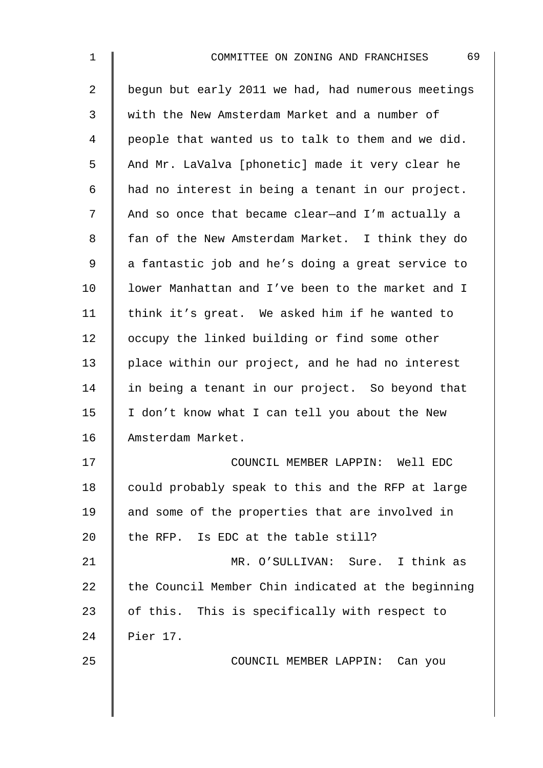begun but early 2011 we had, had numerous meetings with the New Amsterdam Market and a number of people that wanted us to talk to them and we did. And Mr. LaValva [phonetic] made it very clear he had no interest in being a tenant in our project. And so once that became clear—and I'm actually a fan of the New Amsterdam Market. I think they do a fantastic job and he's doing a great service to lower Manhattan and I've been to the market and I think it's great. We asked him if he wanted to occupy the linked building or find some other place within our project, and he had no interest in being a tenant in our project. So beyond that I don't know what I can tell you about the New Amsterdam Market.

COUNCIL MEMBER LAPPIN: Well EDC could probably speak to this and the RFP at large and some of the properties that are involved in the RFP. Is EDC at the table still?

MR. O'SULLIVAN: Sure. I think as the Council Member Chin indicated at the beginning of this. This is specifically with respect to Pier 17.

COUNCIL MEMBER LAPPIN: Can you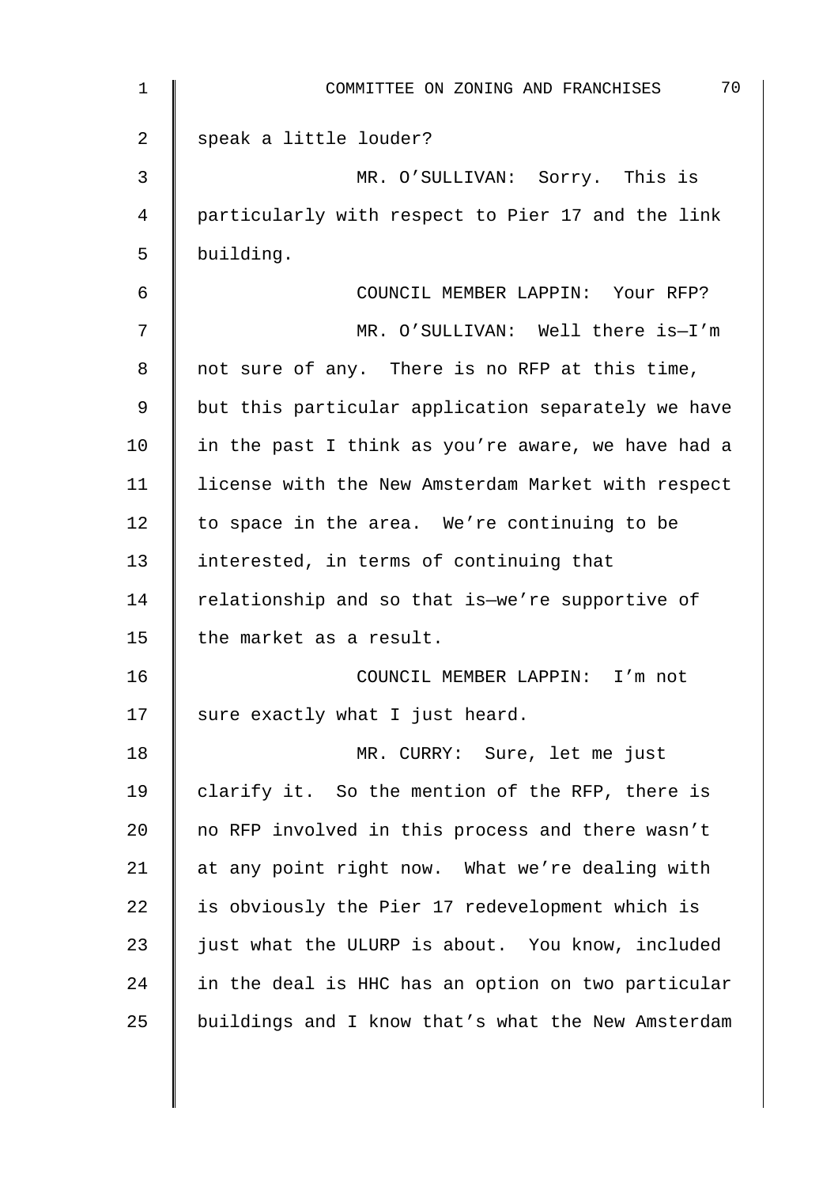speak a little louder?

MR. O'SULLIVAN: Sorry. This is particularly with respect to Pier 17 and the link building.

COUNCIL MEMBER LAPPIN: Your RFP?

MR. O'SULLIVAN: Well there is—I'm not sure of any. There is no RFP at this time, but this particular application separately we have in the past I think as you're aware, we have had a license with the New Amsterdam Market with respect to space in the area. We're continuing to be interested, in terms of continuing that relationship and so that is—we're supportive of the market as a result.

COUNCIL MEMBER LAPPIN: I'm not sure exactly what I just heard.

MR. CURRY: Sure, let me just clarify it. So the mention of the RFP, there is no RFP involved in this process and there wasn't at any point right now. What we're dealing with is obviously the Pier 17 redevelopment which is just what the ULURP is about. You know, included in the deal is HHC has an option on two particular buildings and I know that's what the New Amsterdam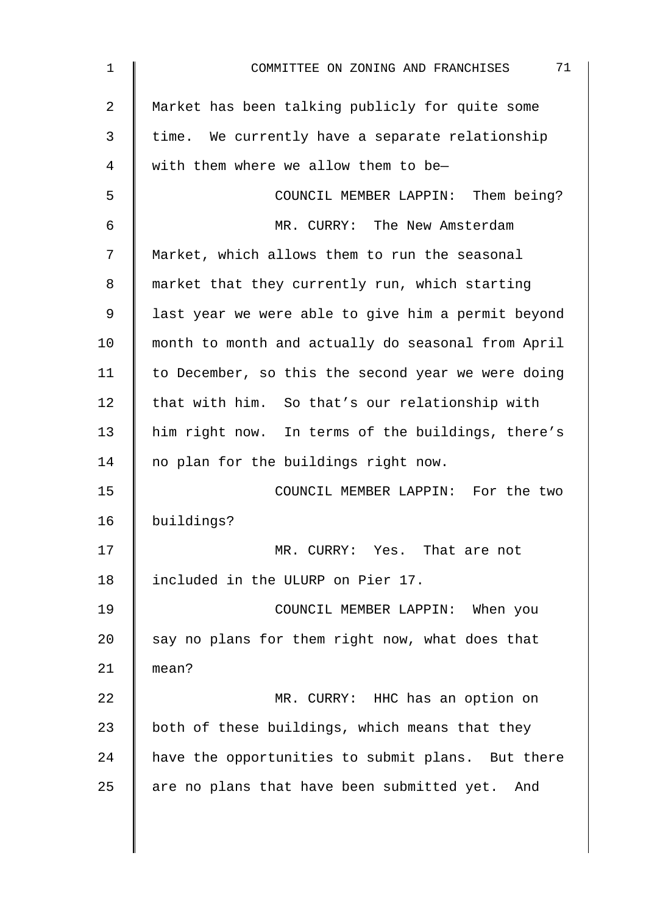Market has been talking publicly for quite some time. We currently have a separate relationship with them where we allow them to be—

COUNCIL MEMBER LAPPIN: Them being?

MR. CURRY: The New Amsterdam Market, which allows them to run the seasonal market that they currently run, which starting last year we were able to give him a permit beyond month to month and actually do seasonal from April to December, so this the second year we were doing that with him. So that's our relationship with him right now. In terms of the buildings, there's no plan for the buildings right now.

COUNCIL MEMBER LAPPIN: For the two buildings?

MR. CURRY: Yes. That are not included in the ULURP on Pier 17.

COUNCIL MEMBER LAPPIN: When you say no plans for them right now, what does that mean?

MR. CURRY: HHC has an option on both of these buildings, which means that they have the opportunities to submit plans. But there are no plans that have been submitted yet. And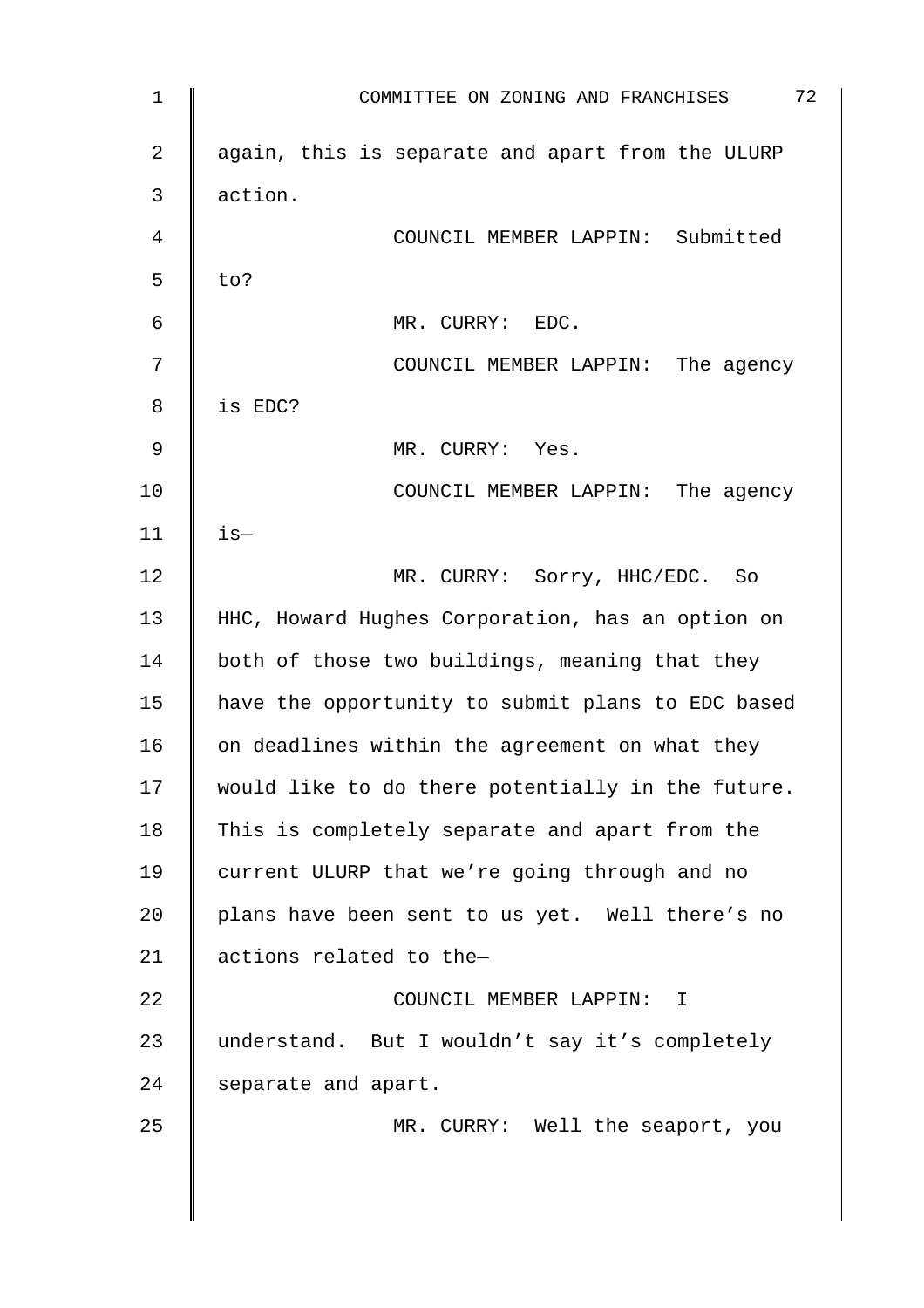again, this is separate and apart from the ULURP action.

COUNCIL MEMBER LAPPIN: Submitted to?

MR. CURRY: EDC.

COUNCIL MEMBER LAPPIN: The agency is EDC?

MR. CURRY: Yes.

COUNCIL MEMBER LAPPIN: The agency is—

MR. CURRY: Sorry, HHC/EDC. So HHC, Howard Hughes Corporation, has an option on both of those two buildings, meaning that they have the opportunity to submit plans to EDC based on deadlines within the agreement on what they would like to do there potentially in the future. This is completely separate and apart from the current ULURP that we're going through and no plans have been sent to us yet. Well there's no actions related to the—

COUNCIL MEMBER LAPPIN: I understand. But I wouldn't say it's completely separate and apart.

MR. CURRY: Well the seaport, you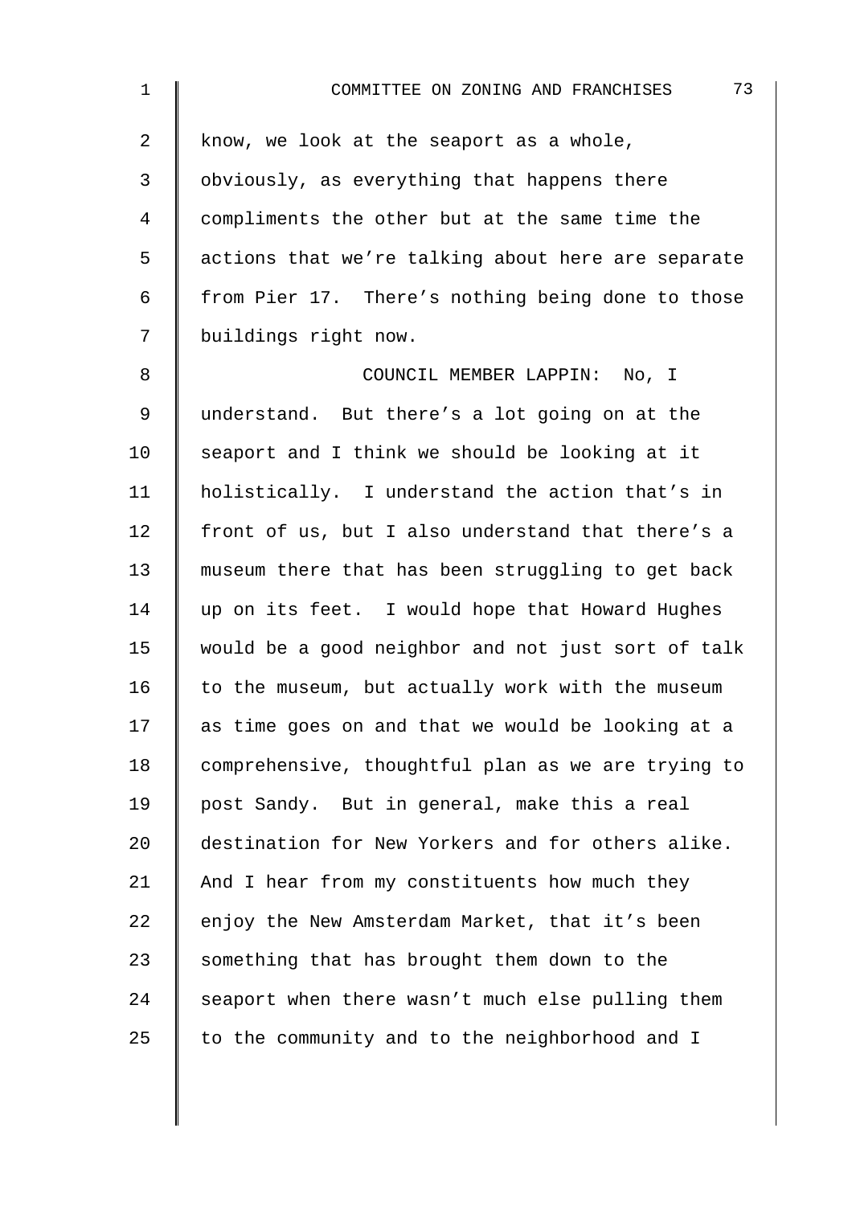know, we look at the seaport as a whole, obviously, as everything that happens there compliments the other but at the same time the actions that we're talking about here are separate from Pier 17. There's nothing being done to those buildings right now.

COUNCIL MEMBER LAPPIN: No, I understand. But there's a lot going on at the seaport and I think we should be looking at it holistically. I understand the action that's in front of us, but I also understand that there's a museum there that has been struggling to get back up on its feet. I would hope that Howard Hughes would be a good neighbor and not just sort of talk to the museum, but actually work with the museum as time goes on and that we would be looking at a comprehensive, thoughtful plan as we are trying to post Sandy. But in general, make this a real destination for New Yorkers and for others alike. And I hear from my constituents how much they enjoy the New Amsterdam Market, that it's been something that has brought them down to the seaport when there wasn't much else pulling them to the community and to the neighborhood and I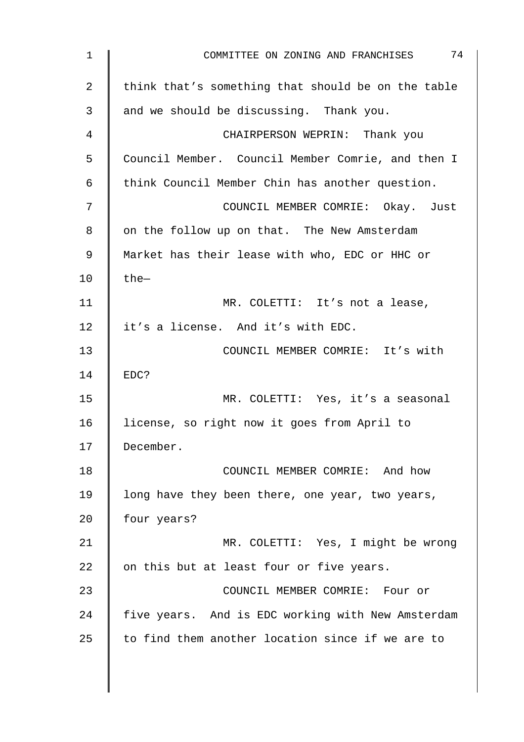think that's something that should be on the table and we should be discussing. Thank you.

CHAIRPERSON WEPRIN: Thank you Council Member. Council Member Comrie, and then I think Council Member Chin has another question.

COUNCIL MEMBER COMRIE: Okay. Just on the follow up on that. The New Amsterdam Market has their lease with who, EDC or HHC or the—

MR. COLETTI: It's not a lease, it's a license. And it's with EDC.

COUNCIL MEMBER COMRIE: It's with EDC?

MR. COLETTI: Yes, it's a seasonal license, so right now it goes from April to December.

COUNCIL MEMBER COMRIE: And how long have they been there, one year, two years, four years?

MR. COLETTI: Yes, I might be wrong on this but at least four or five years.

COUNCIL MEMBER COMRIE: Four or five years. And is EDC working with New Amsterdam to find them another location since if we are to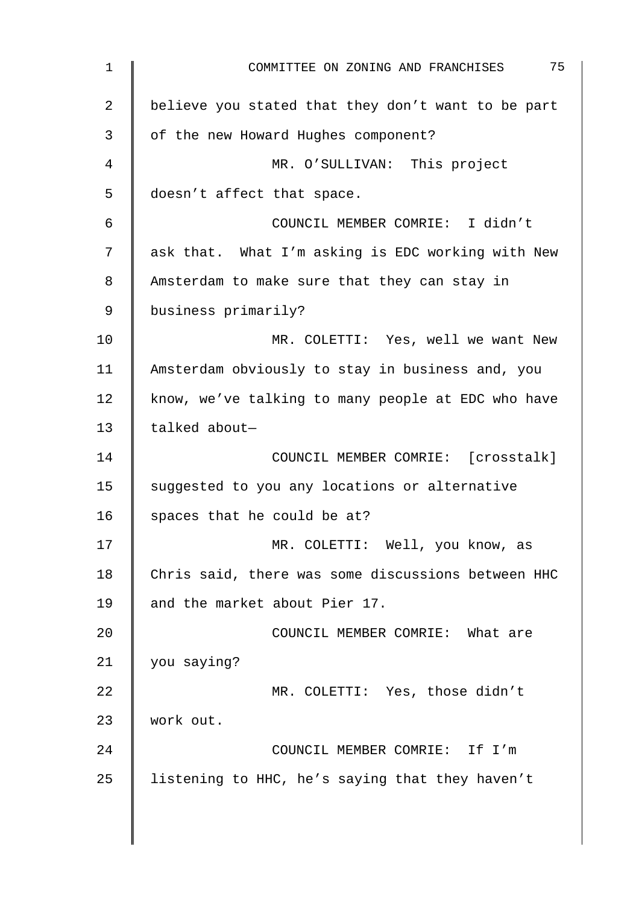believe you stated that they don't want to be part of the new Howard Hughes component?

MR. O'SULLIVAN: This project doesn't affect that space.

COUNCIL MEMBER COMRIE: I didn't ask that. What I'm asking is EDC working with New Amsterdam to make sure that they can stay in business primarily?

MR. COLETTI: Yes, well we want New Amsterdam obviously to stay in business and, you know, we've talking to many people at EDC who have talked about—

COUNCIL MEMBER COMRIE: [crosstalk] suggested to you any locations or alternative spaces that he could be at?

MR. COLETTI: Well, you know, as Chris said, there was some discussions between HHC and the market about Pier 17.

COUNCIL MEMBER COMRIE: What are you saying?

MR. COLETTI: Yes, those didn't work out.

COUNCIL MEMBER COMRIE: If I'm listening to HHC, he's saying that they haven't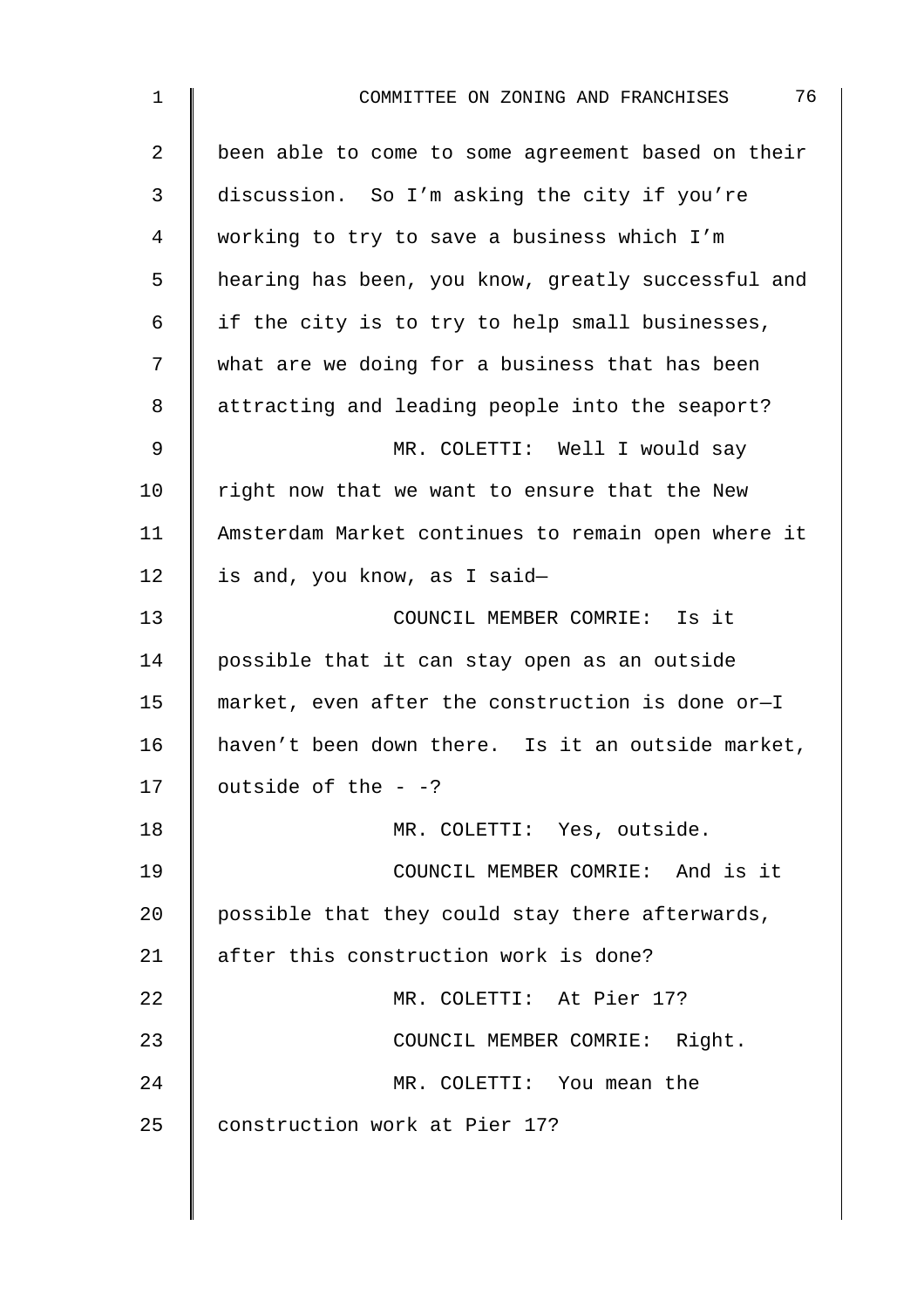been able to come to some agreement based on their discussion. So I'm asking the city if you're working to try to save a business which I'm hearing has been, you know, greatly successful and if the city is to try to help small businesses, what are we doing for a business that has been attracting and leading people into the seaport?

MR. COLETTI: Well I would say right now that we want to ensure that the New Amsterdam Market continues to remain open where it is and, you know, as I said—

COUNCIL MEMBER COMRIE: Is it possible that it can stay open as an outside market, even after the construction is done or—I haven't been down there. Is it an outside market, outside of the - -?

MR. COLETTI: Yes, outside.

COUNCIL MEMBER COMRIE: And is it possible that they could stay there afterwards, after this construction work is done?

MR. COLETTI: At Pier 17?

COUNCIL MEMBER COMRIE: Right.

MR. COLETTI: You mean the construction work at Pier 17?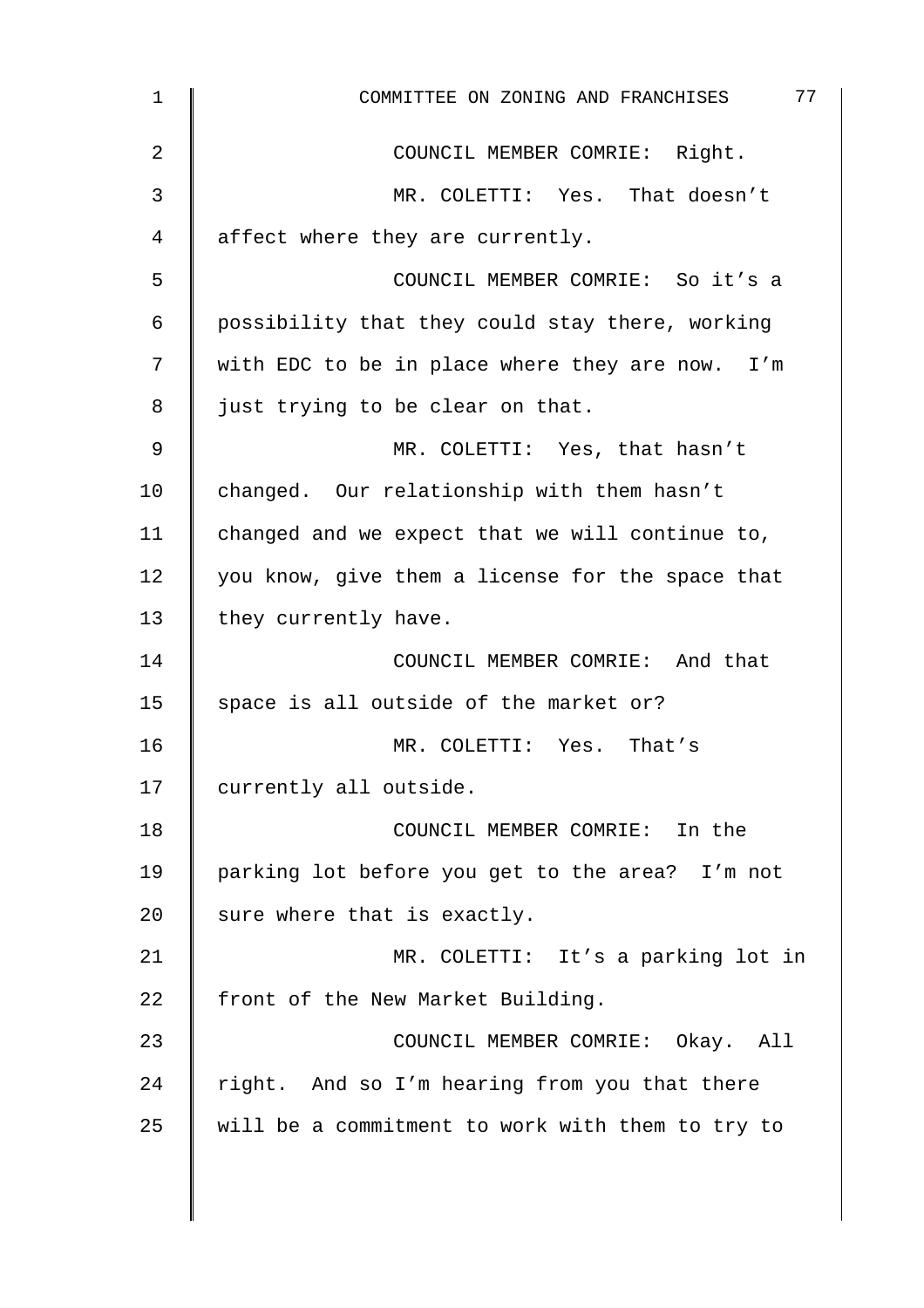COUNCIL MEMBER COMRIE: Right.

MR. COLETTI: Yes. That doesn't affect where they are currently.

COUNCIL MEMBER COMRIE: So it's a possibility that they could stay there, working with EDC to be in place where they are now. I'm just trying to be clear on that.

MR. COLETTI: Yes, that hasn't changed. Our relationship with them hasn't changed and we expect that we will continue to, you know, give them a license for the space that they currently have.

COUNCIL MEMBER COMRIE: And that space is all outside of the market or?

MR. COLETTI: Yes. That's currently all outside.

COUNCIL MEMBER COMRIE: In the parking lot before you get to the area? I'm not sure where that is exactly.

MR. COLETTI: It's a parking lot in front of the New Market Building.

COUNCIL MEMBER COMRIE: Okay. All right. And so I'm hearing from you that there will be a commitment to work with them to try to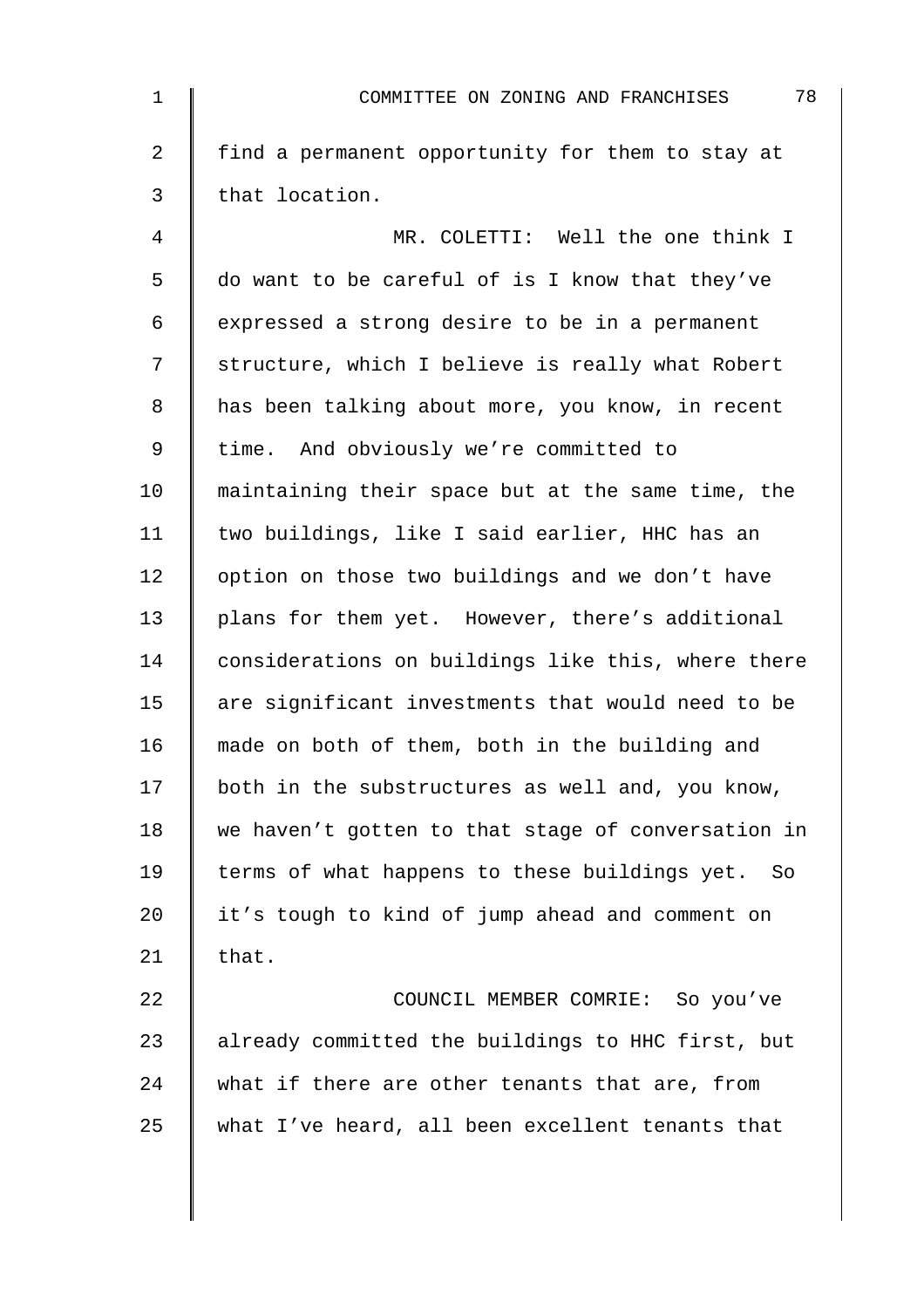find a permanent opportunity for them to stay at that location.

MR. COLETTI: Well the one think I do want to be careful of is I know that they've expressed a strong desire to be in a permanent structure, which I believe is really what Robert has been talking about more, you know, in recent time. And obviously we're committed to maintaining their space but at the same time, the two buildings, like I said earlier, HHC has an option on those two buildings and we don't have plans for them yet. However, there's additional considerations on buildings like this, where there are significant investments that would need to be made on both of them, both in the building and both in the substructures as well and, you know, we haven't gotten to that stage of conversation in terms of what happens to these buildings yet. So it's tough to kind of jump ahead and comment on that.

COUNCIL MEMBER COMRIE: So you've already committed the buildings to HHC first, but what if there are other tenants that are, from what I've heard, all been excellent tenants that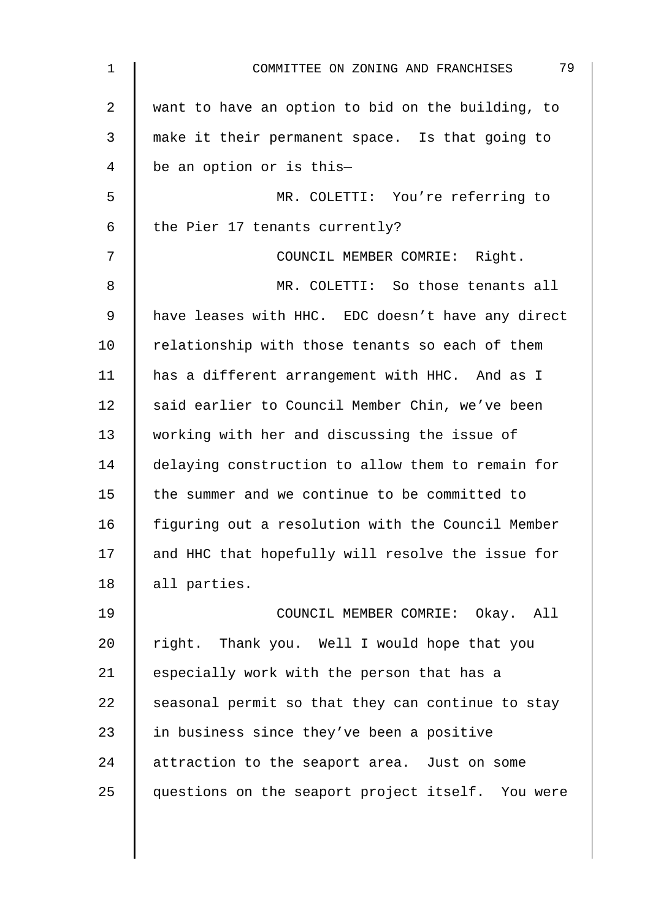want to have an option to bid on the building, to make it their permanent space. Is that going to be an option or is this—

MR. COLETTI: You're referring to the Pier 17 tenants currently?

COUNCIL MEMBER COMRIE: Right.

MR. COLETTI: So those tenants all have leases with HHC. EDC doesn't have any direct relationship with those tenants so each of them has a different arrangement with HHC. And as I said earlier to Council Member Chin, we've been working with her and discussing the issue of delaying construction to allow them to remain for the summer and we continue to be committed to figuring out a resolution with the Council Member and HHC that hopefully will resolve the issue for all parties.

COUNCIL MEMBER COMRIE: Okay. All right. Thank you. Well I would hope that you especially work with the person that has a seasonal permit so that they can continue to stay in business since they've been a positive attraction to the seaport area. Just on some questions on the seaport project itself. You were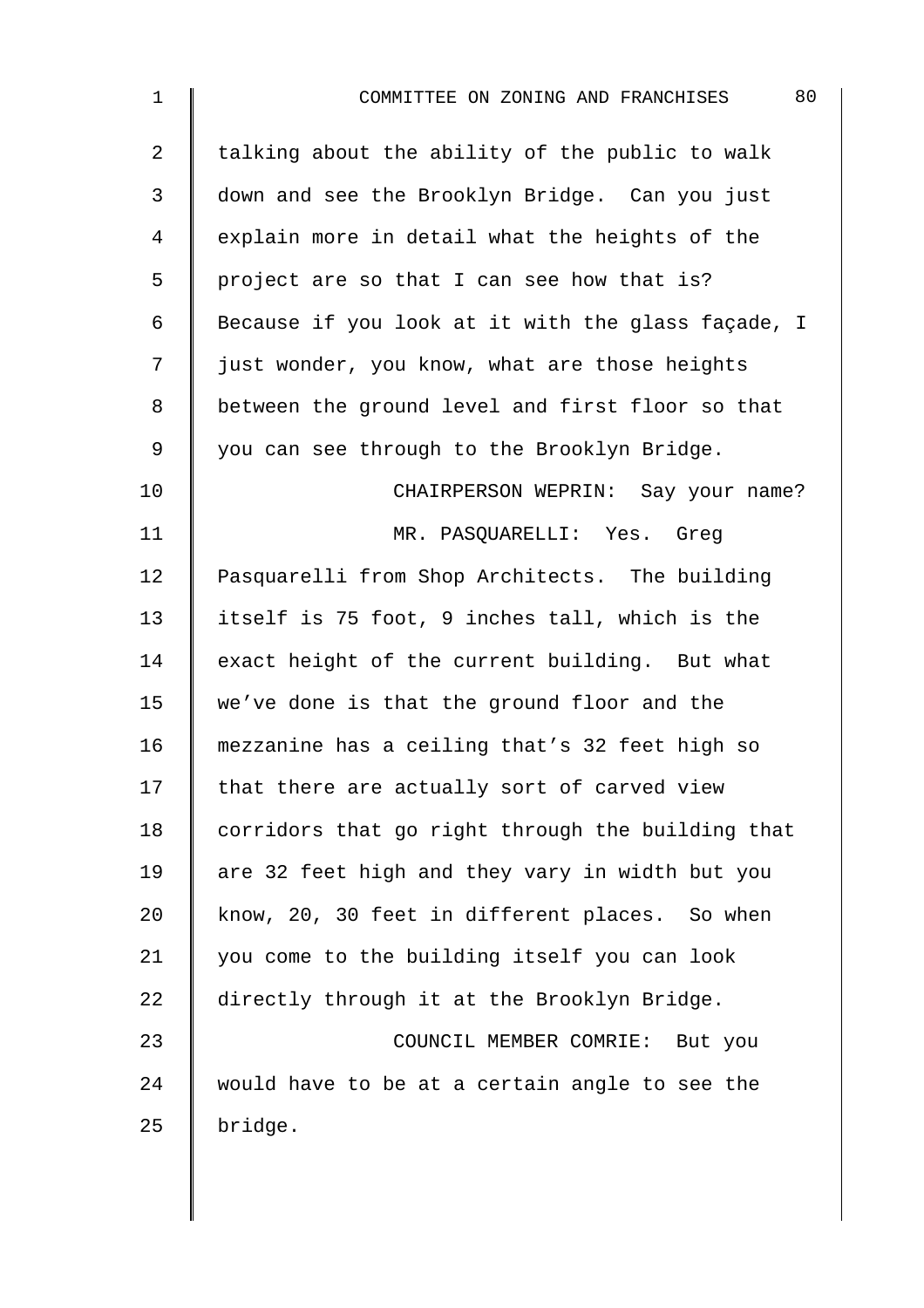talking about the ability of the public to walk down and see the Brooklyn Bridge. Can you just explain more in detail what the heights of the project are so that I can see how that is? Because if you look at it with the glass façade, I just wonder, you know, what are those heights between the ground level and first floor so that you can see through to the Brooklyn Bridge.

CHAIRPERSON WEPRIN: Say your name?

MR. PASQUARELLI: Yes. Greg Pasquarelli from Shop Architects. The building itself is 75 foot, 9 inches tall, which is the exact height of the current building. But what we've done is that the ground floor and the mezzanine has a ceiling that's 32 feet high so that there are actually sort of carved view corridors that go right through the building that are 32 feet high and they vary in width but you know, 20, 30 feet in different places. So when you come to the building itself you can look directly through it at the Brooklyn Bridge.

COUNCIL MEMBER COMRIE: But you would have to be at a certain angle to see the bridge.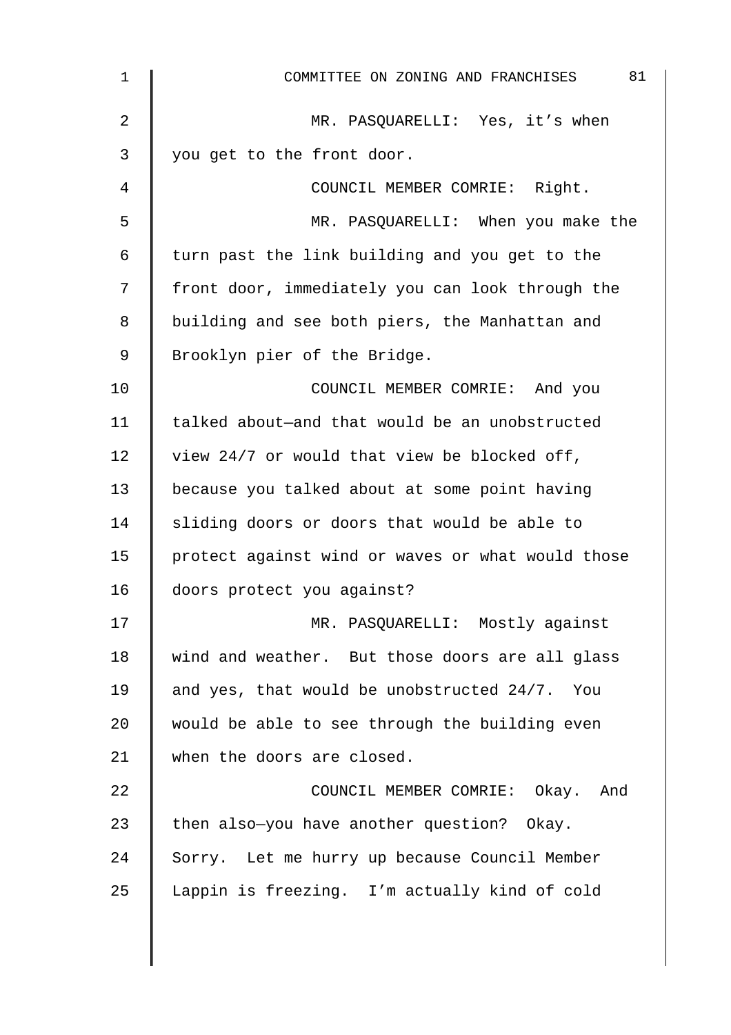MR. PASQUARELLI: Yes, it's when you get to the front door.

COUNCIL MEMBER COMRIE: Right.

MR. PASQUARELLI: When you make the turn past the link building and you get to the front door, immediately you can look through the building and see both piers, the Manhattan and Brooklyn pier of the Bridge.

COUNCIL MEMBER COMRIE: And you talked about—and that would be an unobstructed view 24/7 or would that view be blocked off, because you talked about at some point having sliding doors or doors that would be able to protect against wind or waves or what would those doors protect you against?

MR. PASQUARELLI: Mostly against wind and weather. But those doors are all glass and yes, that would be unobstructed 24/7. You would be able to see through the building even when the doors are closed.

COUNCIL MEMBER COMRIE: Okay. And then also—you have another question? Okay. Sorry. Let me hurry up because Council Member Lappin is freezing. I'm actually kind of cold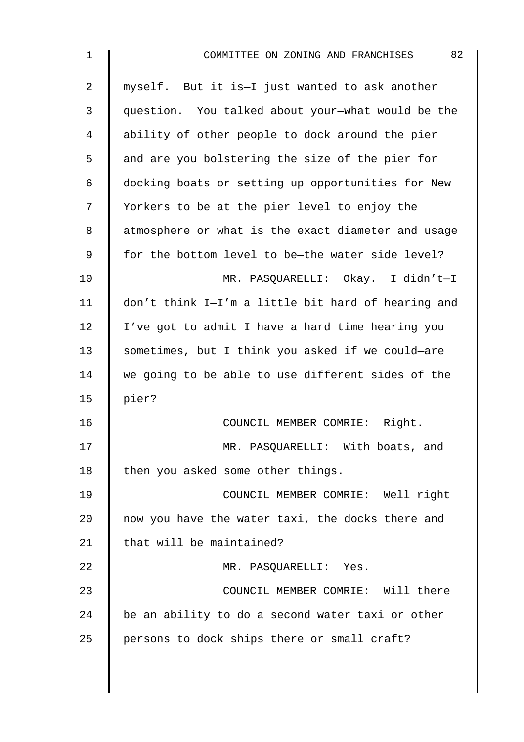myself. But it is—I just wanted to ask another question. You talked about your—what would be the ability of other people to dock around the pier and are you bolstering the size of the pier for docking boats or setting up opportunities for New Yorkers to be at the pier level to enjoy the atmosphere or what is the exact diameter and usage for the bottom level to be—the water side level?

MR. PASQUARELLI: Okay. I didn't—I don't think I—I'm a little bit hard of hearing and I've got to admit I have a hard time hearing you sometimes, but I think you asked if we could—are we going to be able to use different sides of the pier?

COUNCIL MEMBER COMRIE: Right.

MR. PASQUARELLI: With boats, and then you asked some other things.

COUNCIL MEMBER COMRIE: Well right now you have the water taxi, the docks there and that will be maintained?

MR. PASQUARELLI: Yes.

COUNCIL MEMBER COMRIE: Will there be an ability to do a second water taxi or other persons to dock ships there or small craft?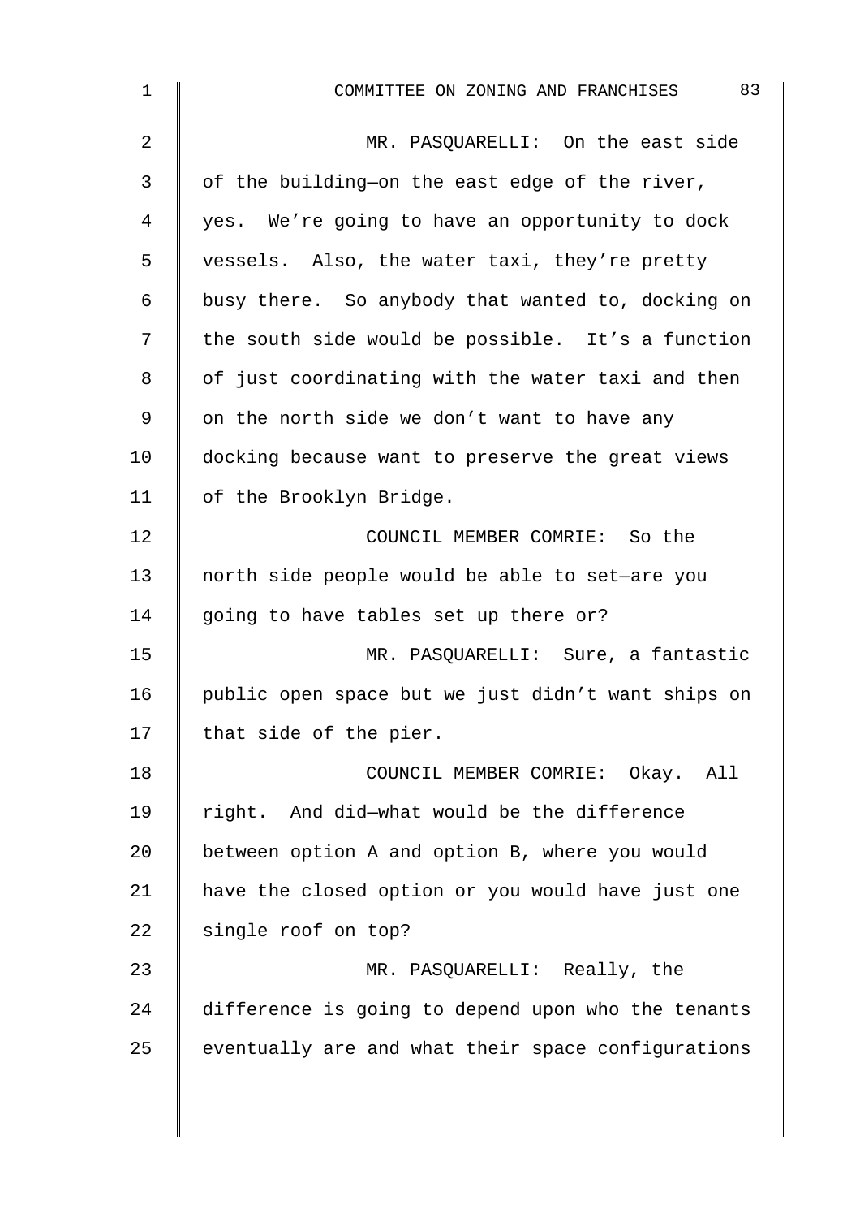MR. PASQUARELLI: On the east side of the building—on the east edge of the river, yes. We're going to have an opportunity to dock vessels. Also, the water taxi, they're pretty busy there. So anybody that wanted to, docking on the south side would be possible. It's a function of just coordinating with the water taxi and then on the north side we don't want to have any docking because want to preserve the great views of the Brooklyn Bridge.

COUNCIL MEMBER COMRIE: So the north side people would be able to set—are you going to have tables set up there or?

MR. PASQUARELLI: Sure, a fantastic public open space but we just didn't want ships on that side of the pier.

COUNCIL MEMBER COMRIE: Okay. All right. And did—what would be the difference between option A and option B, where you would have the closed option or you would have just one single roof on top?

MR. PASQUARELLI: Really, the difference is going to depend upon who the tenants eventually are and what their space configurations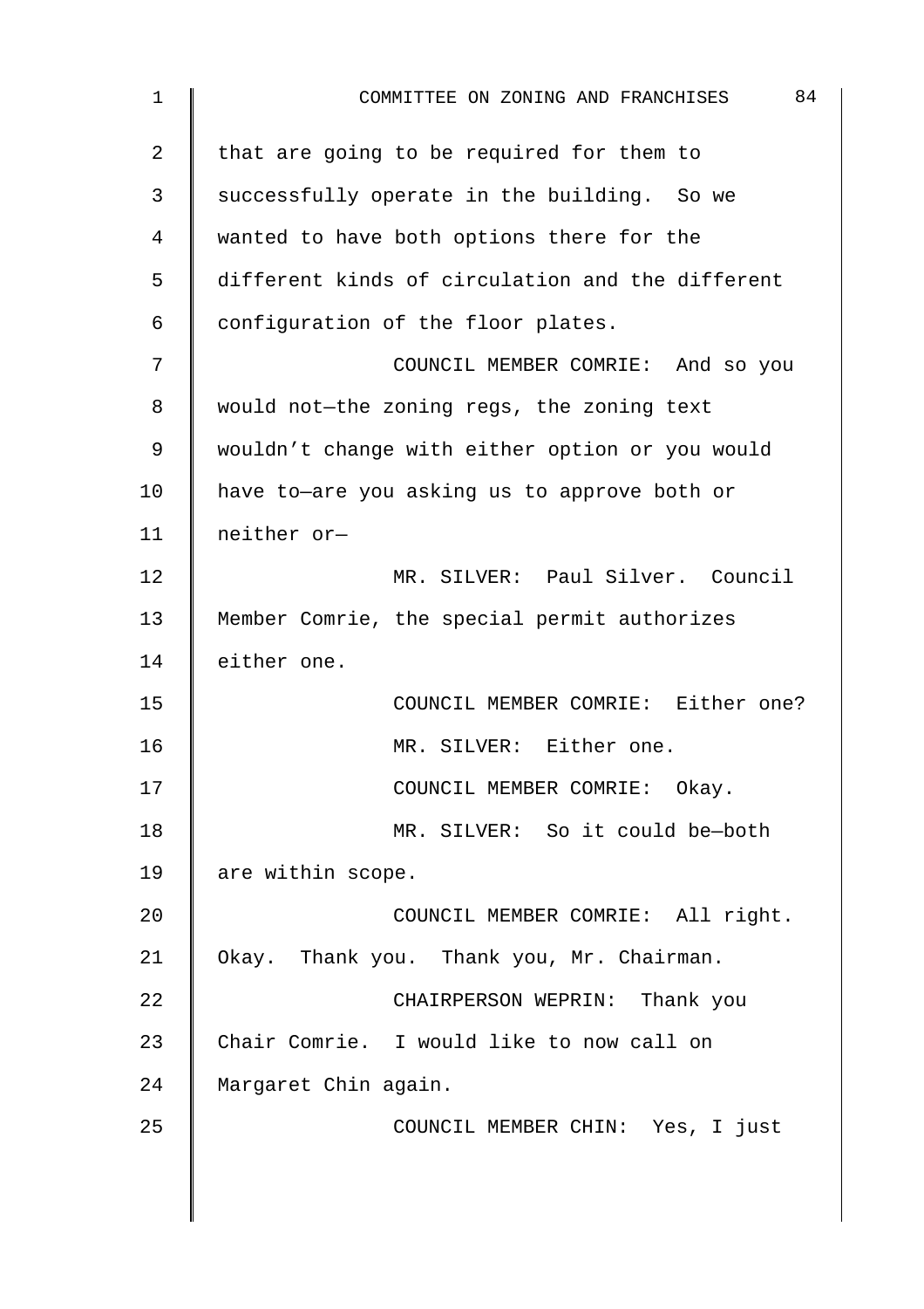that are going to be required for them to successfully operate in the building. So we wanted to have both options there for the different kinds of circulation and the different configuration of the floor plates.

COUNCIL MEMBER COMRIE: And so you would not—the zoning regs, the zoning text wouldn't change with either option or you would have to—are you asking us to approve both or neither or—

MR. SILVER: Paul Silver. Council Member Comrie, the special permit authorizes either one.

COUNCIL MEMBER COMRIE: Either one?

MR. SILVER: Either one.

COUNCIL MEMBER COMRIE: Okay.

MR. SILVER: So it could be—both are within scope.

COUNCIL MEMBER COMRIE: All right. Okay. Thank you. Thank you, Mr. Chairman.

CHAIRPERSON WEPRIN: Thank you Chair Comrie. I would like to now call on Margaret Chin again.

COUNCIL MEMBER CHIN: Yes, I just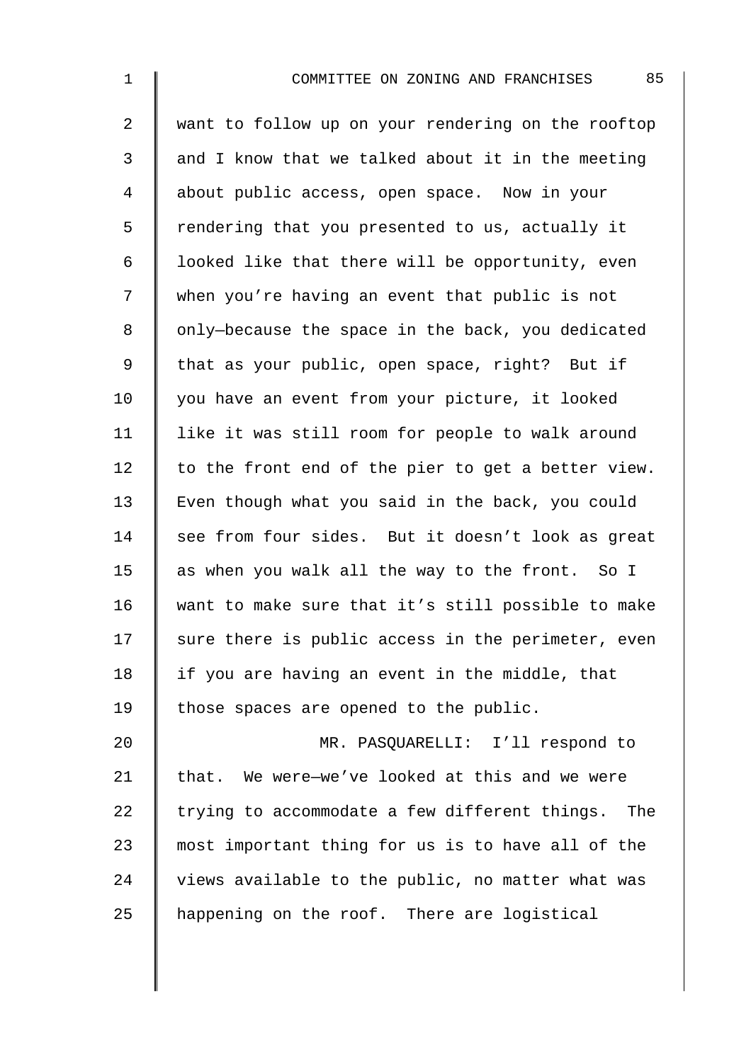want to follow up on your rendering on the rooftop and I know that we talked about it in the meeting about public access, open space. Now in your rendering that you presented to us, actually it looked like that there will be opportunity, even when you're having an event that public is not only—because the space in the back, you dedicated that as your public, open space, right? But if you have an event from your picture, it looked like it was still room for people to walk around to the front end of the pier to get a better view. Even though what you said in the back, you could see from four sides. But it doesn't look as great as when you walk all the way to the front. So I want to make sure that it's still possible to make sure there is public access in the perimeter, even if you are having an event in the middle, that those spaces are opened to the public.

MR. PASQUARELLI: I'll respond to that. We were—we've looked at this and we were trying to accommodate a few different things. The most important thing for us is to have all of the views available to the public, no matter what was happening on the roof. There are logistical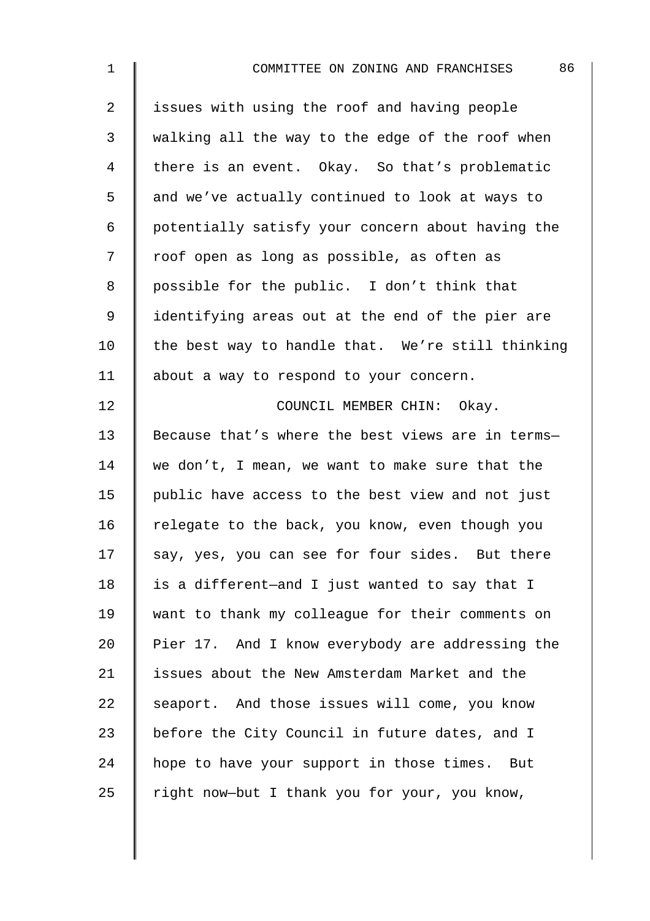issues with using the roof and having people walking all the way to the edge of the roof when there is an event. Okay. So that's problematic and we've actually continued to look at ways to potentially satisfy your concern about having the roof open as long as possible, as often as possible for the public. I don't think that identifying areas out at the end of the pier are the best way to handle that. We're still thinking about a way to respond to your concern.

COUNCIL MEMBER CHIN: Okay. Because that's where the best views are in terms— we don't, I mean, we want to make sure that the public have access to the best view and not just relegate to the back, you know, even though you say, yes, you can see for four sides. But there is a different—and I just wanted to say that I want to thank my colleague for their comments on Pier 17. And I know everybody are addressing the issues about the New Amsterdam Market and the seaport. And those issues will come, you know before the City Council in future dates, and I hope to have your support in those times. But right now—but I thank you for your, you know,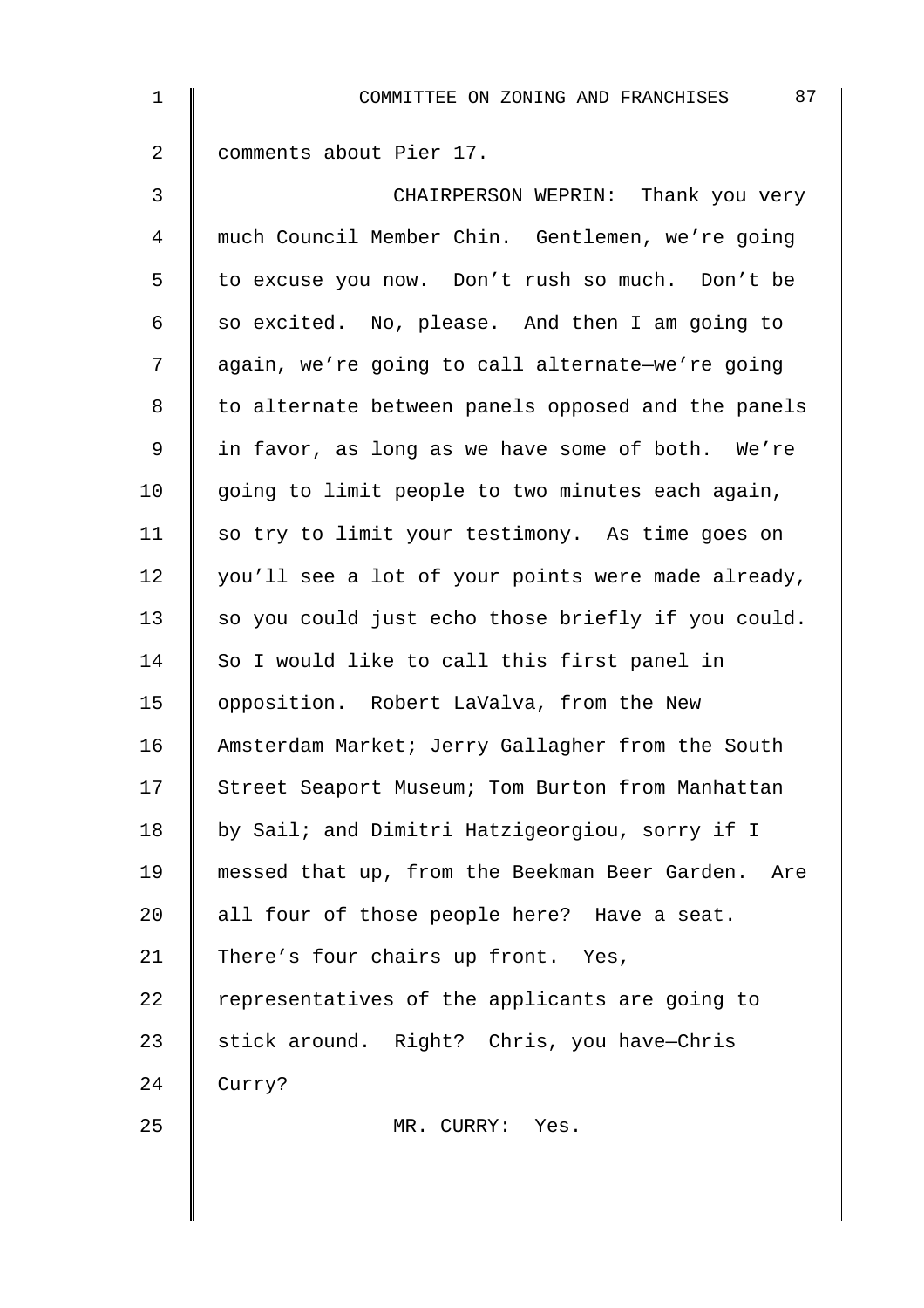comments about Pier 17.

CHAIRPERSON WEPRIN: Thank you very much Council Member Chin. Gentlemen, we're going to excuse you now. Don't rush so much. Don't be so excited. No, please. And then I am going to again, we're going to call alternate—we're going to alternate between panels opposed and the panels in favor, as long as we have some of both. We're going to limit people to two minutes each again, so try to limit your testimony. As time goes on you'll see a lot of your points were made already, so you could just echo those briefly if you could. So I would like to call this first panel in opposition. Robert LaValva, from the New Amsterdam Market; Jerry Gallagher from the South Street Seaport Museum; Tom Burton from Manhattan by Sail; and Dimitri Hatzigeorgiou, sorry if I messed that up, from the Beekman Beer Garden. Are all four of those people here? Have a seat. There's four chairs up front. Yes, representatives of the applicants are going to stick around. Right? Chris, you have—Chris Curry?

MR. CURRY: Yes.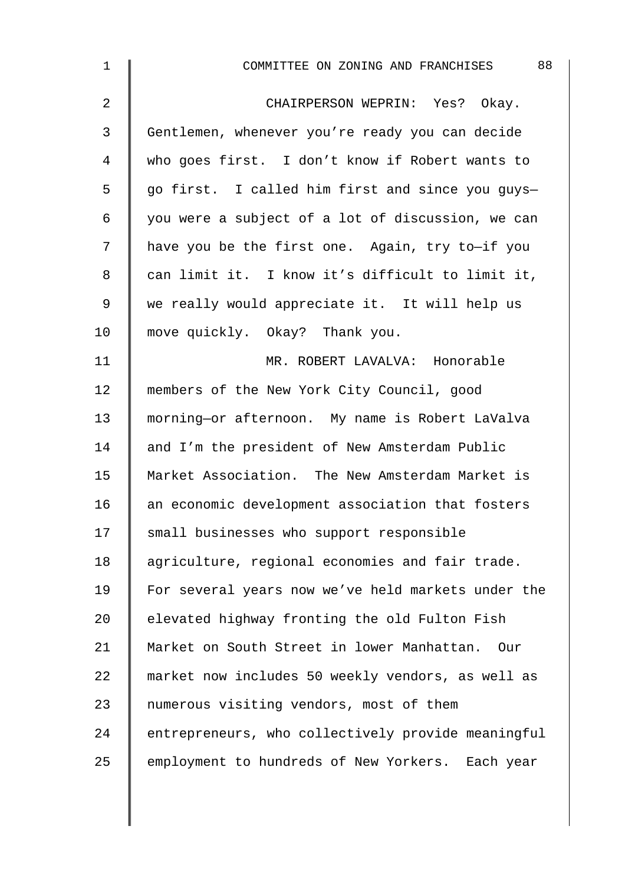CHAIRPERSON WEPRIN: Yes? Okay. Gentlemen, whenever you're ready you can decide who goes first. I don't know if Robert wants to go first. I called him first and since you guys—you were a subject of a lot of discussion, we can have you be the first one. Again, try to—if you can limit it. I know it's difficult to limit it, we really would appreciate it. It will help us move quickly. Okay? Thank you.

MR. ROBERT LAVALVA: Honorable members of the New York City Council, good morning—or afternoon. My name is Robert LaValva and I'm the president of New Amsterdam Public Market Association. The New Amsterdam Market is an economic development association that fosters small businesses who support responsible agriculture, regional economies and fair trade. For several years now we've held markets under the elevated highway fronting the old Fulton Fish Market on South Street in lower Manhattan. Our market now includes 50 weekly vendors, as well as numerous visiting vendors, most of them entrepreneurs, who collectively provide meaningful employment to hundreds of New Yorkers. Each year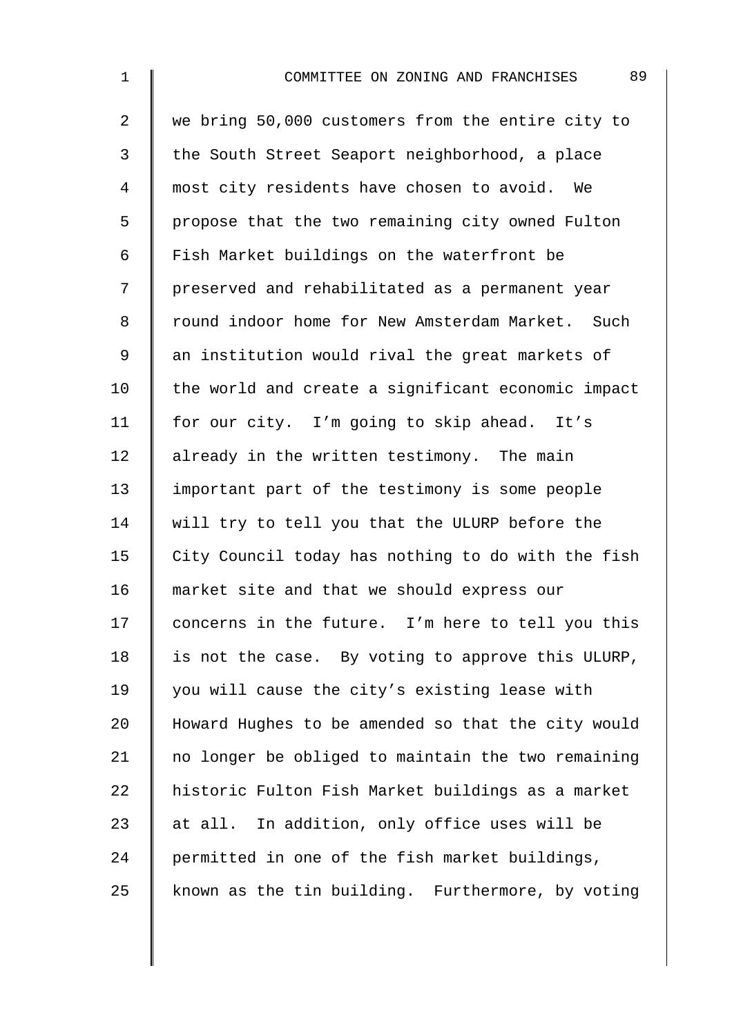we bring 50,000 customers from the entire city to the South Street Seaport neighborhood, a place most city residents have chosen to avoid. We propose that the two remaining city owned Fulton Fish Market buildings on the waterfront be preserved and rehabilitated as a permanent year round indoor home for New Amsterdam Market. Such an institution would rival the great markets of the world and create a significant economic impact for our city. I'm going to skip ahead. It's already in the written testimony. The main important part of the testimony is some people will try to tell you that the ULURP before the City Council today has nothing to do with the fish market site and that we should express our concerns in the future. I'm here to tell you this is not the case. By voting to approve this ULURP, you will cause the city's existing lease with Howard Hughes to be amended so that the city would no longer be obliged to maintain the two remaining historic Fulton Fish Market buildings as a market at all. In addition, only office uses will be permitted in one of the fish market buildings, known as the tin building. Furthermore, by voting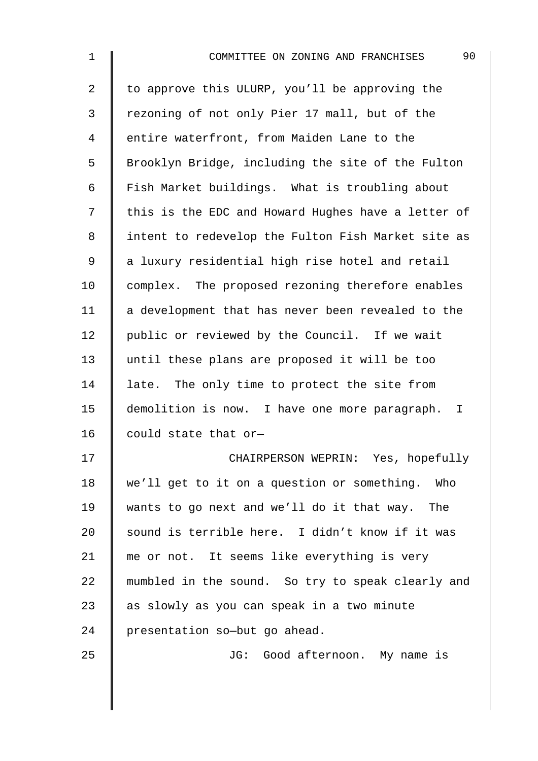to approve this ULURP, you'll be approving the rezoning of not only Pier 17 mall, but of the entire waterfront, from Maiden Lane to the Brooklyn Bridge, including the site of the Fulton Fish Market buildings. What is troubling about this is the EDC and Howard Hughes have a letter of intent to redevelop the Fulton Fish Market site as a luxury residential high rise hotel and retail complex. The proposed rezoning therefore enables a development that has never been revealed to the public or reviewed by the Council. If we wait until these plans are proposed it will be too late. The only time to protect the site from demolition is now. I have one more paragraph. I could state that or—

CHAIRPERSON WEPRIN: Yes, hopefully we'll get to it on a question or something. Who wants to go next and we'll do it that way. The sound is terrible here. I didn't know if it was me or not. It seems like everything is very mumbled in the sound. So try to speak clearly and as slowly as you can speak in a two minute presentation so—but go ahead.

JG: Good afternoon. My name is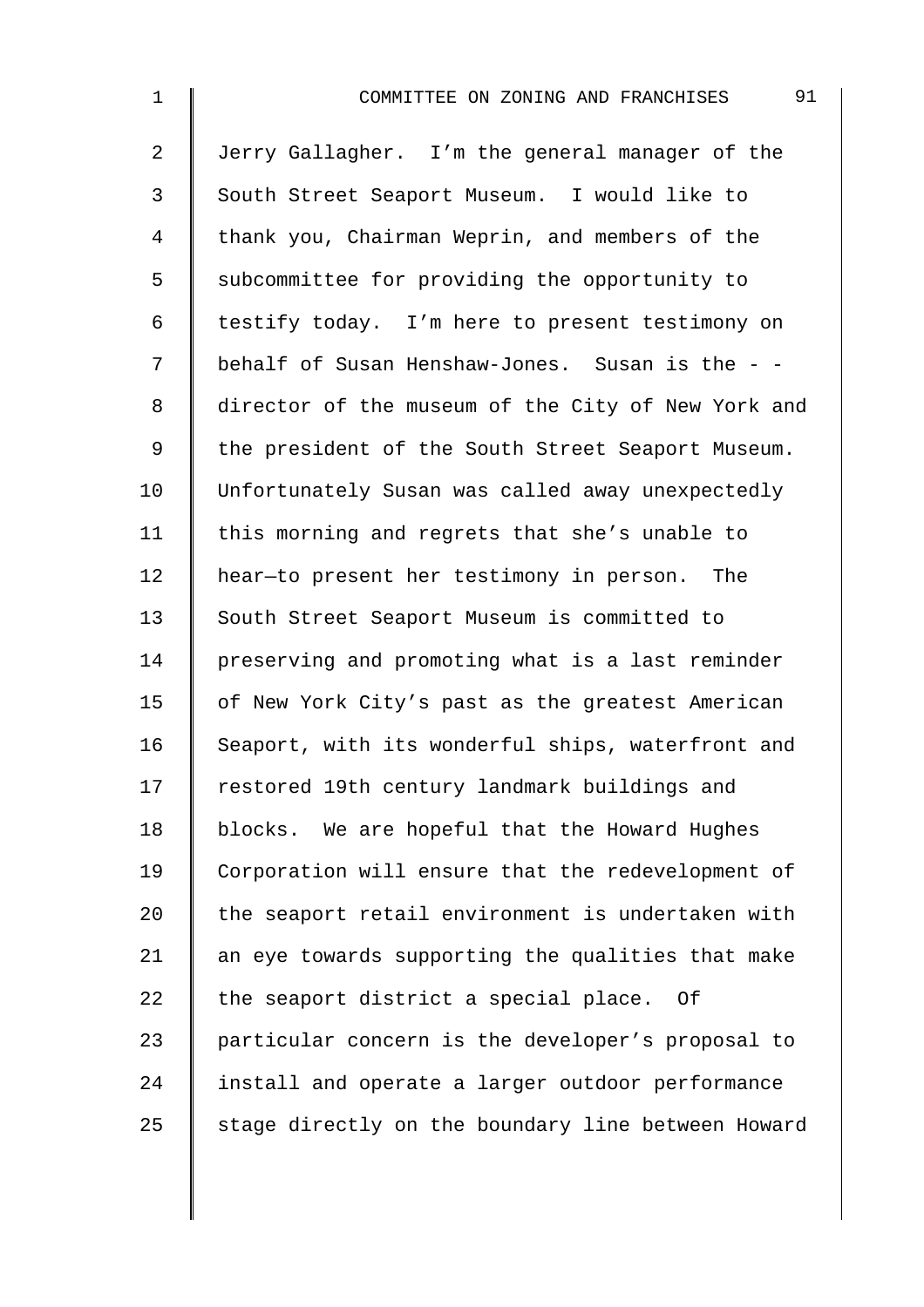Jerry Gallagher. I'm the general manager of the South Street Seaport Museum. I would like to thank you, Chairman Weprin, and members of the subcommittee for providing the opportunity to testify today. I'm here to present testimony on behalf of Susan Henshaw-Jones. Susan is the - - director of the museum of the City of New York and the president of the South Street Seaport Museum. Unfortunately Susan was called away unexpectedly this morning and regrets that she's unable to hear—to present her testimony in person. The South Street Seaport Museum is committed to preserving and promoting what is a last reminder of New York City's past as the greatest American Seaport, with its wonderful ships, waterfront and restored 19th century landmark buildings and blocks. We are hopeful that the Howard Hughes Corporation will ensure that the redevelopment of the seaport retail environment is undertaken with an eye towards supporting the qualities that make the seaport district a special place. Of particular concern is the developer's proposal to install and operate a larger outdoor performance stage directly on the boundary line between Howard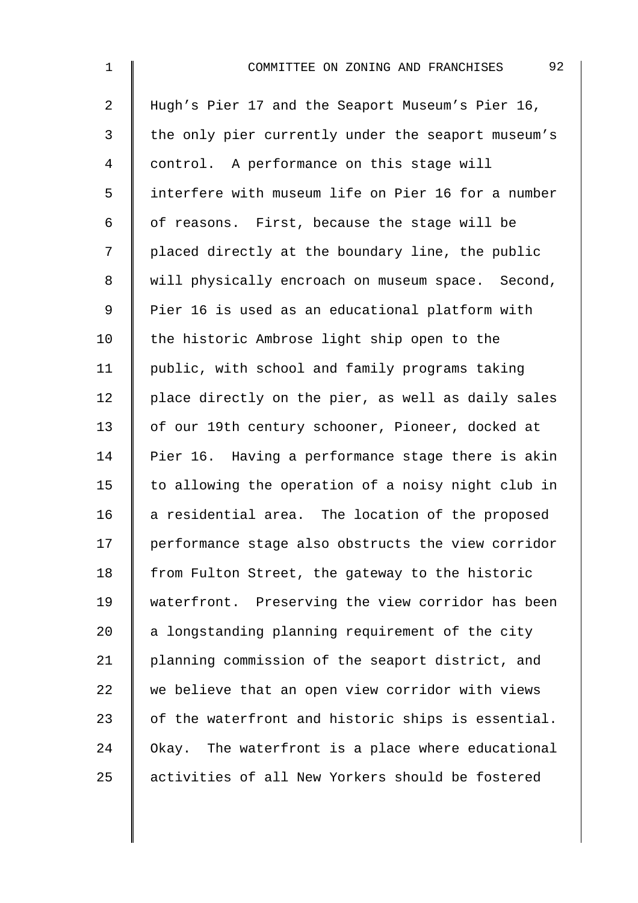Hugh's Pier 17 and the Seaport Museum's Pier 16, the only pier currently under the seaport museum's control. A performance on this stage will interfere with museum life on Pier 16 for a number of reasons. First, because the stage will be placed directly at the boundary line, the public will physically encroach on museum space. Second, Pier 16 is used as an educational platform with the historic Ambrose light ship open to the public, with school and family programs taking place directly on the pier, as well as daily sales of our 19th century schooner, Pioneer, docked at Pier 16. Having a performance stage there is akin to allowing the operation of a noisy night club in a residential area. The location of the proposed performance stage also obstructs the view corridor from Fulton Street, the gateway to the historic waterfront. Preserving the view corridor has been a longstanding planning requirement of the city planning commission of the seaport district, and we believe that an open view corridor with views of the waterfront and historic ships is essential. Okay. The waterfront is a place where educational activities of all New Yorkers should be fostered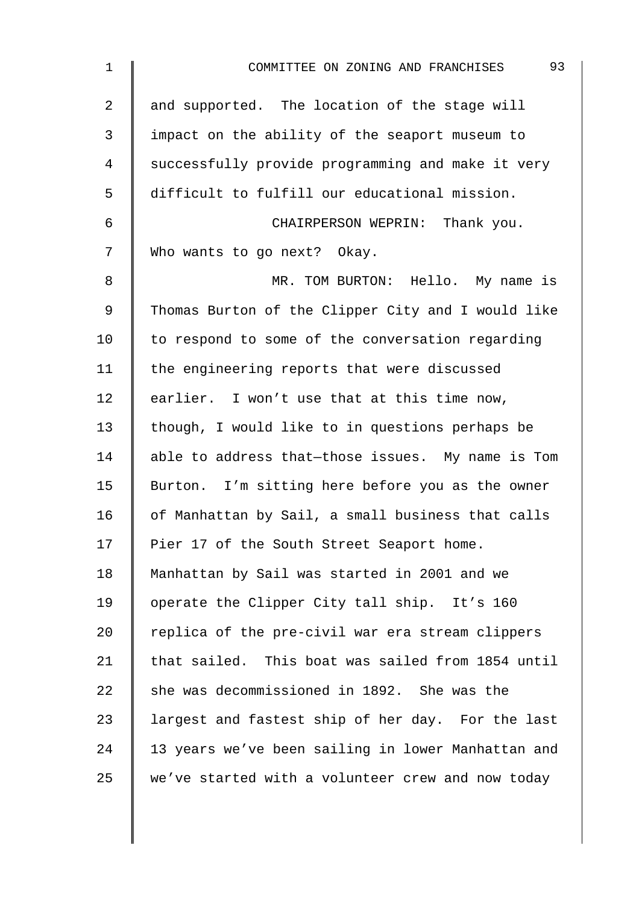and supported. The location of the stage will impact on the ability of the seaport museum to successfully provide programming and make it very difficult to fulfill our educational mission.

CHAIRPERSON WEPRIN: Thank you. Who wants to go next? Okay.

MR. TOM BURTON: Hello. My name is Thomas Burton of the Clipper City and I would like to respond to some of the conversation regarding the engineering reports that were discussed earlier. I won't use that at this time now, though, I would like to in questions perhaps be able to address that—those issues. My name is Tom Burton. I'm sitting here before you as the owner of Manhattan by Sail, a small business that calls Pier 17 of the South Street Seaport home. Manhattan by Sail was started in 2001 and we operate the Clipper City tall ship. It's 160 replica of the pre-civil war era stream clippers that sailed. This boat was sailed from 1854 until she was decommissioned in 1892. She was the largest and fastest ship of her day. For the last 13 years we've been sailing in lower Manhattan and we've started with a volunteer crew and now today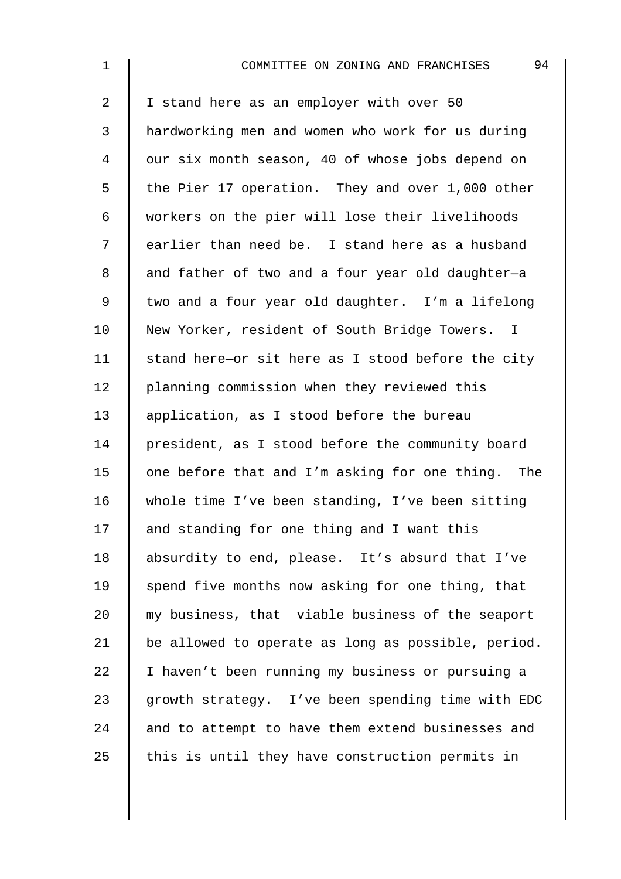I stand here as an employer with over 50 hardworking men and women who work for us during our six month season, 40 of whose jobs depend on the Pier 17 operation. They and over 1,000 other workers on the pier will lose their livelihoods earlier than need be. I stand here as a husband and father of two and a four year old daughter—a two and a four year old daughter. I'm a lifelong New Yorker, resident of South Bridge Towers. I stand here—or sit here as I stood before the city planning commission when they reviewed this application, as I stood before the bureau president, as I stood before the community board one before that and I'm asking for one thing. The whole time I've been standing, I've been sitting and standing for one thing and I want this absurdity to end, please. It's absurd that I've spend five months now asking for one thing, that my business, that viable business of the seaport be allowed to operate as long as possible, period. I haven't been running my business or pursuing a growth strategy. I've been spending time with EDC and to attempt to have them extend businesses and this is until they have construction permits in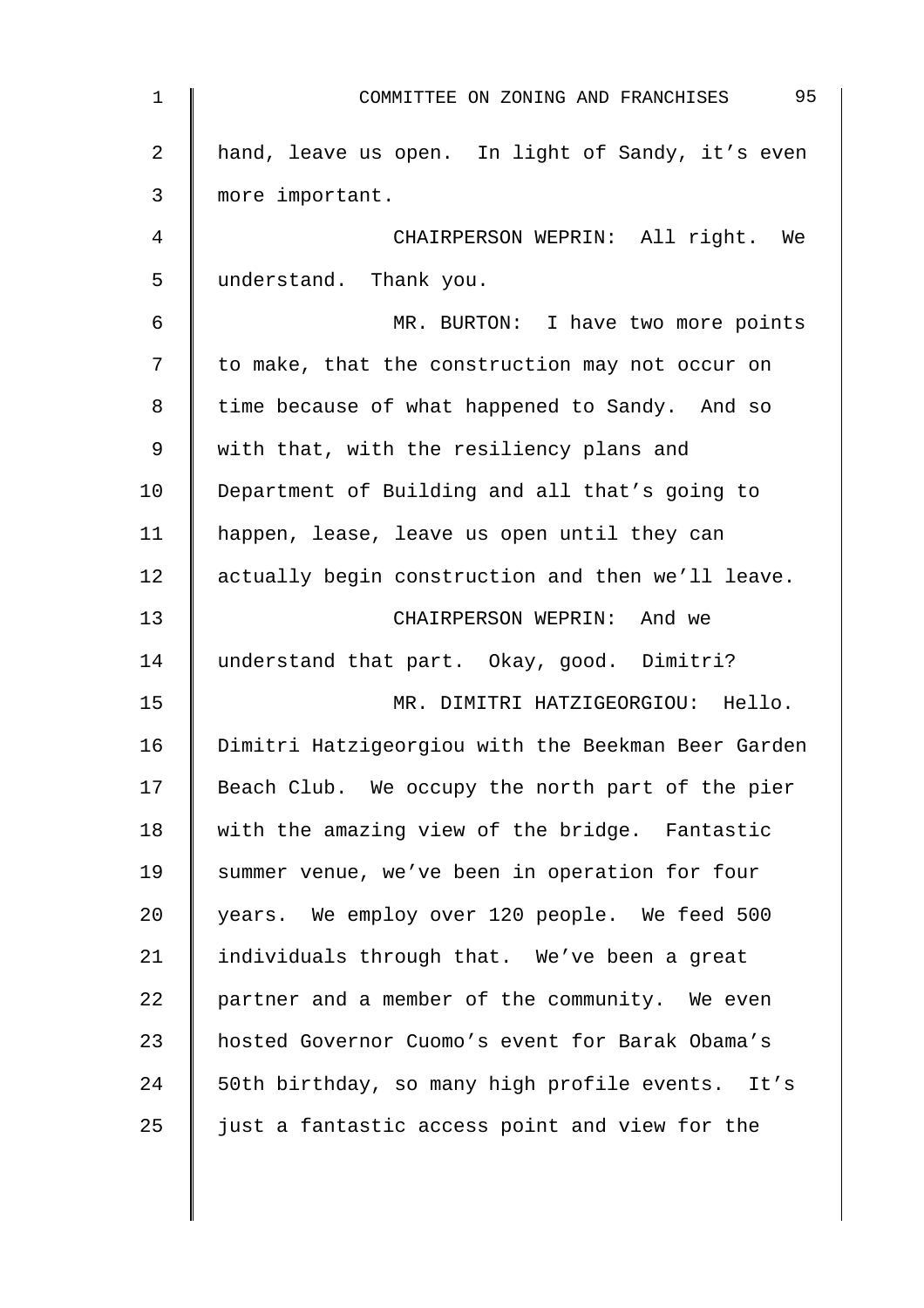hand, leave us open. In light of Sandy, it's even more important.

CHAIRPERSON WEPRIN: All right. We understand. Thank you.

MR. BURTON: I have two more points to make, that the construction may not occur on time because of what happened to Sandy. And so with that, with the resiliency plans and Department of Building and all that's going to happen, lease, leave us open until they can actually begin construction and then we'll leave.

CHAIRPERSON WEPRIN: And we understand that part. Okay, good. Dimitri?

MR. DIMITRI HATZIGEORGIOU: Hello. Dimitri Hatzigeorgiou with the Beekman Beer Garden Beach Club. We occupy the north part of the pier with the amazing view of the bridge. Fantastic summer venue, we've been in operation for four years. We employ over 120 people. We feed 500 individuals through that. We've been a great partner and a member of the community. We even hosted Governor Cuomo's event for Barak Obama's 50th birthday, so many high profile events. It's just a fantastic access point and view for the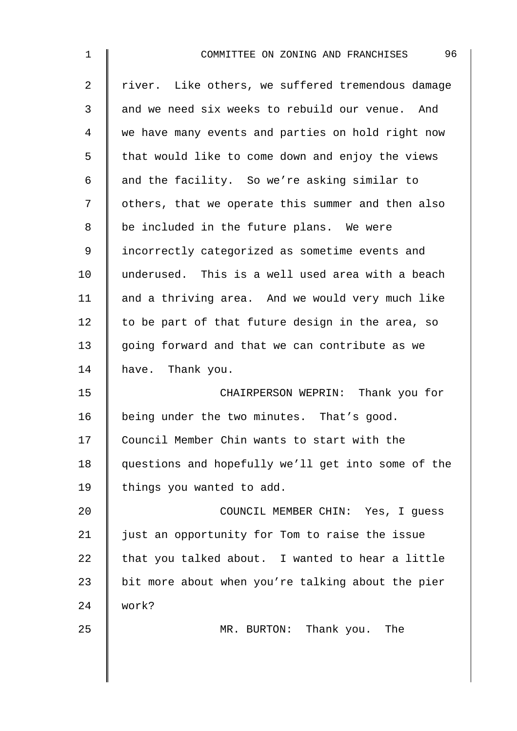river. Like others, we suffered tremendous damage and we need six weeks to rebuild our venue. And we have many events and parties on hold right now that would like to come down and enjoy the views and the facility. So we're asking similar to others, that we operate this summer and then also be included in the future plans. We were incorrectly categorized as sometime events and underused. This is a well used area with a beach and a thriving area. And we would very much like to be part of that future design in the area, so going forward and that we can contribute as we have. Thank you.

CHAIRPERSON WEPRIN: Thank you for being under the two minutes. That's good. Council Member Chin wants to start with the questions and hopefully we'll get into some of the things you wanted to add.

COUNCIL MEMBER CHIN: Yes, I guess just an opportunity for Tom to raise the issue that you talked about. I wanted to hear a little bit more about when you're talking about the pier work?

MR. BURTON: Thank you. The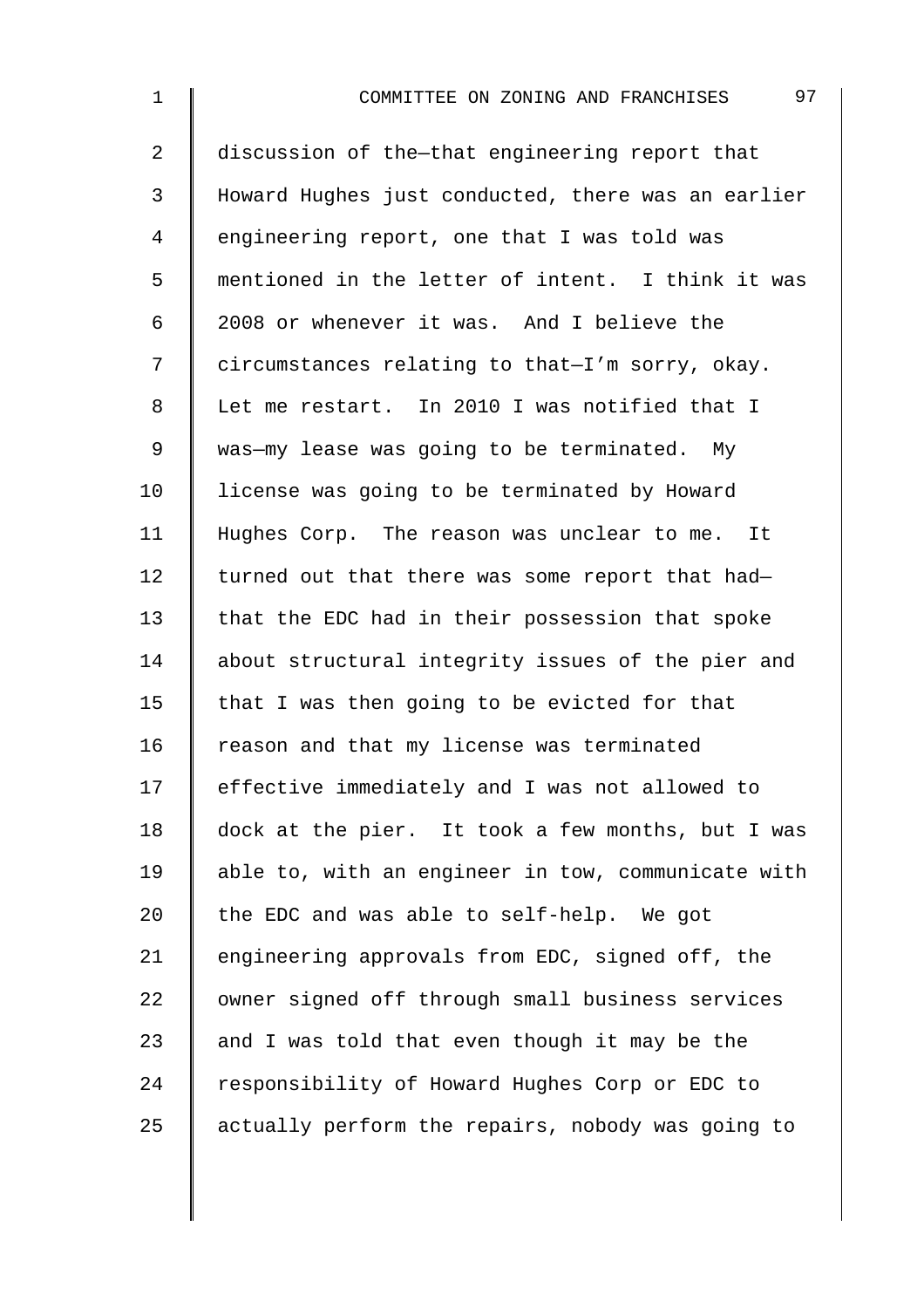discussion of the—that engineering report that Howard Hughes just conducted, there was an earlier engineering report, one that I was told was mentioned in the letter of intent. I think it was 2008 or whenever it was. And I believe the circumstances relating to that—I'm sorry, okay. Let me restart. In 2010 I was notified that I was—my lease was going to be terminated. My license was going to be terminated by Howard Hughes Corp. The reason was unclear to me. It turned out that there was some report that had—that the EDC had in their possession that spoke about structural integrity issues of the pier and that I was then going to be evicted for that reason and that my license was terminated effective immediately and I was not allowed to dock at the pier. It took a few months, but I was able to, with an engineer in tow, communicate with the EDC and was able to self-help. We got engineering approvals from EDC, signed off, the owner signed off through small business services and I was told that even though it may be the responsibility of Howard Hughes Corp or EDC to actually perform the repairs, nobody was going to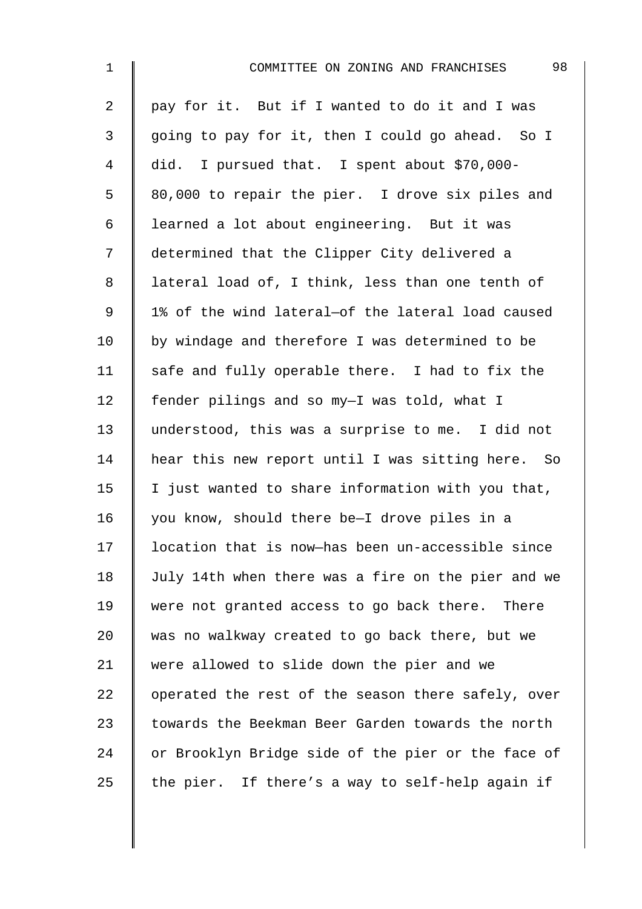pay for it. But if I wanted to do it and I was going to pay for it, then I could go ahead. So I did. I pursued that. I spent about $70,000-80,000 to repair the pier. I drove six piles and learned a lot about engineering. But it was determined that the Clipper City delivered a lateral load of, I think, less than one tenth of 1% of the wind lateral—of the lateral load caused by windage and therefore I was determined to be safe and fully operable there. I had to fix the fender pilings and so my—I was told, what I understood, this was a surprise to me. I did not hear this new report until I was sitting here. So I just wanted to share information with you that, you know, should there be—I drove piles in a location that is now—has been un-accessible since July 14th when there was a fire on the pier and we were not granted access to go back there. There was no walkway created to go back there, but we were allowed to slide down the pier and we operated the rest of the season there safely, over towards the Beekman Beer Garden towards the north or Brooklyn Bridge side of the pier or the face of the pier. If there's a way to self-help again if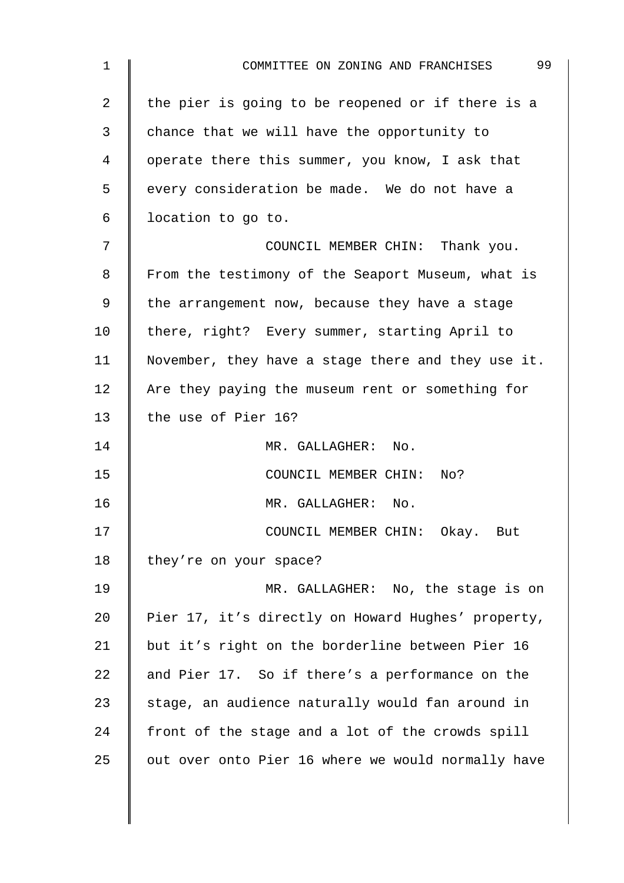the pier is going to be reopened or if there is a chance that we will have the opportunity to operate there this summer, you know, I ask that every consideration be made. We do not have a location to go to.

COUNCIL MEMBER CHIN: Thank you. From the testimony of the Seaport Museum, what is the arrangement now, because they have a stage there, right? Every summer, starting April to November, they have a stage there and they use it. Are they paying the museum rent or something for the use of Pier 16?

MR. GALLAGHER: No.

COUNCIL MEMBER CHIN: No?

MR. GALLAGHER: No.

COUNCIL MEMBER CHIN: Okay. But they're on your space?

MR. GALLAGHER: No, the stage is on Pier 17, it's directly on Howard Hughes' property, but it's right on the borderline between Pier 16 and Pier 17. So if there's a performance on the stage, an audience naturally would fan around in front of the stage and a lot of the crowds spill out over onto Pier 16 where we would normally have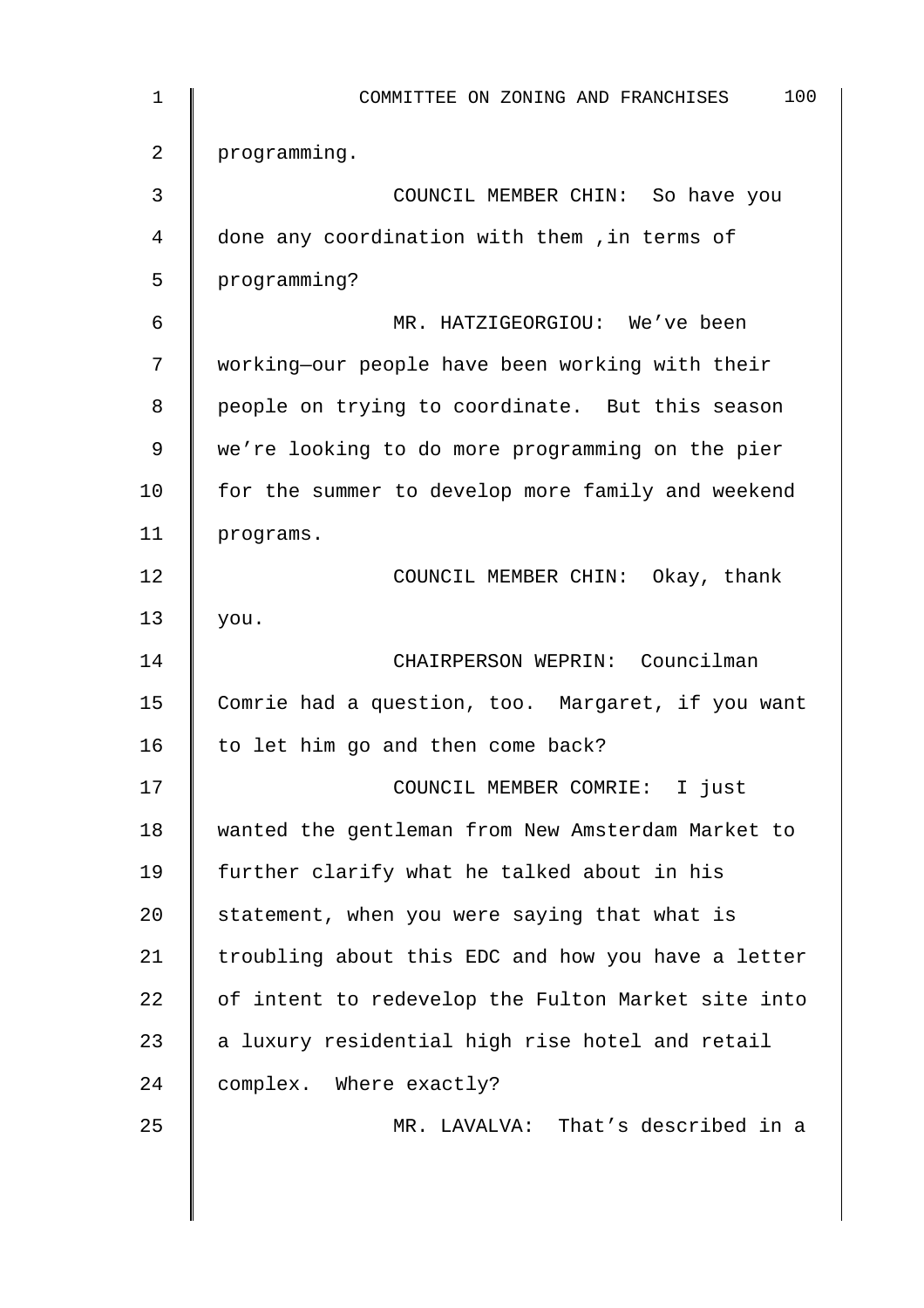programming.

COUNCIL MEMBER CHIN: So have you done any coordination with them ,in terms of programming?

MR. HATZIGEORGIOU: We've been working—our people have been working with their people on trying to coordinate. But this season we're looking to do more programming on the pier for the summer to develop more family and weekend programs.

COUNCIL MEMBER CHIN: Okay, thank you.

CHAIRPERSON WEPRIN: Councilman Comrie had a question, too. Margaret, if you want to let him go and then come back?

COUNCIL MEMBER COMRIE: I just wanted the gentleman from New Amsterdam Market to further clarify what he talked about in his statement, when you were saying that what is troubling about this EDC and how you have a letter of intent to redevelop the Fulton Market site into a luxury residential high rise hotel and retail complex. Where exactly?

MR. LAVALVA: That's described in a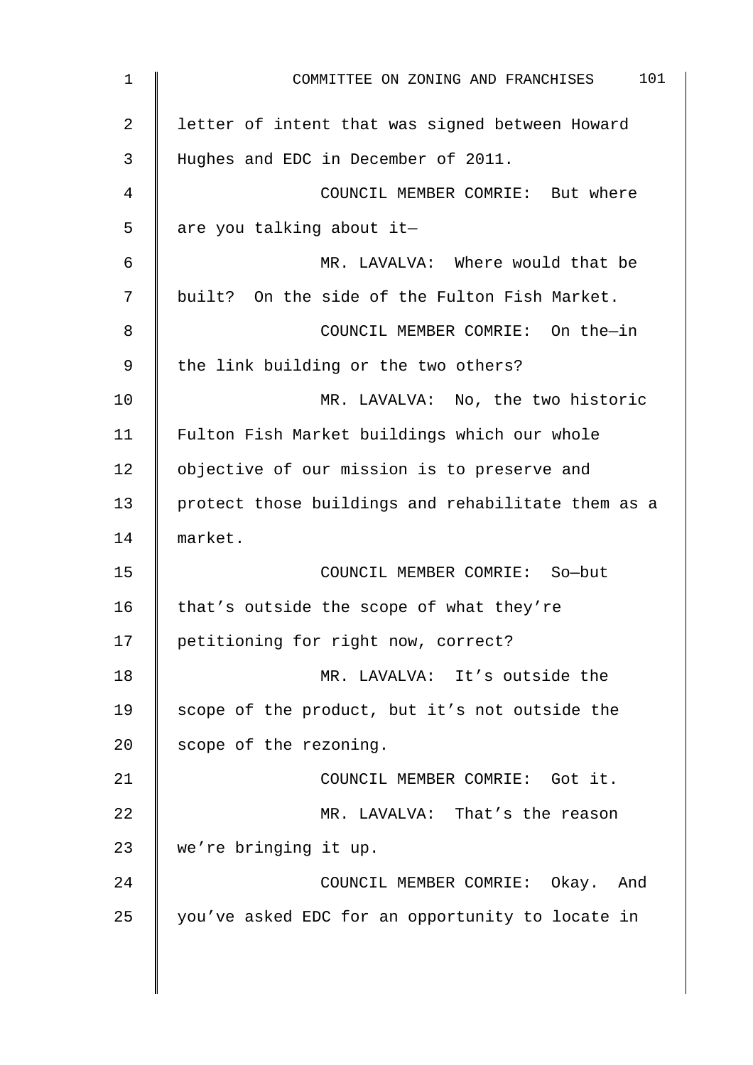letter of intent that was signed between Howard Hughes and EDC in December of 2011.

COUNCIL MEMBER COMRIE: But where are you talking about it—

MR. LAVALVA: Where would that be built? On the side of the Fulton Fish Market.

COUNCIL MEMBER COMRIE: On the—in the link building or the two others?

MR. LAVALVA: No, the two historic Fulton Fish Market buildings which our whole objective of our mission is to preserve and protect those buildings and rehabilitate them as a market.

COUNCIL MEMBER COMRIE: So—but that's outside the scope of what they're petitioning for right now, correct?

MR. LAVALVA: It's outside the scope of the product, but it's not outside the scope of the rezoning.

COUNCIL MEMBER COMRIE: Got it.

MR. LAVALVA: That's the reason we're bringing it up.

COUNCIL MEMBER COMRIE: Okay. And you've asked EDC for an opportunity to locate in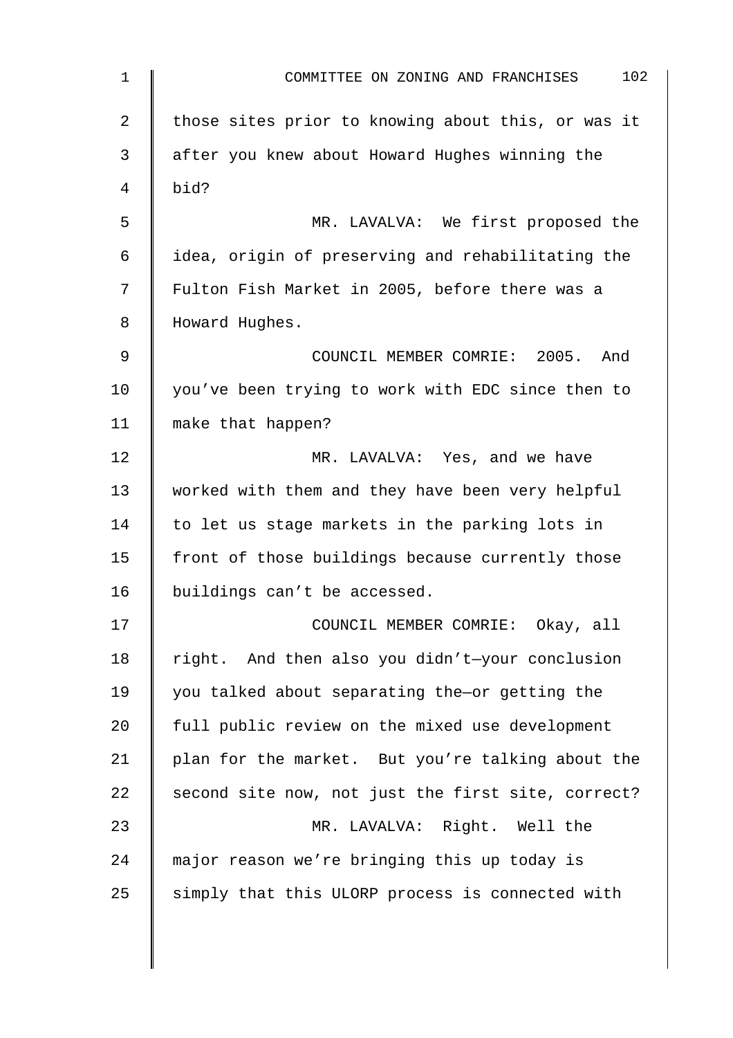those sites prior to knowing about this, or was it after you knew about Howard Hughes winning the bid?

MR. LAVALVA: We first proposed the idea, origin of preserving and rehabilitating the Fulton Fish Market in 2005, before there was a Howard Hughes.

COUNCIL MEMBER COMRIE: 2005. And you've been trying to work with EDC since then to make that happen?

MR. LAVALVA: Yes, and we have worked with them and they have been very helpful to let us stage markets in the parking lots in front of those buildings because currently those buildings can't be accessed.

COUNCIL MEMBER COMRIE: Okay, all right. And then also you didn't—your conclusion you talked about separating the—or getting the full public review on the mixed use development plan for the market. But you're talking about the second site now, not just the first site, correct?

MR. LAVALVA: Right. Well the major reason we're bringing this up today is simply that this ULORP process is connected with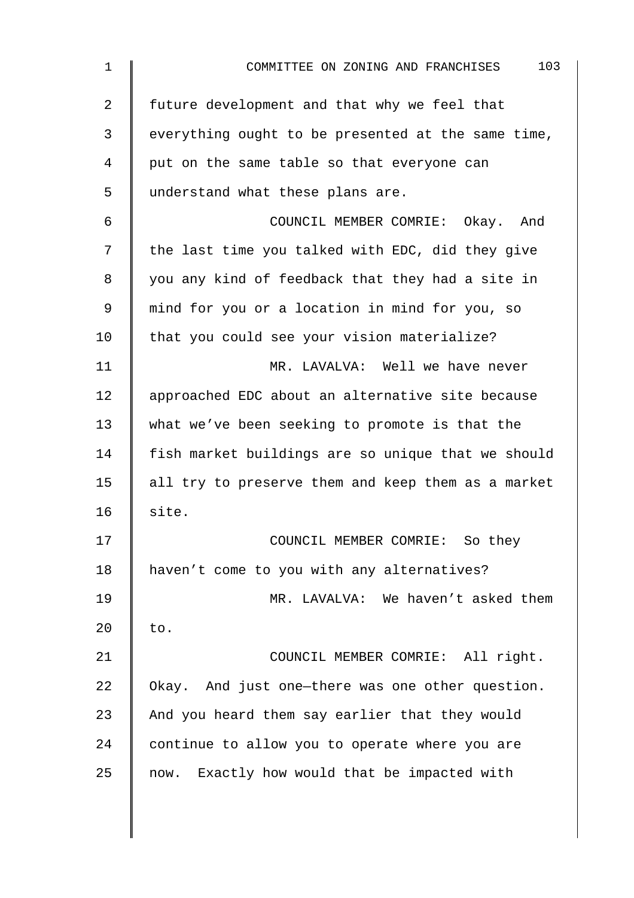future development and that why we feel that everything ought to be presented at the same time, put on the same table so that everyone can understand what these plans are.

COUNCIL MEMBER COMRIE: Okay. And the last time you talked with EDC, did they give you any kind of feedback that they had a site in mind for you or a location in mind for you, so that you could see your vision materialize?

MR. LAVALVA: Well we have never approached EDC about an alternative site because what we've been seeking to promote is that the fish market buildings are so unique that we should all try to preserve them and keep them as a market site.

COUNCIL MEMBER COMRIE: So they haven't come to you with any alternatives?

MR. LAVALVA: We haven't asked them to.

COUNCIL MEMBER COMRIE: All right. Okay. And just one—there was one other question. And you heard them say earlier that they would continue to allow you to operate where you are now. Exactly how would that be impacted with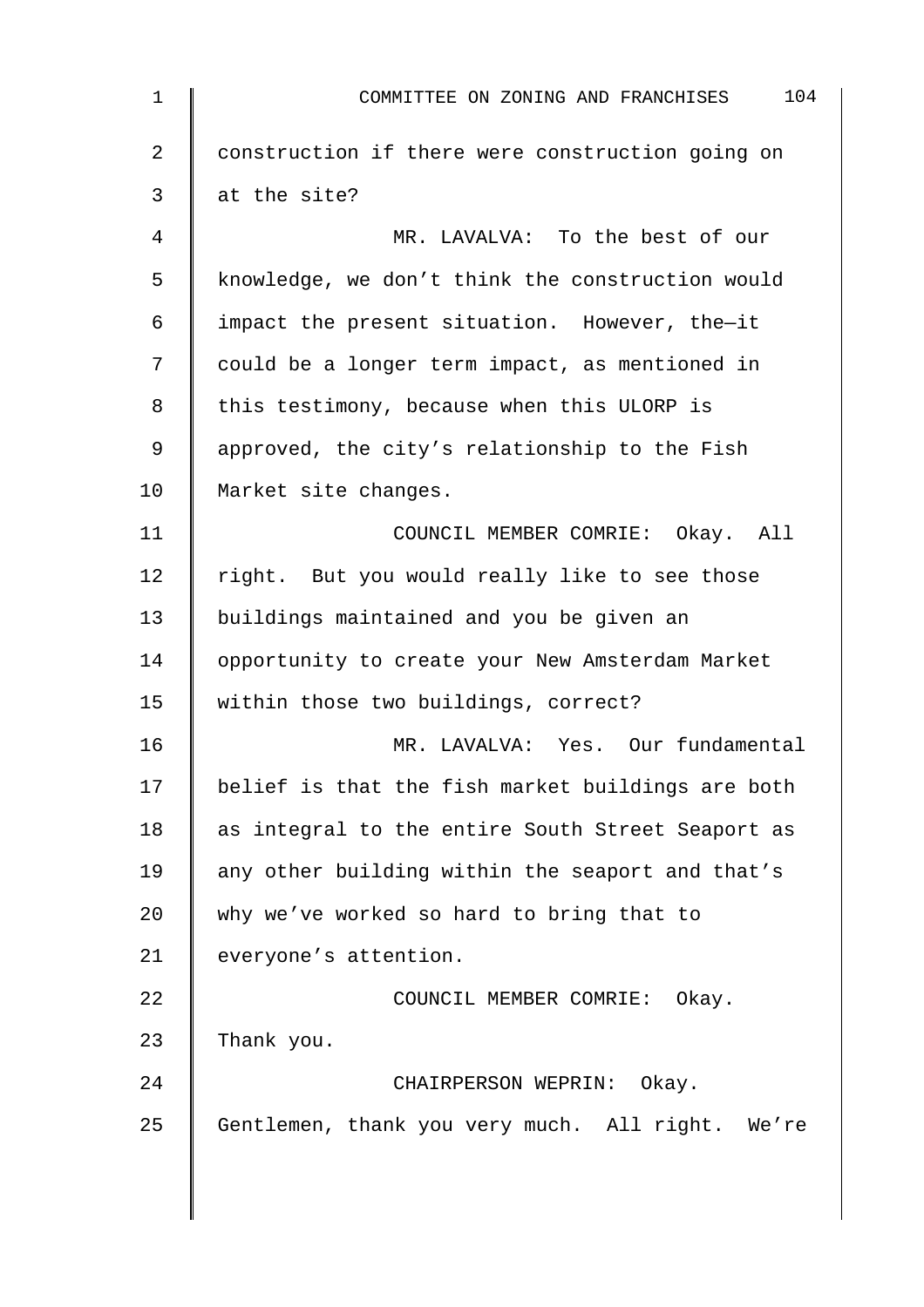construction if there were construction going on at the site?

MR. LAVALVA: To the best of our knowledge, we don't think the construction would impact the present situation. However, the—it could be a longer term impact, as mentioned in this testimony, because when this ULORP is approved, the city's relationship to the Fish Market site changes.

COUNCIL MEMBER COMRIE: Okay. All right. But you would really like to see those buildings maintained and you be given an opportunity to create your New Amsterdam Market within those two buildings, correct?

MR. LAVALVA: Yes. Our fundamental belief is that the fish market buildings are both as integral to the entire South Street Seaport as any other building within the seaport and that's why we've worked so hard to bring that to everyone's attention.

COUNCIL MEMBER COMRIE: Okay. Thank you.

CHAIRPERSON WEPRIN: Okay. Gentlemen, thank you very much. All right. We're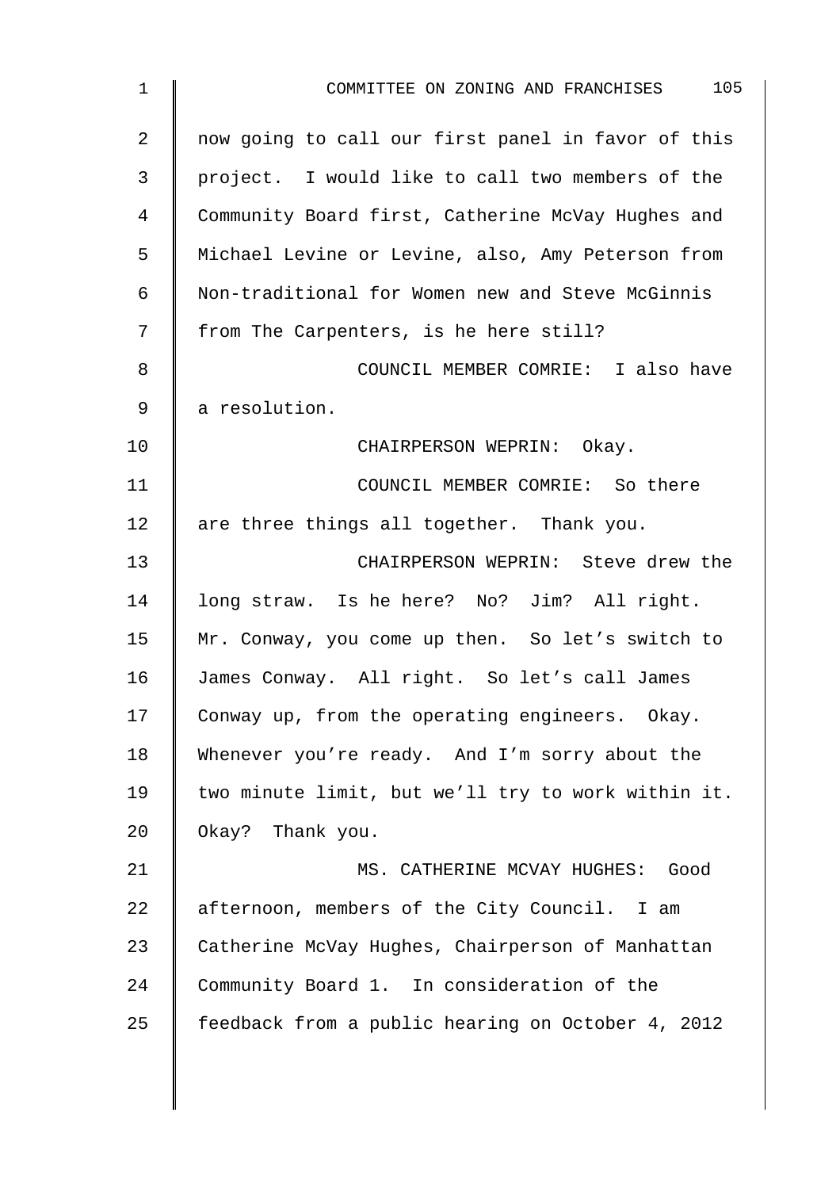now going to call our first panel in favor of this project. I would like to call two members of the Community Board first, Catherine McVay Hughes and Michael Levine or Levine, also, Amy Peterson from Non-traditional for Women new and Steve McGinnis from The Carpenters, is he here still?

COUNCIL MEMBER COMRIE: I also have a resolution.

CHAIRPERSON WEPRIN: Okay.

COUNCIL MEMBER COMRIE: So there are three things all together. Thank you.

CHAIRPERSON WEPRIN: Steve drew the long straw. Is he here? No? Jim? All right. Mr. Conway, you come up then. So let's switch to James Conway. All right. So let's call James Conway up, from the operating engineers. Okay. Whenever you're ready. And I'm sorry about the two minute limit, but we'll try to work within it. Okay? Thank you.

MS. CATHERINE MCVAY HUGHES: Good afternoon, members of the City Council. I am Catherine McVay Hughes, Chairperson of Manhattan Community Board 1. In consideration of the feedback from a public hearing on October 4, 2012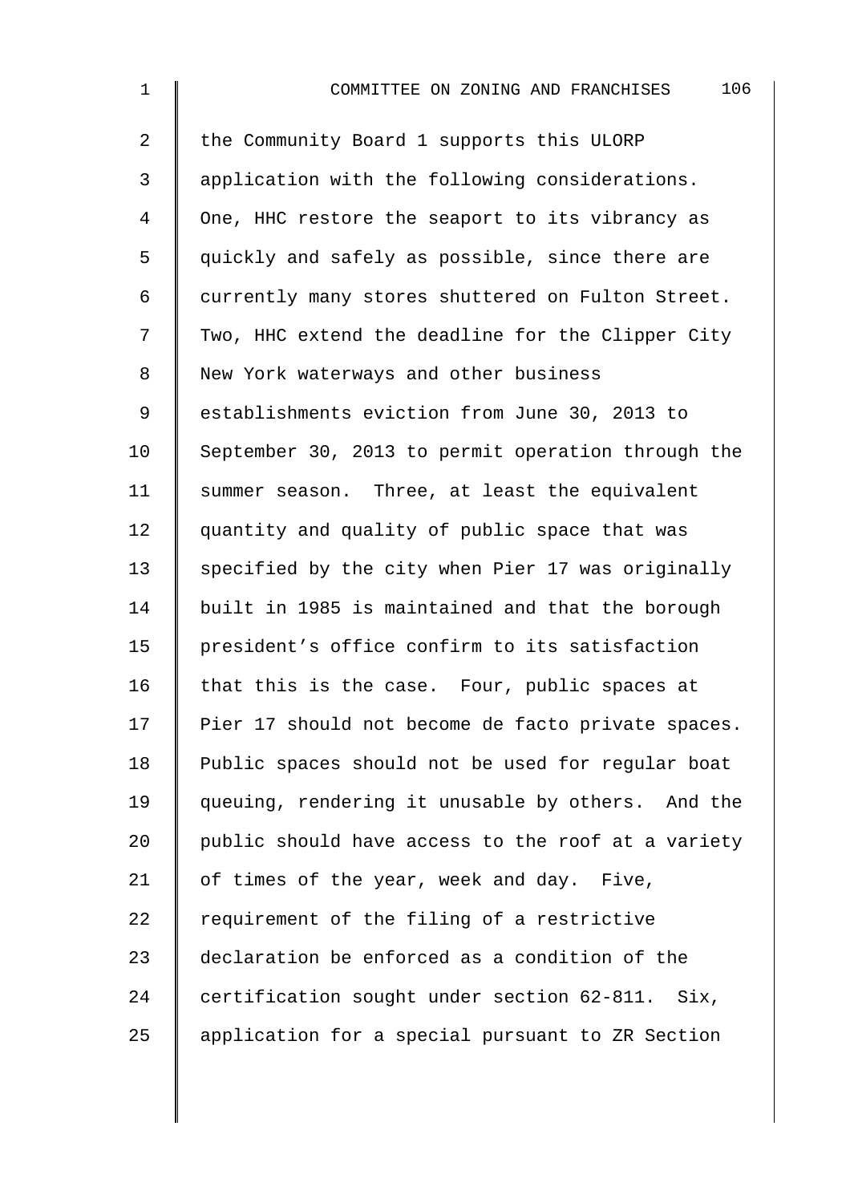the Community Board 1 supports this ULORP application with the following considerations. One, HHC restore the seaport to its vibrancy as quickly and safely as possible, since there are currently many stores shuttered on Fulton Street. Two, HHC extend the deadline for the Clipper City New York waterways and other business establishments eviction from June 30, 2013 to September 30, 2013 to permit operation through the summer season. Three, at least the equivalent quantity and quality of public space that was specified by the city when Pier 17 was originally built in 1985 is maintained and that the borough president's office confirm to its satisfaction that this is the case. Four, public spaces at Pier 17 should not become de facto private spaces. Public spaces should not be used for regular boat queuing, rendering it unusable by others. And the public should have access to the roof at a variety of times of the year, week and day. Five, requirement of the filing of a restrictive declaration be enforced as a condition of the certification sought under section 62-811. Six, application for a special pursuant to ZR Section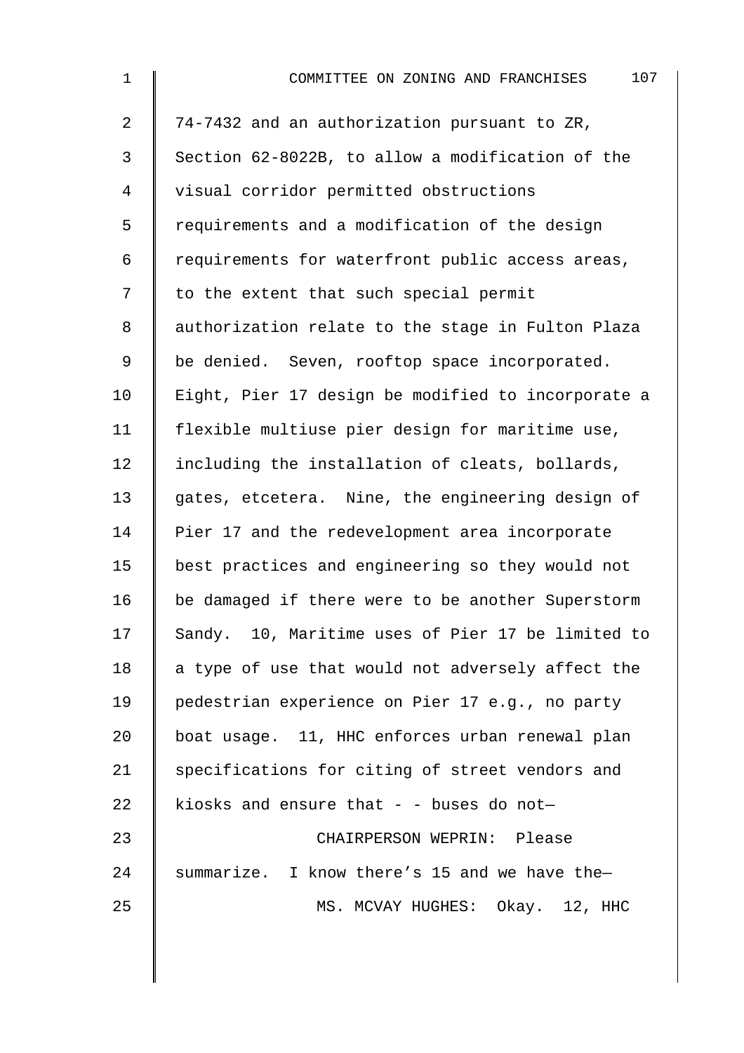74-7432 and an authorization pursuant to ZR, Section 62-8022B, to allow a modification of the visual corridor permitted obstructions requirements and a modification of the design requirements for waterfront public access areas, to the extent that such special permit authorization relate to the stage in Fulton Plaza be denied. Seven, rooftop space incorporated. Eight, Pier 17 design be modified to incorporate a flexible multiuse pier design for maritime use, including the installation of cleats, bollards, gates, etcetera. Nine, the engineering design of Pier 17 and the redevelopment area incorporate best practices and engineering so they would not be damaged if there were to be another Superstorm Sandy. 10, Maritime uses of Pier 17 be limited to a type of use that would not adversely affect the pedestrian experience on Pier 17 e.g., no party boat usage. 11, HHC enforces urban renewal plan specifications for citing of street vendors and kiosks and ensure that - - buses do not—

CHAIRPERSON WEPRIN: Please summarize. I know there's 15 and we have the—

MS. MCVAY HUGHES: Okay. 12, HHC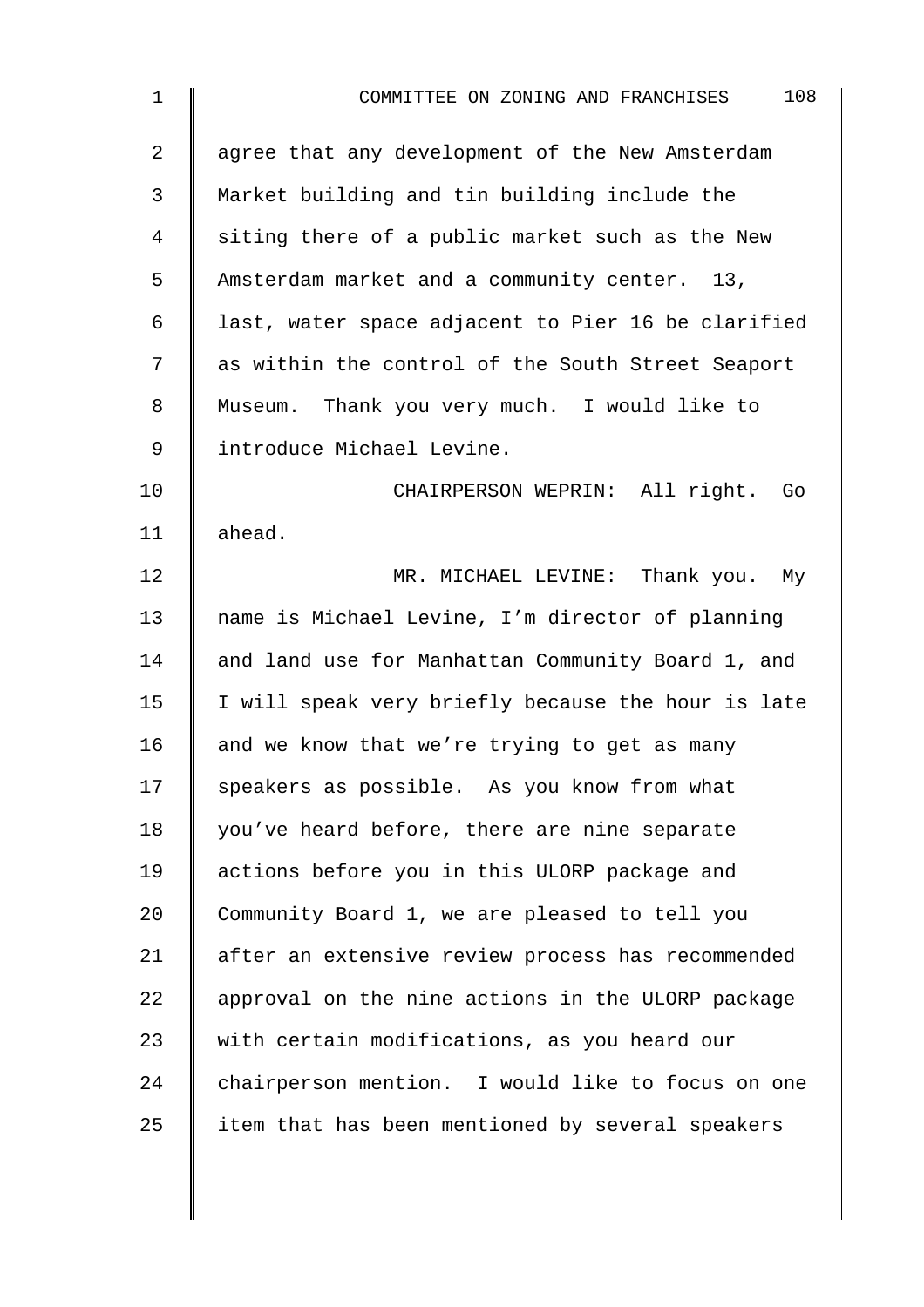agree that any development of the New Amsterdam Market building and tin building include the siting there of a public market such as the New Amsterdam market and a community center. 13, last, water space adjacent to Pier 16 be clarified as within the control of the South Street Seaport Museum. Thank you very much. I would like to introduce Michael Levine.

CHAIRPERSON WEPRIN: All right. Go ahead.

MR. MICHAEL LEVINE: Thank you. My name is Michael Levine, I'm director of planning and land use for Manhattan Community Board 1, and I will speak very briefly because the hour is late and we know that we're trying to get as many speakers as possible. As you know from what you've heard before, there are nine separate actions before you in this ULORP package and Community Board 1, we are pleased to tell you after an extensive review process has recommended approval on the nine actions in the ULORP package with certain modifications, as you heard our chairperson mention. I would like to focus on one item that has been mentioned by several speakers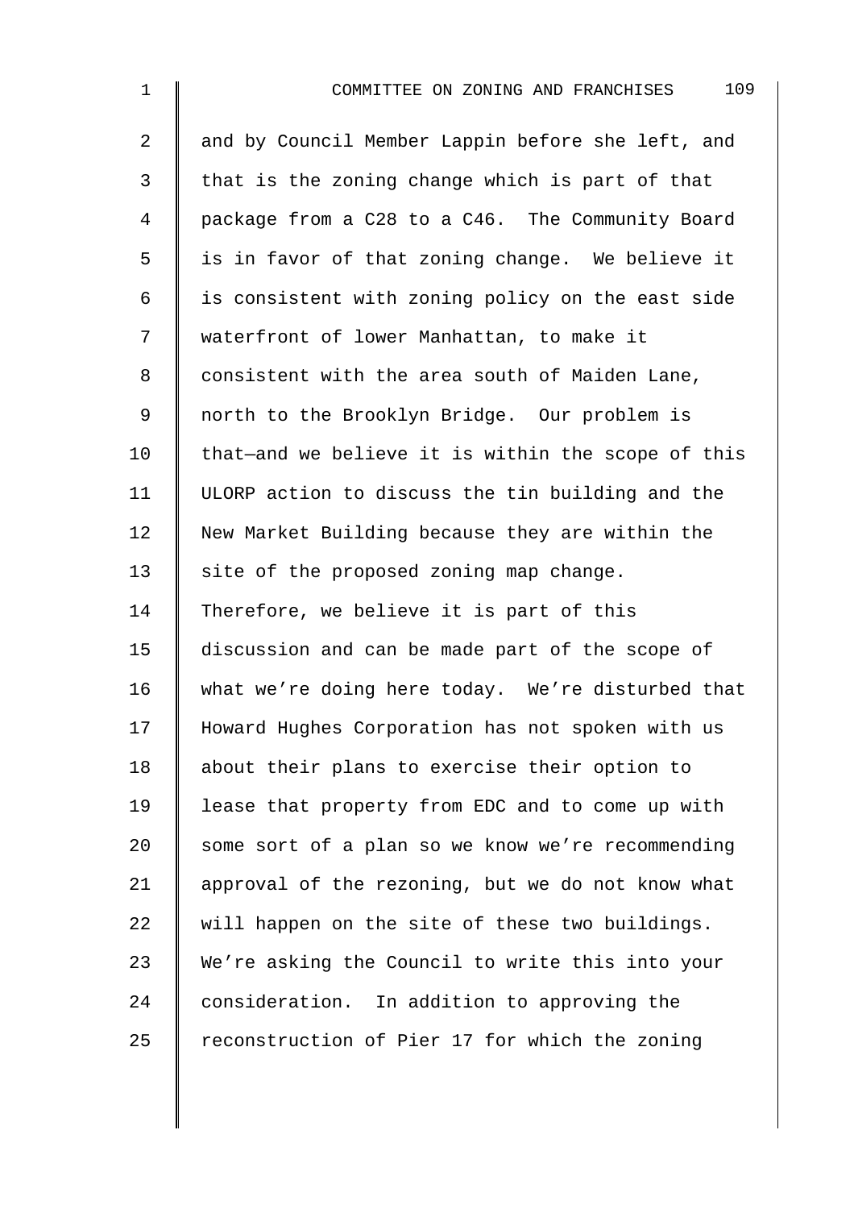and by Council Member Lappin before she left, and that is the zoning change which is part of that package from a C28 to a C46. The Community Board is in favor of that zoning change. We believe it is consistent with zoning policy on the east side waterfront of lower Manhattan, to make it consistent with the area south of Maiden Lane, north to the Brooklyn Bridge. Our problem is that—and we believe it is within the scope of this ULORP action to discuss the tin building and the New Market Building because they are within the site of the proposed zoning map change. Therefore, we believe it is part of this discussion and can be made part of the scope of what we're doing here today. We're disturbed that Howard Hughes Corporation has not spoken with us about their plans to exercise their option to lease that property from EDC and to come up with some sort of a plan so we know we're recommending approval of the rezoning, but we do not know what will happen on the site of these two buildings. We're asking the Council to write this into your consideration. In addition to approving the reconstruction of Pier 17 for which the zoning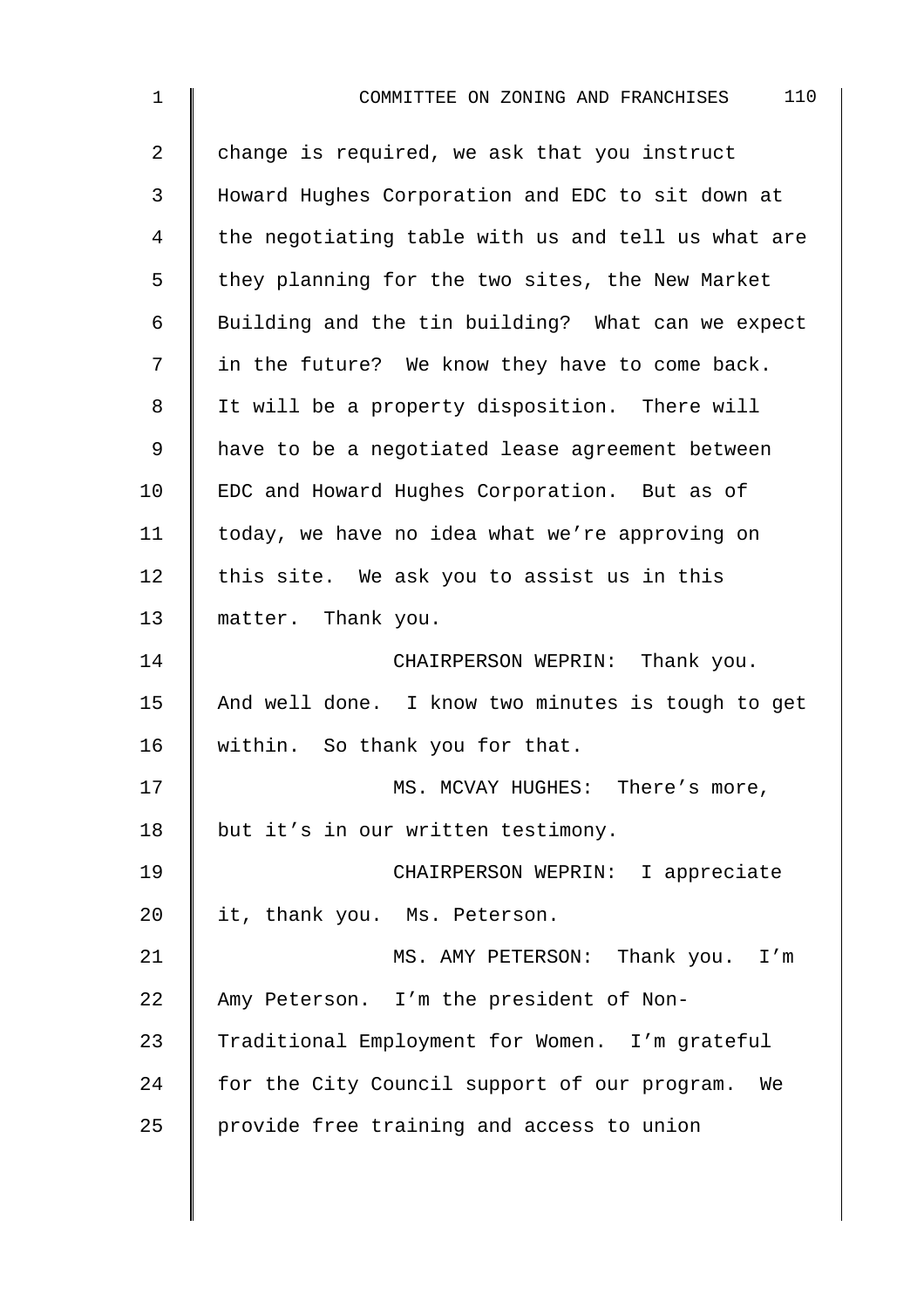change is required, we ask that you instruct Howard Hughes Corporation and EDC to sit down at the negotiating table with us and tell us what are they planning for the two sites, the New Market Building and the tin building? What can we expect in the future? We know they have to come back. It will be a property disposition. There will have to be a negotiated lease agreement between EDC and Howard Hughes Corporation. But as of today, we have no idea what we're approving on this site. We ask you to assist us in this matter. Thank you.

CHAIRPERSON WEPRIN: Thank you. And well done. I know two minutes is tough to get within. So thank you for that.

MS. MCVAY HUGHES: There's more, but it's in our written testimony.

CHAIRPERSON WEPRIN: I appreciate it, thank you. Ms. Peterson.

MS. AMY PETERSON: Thank you. I'm Amy Peterson. I'm the president of Non-Traditional Employment for Women. I'm grateful for the City Council support of our program. We provide free training and access to union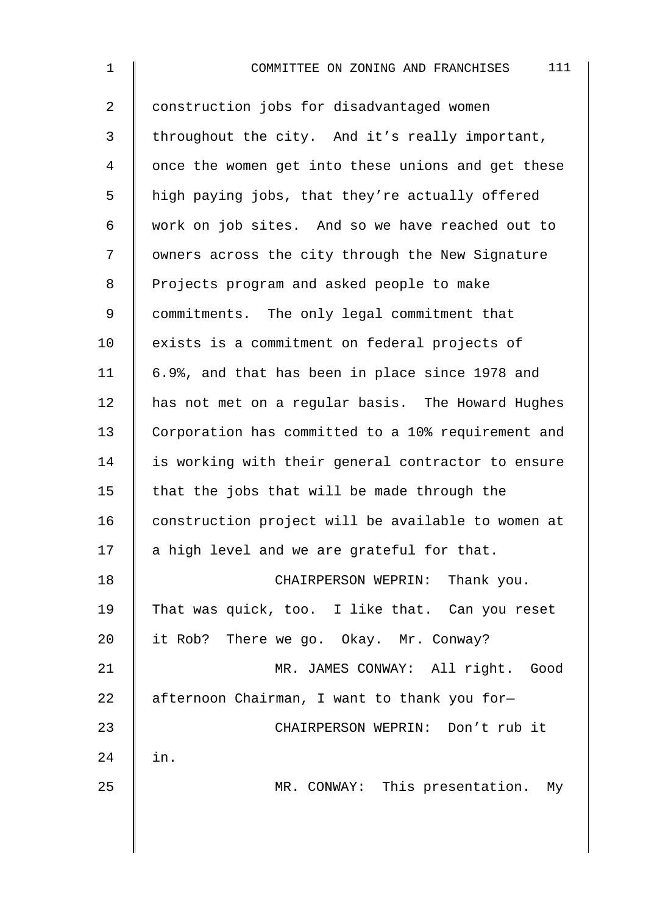construction jobs for disadvantaged women throughout the city. And it's really important, once the women get into these unions and get these high paying jobs, that they're actually offered work on job sites. And so we have reached out to owners across the city through the New Signature Projects program and asked people to make commitments. The only legal commitment that exists is a commitment on federal projects of 6.9%, and that has been in place since 1978 and has not met on a regular basis. The Howard Hughes Corporation has committed to a 10% requirement and is working with their general contractor to ensure that the jobs that will be made through the construction project will be available to women at a high level and we are grateful for that.

CHAIRPERSON WEPRIN: Thank you. That was quick, too. I like that. Can you reset it Rob? There we go. Okay. Mr. Conway?

MR. JAMES CONWAY: All right. Good afternoon Chairman, I want to thank you for—

CHAIRPERSON WEPRIN: Don't rub it in.

MR. CONWAY: This presentation. My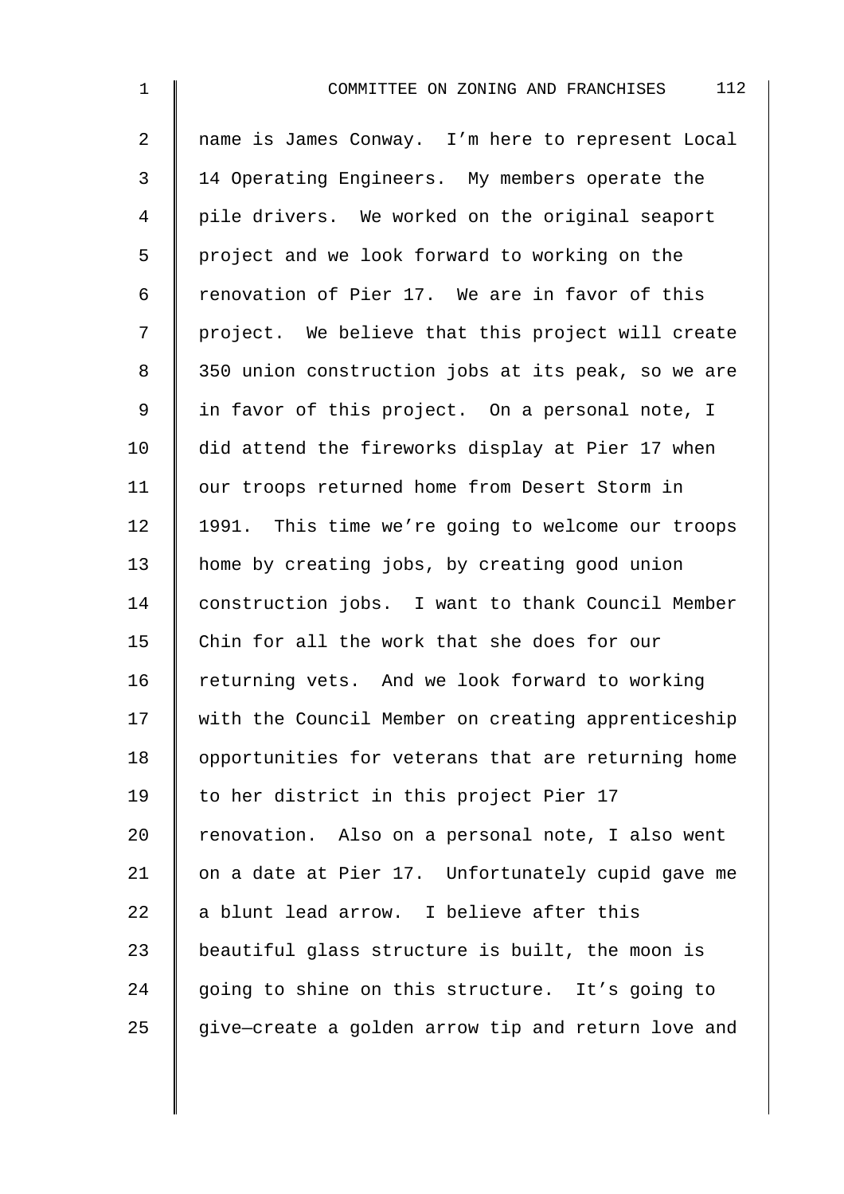name is James Conway. I'm here to represent Local 14 Operating Engineers. My members operate the pile drivers. We worked on the original seaport project and we look forward to working on the renovation of Pier 17. We are in favor of this project. We believe that this project will create 350 union construction jobs at its peak, so we are in favor of this project. On a personal note, I did attend the fireworks display at Pier 17 when our troops returned home from Desert Storm in 1991. This time we're going to welcome our troops home by creating jobs, by creating good union construction jobs. I want to thank Council Member Chin for all the work that she does for our returning vets. And we look forward to working with the Council Member on creating apprenticeship opportunities for veterans that are returning home to her district in this project Pier 17 renovation. Also on a personal note, I also went on a date at Pier 17. Unfortunately cupid gave me a blunt lead arrow. I believe after this beautiful glass structure is built, the moon is going to shine on this structure. It's going to give—create a golden arrow tip and return love and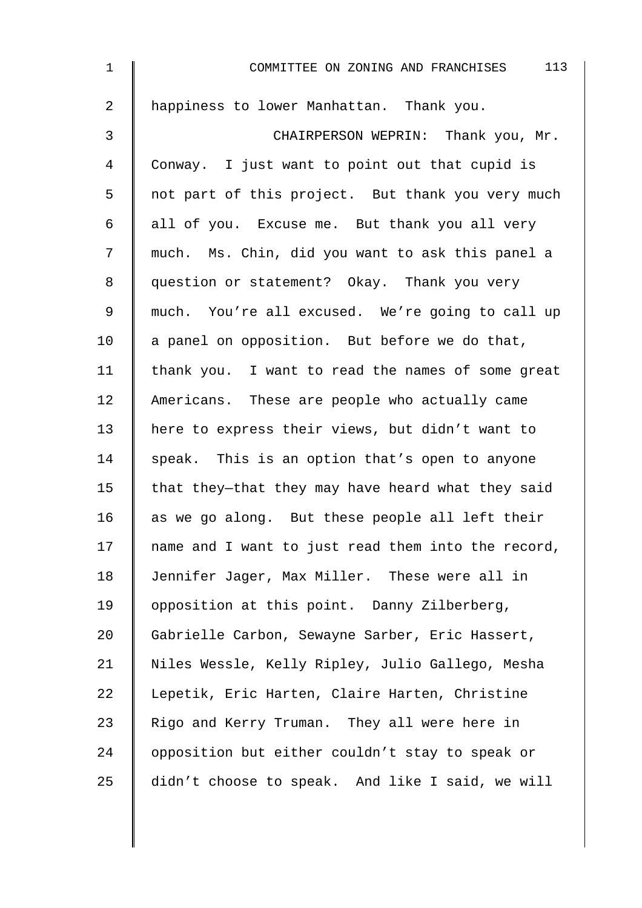happiness to lower Manhattan. Thank you.

CHAIRPERSON WEPRIN: Thank you, Mr. Conway. I just want to point out that cupid is not part of this project. But thank you very much all of you. Excuse me. But thank you all very much. Ms. Chin, did you want to ask this panel a question or statement? Okay. Thank you very much. You're all excused. We're going to call up a panel on opposition. But before we do that, thank you. I want to read the names of some great Americans. These are people who actually came here to express their views, but didn't want to speak. This is an option that's open to anyone that they—that they may have heard what they said as we go along. But these people all left their name and I want to just read them into the record, Jennifer Jager, Max Miller. These were all in opposition at this point. Danny Zilberberg, Gabrielle Carbon, Sewayne Sarber, Eric Hassert, Niles Wessle, Kelly Ripley, Julio Gallego, Mesha Lepetik, Eric Harten, Claire Harten, Christine Rigo and Kerry Truman. They all were here in opposition but either couldn't stay to speak or didn't choose to speak. And like I said, we will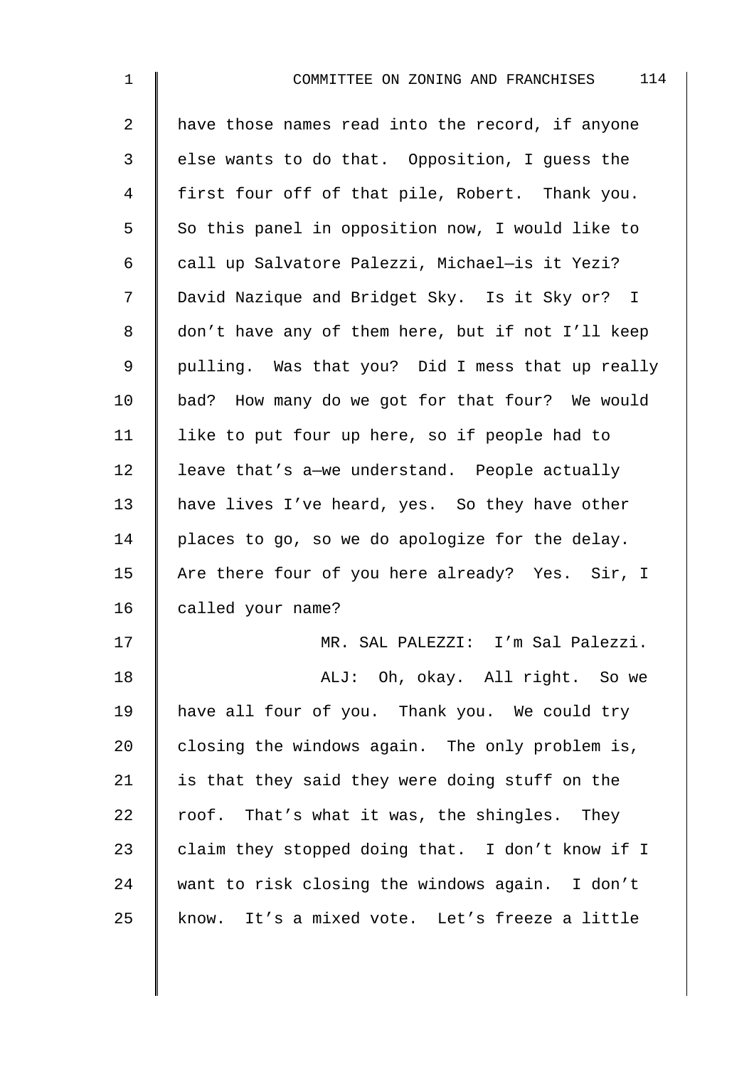have those names read into the record, if anyone else wants to do that. Opposition, I guess the first four off of that pile, Robert. Thank you. So this panel in opposition now, I would like to call up Salvatore Palezzi, Michael—is it Yezi? David Nazique and Bridget Sky. Is it Sky or? I don't have any of them here, but if not I'll keep pulling. Was that you? Did I mess that up really bad? How many do we got for that four? We would like to put four up here, so if people had to leave that's a—we understand. People actually have lives I've heard, yes. So they have other places to go, so we do apologize for the delay. Are there four of you here already? Yes. Sir, I called your name?

MR. SAL PALEZZI: I'm Sal Palezzi.

ALJ: Oh, okay. All right. So we have all four of you. Thank you. We could try closing the windows again. The only problem is, is that they said they were doing stuff on the roof. That's what it was, the shingles. They claim they stopped doing that. I don't know if I want to risk closing the windows again. I don't know. It's a mixed vote. Let's freeze a little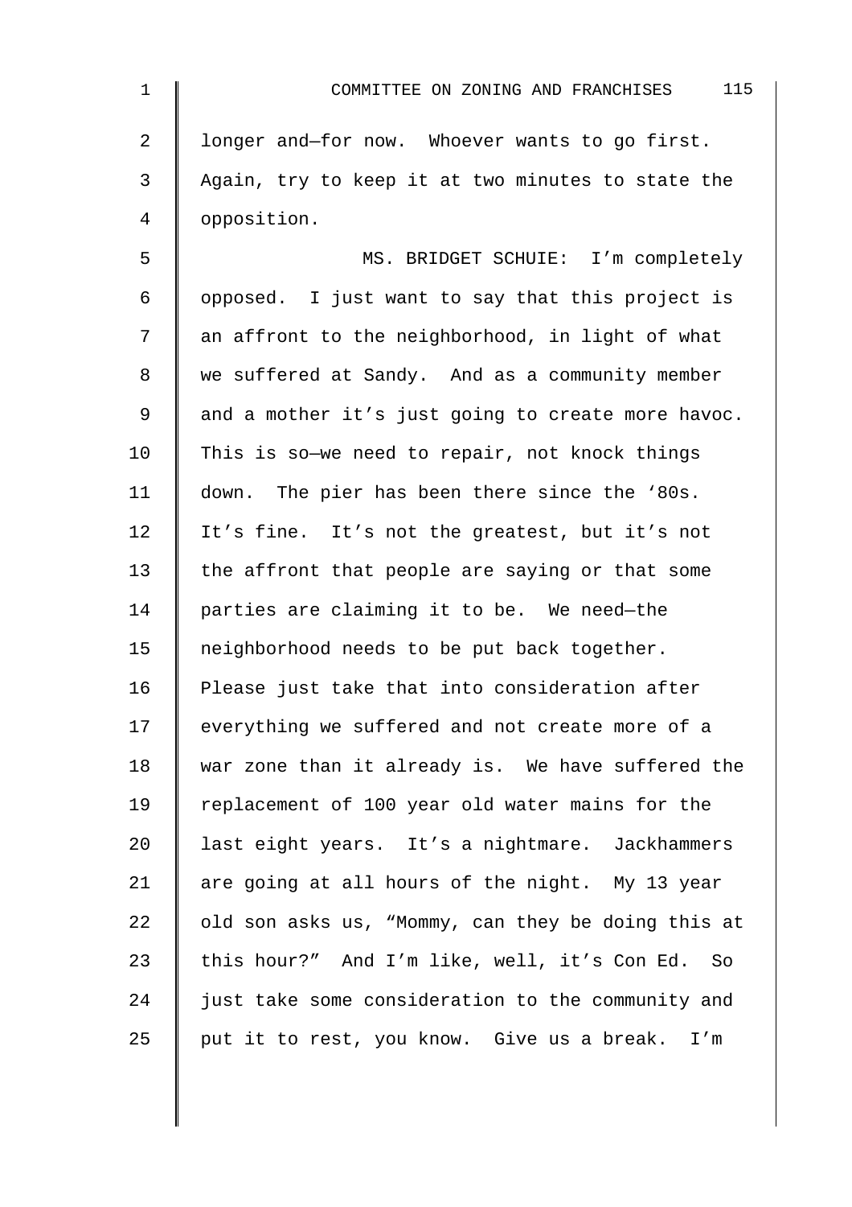longer and—for now. Whoever wants to go first. Again, try to keep it at two minutes to state the opposition.

MS. BRIDGET SCHUIE: I'm completely opposed. I just want to say that this project is an affront to the neighborhood, in light of what we suffered at Sandy. And as a community member and a mother it's just going to create more havoc. This is so—we need to repair, not knock things down. The pier has been there since the '80s. It's fine. It's not the greatest, but it's not the affront that people are saying or that some parties are claiming it to be. We need—the neighborhood needs to be put back together. Please just take that into consideration after everything we suffered and not create more of a war zone than it already is. We have suffered the replacement of 100 year old water mains for the last eight years. It's a nightmare. Jackhammers are going at all hours of the night. My 13 year old son asks us, "Mommy, can they be doing this at this hour?" And I'm like, well, it's Con Ed. So just take some consideration to the community and put it to rest, you know. Give us a break. I'm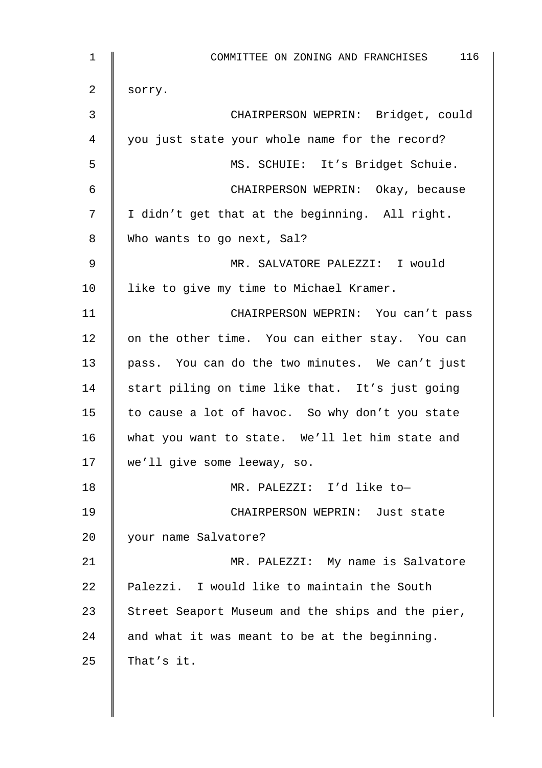sorry.

CHAIRPERSON WEPRIN: Bridget, could you just state your whole name for the record?

MS. SCHUIE: It's Bridget Schuie.

CHAIRPERSON WEPRIN: Okay, because I didn't get that at the beginning. All right. Who wants to go next, Sal?

MR. SALVATORE PALEZZI: I would like to give my time to Michael Kramer.

CHAIRPERSON WEPRIN: You can't pass on the other time. You can either stay. You can pass. You can do the two minutes. We can't just start piling on time like that. It's just going to cause a lot of havoc. So why don't you state what you want to state. We'll let him state and we'll give some leeway, so.

MR. PALEZZI: I'd like to—

CHAIRPERSON WEPRIN: Just state your name Salvatore?

MR. PALEZZI: My name is Salvatore Palezzi. I would like to maintain the South Street Seaport Museum and the ships and the pier, and what it was meant to be at the beginning. That's it.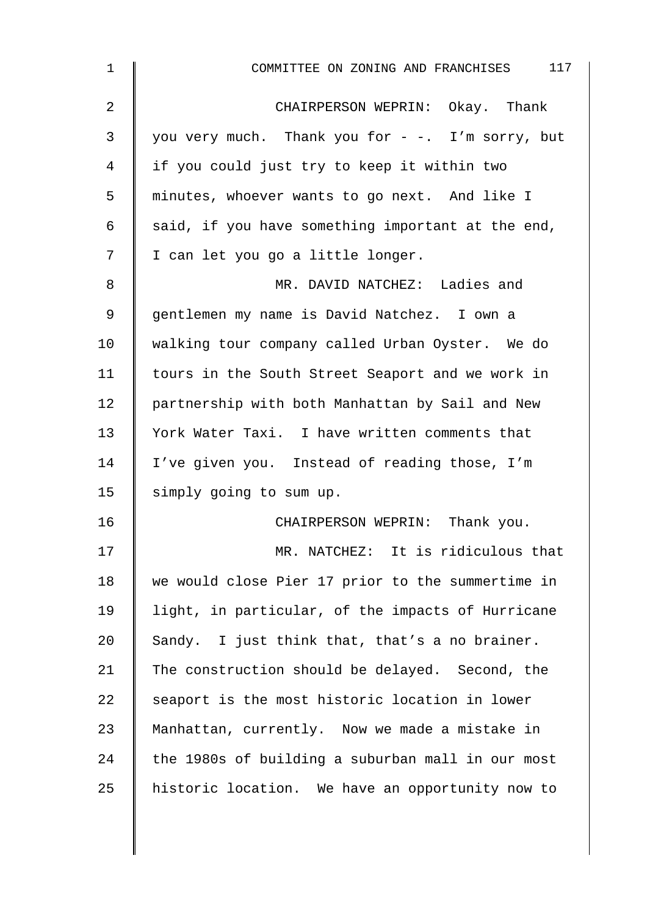CHAIRPERSON WEPRIN: Okay. Thank you very much. Thank you for - -. I'm sorry, but if you could just try to keep it within two minutes, whoever wants to go next. And like I said, if you have something important at the end, I can let you go a little longer.

MR. DAVID NATCHEZ: Ladies and gentlemen my name is David Natchez. I own a walking tour company called Urban Oyster. We do tours in the South Street Seaport and we work in partnership with both Manhattan by Sail and New York Water Taxi. I have written comments that I've given you. Instead of reading those, I'm simply going to sum up.

CHAIRPERSON WEPRIN: Thank you.

MR. NATCHEZ: It is ridiculous that we would close Pier 17 prior to the summertime in light, in particular, of the impacts of Hurricane Sandy. I just think that, that's a no brainer. The construction should be delayed. Second, the seaport is the most historic location in lower Manhattan, currently. Now we made a mistake in the 1980s of building a suburban mall in our most historic location. We have an opportunity now to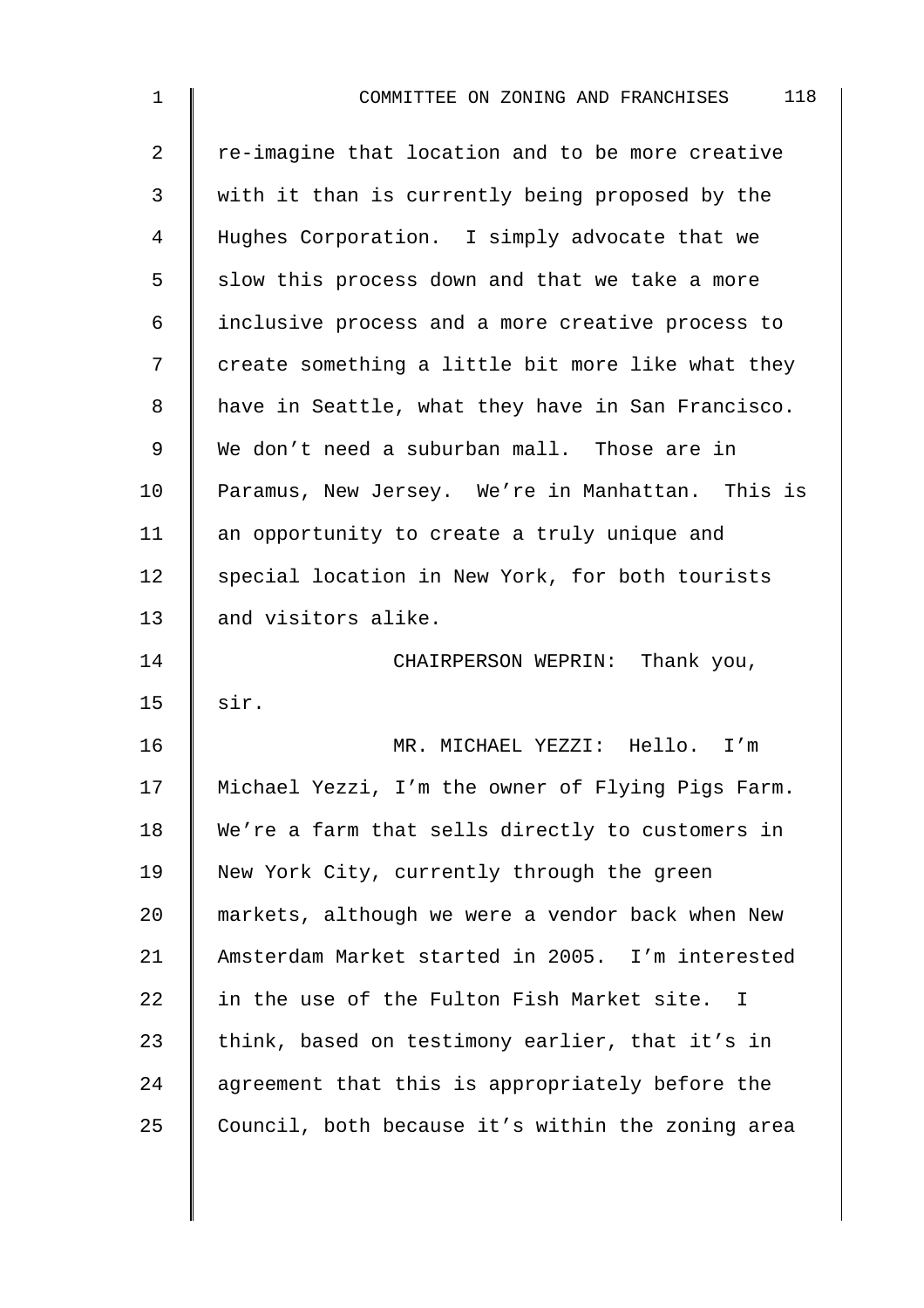re-imagine that location and to be more creative with it than is currently being proposed by the Hughes Corporation. I simply advocate that we slow this process down and that we take a more inclusive process and a more creative process to create something a little bit more like what they have in Seattle, what they have in San Francisco. We don't need a suburban mall. Those are in Paramus, New Jersey. We're in Manhattan. This is an opportunity to create a truly unique and special location in New York, for both tourists and visitors alike.

CHAIRPERSON WEPRIN: Thank you, sir.

MR. MICHAEL YEZZI: Hello. I'm Michael Yezzi, I'm the owner of Flying Pigs Farm. We're a farm that sells directly to customers in New York City, currently through the green markets, although we were a vendor back when New Amsterdam Market started in 2005. I'm interested in the use of the Fulton Fish Market site. I think, based on testimony earlier, that it's in agreement that this is appropriately before the Council, both because it's within the zoning area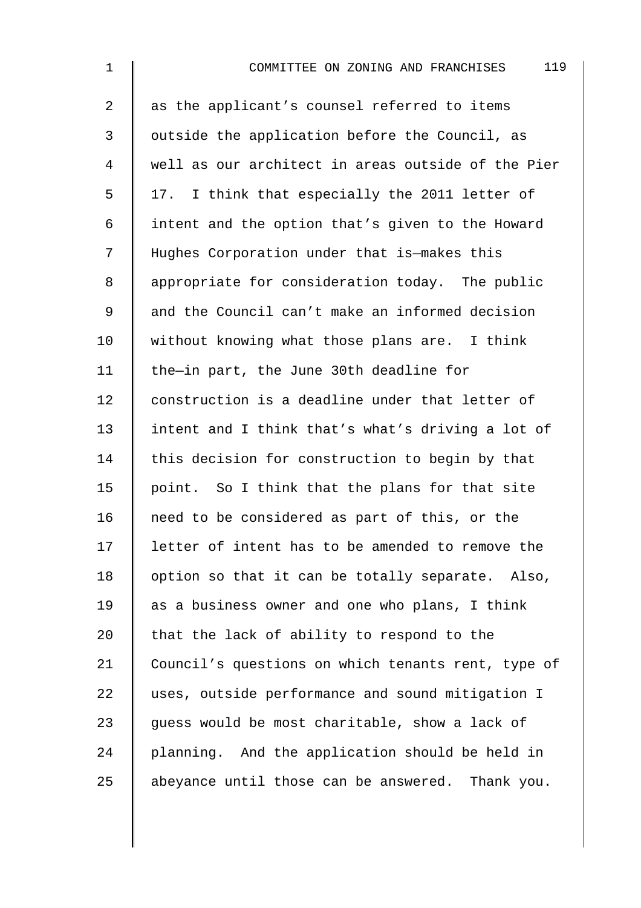as the applicant's counsel referred to items outside the application before the Council, as well as our architect in areas outside of the Pier 17. I think that especially the 2011 letter of intent and the option that's given to the Howard Hughes Corporation under that is—makes this appropriate for consideration today. The public and the Council can't make an informed decision without knowing what those plans are. I think the—in part, the June 30th deadline for construction is a deadline under that letter of intent and I think that's what's driving a lot of this decision for construction to begin by that point. So I think that the plans for that site need to be considered as part of this, or the letter of intent has to be amended to remove the option so that it can be totally separate. Also, as a business owner and one who plans, I think that the lack of ability to respond to the Council's questions on which tenants rent, type of uses, outside performance and sound mitigation I guess would be most charitable, show a lack of planning. And the application should be held in abeyance until those can be answered. Thank you.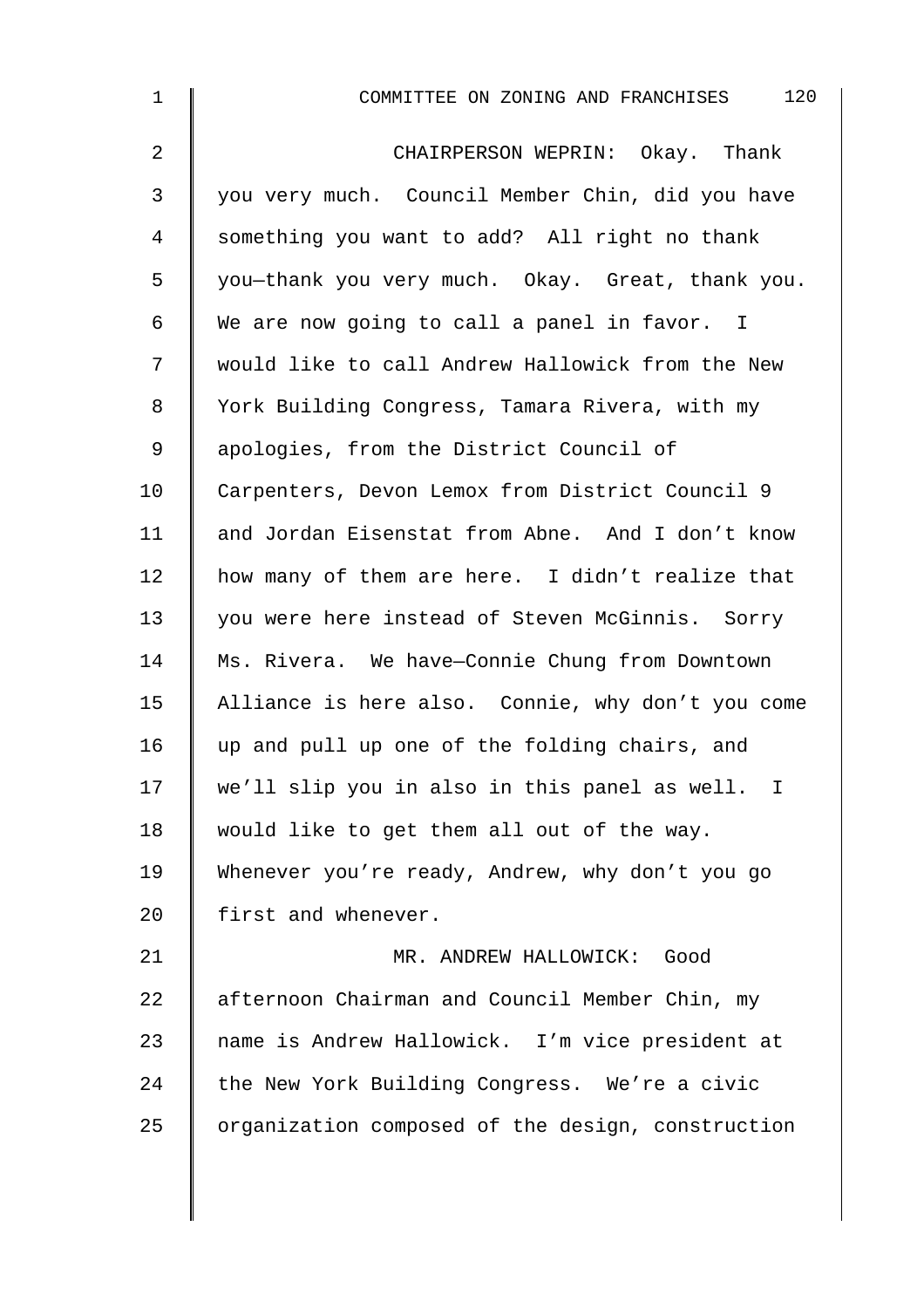CHAIRPERSON WEPRIN: Okay. Thank you very much. Council Member Chin, did you have something you want to add? All right no thank you—thank you very much. Okay. Great, thank you. We are now going to call a panel in favor. I would like to call Andrew Hallowick from the New York Building Congress, Tamara Rivera, with my apologies, from the District Council of Carpenters, Devon Lemox from District Council 9 and Jordan Eisenstat from Abne. And I don't know how many of them are here. I didn't realize that you were here instead of Steven McGinnis. Sorry Ms. Rivera. We have—Connie Chung from Downtown Alliance is here also. Connie, why don't you come up and pull up one of the folding chairs, and we'll slip you in also in this panel as well. I would like to get them all out of the way. Whenever you're ready, Andrew, why don't you go first and whenever.

MR. ANDREW HALLOWICK: Good afternoon Chairman and Council Member Chin, my name is Andrew Hallowick. I'm vice president at the New York Building Congress. We're a civic organization composed of the design, construction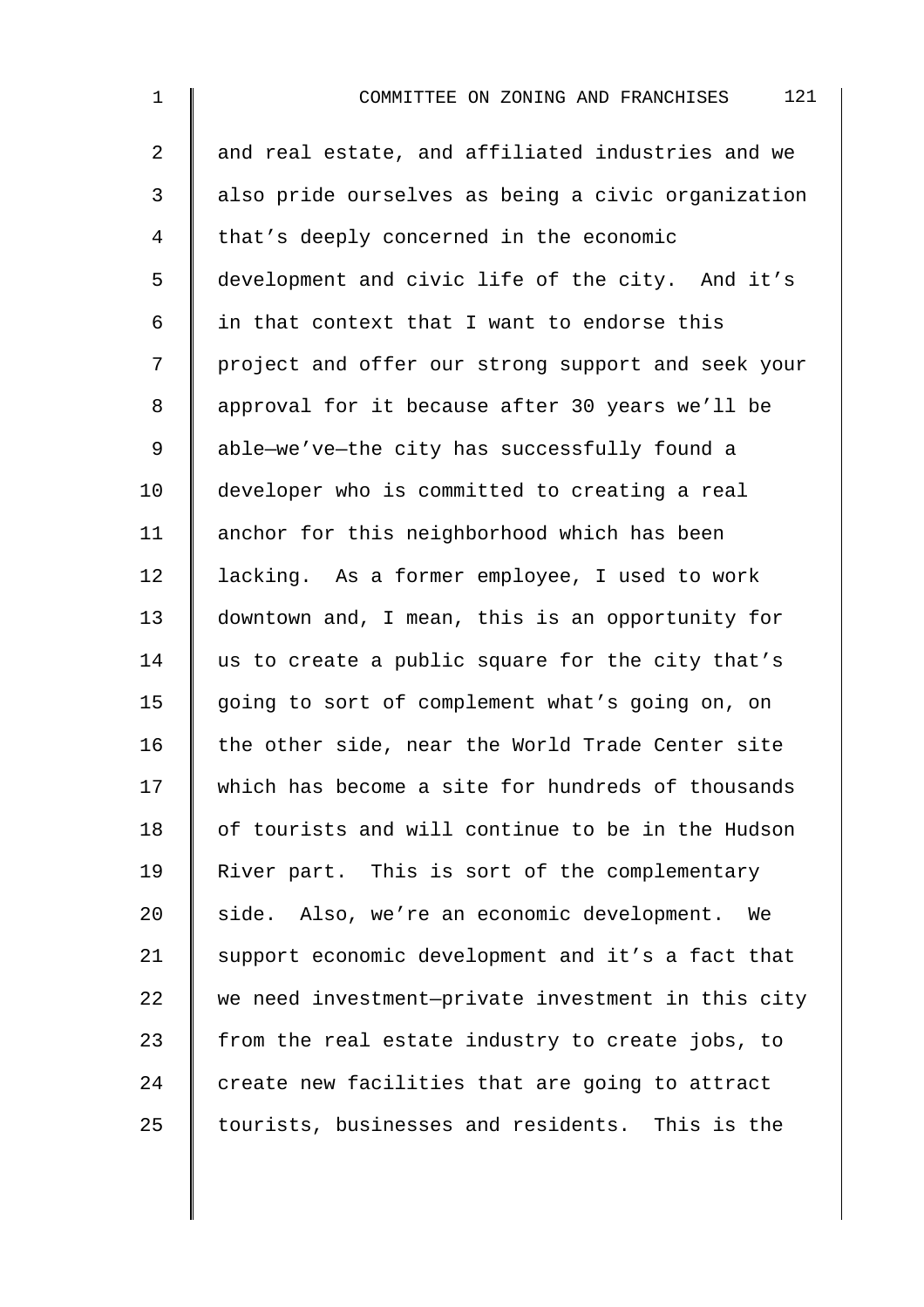and real estate, and affiliated industries and we also pride ourselves as being a civic organization that's deeply concerned in the economic development and civic life of the city. And it's in that context that I want to endorse this project and offer our strong support and seek your approval for it because after 30 years we'll be able—we've—the city has successfully found a developer who is committed to creating a real anchor for this neighborhood which has been lacking. As a former employee, I used to work downtown and, I mean, this is an opportunity for us to create a public square for the city that's going to sort of complement what's going on, on the other side, near the World Trade Center site which has become a site for hundreds of thousands of tourists and will continue to be in the Hudson River part. This is sort of the complementary side. Also, we're an economic development. We support economic development and it's a fact that we need investment—private investment in this city from the real estate industry to create jobs, to create new facilities that are going to attract tourists, businesses and residents. This is the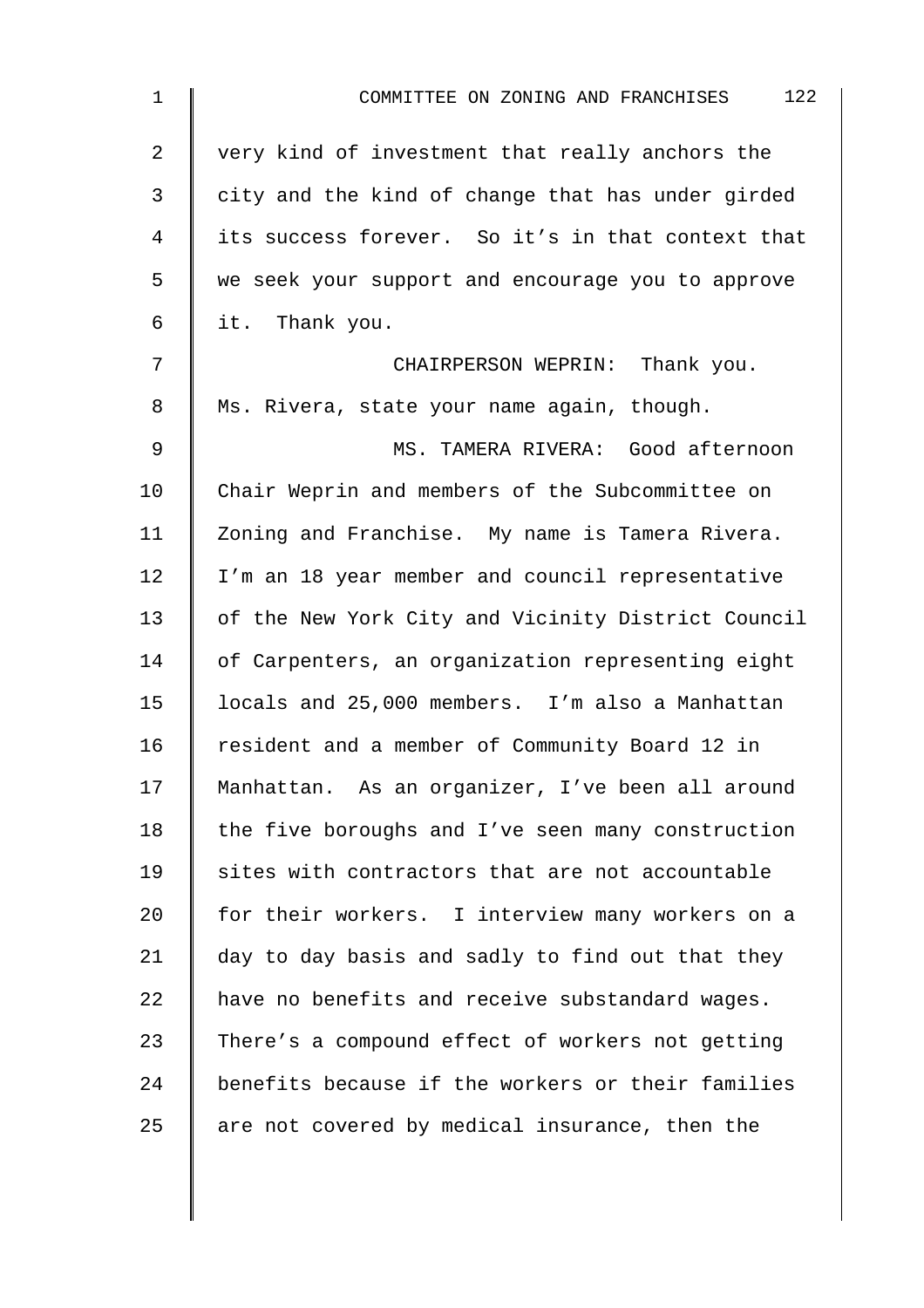very kind of investment that really anchors the city and the kind of change that has under girded its success forever. So it's in that context that we seek your support and encourage you to approve it. Thank you.

CHAIRPERSON WEPRIN: Thank you. Ms. Rivera, state your name again, though.

MS. TAMERA RIVERA: Good afternoon Chair Weprin and members of the Subcommittee on Zoning and Franchise. My name is Tamera Rivera. I'm an 18 year member and council representative of the New York City and Vicinity District Council of Carpenters, an organization representing eight locals and 25,000 members. I'm also a Manhattan resident and a member of Community Board 12 in Manhattan. As an organizer, I've been all around the five boroughs and I've seen many construction sites with contractors that are not accountable for their workers. I interview many workers on a day to day basis and sadly to find out that they have no benefits and receive substandard wages. There's a compound effect of workers not getting benefits because if the workers or their families are not covered by medical insurance, then the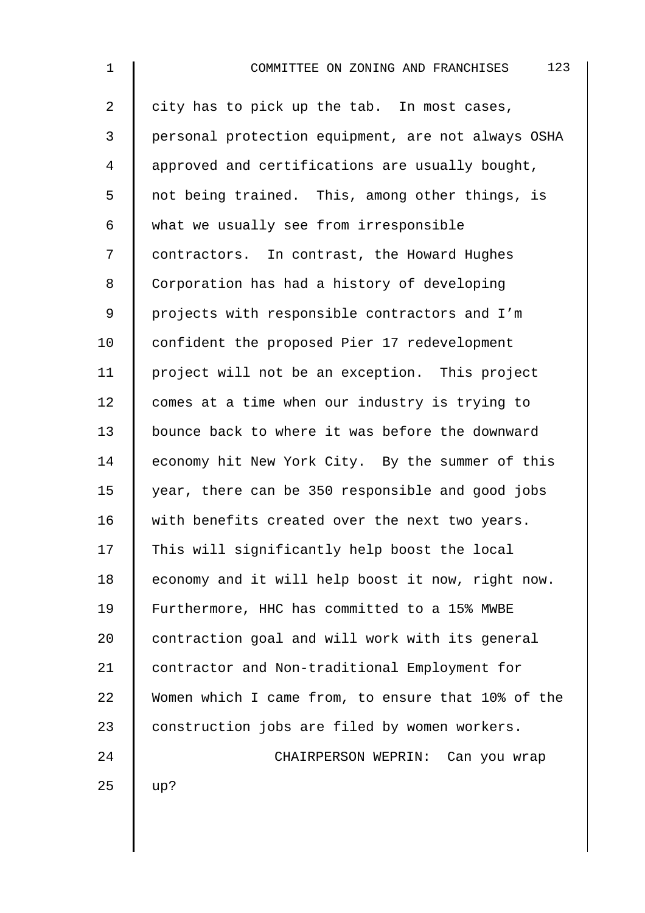city has to pick up the tab. In most cases, personal protection equipment, are not always OSHA approved and certifications are usually bought, not being trained. This, among other things, is what we usually see from irresponsible contractors. In contrast, the Howard Hughes Corporation has had a history of developing projects with responsible contractors and I'm confident the proposed Pier 17 redevelopment project will not be an exception. This project comes at a time when our industry is trying to bounce back to where it was before the downward economy hit New York City. By the summer of this year, there can be 350 responsible and good jobs with benefits created over the next two years. This will significantly help boost the local economy and it will help boost it now, right now. Furthermore, HHC has committed to a 15% MWBE contraction goal and will work with its general contractor and Non-traditional Employment for Women which I came from, to ensure that 10% of the construction jobs are filed by women workers.

CHAIRPERSON WEPRIN: Can you wrap up?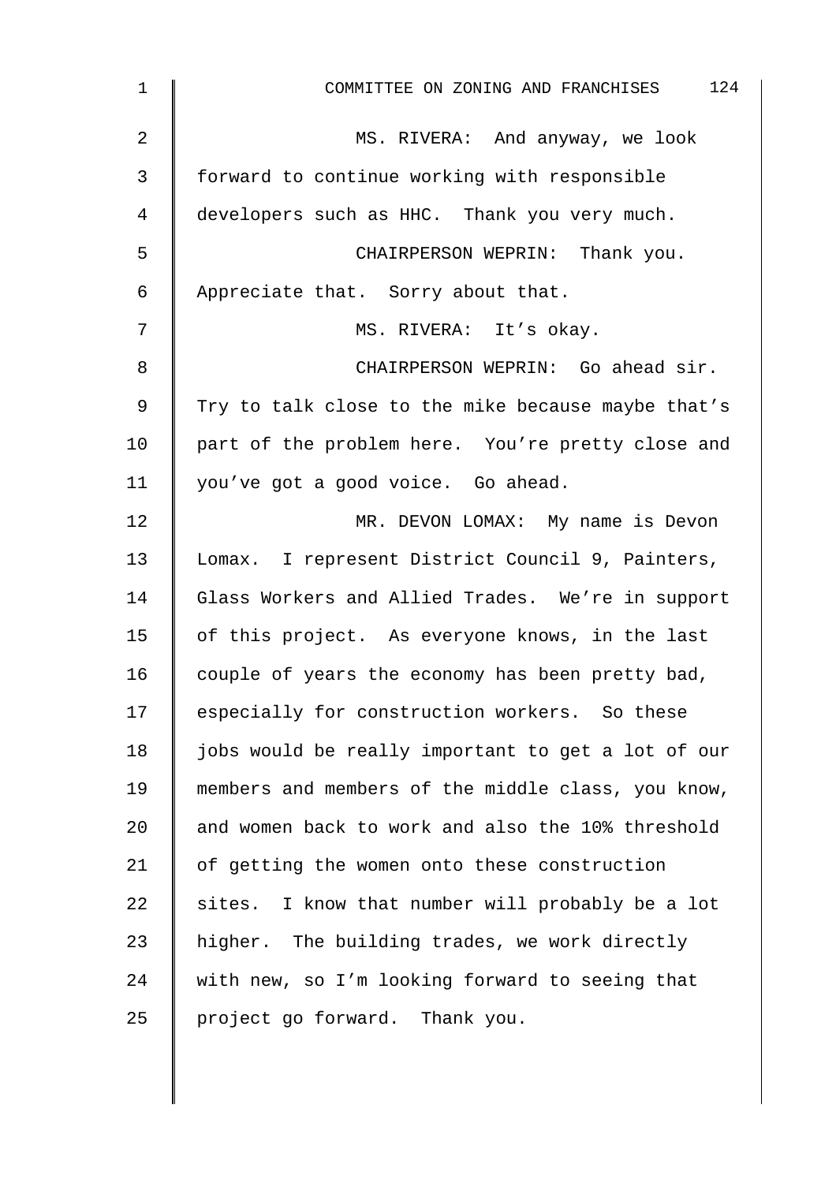MS. RIVERA: And anyway, we look forward to continue working with responsible developers such as HHC. Thank you very much.

CHAIRPERSON WEPRIN: Thank you. Appreciate that. Sorry about that.

MS. RIVERA: It's okay.

CHAIRPERSON WEPRIN: Go ahead sir. Try to talk close to the mike because maybe that's part of the problem here. You're pretty close and you've got a good voice. Go ahead.

MR. DEVON LOMAX: My name is Devon Lomax. I represent District Council 9, Painters, Glass Workers and Allied Trades. We're in support of this project. As everyone knows, in the last couple of years the economy has been pretty bad, especially for construction workers. So these jobs would be really important to get a lot of our members and members of the middle class, you know, and women back to work and also the 10% threshold of getting the women onto these construction sites. I know that number will probably be a lot higher. The building trades, we work directly with new, so I'm looking forward to seeing that project go forward. Thank you.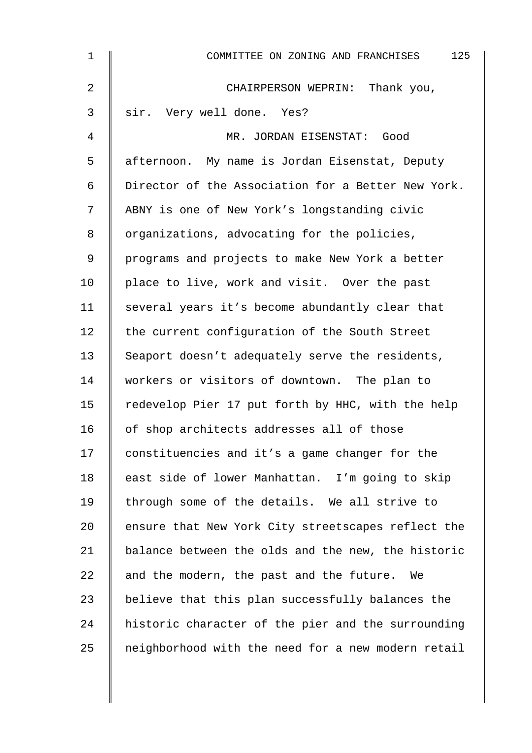CHAIRPERSON WEPRIN: Thank you, sir. Very well done. Yes?

MR. JORDAN EISENSTAT: Good afternoon. My name is Jordan Eisenstat, Deputy Director of the Association for a Better New York. ABNY is one of New York's longstanding civic organizations, advocating for the policies, programs and projects to make New York a better place to live, work and visit. Over the past several years it's become abundantly clear that the current configuration of the South Street Seaport doesn't adequately serve the residents, workers or visitors of downtown. The plan to redevelop Pier 17 put forth by HHC, with the help of shop architects addresses all of those constituencies and it's a game changer for the east side of lower Manhattan. I'm going to skip through some of the details. We all strive to ensure that New York City streetscapes reflect the balance between the olds and the new, the historic and the modern, the past and the future. We believe that this plan successfully balances the historic character of the pier and the surrounding neighborhood with the need for a new modern retail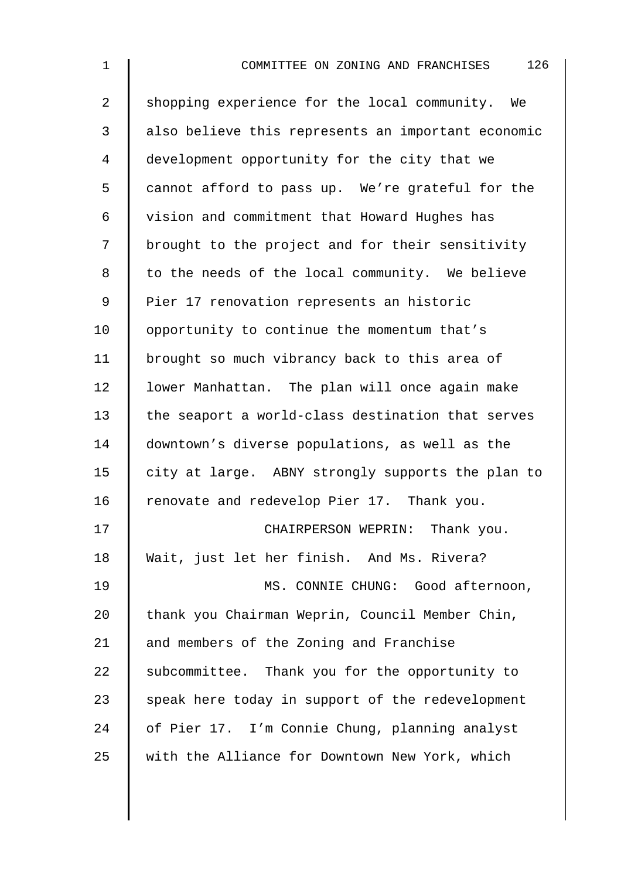shopping experience for the local community. We also believe this represents an important economic development opportunity for the city that we cannot afford to pass up. We're grateful for the vision and commitment that Howard Hughes has brought to the project and for their sensitivity to the needs of the local community. We believe Pier 17 renovation represents an historic opportunity to continue the momentum that's brought so much vibrancy back to this area of lower Manhattan. The plan will once again make the seaport a world-class destination that serves downtown's diverse populations, as well as the city at large. ABNY strongly supports the plan to renovate and redevelop Pier 17. Thank you.

CHAIRPERSON WEPRIN: Thank you. Wait, just let her finish. And Ms. Rivera?

MS. CONNIE CHUNG: Good afternoon, thank you Chairman Weprin, Council Member Chin, and members of the Zoning and Franchise subcommittee. Thank you for the opportunity to speak here today in support of the redevelopment of Pier 17. I'm Connie Chung, planning analyst with the Alliance for Downtown New York, which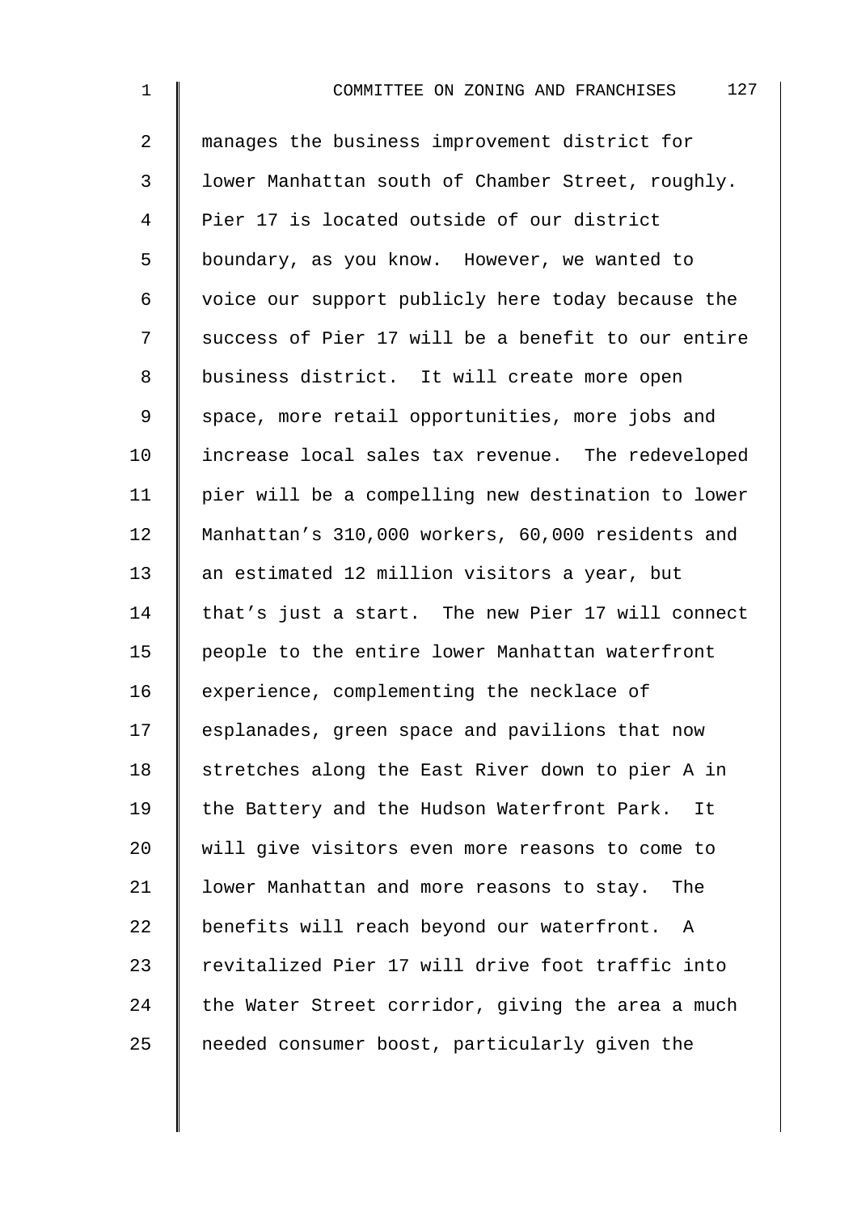manages the business improvement district for lower Manhattan south of Chamber Street, roughly. Pier 17 is located outside of our district boundary, as you know. However, we wanted to voice our support publicly here today because the success of Pier 17 will be a benefit to our entire business district. It will create more open space, more retail opportunities, more jobs and increase local sales tax revenue. The redeveloped pier will be a compelling new destination to lower Manhattan's 310,000 workers, 60,000 residents and an estimated 12 million visitors a year, but that's just a start. The new Pier 17 will connect people to the entire lower Manhattan waterfront experience, complementing the necklace of esplanades, green space and pavilions that now stretches along the East River down to pier A in the Battery and the Hudson Waterfront Park. It will give visitors even more reasons to come to lower Manhattan and more reasons to stay. The benefits will reach beyond our waterfront. A revitalized Pier 17 will drive foot traffic into the Water Street corridor, giving the area a much needed consumer boost, particularly given the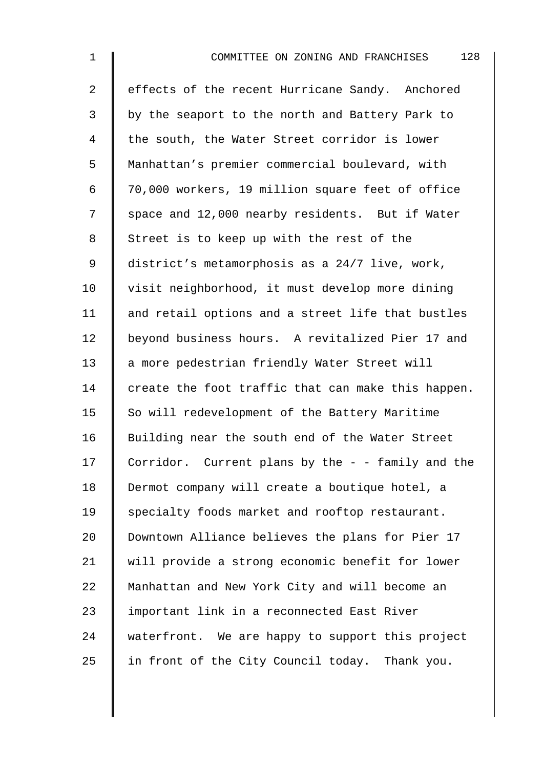effects of the recent Hurricane Sandy. Anchored by the seaport to the north and Battery Park to the south, the Water Street corridor is lower Manhattan's premier commercial boulevard, with 70,000 workers, 19 million square feet of office space and 12,000 nearby residents. But if Water Street is to keep up with the rest of the district's metamorphosis as a 24/7 live, work, visit neighborhood, it must develop more dining and retail options and a street life that bustles beyond business hours. A revitalized Pier 17 and a more pedestrian friendly Water Street will create the foot traffic that can make this happen. So will redevelopment of the Battery Maritime Building near the south end of the Water Street Corridor. Current plans by the - - family and the Dermot company will create a boutique hotel, a specialty foods market and rooftop restaurant. Downtown Alliance believes the plans for Pier 17 will provide a strong economic benefit for lower Manhattan and New York City and will become an important link in a reconnected East River waterfront. We are happy to support this project in front of the City Council today. Thank you.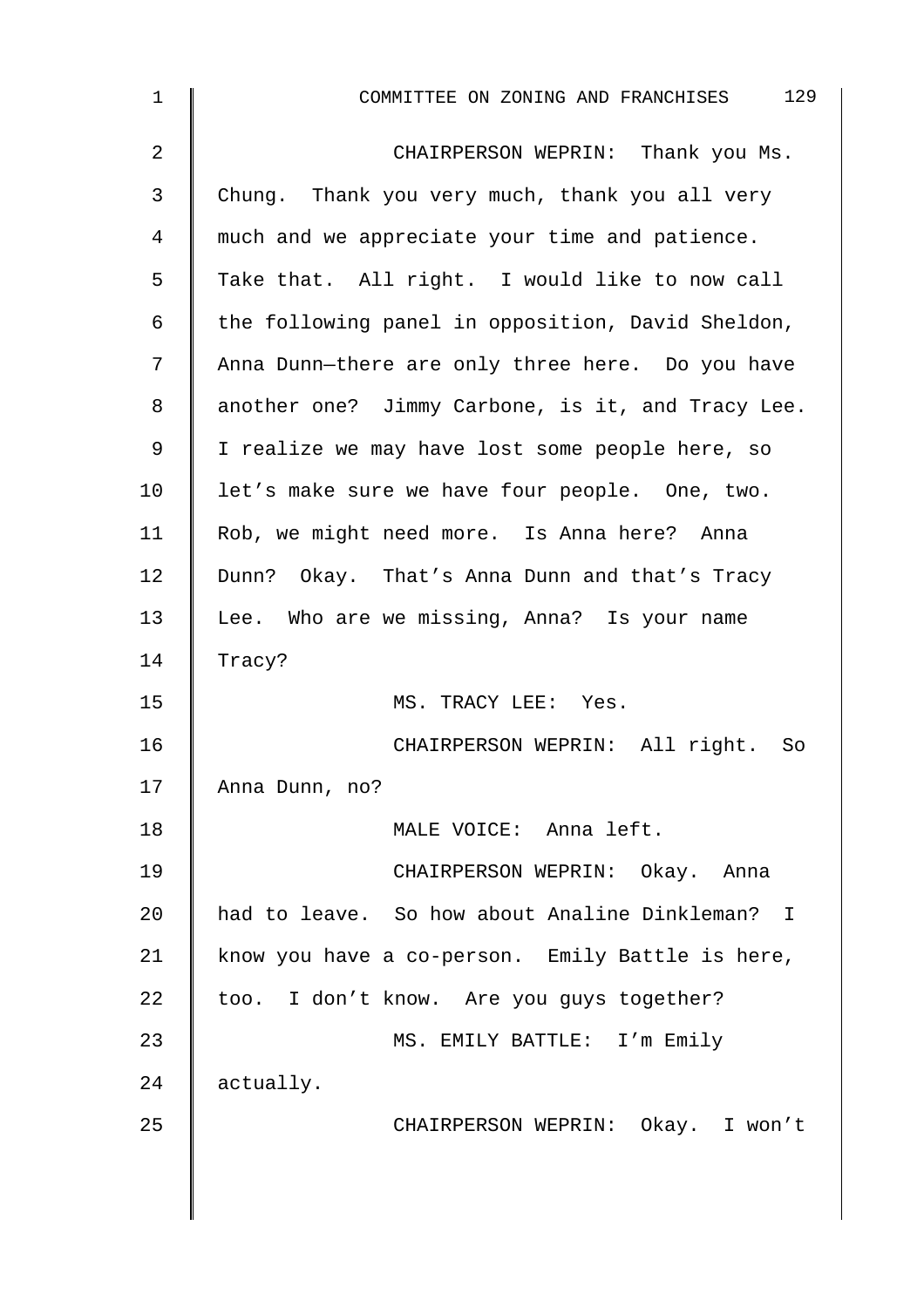CHAIRPERSON WEPRIN: Thank you Ms. Chung. Thank you very much, thank you all very much and we appreciate your time and patience. Take that. All right. I would like to now call the following panel in opposition, David Sheldon, Anna Dunn—there are only three here. Do you have another one? Jimmy Carbone, is it, and Tracy Lee. I realize we may have lost some people here, so let's make sure we have four people. One, two. Rob, we might need more. Is Anna here? Anna Dunn? Okay. That's Anna Dunn and that's Tracy Lee. Who are we missing, Anna? Is your name Tracy?

MS. TRACY LEE: Yes.

CHAIRPERSON WEPRIN: All right. So Anna Dunn, no?

MALE VOICE: Anna left.

CHAIRPERSON WEPRIN: Okay. Anna had to leave. So how about Analine Dinkleman? I know you have a co-person. Emily Battle is here, too. I don't know. Are you guys together?

MS. EMILY BATTLE: I'm Emily actually.

CHAIRPERSON WEPRIN: Okay. I won't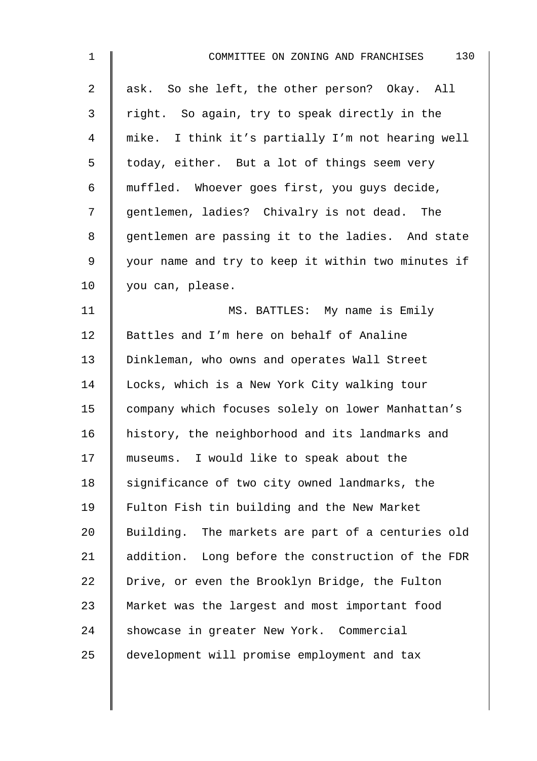ask. So she left, the other person? Okay. All right. So again, try to speak directly in the mike. I think it's partially I'm not hearing well today, either. But a lot of things seem very muffled. Whoever goes first, you guys decide, gentlemen, ladies? Chivalry is not dead. The gentlemen are passing it to the ladies. And state your name and try to keep it within two minutes if you can, please.

MS. BATTLES: My name is Emily Battles and I'm here on behalf of Analine Dinkleman, who owns and operates Wall Street Locks, which is a New York City walking tour company which focuses solely on lower Manhattan's history, the neighborhood and its landmarks and museums. I would like to speak about the significance of two city owned landmarks, the Fulton Fish tin building and the New Market Building. The markets are part of a centuries old addition. Long before the construction of the FDR Drive, or even the Brooklyn Bridge, the Fulton Market was the largest and most important food showcase in greater New York. Commercial development will promise employment and tax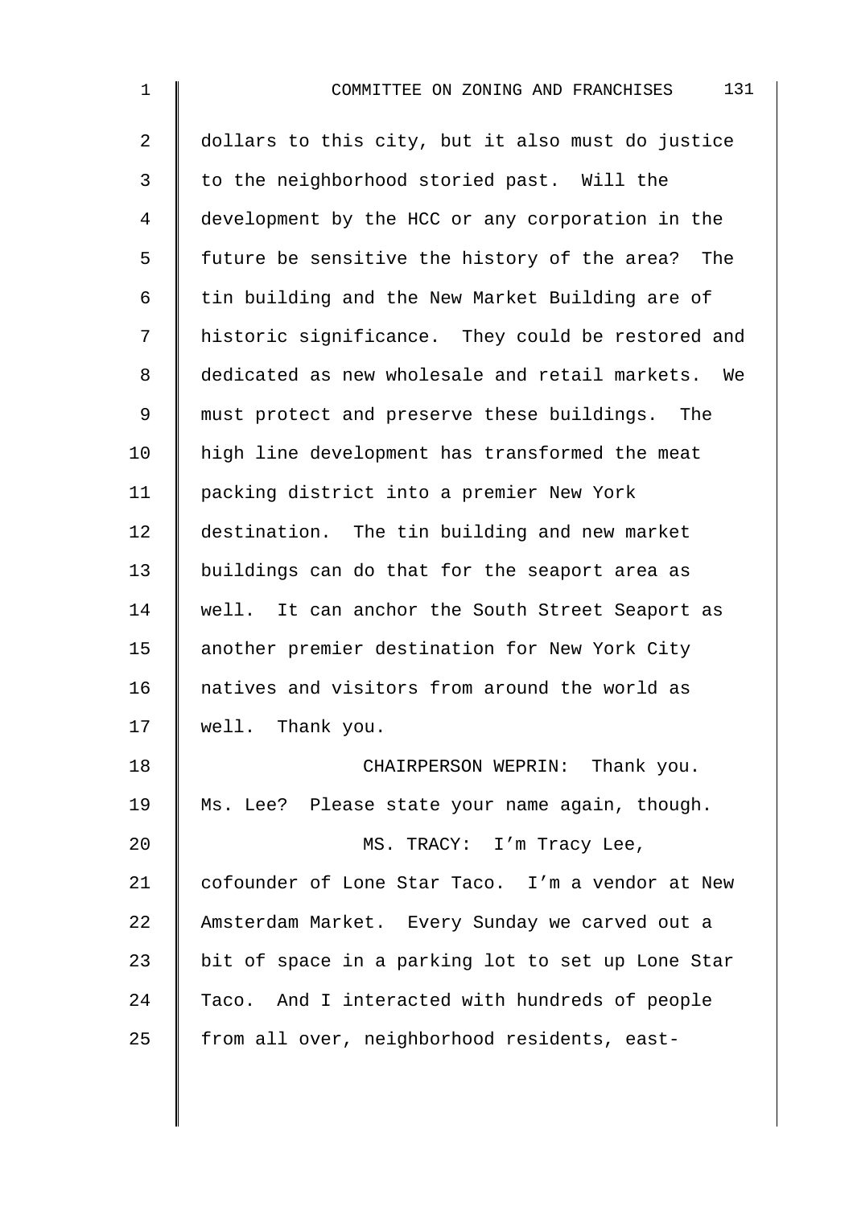dollars to this city, but it also must do justice to the neighborhood storied past. Will the development by the HCC or any corporation in the future be sensitive the history of the area? The tin building and the New Market Building are of historic significance. They could be restored and dedicated as new wholesale and retail markets. We must protect and preserve these buildings. The high line development has transformed the meat packing district into a premier New York destination. The tin building and new market buildings can do that for the seaport area as well. It can anchor the South Street Seaport as another premier destination for New York City natives and visitors from around the world as well. Thank you.

CHAIRPERSON WEPRIN: Thank you. Ms. Lee? Please state your name again, though.

MS. TRACY: I'm Tracy Lee, cofounder of Lone Star Taco. I'm a vendor at New Amsterdam Market. Every Sunday we carved out a bit of space in a parking lot to set up Lone Star Taco. And I interacted with hundreds of people from all over, neighborhood residents, east-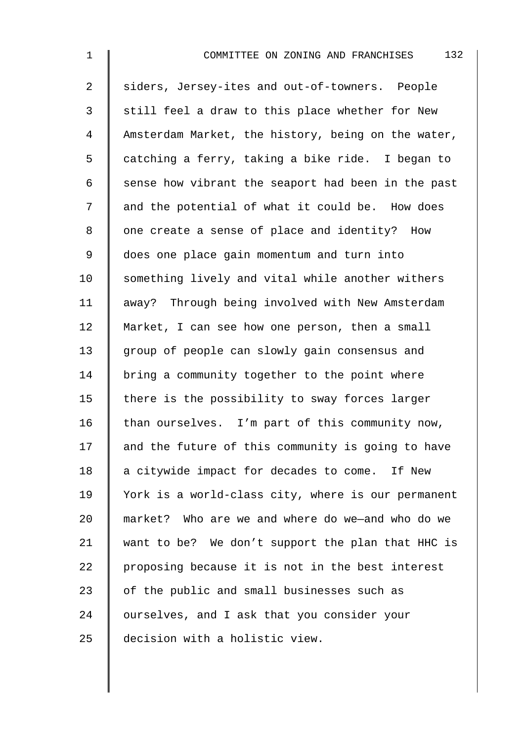siders, Jersey-ites and out-of-towners. People still feel a draw to this place whether for New Amsterdam Market, the history, being on the water, catching a ferry, taking a bike ride. I began to sense how vibrant the seaport had been in the past and the potential of what it could be. How does one create a sense of place and identity? How does one place gain momentum and turn into something lively and vital while another withers away? Through being involved with New Amsterdam Market, I can see how one person, then a small group of people can slowly gain consensus and bring a community together to the point where there is the possibility to sway forces larger than ourselves. I'm part of this community now, and the future of this community is going to have a citywide impact for decades to come. If New York is a world-class city, where is our permanent market? Who are we and where do we—and who do we want to be? We don't support the plan that HHC is proposing because it is not in the best interest of the public and small businesses such as ourselves, and I ask that you consider your decision with a holistic view.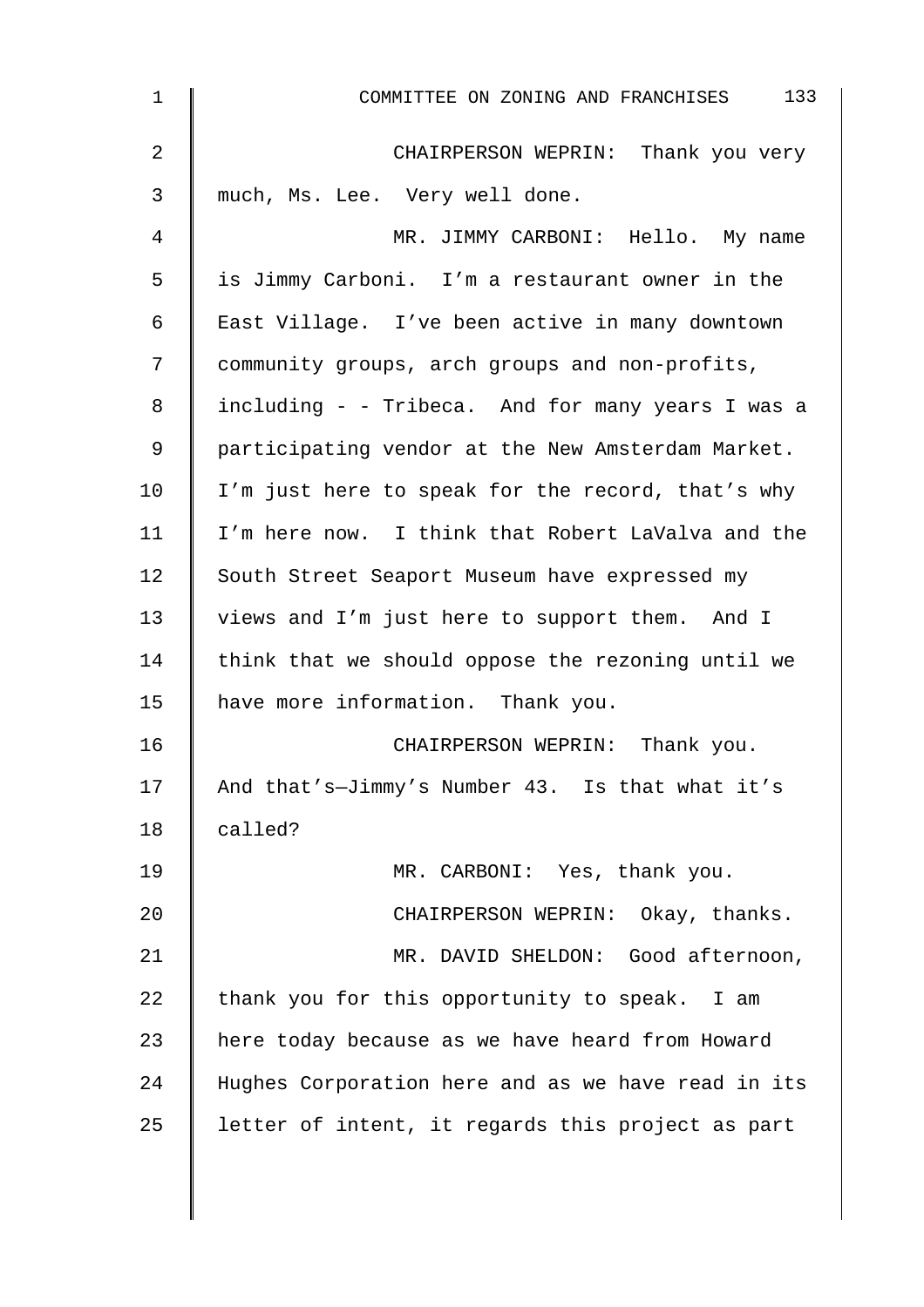CHAIRPERSON WEPRIN: Thank you very much, Ms. Lee. Very well done.

MR. JIMMY CARBONI: Hello. My name is Jimmy Carboni. I'm a restaurant owner in the East Village. I've been active in many downtown community groups, arch groups and non-profits, including - - Tribeca. And for many years I was a participating vendor at the New Amsterdam Market. I'm just here to speak for the record, that's why I'm here now. I think that Robert LaValva and the South Street Seaport Museum have expressed my views and I'm just here to support them. And I think that we should oppose the rezoning until we have more information. Thank you.

CHAIRPERSON WEPRIN: Thank you. And that's—Jimmy's Number 43. Is that what it's called?

MR. CARBONI: Yes, thank you.

CHAIRPERSON WEPRIN: Okay, thanks.

MR. DAVID SHELDON: Good afternoon, thank you for this opportunity to speak. I am here today because as we have heard from Howard Hughes Corporation here and as we have read in its letter of intent, it regards this project as part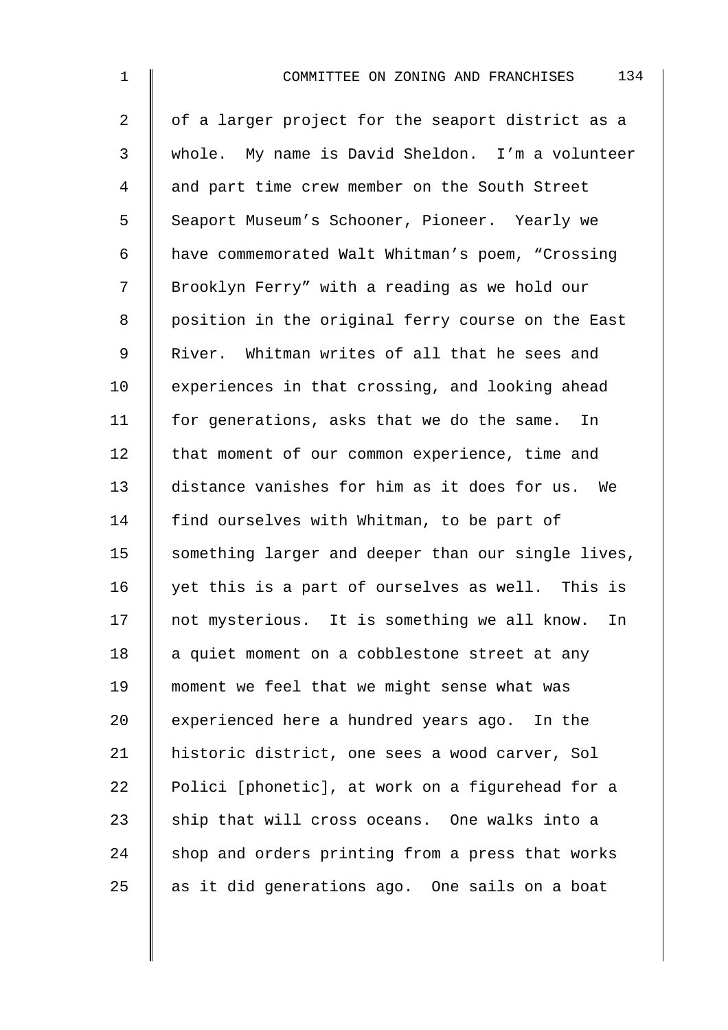of a larger project for the seaport district as a whole. My name is David Sheldon. I'm a volunteer and part time crew member on the South Street Seaport Museum's Schooner, Pioneer. Yearly we have commemorated Walt Whitman's poem, "Crossing Brooklyn Ferry" with a reading as we hold our position in the original ferry course on the East River. Whitman writes of all that he sees and experiences in that crossing, and looking ahead for generations, asks that we do the same. In that moment of our common experience, time and distance vanishes for him as it does for us. We find ourselves with Whitman, to be part of something larger and deeper than our single lives, yet this is a part of ourselves as well. This is not mysterious. It is something we all know. In a quiet moment on a cobblestone street at any moment we feel that we might sense what was experienced here a hundred years ago. In the historic district, one sees a wood carver, Sol Polici [phonetic], at work on a figurehead for a ship that will cross oceans. One walks into a shop and orders printing from a press that works as it did generations ago. One sails on a boat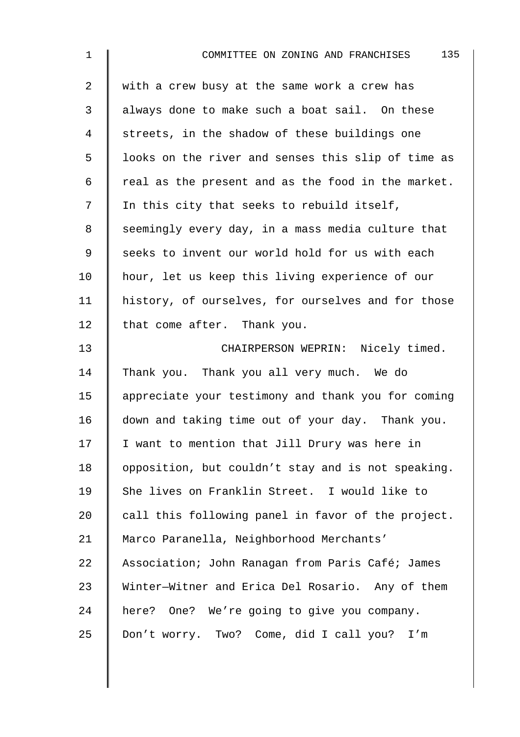with a crew busy at the same work a crew has always done to make such a boat sail. On these streets, in the shadow of these buildings one looks on the river and senses this slip of time as real as the present and as the food in the market. In this city that seeks to rebuild itself, seemingly every day, in a mass media culture that seeks to invent our world hold for us with each hour, let us keep this living experience of our history, of ourselves, for ourselves and for those that come after. Thank you.

CHAIRPERSON WEPRIN: Nicely timed. Thank you. Thank you all very much. We do appreciate your testimony and thank you for coming down and taking time out of your day. Thank you. I want to mention that Jill Drury was here in opposition, but couldn't stay and is not speaking. She lives on Franklin Street. I would like to call this following panel in favor of the project. Marco Paranella, Neighborhood Merchants' Association; John Ranagan from Paris Café; James Winter—Witner and Erica Del Rosario. Any of them here? One? We're going to give you company. Don't worry. Two? Come, did I call you? I'm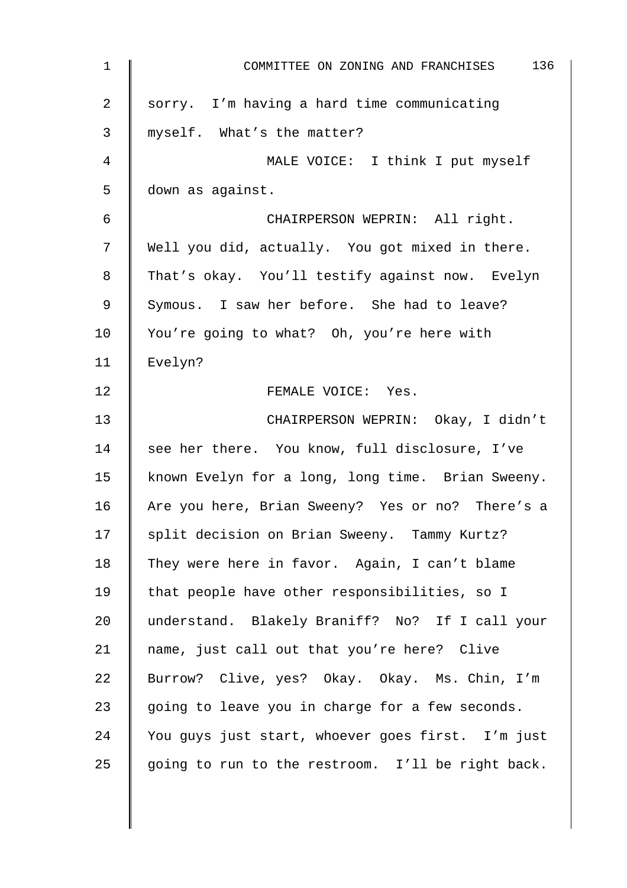sorry. I'm having a hard time communicating myself. What's the matter?

MALE VOICE: I think I put myself down as against.

CHAIRPERSON WEPRIN: All right. Well you did, actually. You got mixed in there. That's okay. You'll testify against now. Evelyn Symous. I saw her before. She had to leave? You're going to what? Oh, you're here with Evelyn?

FEMALE VOICE: Yes.

CHAIRPERSON WEPRIN: Okay, I didn't see her there. You know, full disclosure, I've known Evelyn for a long, long time. Brian Sweeny. Are you here, Brian Sweeny? Yes or no? There's a split decision on Brian Sweeny. Tammy Kurtz? They were here in favor. Again, I can't blame that people have other responsibilities, so I understand. Blakely Braniff? No? If I call your name, just call out that you're here? Clive Burrow? Clive, yes? Okay. Okay. Ms. Chin, I'm going to leave you in charge for a few seconds. You guys just start, whoever goes first. I'm just going to run to the restroom. I'll be right back.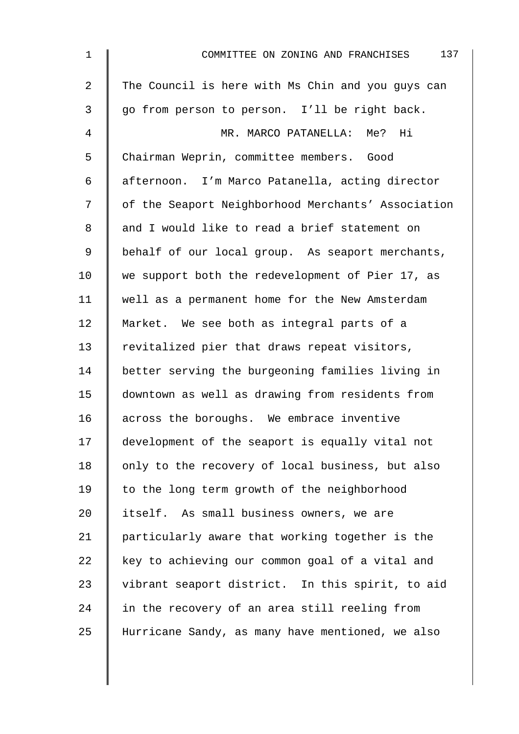The Council is here with Ms Chin and you guys can go from person to person. I'll be right back.

MR. MARCO PATANELLA: Me? Hi Chairman Weprin, committee members. Good afternoon. I'm Marco Patanella, acting director of the Seaport Neighborhood Merchants' Association and I would like to read a brief statement on behalf of our local group. As seaport merchants, we support both the redevelopment of Pier 17, as well as a permanent home for the New Amsterdam Market. We see both as integral parts of a revitalized pier that draws repeat visitors, better serving the burgeoning families living in downtown as well as drawing from residents from across the boroughs. We embrace inventive development of the seaport is equally vital not only to the recovery of local business, but also to the long term growth of the neighborhood itself. As small business owners, we are particularly aware that working together is the key to achieving our common goal of a vital and vibrant seaport district. In this spirit, to aid in the recovery of an area still reeling from Hurricane Sandy, as many have mentioned, we also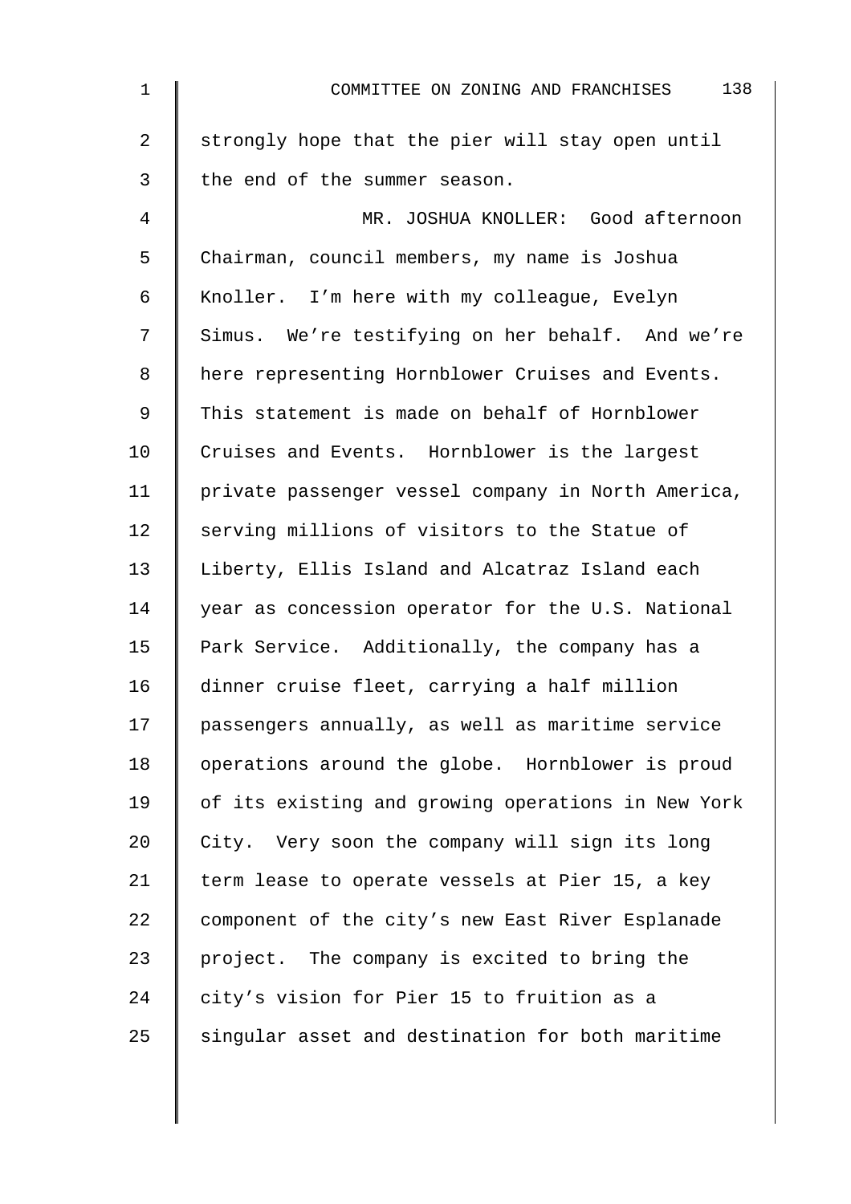strongly hope that the pier will stay open until the end of the summer season.

MR. JOSHUA KNOLLER: Good afternoon Chairman, council members, my name is Joshua Knoller. I'm here with my colleague, Evelyn Simus. We're testifying on her behalf. And we're here representing Hornblower Cruises and Events. This statement is made on behalf of Hornblower Cruises and Events. Hornblower is the largest private passenger vessel company in North America, serving millions of visitors to the Statue of Liberty, Ellis Island and Alcatraz Island each year as concession operator for the U.S. National Park Service. Additionally, the company has a dinner cruise fleet, carrying a half million passengers annually, as well as maritime service operations around the globe. Hornblower is proud of its existing and growing operations in New York City. Very soon the company will sign its long term lease to operate vessels at Pier 15, a key component of the city's new East River Esplanade project. The company is excited to bring the city's vision for Pier 15 to fruition as a singular asset and destination for both maritime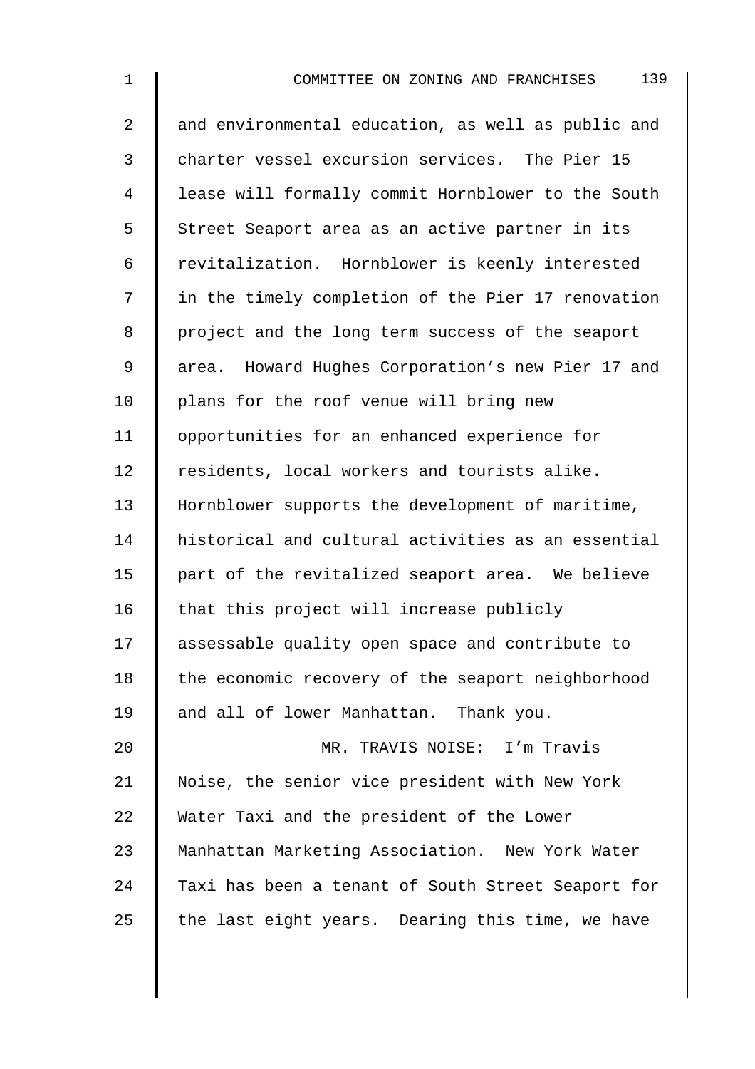and environmental education, as well as public and charter vessel excursion services. The Pier 15 lease will formally commit Hornblower to the South Street Seaport area as an active partner in its revitalization. Hornblower is keenly interested in the timely completion of the Pier 17 renovation project and the long term success of the seaport area. Howard Hughes Corporation's new Pier 17 and plans for the roof venue will bring new opportunities for an enhanced experience for residents, local workers and tourists alike. Hornblower supports the development of maritime, historical and cultural activities as an essential part of the revitalized seaport area. We believe that this project will increase publicly assessable quality open space and contribute to the economic recovery of the seaport neighborhood and all of lower Manhattan. Thank you.

MR. TRAVIS NOISE: I'm Travis Noise, the senior vice president with New York Water Taxi and the president of the Lower Manhattan Marketing Association. New York Water Taxi has been a tenant of South Street Seaport for the last eight years. Dearing this time, we have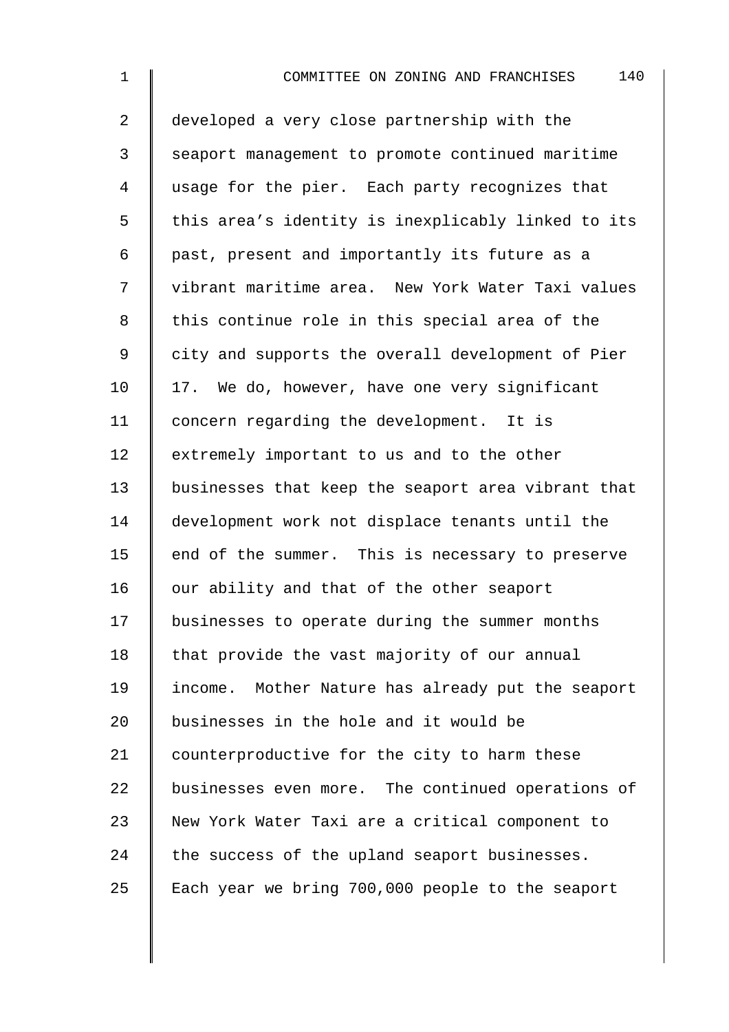developed a very close partnership with the seaport management to promote continued maritime usage for the pier. Each party recognizes that this area's identity is inexplicably linked to its past, present and importantly its future as a vibrant maritime area. New York Water Taxi values this continue role in this special area of the city and supports the overall development of Pier 17. We do, however, have one very significant concern regarding the development. It is extremely important to us and to the other businesses that keep the seaport area vibrant that development work not displace tenants until the end of the summer. This is necessary to preserve our ability and that of the other seaport businesses to operate during the summer months that provide the vast majority of our annual income. Mother Nature has already put the seaport businesses in the hole and it would be counterproductive for the city to harm these businesses even more. The continued operations of New York Water Taxi are a critical component to the success of the upland seaport businesses. Each year we bring 700,000 people to the seaport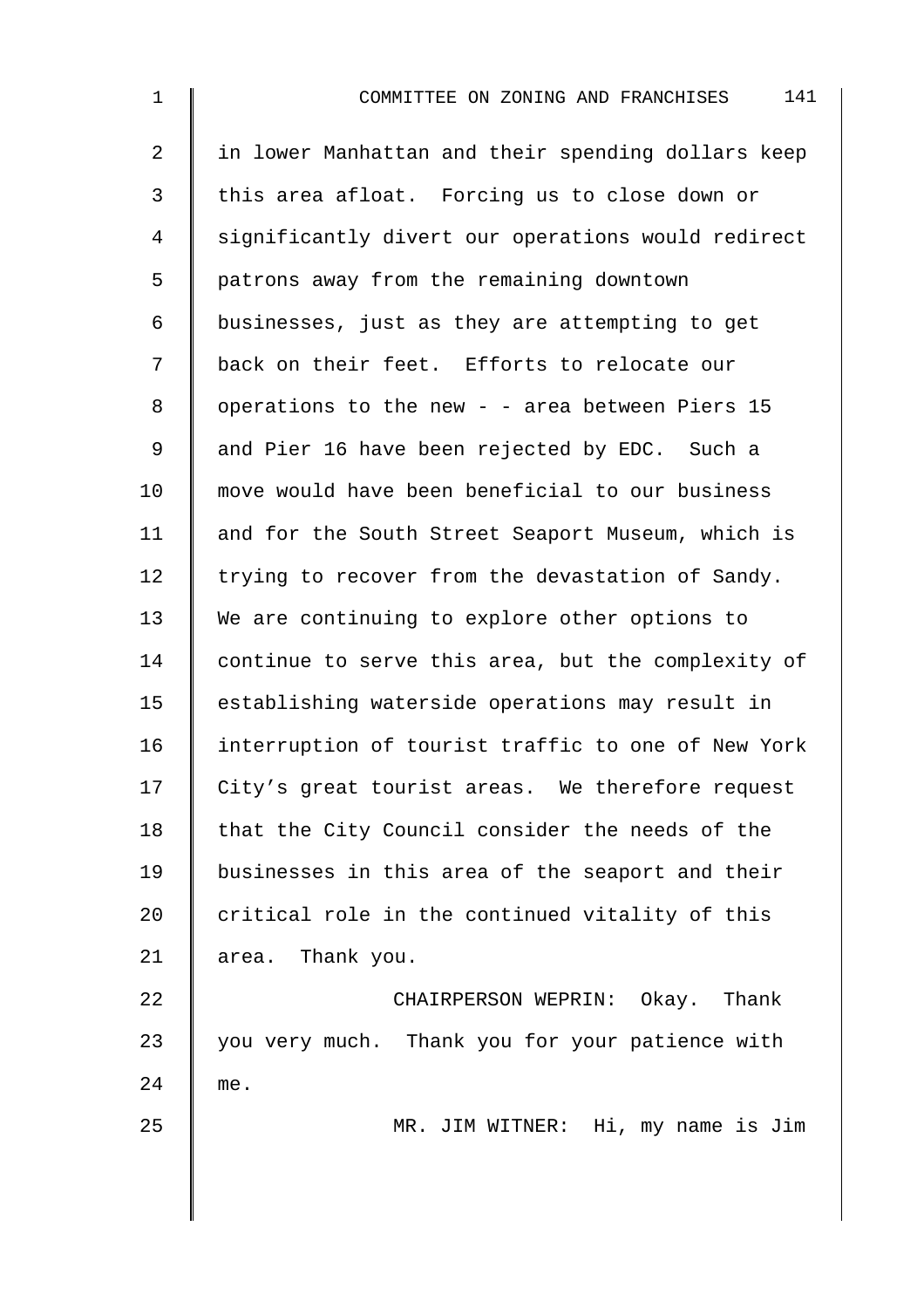in lower Manhattan and their spending dollars keep this area afloat. Forcing us to close down or significantly divert our operations would redirect patrons away from the remaining downtown businesses, just as they are attempting to get back on their feet. Efforts to relocate our operations to the new - - area between Piers 15 and Pier 16 have been rejected by EDC. Such a move would have been beneficial to our business and for the South Street Seaport Museum, which is trying to recover from the devastation of Sandy. We are continuing to explore other options to continue to serve this area, but the complexity of establishing waterside operations may result in interruption of tourist traffic to one of New York City's great tourist areas. We therefore request that the City Council consider the needs of the businesses in this area of the seaport and their critical role in the continued vitality of this area. Thank you.

CHAIRPERSON WEPRIN: Okay. Thank you very much. Thank you for your patience with me.

MR. JIM WITNER: Hi, my name is Jim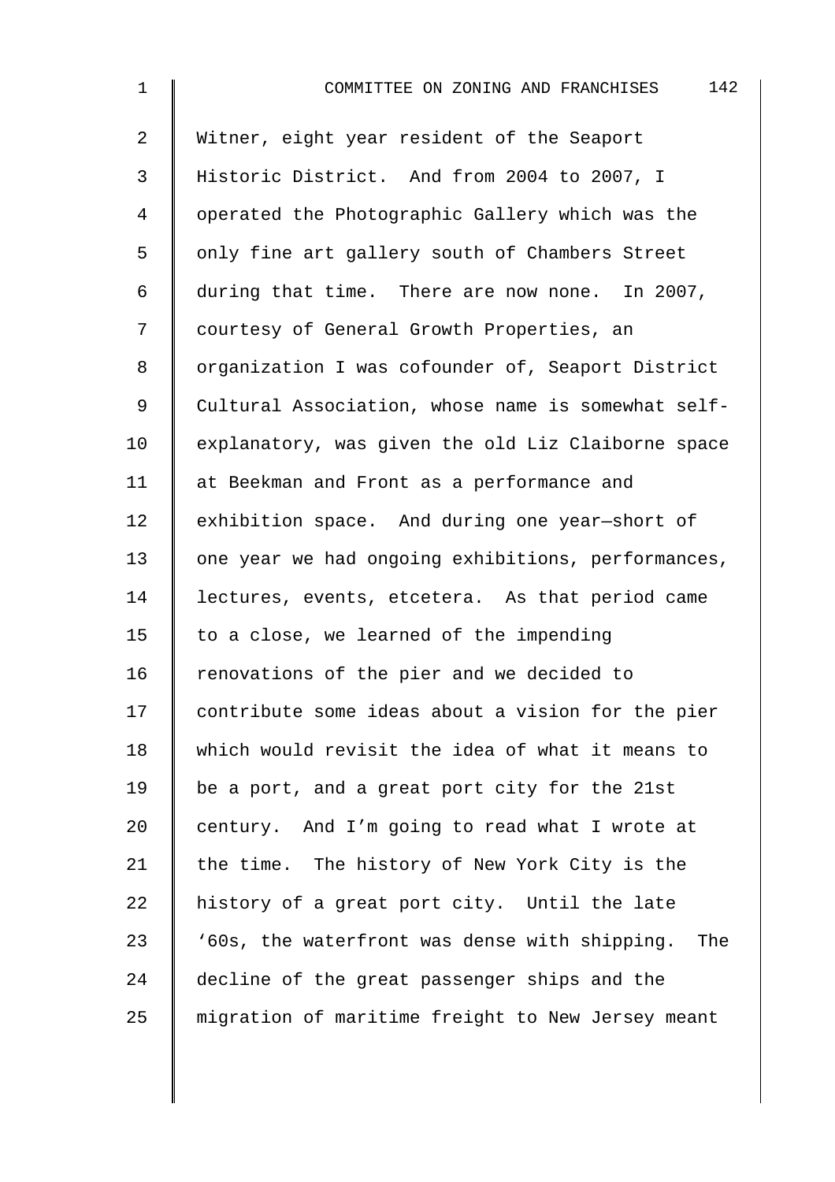Witner, eight year resident of the Seaport Historic District. And from 2004 to 2007, I operated the Photographic Gallery which was the only fine art gallery south of Chambers Street during that time. There are now none. In 2007, courtesy of General Growth Properties, an organization I was cofounder of, Seaport District Cultural Association, whose name is somewhat self-explanatory, was given the old Liz Claiborne space at Beekman and Front as a performance and exhibition space. And during one year—short of one year we had ongoing exhibitions, performances, lectures, events, etcetera. As that period came to a close, we learned of the impending renovations of the pier and we decided to contribute some ideas about a vision for the pier which would revisit the idea of what it means to be a port, and a great port city for the 21st century. And I'm going to read what I wrote at the time. The history of New York City is the history of a great port city. Until the late '60s, the waterfront was dense with shipping. The decline of the great passenger ships and the migration of maritime freight to New Jersey meant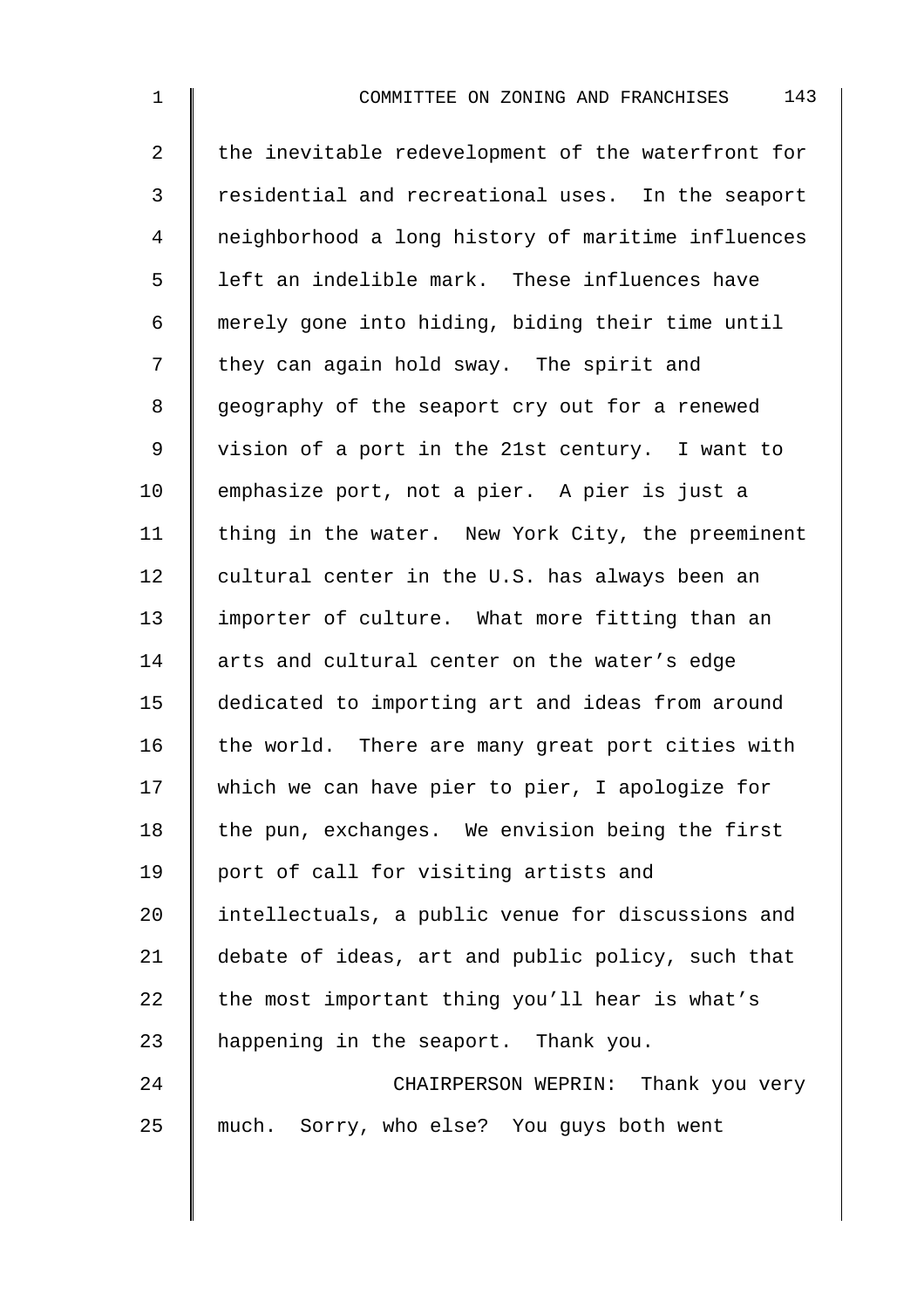the inevitable redevelopment of the waterfront for residential and recreational uses. In the seaport neighborhood a long history of maritime influences left an indelible mark. These influences have merely gone into hiding, biding their time until they can again hold sway. The spirit and geography of the seaport cry out for a renewed vision of a port in the 21st century. I want to emphasize port, not a pier. A pier is just a thing in the water. New York City, the preeminent cultural center in the U.S. has always been an importer of culture. What more fitting than an arts and cultural center on the water's edge dedicated to importing art and ideas from around the world. There are many great port cities with which we can have pier to pier, I apologize for the pun, exchanges. We envision being the first port of call for visiting artists and intellectuals, a public venue for discussions and debate of ideas, art and public policy, such that the most important thing you'll hear is what's happening in the seaport. Thank you.

CHAIRPERSON WEPRIN: Thank you very much. Sorry, who else? You guys both went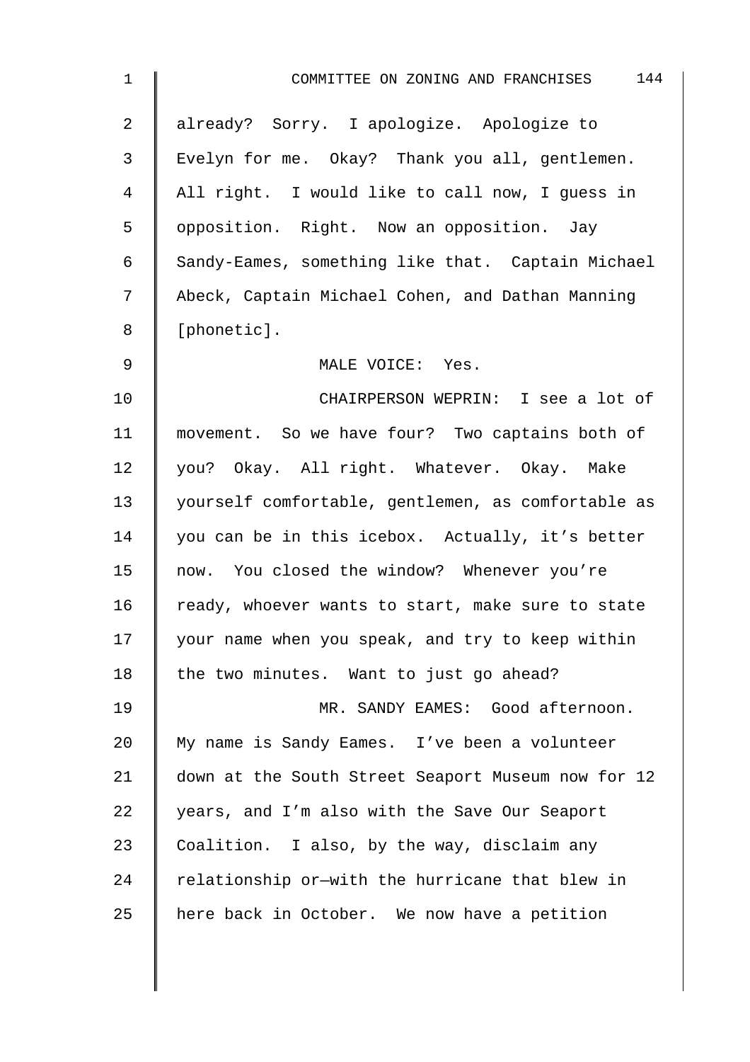already? Sorry. I apologize. Apologize to Evelyn for me. Okay? Thank you all, gentlemen. All right. I would like to call now, I guess in opposition. Right. Now an opposition. Jay Sandy-Eames, something like that. Captain Michael Abeck, Captain Michael Cohen, and Dathan Manning [phonetic].

MALE VOICE: Yes.

CHAIRPERSON WEPRIN: I see a lot of movement. So we have four? Two captains both of you? Okay. All right. Whatever. Okay. Make yourself comfortable, gentlemen, as comfortable as you can be in this icebox. Actually, it's better now. You closed the window? Whenever you're ready, whoever wants to start, make sure to state your name when you speak, and try to keep within the two minutes. Want to just go ahead?

MR. SANDY EAMES: Good afternoon. My name is Sandy Eames. I've been a volunteer down at the South Street Seaport Museum now for 12 years, and I'm also with the Save Our Seaport Coalition. I also, by the way, disclaim any relationship or—with the hurricane that blew in here back in October. We now have a petition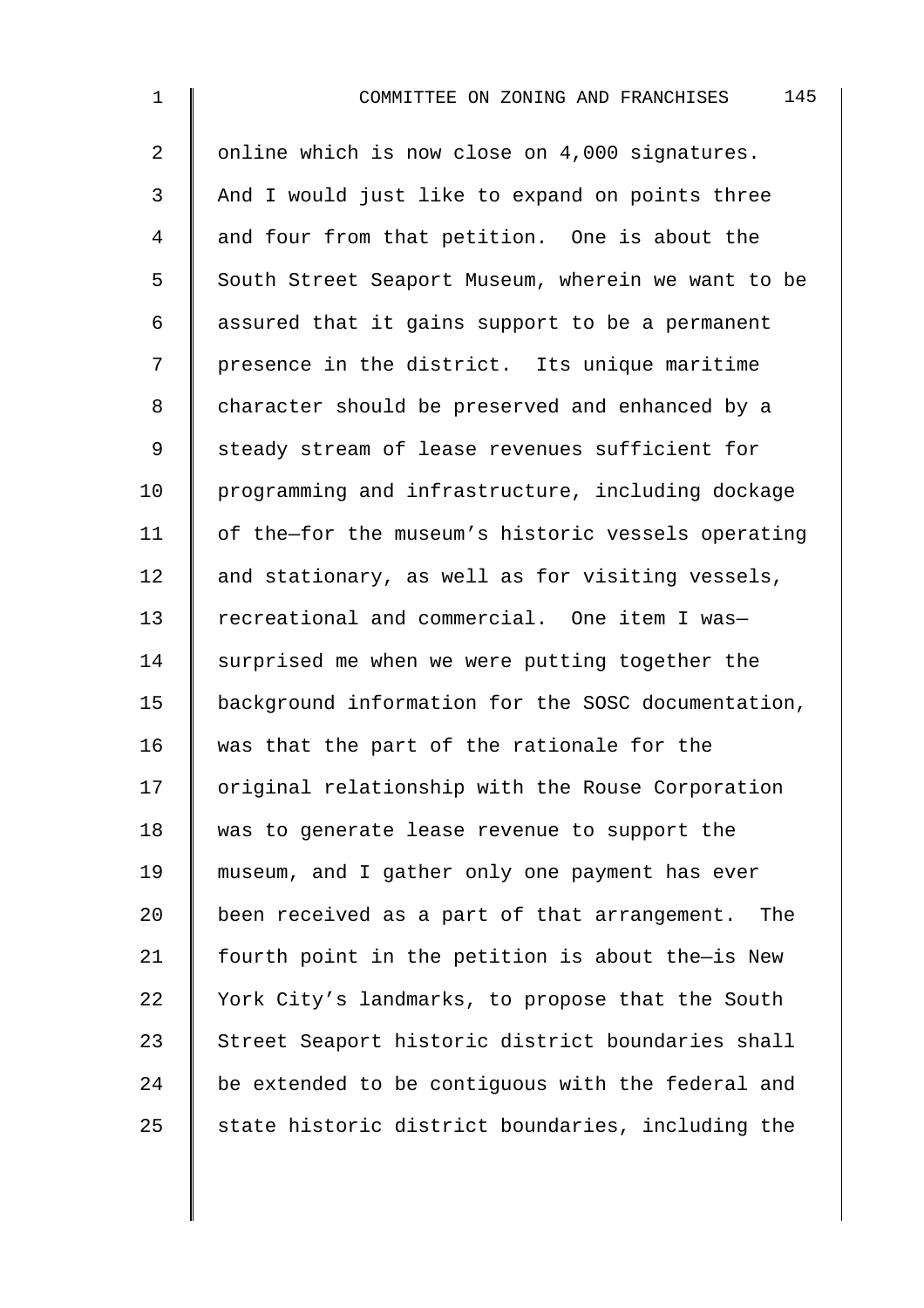online which is now close on 4,000 signatures. And I would just like to expand on points three and four from that petition. One is about the South Street Seaport Museum, wherein we want to be assured that it gains support to be a permanent presence in the district. Its unique maritime character should be preserved and enhanced by a steady stream of lease revenues sufficient for programming and infrastructure, including dockage of the—for the museum's historic vessels operating and stationary, as well as for visiting vessels, recreational and commercial. One item I was—surprised me when we were putting together the background information for the SOSC documentation, was that the part of the rationale for the original relationship with the Rouse Corporation was to generate lease revenue to support the museum, and I gather only one payment has ever been received as a part of that arrangement. The fourth point in the petition is about the—is New York City's landmarks, to propose that the South Street Seaport historic district boundaries shall be extended to be contiguous with the federal and state historic district boundaries, including the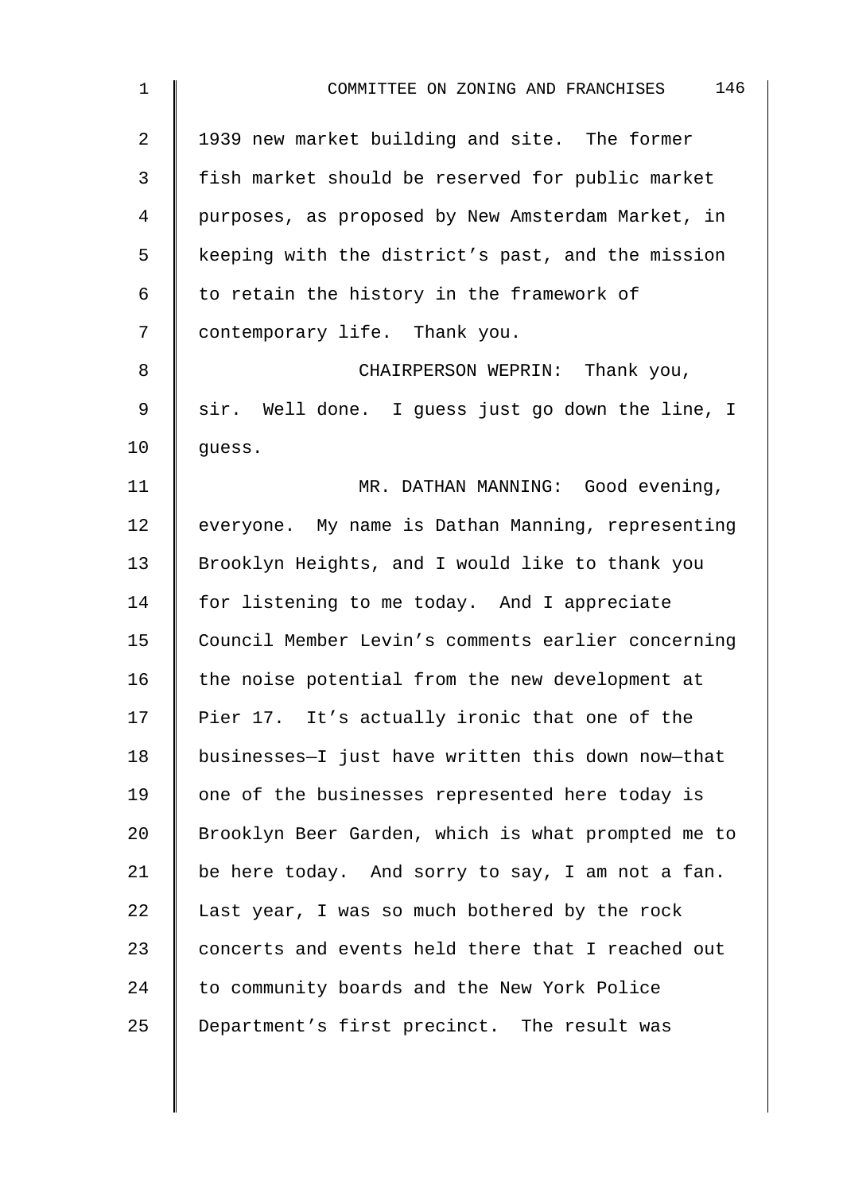1939 new market building and site. The former fish market should be reserved for public market purposes, as proposed by New Amsterdam Market, in keeping with the district's past, and the mission to retain the history in the framework of contemporary life. Thank you.

CHAIRPERSON WEPRIN: Thank you, sir. Well done. I guess just go down the line, I guess.

MR. DATHAN MANNING: Good evening, everyone. My name is Dathan Manning, representing Brooklyn Heights, and I would like to thank you for listening to me today. And I appreciate Council Member Levin's comments earlier concerning the noise potential from the new development at Pier 17. It's actually ironic that one of the businesses—I just have written this down now—that one of the businesses represented here today is Brooklyn Beer Garden, which is what prompted me to be here today. And sorry to say, I am not a fan. Last year, I was so much bothered by the rock concerts and events held there that I reached out to community boards and the New York Police Department's first precinct. The result was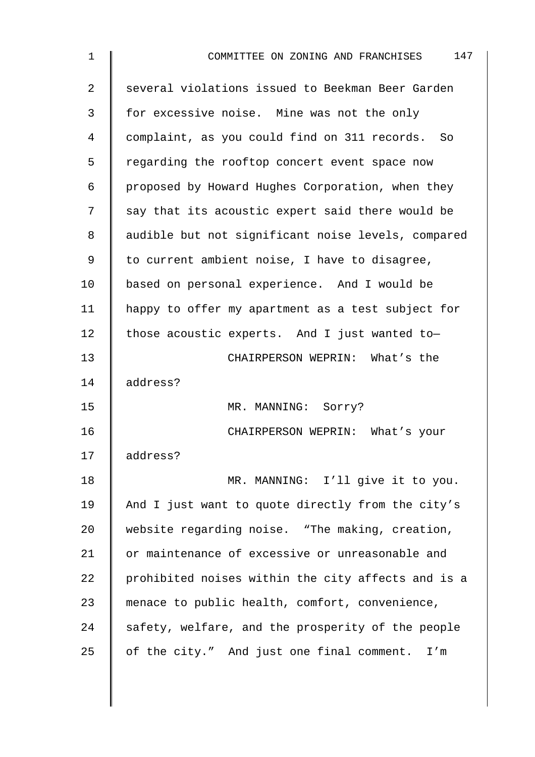several violations issued to Beekman Beer Garden for excessive noise. Mine was not the only complaint, as you could find on 311 records. So regarding the rooftop concert event space now proposed by Howard Hughes Corporation, when they say that its acoustic expert said there would be audible but not significant noise levels, compared to current ambient noise, I have to disagree, based on personal experience. And I would be happy to offer my apartment as a test subject for those acoustic experts. And I just wanted to—

CHAIRPERSON WEPRIN: What's the address?

MR. MANNING: Sorry?

CHAIRPERSON WEPRIN: What's your address?

MR. MANNING: I'll give it to you. And I just want to quote directly from the city's website regarding noise. "The making, creation, or maintenance of excessive or unreasonable and prohibited noises within the city affects and is a menace to public health, comfort, convenience, safety, welfare, and the prosperity of the people of the city." And just one final comment. I'm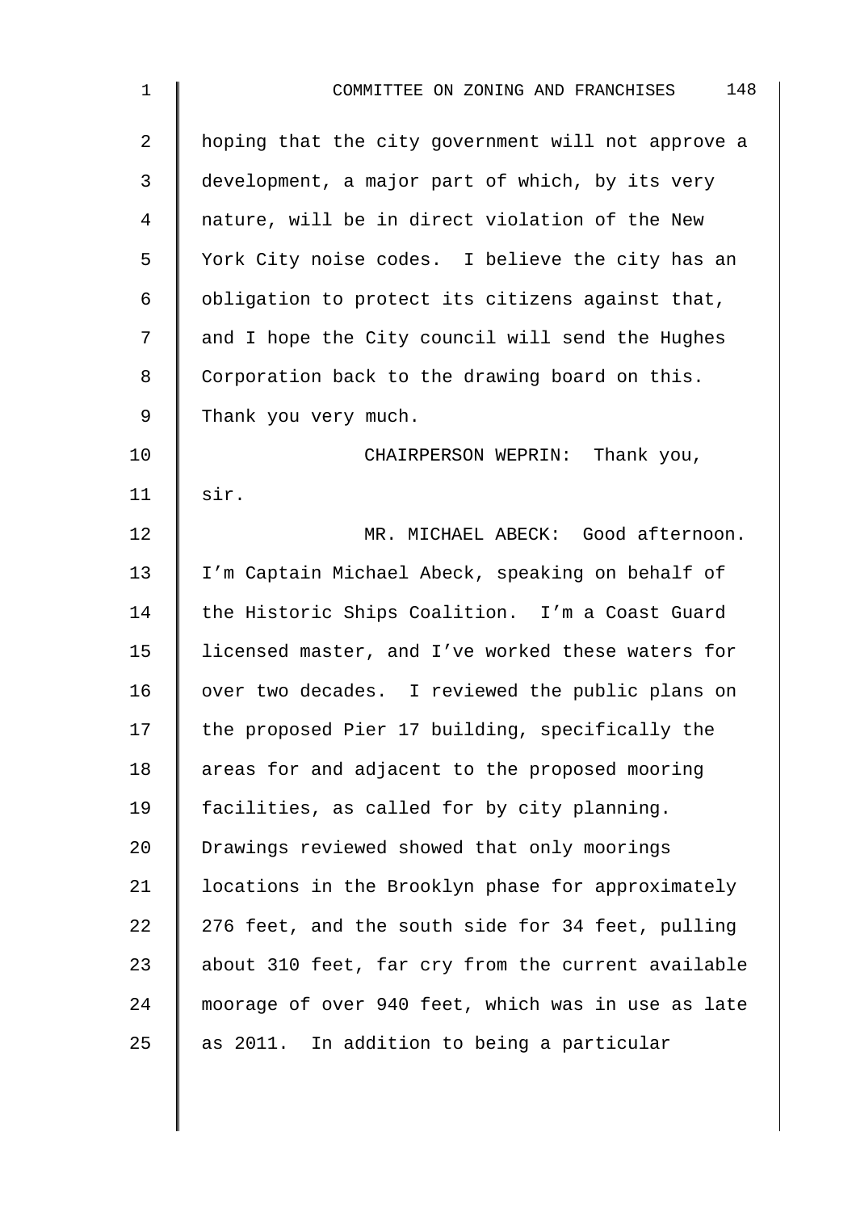hoping that the city government will not approve a development, a major part of which, by its very nature, will be in direct violation of the New York City noise codes. I believe the city has an obligation to protect its citizens against that, and I hope the City council will send the Hughes Corporation back to the drawing board on this. Thank you very much.

CHAIRPERSON WEPRIN: Thank you, sir.

MR. MICHAEL ABECK: Good afternoon. I'm Captain Michael Abeck, speaking on behalf of the Historic Ships Coalition. I'm a Coast Guard licensed master, and I've worked these waters for over two decades. I reviewed the public plans on the proposed Pier 17 building, specifically the areas for and adjacent to the proposed mooring facilities, as called for by city planning. Drawings reviewed showed that only moorings locations in the Brooklyn phase for approximately 276 feet, and the south side for 34 feet, pulling about 310 feet, far cry from the current available moorage of over 940 feet, which was in use as late as 2011. In addition to being a particular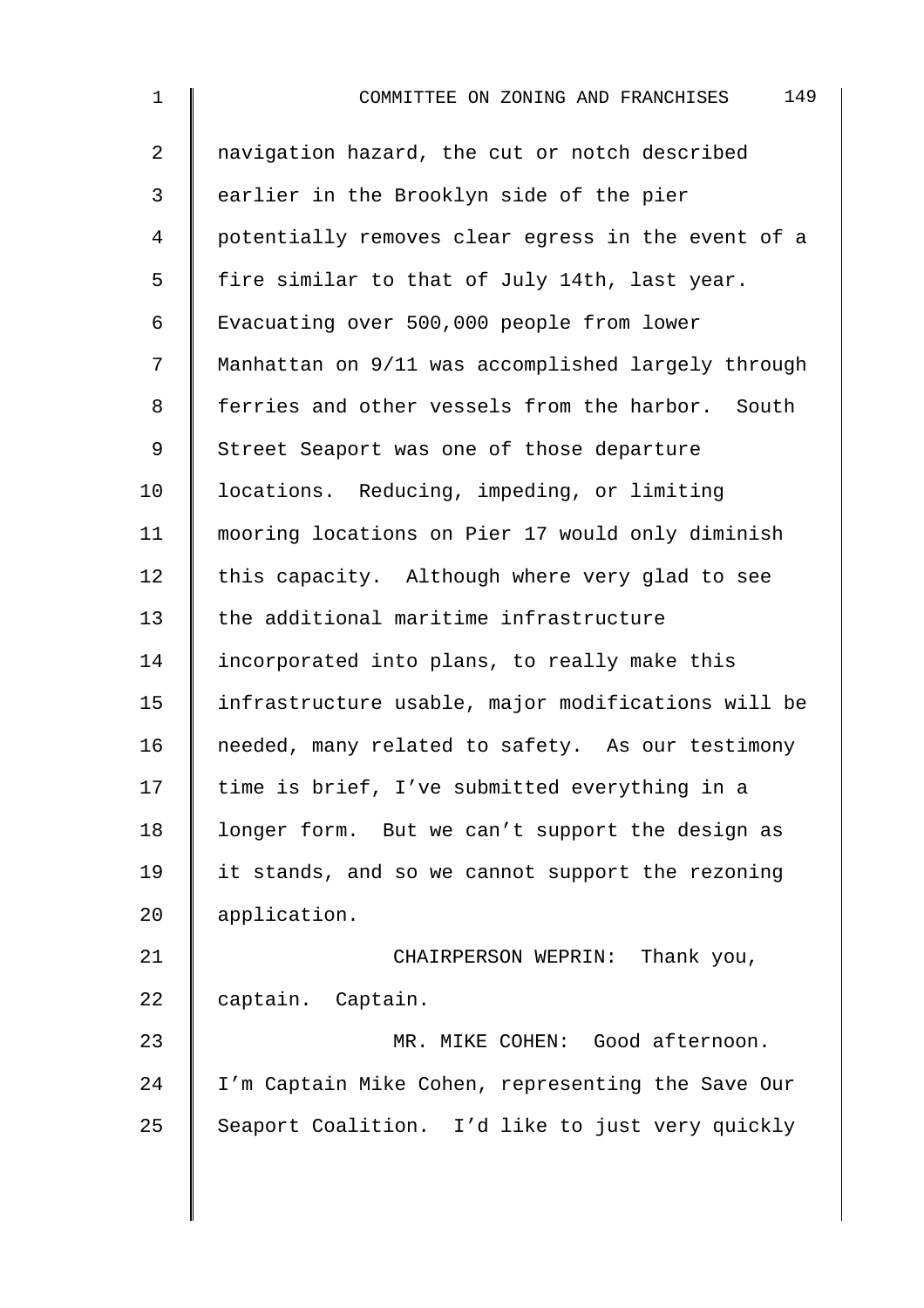navigation hazard, the cut or notch described earlier in the Brooklyn side of the pier potentially removes clear egress in the event of a fire similar to that of July 14th, last year. Evacuating over 500,000 people from lower Manhattan on 9/11 was accomplished largely through ferries and other vessels from the harbor. South Street Seaport was one of those departure locations. Reducing, impeding, or limiting mooring locations on Pier 17 would only diminish this capacity. Although where very glad to see the additional maritime infrastructure incorporated into plans, to really make this infrastructure usable, major modifications will be needed, many related to safety. As our testimony time is brief, I've submitted everything in a longer form. But we can't support the design as it stands, and so we cannot support the rezoning application.

CHAIRPERSON WEPRIN: Thank you, captain. Captain.

MR. MIKE COHEN: Good afternoon. I'm Captain Mike Cohen, representing the Save Our Seaport Coalition. I'd like to just very quickly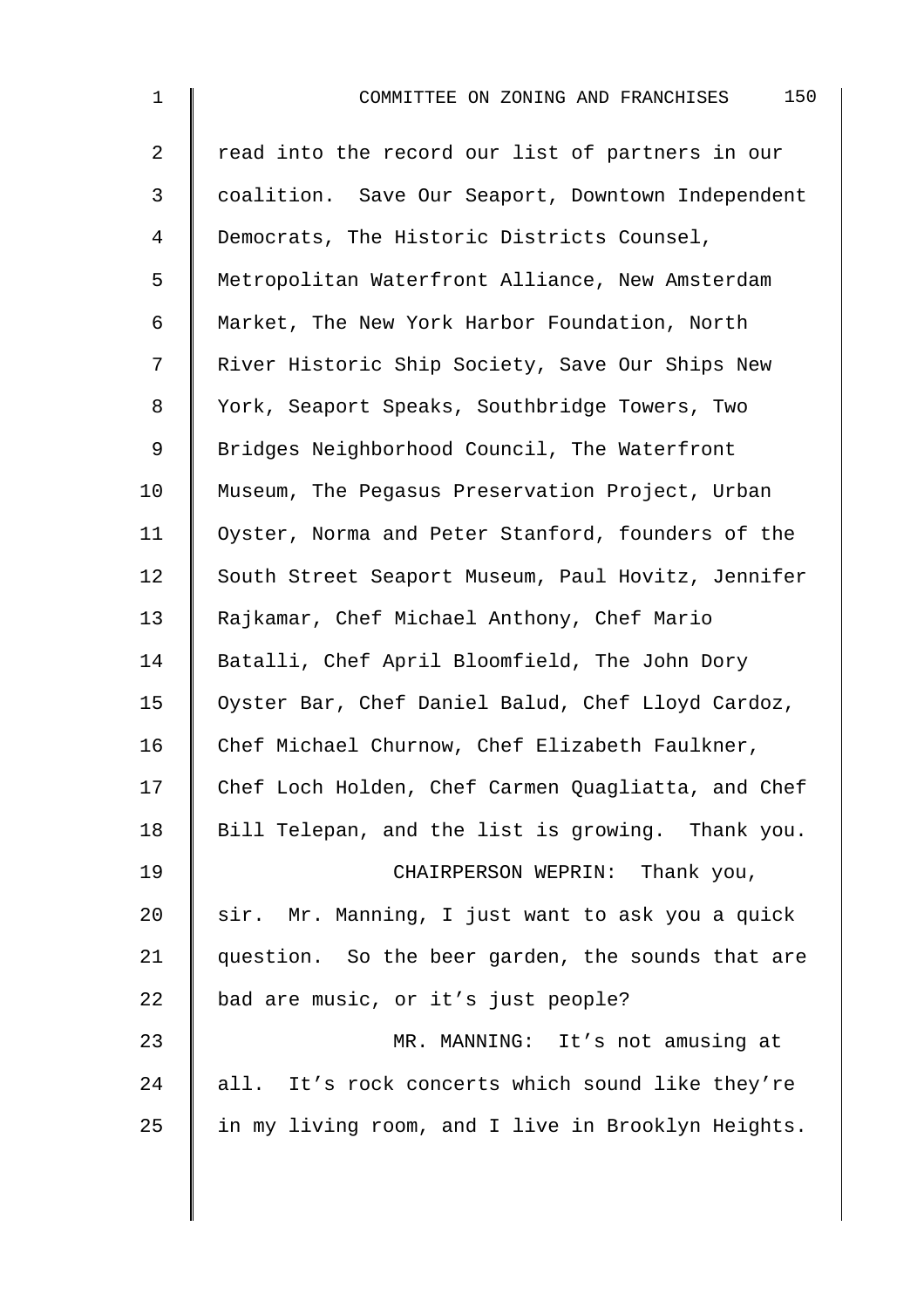read into the record our list of partners in our coalition. Save Our Seaport, Downtown Independent Democrats, The Historic Districts Counsel, Metropolitan Waterfront Alliance, New Amsterdam Market, The New York Harbor Foundation, North River Historic Ship Society, Save Our Ships New York, Seaport Speaks, Southbridge Towers, Two Bridges Neighborhood Council, The Waterfront Museum, The Pegasus Preservation Project, Urban Oyster, Norma and Peter Stanford, founders of the South Street Seaport Museum, Paul Hovitz, Jennifer Rajkamar, Chef Michael Anthony, Chef Mario Batalli, Chef April Bloomfield, The John Dory Oyster Bar, Chef Daniel Balud, Chef Lloyd Cardoz, Chef Michael Churnow, Chef Elizabeth Faulkner, Chef Loch Holden, Chef Carmen Quagliatta, and Chef Bill Telepan, and the list is growing. Thank you.

CHAIRPERSON WEPRIN: Thank you, sir. Mr. Manning, I just want to ask you a quick question. So the beer garden, the sounds that are bad are music, or it's just people?

MR. MANNING: It's not amusing at all. It's rock concerts which sound like they're in my living room, and I live in Brooklyn Heights.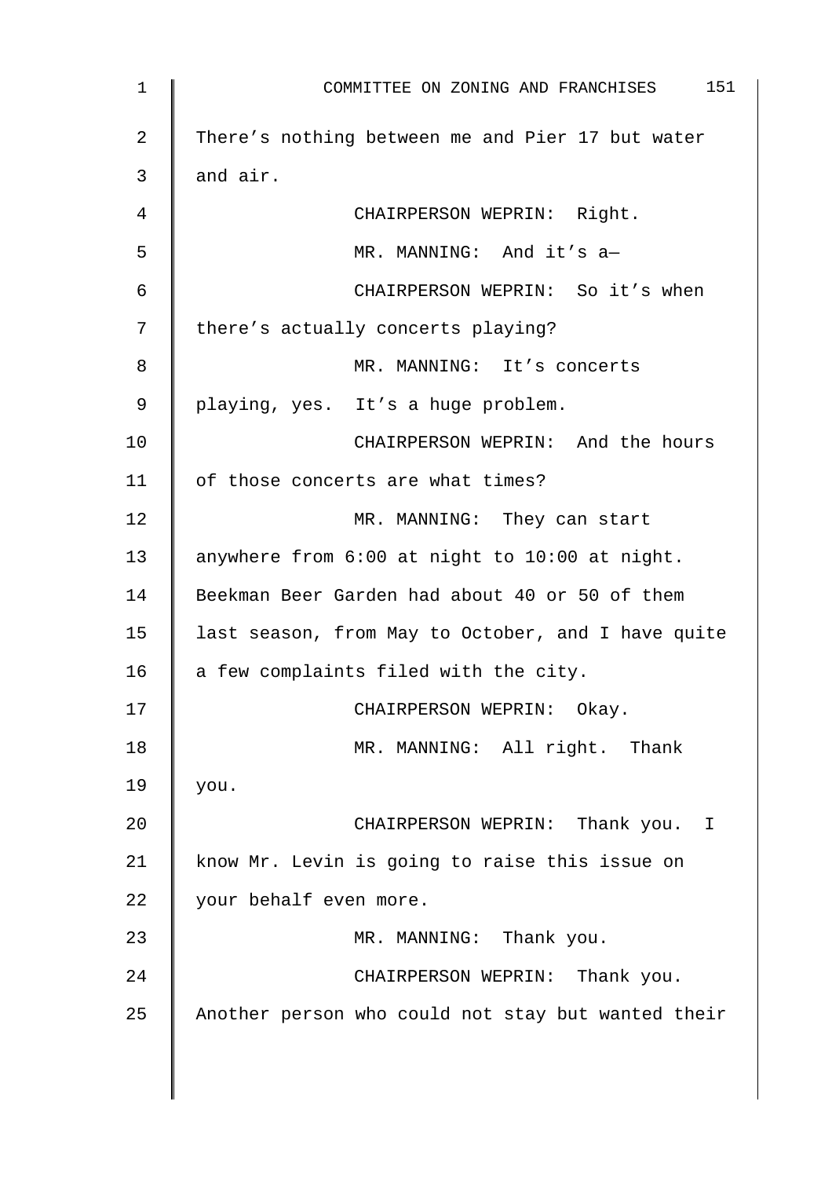There's nothing between me and Pier 17 but water and air.

CHAIRPERSON WEPRIN: Right.

MR. MANNING: And it's a—

CHAIRPERSON WEPRIN: So it's when there's actually concerts playing?

MR. MANNING: It's concerts playing, yes. It's a huge problem.

CHAIRPERSON WEPRIN: And the hours of those concerts are what times?

MR. MANNING: They can start anywhere from 6:00 at night to 10:00 at night. Beekman Beer Garden had about 40 or 50 of them last season, from May to October, and I have quite a few complaints filed with the city.

CHAIRPERSON WEPRIN: Okay.

MR. MANNING: All right. Thank you.

CHAIRPERSON WEPRIN: Thank you. I know Mr. Levin is going to raise this issue on your behalf even more.

MR. MANNING: Thank you.

CHAIRPERSON WEPRIN: Thank you. Another person who could not stay but wanted their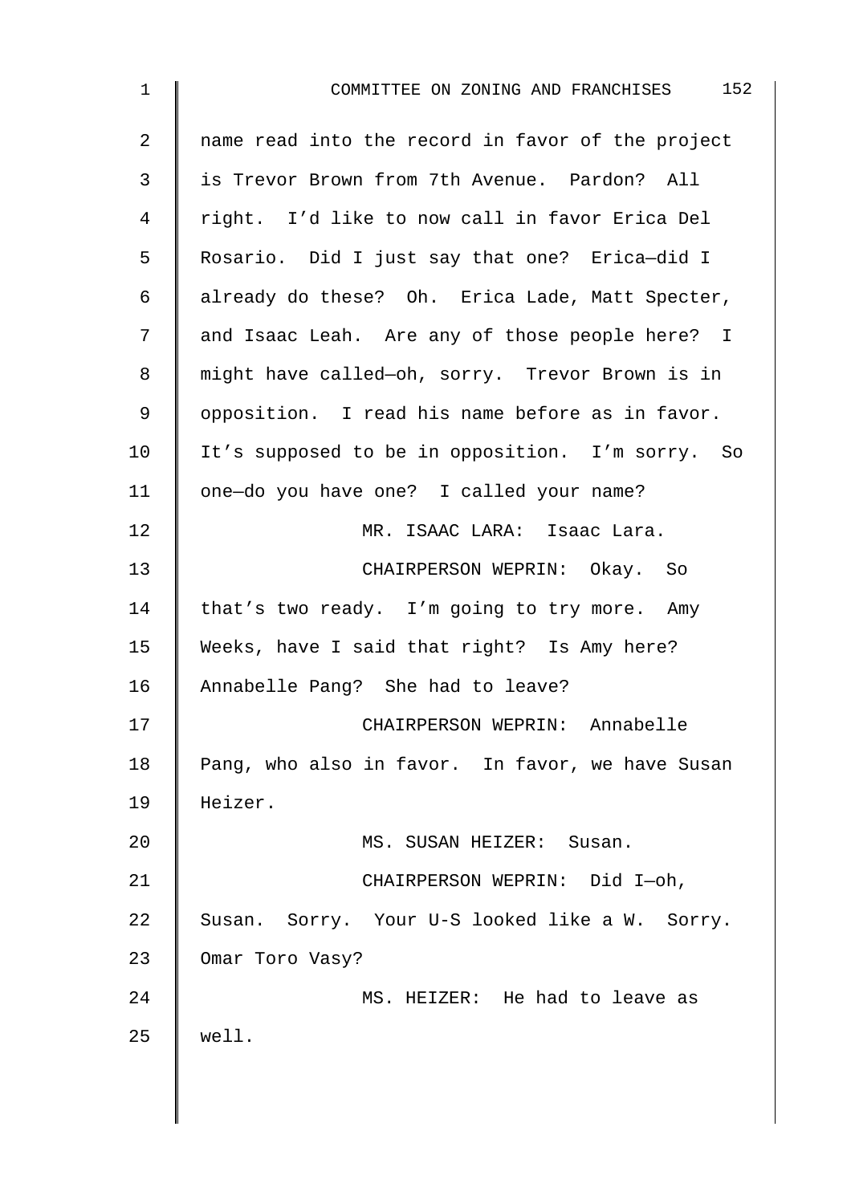name read into the record in favor of the project is Trevor Brown from 7th Avenue. Pardon? All right. I'd like to now call in favor Erica Del Rosario. Did I just say that one? Erica—did I already do these? Oh. Erica Lade, Matt Specter, and Isaac Leah. Are any of those people here? I might have called—oh, sorry. Trevor Brown is in opposition. I read his name before as in favor. It's supposed to be in opposition. I'm sorry. So one—do you have one? I called your name?

MR. ISAAC LARA: Isaac Lara.

CHAIRPERSON WEPRIN: Okay. So that's two ready. I'm going to try more. Amy Weeks, have I said that right? Is Amy here? Annabelle Pang? She had to leave?

CHAIRPERSON WEPRIN: Annabelle Pang, who also in favor. In favor, we have Susan Heizer.

MS. SUSAN HEIZER: Susan.

CHAIRPERSON WEPRIN: Did I—oh, Susan. Sorry. Your U-S looked like a W. Sorry. Omar Toro Vasy?

MS. HEIZER: He had to leave as well.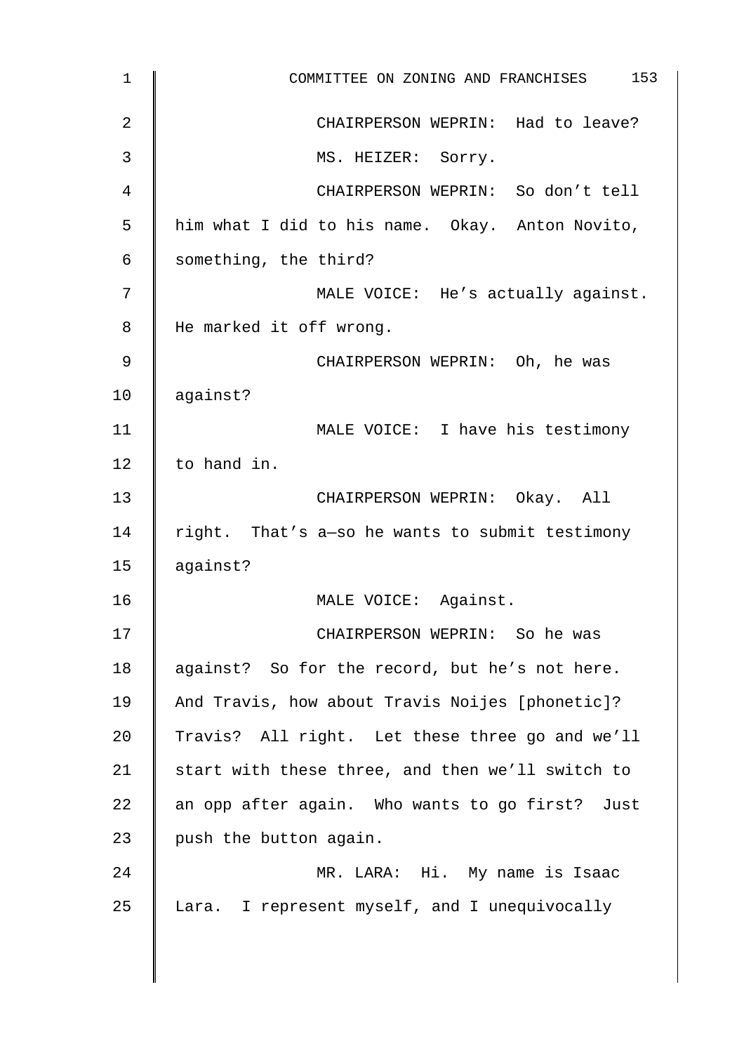CHAIRPERSON WEPRIN: Had to leave?

MS. HEIZER: Sorry.

CHAIRPERSON WEPRIN: So don't tell him what I did to his name. Okay. Anton Novito, something, the third?

MALE VOICE: He's actually against. He marked it off wrong.

CHAIRPERSON WEPRIN: Oh, he was against?

MALE VOICE: I have his testimony to hand in.

CHAIRPERSON WEPRIN: Okay. All right. That's a—so he wants to submit testimony against?

MALE VOICE: Against.

CHAIRPERSON WEPRIN: So he was against? So for the record, but he's not here. And Travis, how about Travis Noijes [phonetic]? Travis? All right. Let these three go and we'll start with these three, and then we'll switch to an opp after again. Who wants to go first? Just push the button again.

MR. LARA: Hi. My name is Isaac Lara. I represent myself, and I unequivocally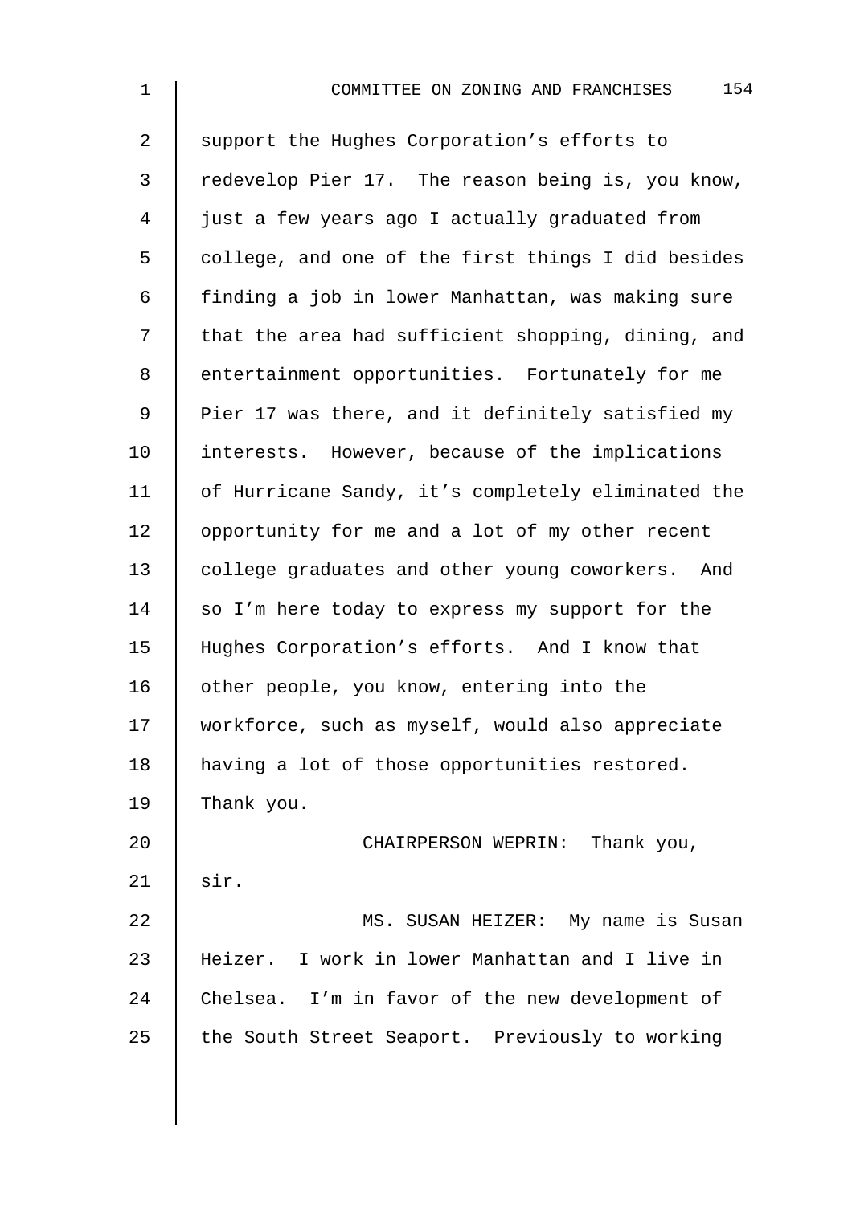support the Hughes Corporation's efforts to redevelop Pier 17. The reason being is, you know, just a few years ago I actually graduated from college, and one of the first things I did besides finding a job in lower Manhattan, was making sure that the area had sufficient shopping, dining, and entertainment opportunities. Fortunately for me Pier 17 was there, and it definitely satisfied my interests. However, because of the implications of Hurricane Sandy, it's completely eliminated the opportunity for me and a lot of my other recent college graduates and other young coworkers. And so I'm here today to express my support for the Hughes Corporation's efforts. And I know that other people, you know, entering into the workforce, such as myself, would also appreciate having a lot of those opportunities restored. Thank you.

CHAIRPERSON WEPRIN: Thank you, sir.

MS. SUSAN HEIZER: My name is Susan Heizer. I work in lower Manhattan and I live in Chelsea. I'm in favor of the new development of the South Street Seaport. Previously to working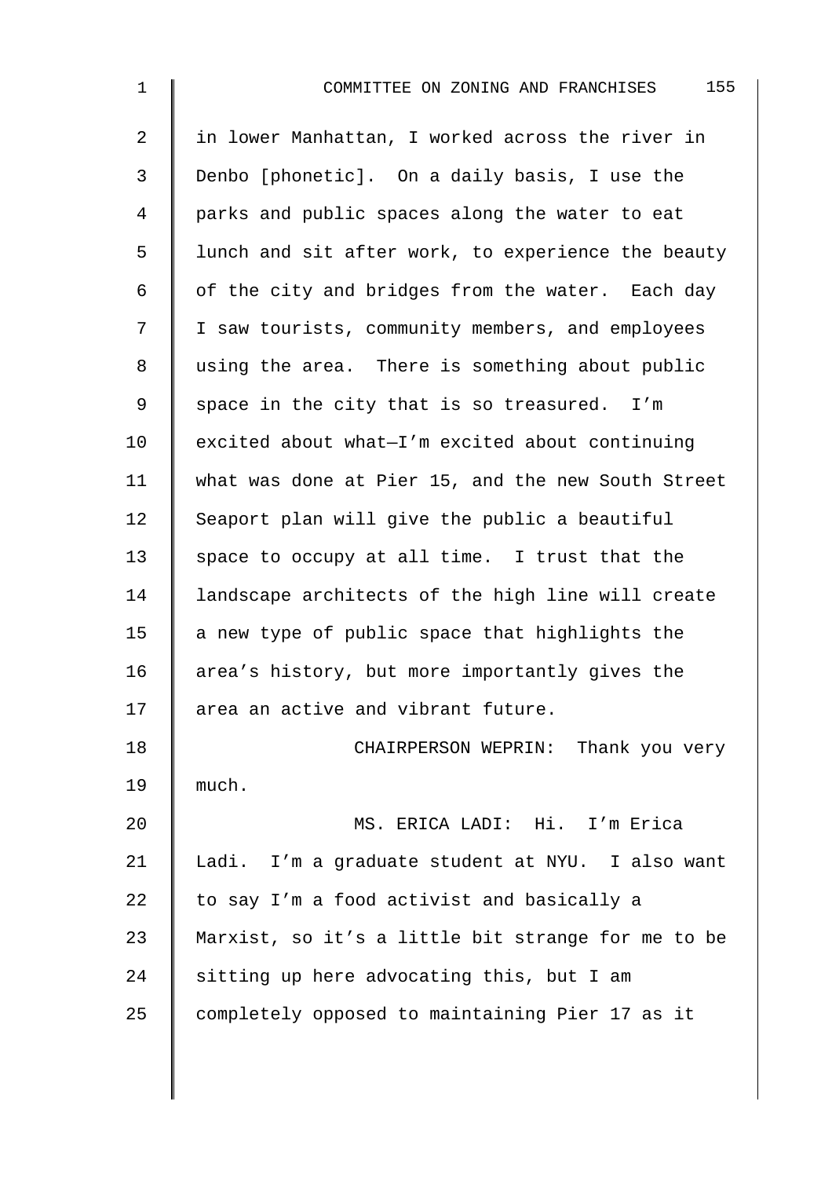in lower Manhattan, I worked across the river in Denbo [phonetic]. On a daily basis, I use the parks and public spaces along the water to eat lunch and sit after work, to experience the beauty of the city and bridges from the water. Each day I saw tourists, community members, and employees using the area. There is something about public space in the city that is so treasured. I'm excited about what—I'm excited about continuing what was done at Pier 15, and the new South Street Seaport plan will give the public a beautiful space to occupy at all time. I trust that the landscape architects of the high line will create a new type of public space that highlights the area's history, but more importantly gives the area an active and vibrant future.

CHAIRPERSON WEPRIN: Thank you very much.

MS. ERICA LADI: Hi. I'm Erica Ladi. I'm a graduate student at NYU. I also want to say I'm a food activist and basically a Marxist, so it's a little bit strange for me to be sitting up here advocating this, but I am completely opposed to maintaining Pier 17 as it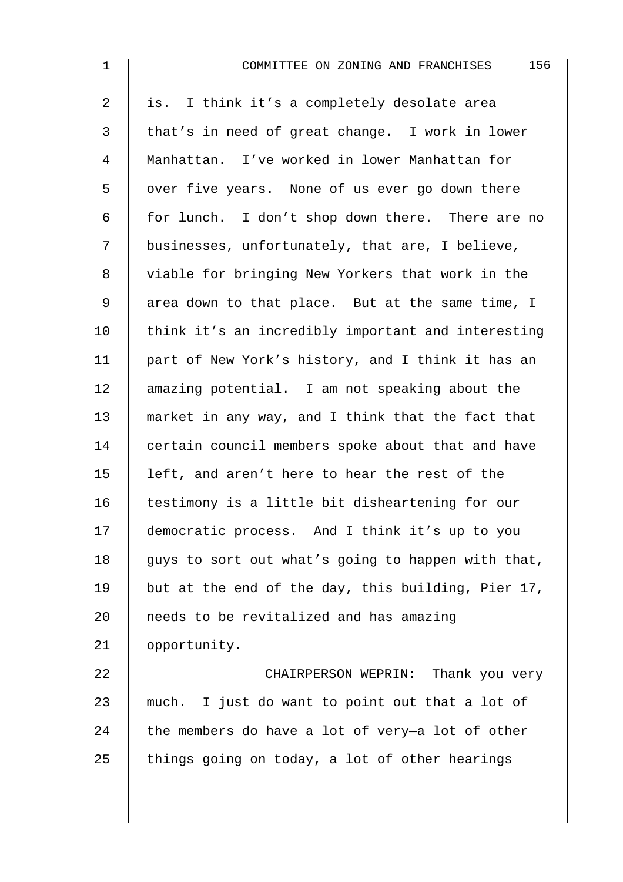is. I think it's a completely desolate area that's in need of great change. I work in lower Manhattan. I've worked in lower Manhattan for over five years. None of us ever go down there for lunch. I don't shop down there. There are no businesses, unfortunately, that are, I believe, viable for bringing New Yorkers that work in the area down to that place. But at the same time, I think it's an incredibly important and interesting part of New York's history, and I think it has an amazing potential. I am not speaking about the market in any way, and I think that the fact that certain council members spoke about that and have left, and aren't here to hear the rest of the testimony is a little bit disheartening for our democratic process. And I think it's up to you guys to sort out what's going to happen with that, but at the end of the day, this building, Pier 17, needs to be revitalized and has amazing opportunity.

CHAIRPERSON WEPRIN: Thank you very much. I just do want to point out that a lot of the members do have a lot of very—a lot of other things going on today, a lot of other hearings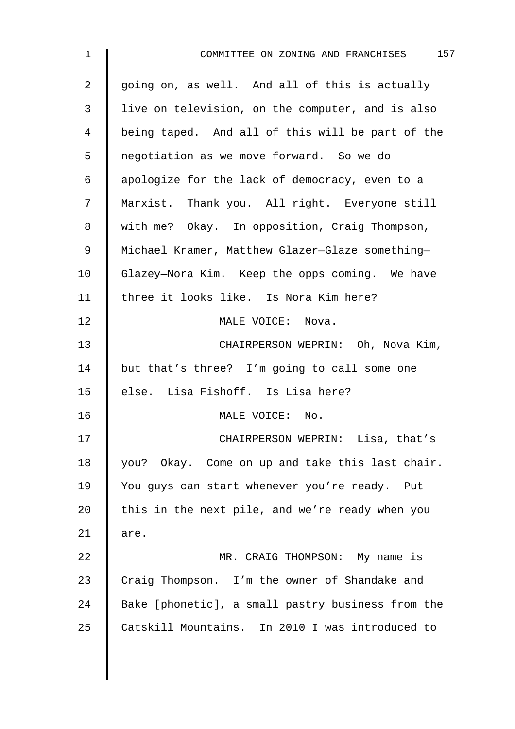going on, as well. And all of this is actually live on television, on the computer, and is also being taped. And all of this will be part of the negotiation as we move forward. So we do apologize for the lack of democracy, even to a Marxist. Thank you. All right. Everyone still with me? Okay. In opposition, Craig Thompson, Michael Kramer, Matthew Glazer—Glaze something—Glazey—Nora Kim. Keep the opps coming. We have three it looks like. Is Nora Kim here?

MALE VOICE: Nova.

CHAIRPERSON WEPRIN: Oh, Nova Kim, but that's three? I'm going to call some one else. Lisa Fishoff. Is Lisa here?

MALE VOICE: No.

CHAIRPERSON WEPRIN: Lisa, that's you? Okay. Come on up and take this last chair. You guys can start whenever you're ready. Put this in the next pile, and we're ready when you are.

MR. CRAIG THOMPSON: My name is Craig Thompson. I'm the owner of Shandake and Bake [phonetic], a small pastry business from the Catskill Mountains. In 2010 I was introduced to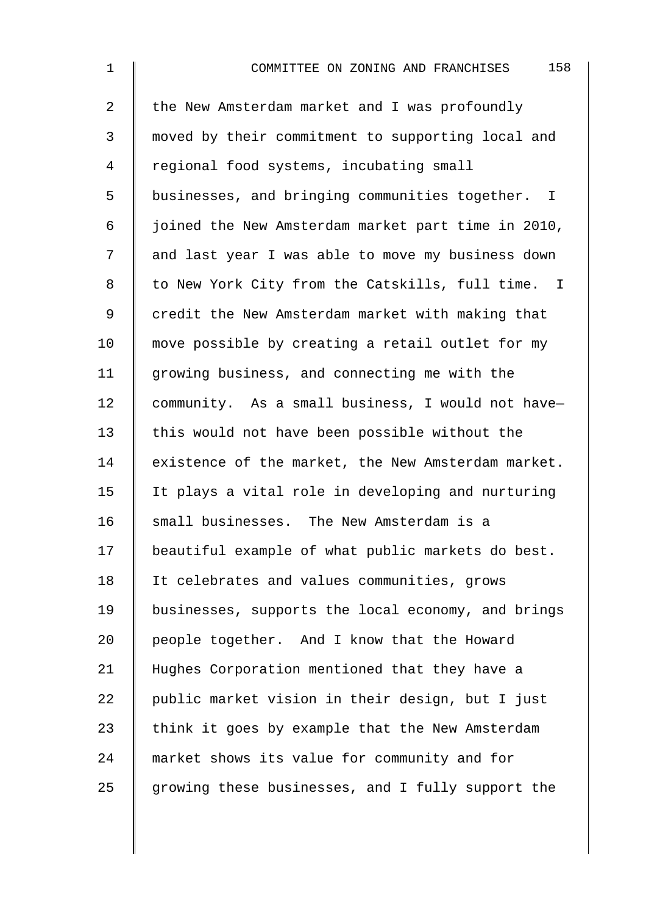the New Amsterdam market and I was profoundly moved by their commitment to supporting local and regional food systems, incubating small businesses, and bringing communities together. I joined the New Amsterdam market part time in 2010, and last year I was able to move my business down to New York City from the Catskills, full time. I credit the New Amsterdam market with making that move possible by creating a retail outlet for my growing business, and connecting me with the community. As a small business, I would not have— this would not have been possible without the existence of the market, the New Amsterdam market. It plays a vital role in developing and nurturing small businesses. The New Amsterdam is a beautiful example of what public markets do best. It celebrates and values communities, grows businesses, supports the local economy, and brings people together. And I know that the Howard Hughes Corporation mentioned that they have a public market vision in their design, but I just think it goes by example that the New Amsterdam market shows its value for community and for growing these businesses, and I fully support the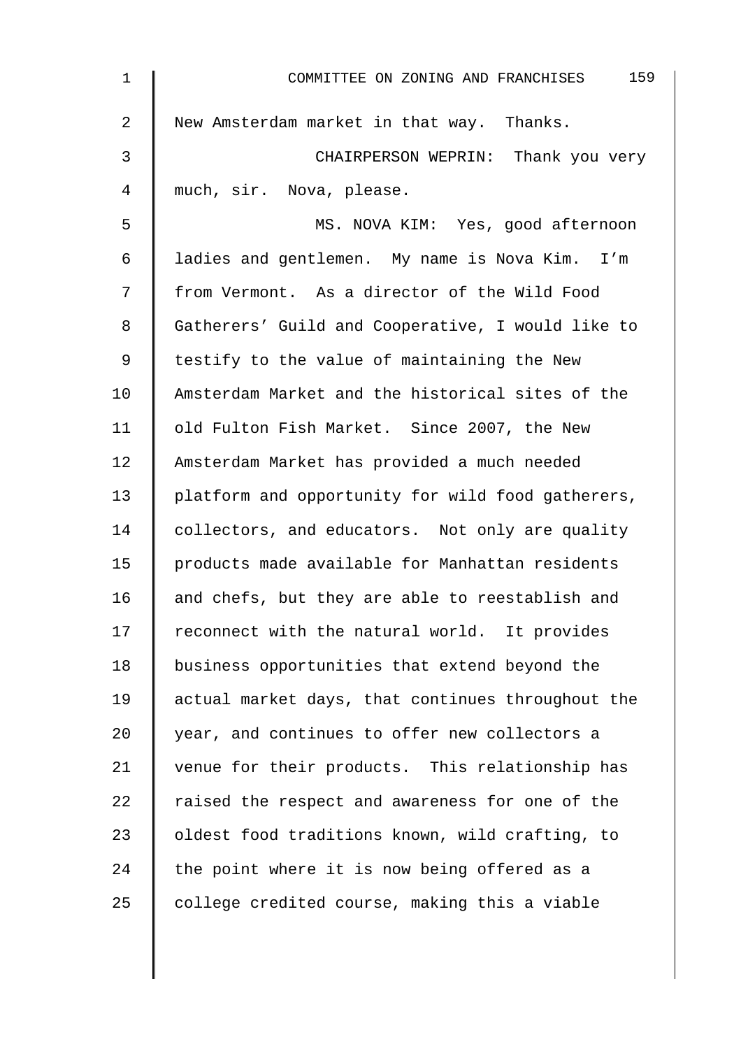New Amsterdam market in that way. Thanks.

CHAIRPERSON WEPRIN: Thank you very much, sir. Nova, please.

MS. NOVA KIM: Yes, good afternoon ladies and gentlemen. My name is Nova Kim. I'm from Vermont. As a director of the Wild Food Gatherers' Guild and Cooperative, I would like to testify to the value of maintaining the New Amsterdam Market and the historical sites of the old Fulton Fish Market. Since 2007, the New Amsterdam Market has provided a much needed platform and opportunity for wild food gatherers, collectors, and educators. Not only are quality products made available for Manhattan residents and chefs, but they are able to reestablish and reconnect with the natural world. It provides business opportunities that extend beyond the actual market days, that continues throughout the year, and continues to offer new collectors a venue for their products. This relationship has raised the respect and awareness for one of the oldest food traditions known, wild crafting, to the point where it is now being offered as a college credited course, making this a viable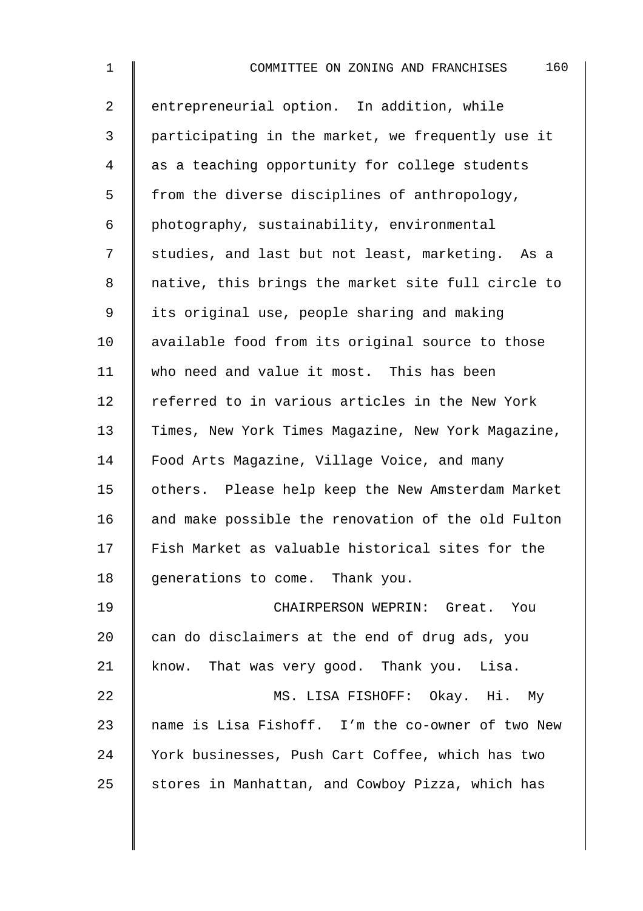entrepreneurial option. In addition, while participating in the market, we frequently use it as a teaching opportunity for college students from the diverse disciplines of anthropology, photography, sustainability, environmental studies, and last but not least, marketing. As a native, this brings the market site full circle to its original use, people sharing and making available food from its original source to those who need and value it most. This has been referred to in various articles in the New York Times, New York Times Magazine, New York Magazine, Food Arts Magazine, Village Voice, and many others. Please help keep the New Amsterdam Market and make possible the renovation of the old Fulton Fish Market as valuable historical sites for the generations to come. Thank you.

CHAIRPERSON WEPRIN: Great. You can do disclaimers at the end of drug ads, you know. That was very good. Thank you. Lisa.

MS. LISA FISHOFF: Okay. Hi. My name is Lisa Fishoff. I'm the co-owner of two New York businesses, Push Cart Coffee, which has two stores in Manhattan, and Cowboy Pizza, which has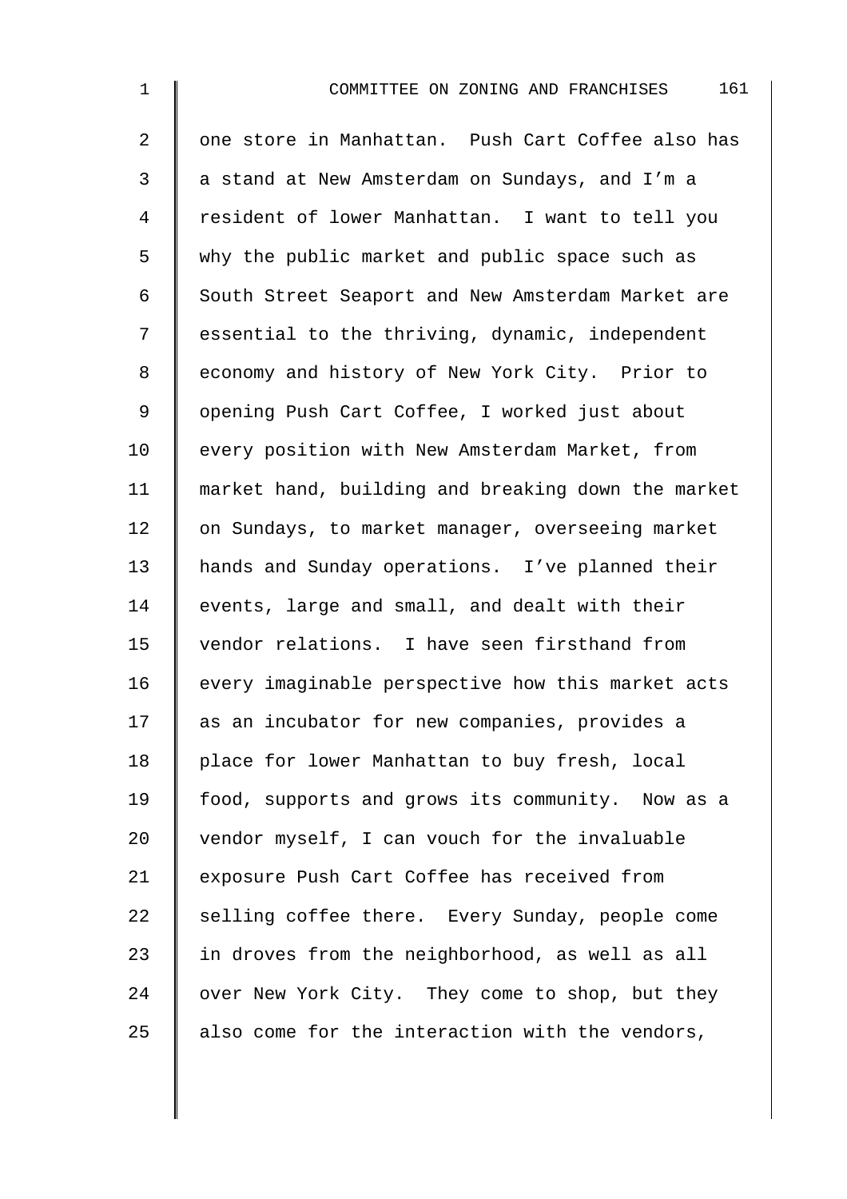one store in Manhattan. Push Cart Coffee also has a stand at New Amsterdam on Sundays, and I'm a resident of lower Manhattan. I want to tell you why the public market and public space such as South Street Seaport and New Amsterdam Market are essential to the thriving, dynamic, independent economy and history of New York City. Prior to opening Push Cart Coffee, I worked just about every position with New Amsterdam Market, from market hand, building and breaking down the market on Sundays, to market manager, overseeing market hands and Sunday operations. I've planned their events, large and small, and dealt with their vendor relations. I have seen firsthand from every imaginable perspective how this market acts as an incubator for new companies, provides a place for lower Manhattan to buy fresh, local food, supports and grows its community. Now as a vendor myself, I can vouch for the invaluable exposure Push Cart Coffee has received from selling coffee there. Every Sunday, people come in droves from the neighborhood, as well as all over New York City. They come to shop, but they also come for the interaction with the vendors,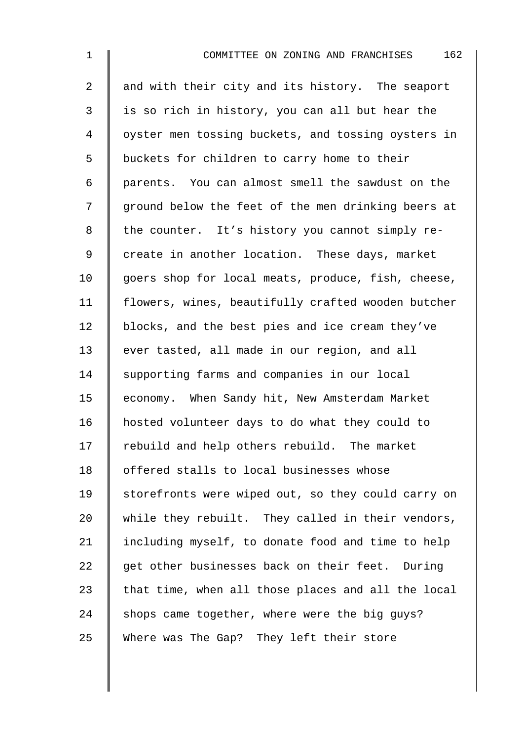and with their city and its history. The seaport is so rich in history, you can all but hear the oyster men tossing buckets, and tossing oysters in buckets for children to carry home to their parents. You can almost smell the sawdust on the ground below the feet of the men drinking beers at the counter. It's history you cannot simply re-create in another location. These days, market goers shop for local meats, produce, fish, cheese, flowers, wines, beautifully crafted wooden butcher blocks, and the best pies and ice cream they've ever tasted, all made in our region, and all supporting farms and companies in our local economy. When Sandy hit, New Amsterdam Market hosted volunteer days to do what they could to rebuild and help others rebuild. The market offered stalls to local businesses whose storefronts were wiped out, so they could carry on while they rebuilt. They called in their vendors, including myself, to donate food and time to help get other businesses back on their feet. During that time, when all those places and all the local shops came together, where were the big guys? Where was The Gap? They left their store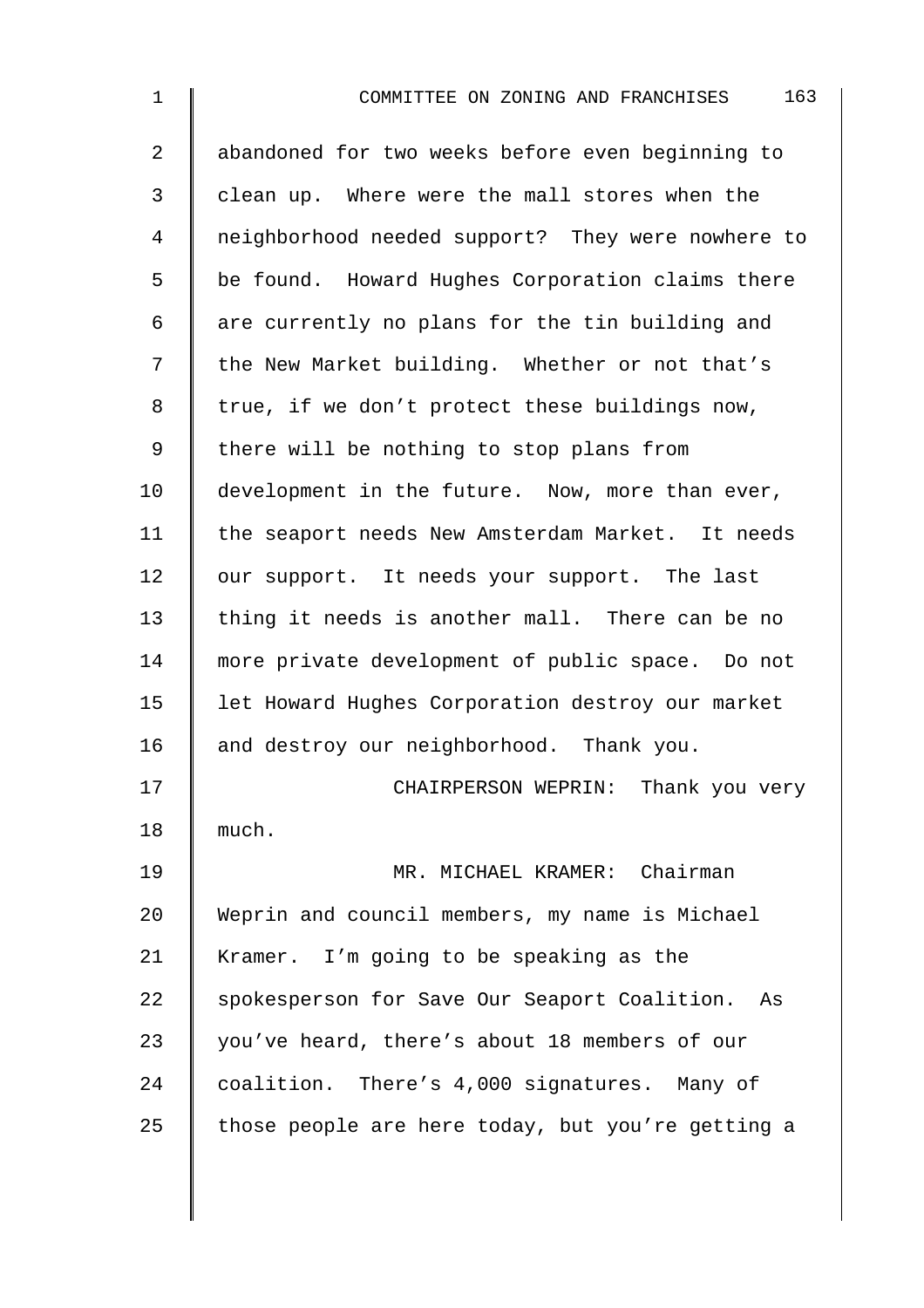abandoned for two weeks before even beginning to clean up. Where were the mall stores when the neighborhood needed support? They were nowhere to be found. Howard Hughes Corporation claims there are currently no plans for the tin building and the New Market building. Whether or not that's true, if we don't protect these buildings now, there will be nothing to stop plans from development in the future. Now, more than ever, the seaport needs New Amsterdam Market. It needs our support. It needs your support. The last thing it needs is another mall. There can be no more private development of public space. Do not let Howard Hughes Corporation destroy our market and destroy our neighborhood. Thank you.

CHAIRPERSON WEPRIN: Thank you very much.

MR. MICHAEL KRAMER: Chairman Weprin and council members, my name is Michael Kramer. I'm going to be speaking as the spokesperson for Save Our Seaport Coalition. As you've heard, there's about 18 members of our coalition. There's 4,000 signatures. Many of those people are here today, but you're getting a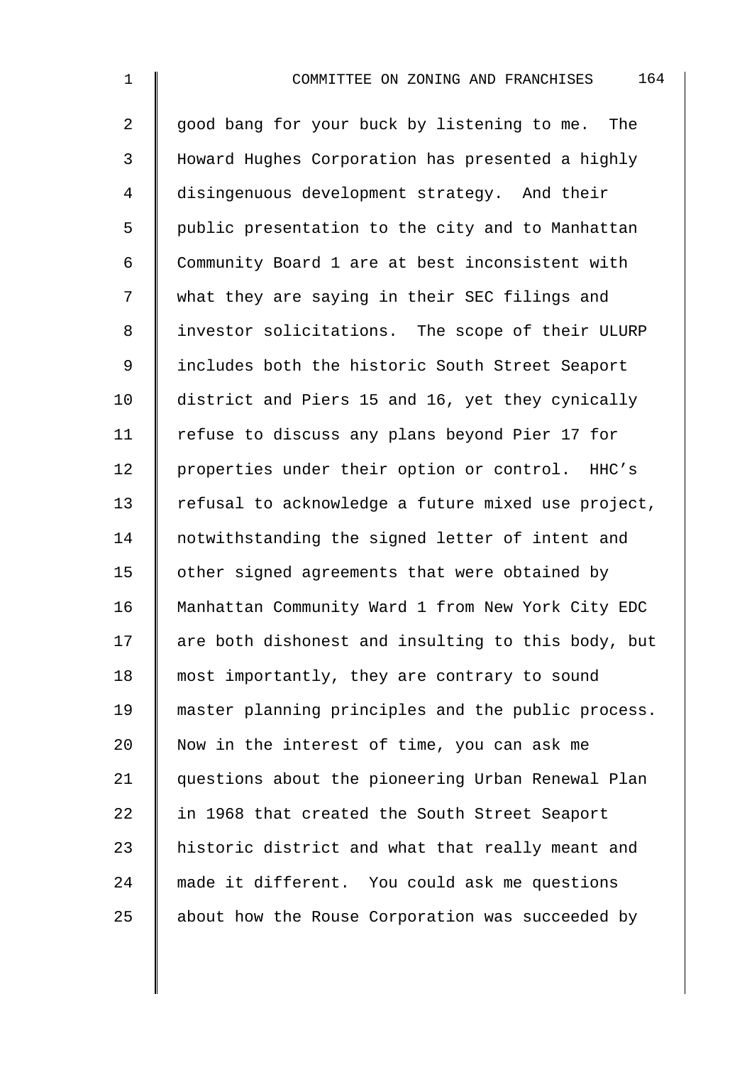good bang for your buck by listening to me. The Howard Hughes Corporation has presented a highly disingenuous development strategy. And their public presentation to the city and to Manhattan Community Board 1 are at best inconsistent with what they are saying in their SEC filings and investor solicitations. The scope of their ULURP includes both the historic South Street Seaport district and Piers 15 and 16, yet they cynically refuse to discuss any plans beyond Pier 17 for properties under their option or control. HHC's refusal to acknowledge a future mixed use project, notwithstanding the signed letter of intent and other signed agreements that were obtained by Manhattan Community Ward 1 from New York City EDC are both dishonest and insulting to this body, but most importantly, they are contrary to sound master planning principles and the public process. Now in the interest of time, you can ask me questions about the pioneering Urban Renewal Plan in 1968 that created the South Street Seaport historic district and what that really meant and made it different. You could ask me questions about how the Rouse Corporation was succeeded by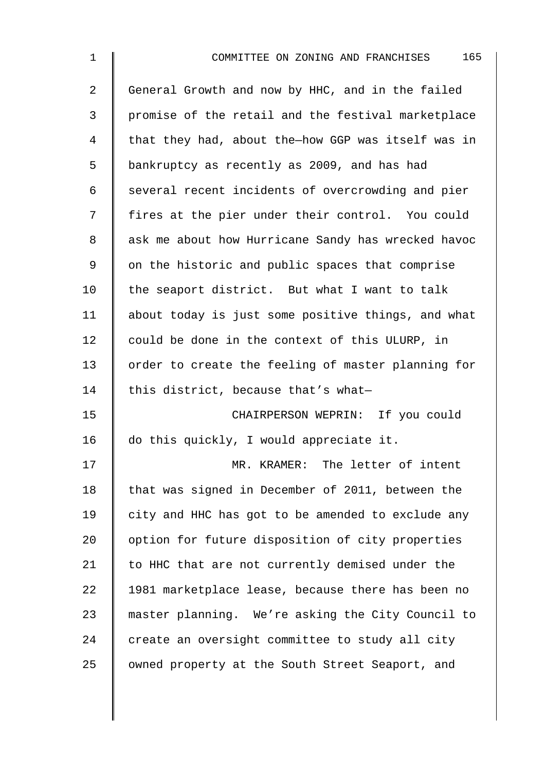General Growth and now by HHC, and in the failed promise of the retail and the festival marketplace that they had, about the—how GGP was itself was in bankruptcy as recently as 2009, and has had several recent incidents of overcrowding and pier fires at the pier under their control. You could ask me about how Hurricane Sandy has wrecked havoc on the historic and public spaces that comprise the seaport district. But what I want to talk about today is just some positive things, and what could be done in the context of this ULURP, in order to create the feeling of master planning for this district, because that's what—

CHAIRPERSON WEPRIN: If you could do this quickly, I would appreciate it.

MR. KRAMER: The letter of intent that was signed in December of 2011, between the city and HHC has got to be amended to exclude any option for future disposition of city properties to HHC that are not currently demised under the 1981 marketplace lease, because there has been no master planning. We're asking the City Council to create an oversight committee to study all city owned property at the South Street Seaport, and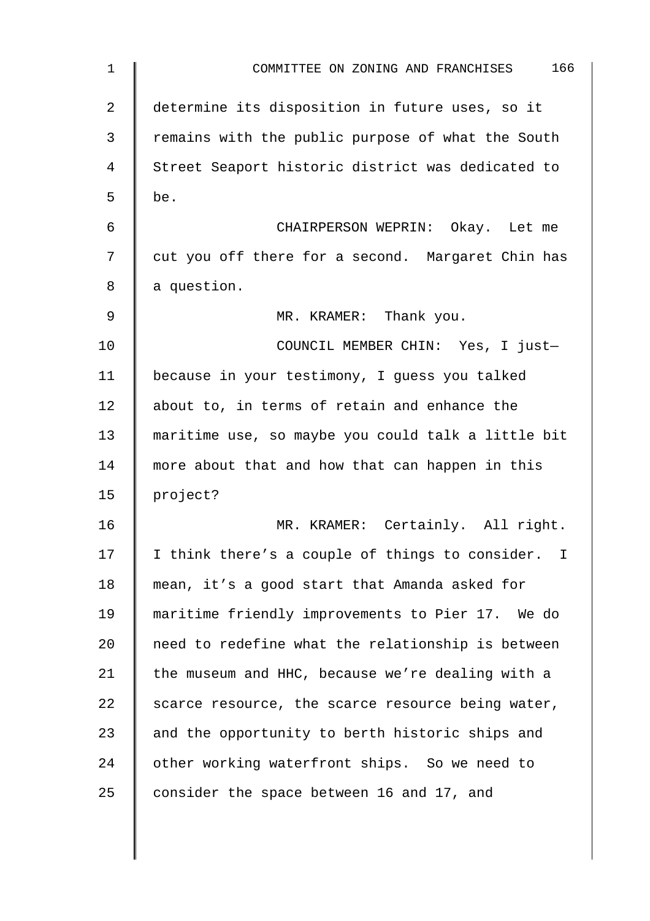determine its disposition in future uses, so it remains with the public purpose of what the South Street Seaport historic district was dedicated to be.

CHAIRPERSON WEPRIN: Okay. Let me cut you off there for a second. Margaret Chin has a question.

MR. KRAMER: Thank you.

COUNCIL MEMBER CHIN: Yes, I just— because in your testimony, I guess you talked about to, in terms of retain and enhance the maritime use, so maybe you could talk a little bit more about that and how that can happen in this project?

MR. KRAMER: Certainly. All right. I think there's a couple of things to consider. I mean, it's a good start that Amanda asked for maritime friendly improvements to Pier 17. We do need to redefine what the relationship is between the museum and HHC, because we're dealing with a scarce resource, the scarce resource being water, and the opportunity to berth historic ships and other working waterfront ships. So we need to consider the space between 16 and 17, and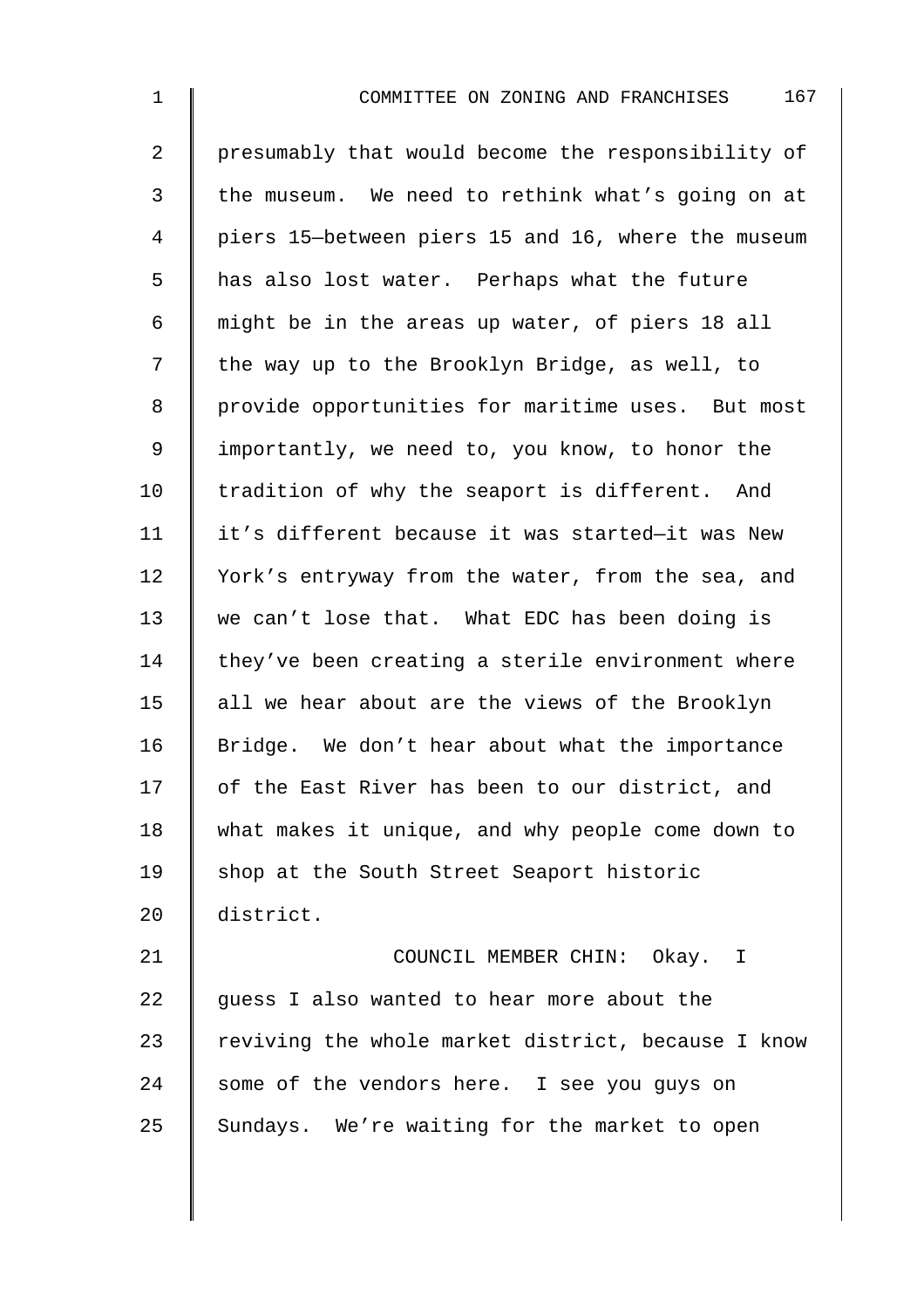presumably that would become the responsibility of the museum. We need to rethink what's going on at piers 15—between piers 15 and 16, where the museum has also lost water. Perhaps what the future might be in the areas up water, of piers 18 all the way up to the Brooklyn Bridge, as well, to provide opportunities for maritime uses. But most importantly, we need to, you know, to honor the tradition of why the seaport is different. And it's different because it was started—it was New York's entryway from the water, from the sea, and we can't lose that. What EDC has been doing is they've been creating a sterile environment where all we hear about are the views of the Brooklyn Bridge. We don't hear about what the importance of the East River has been to our district, and what makes it unique, and why people come down to shop at the South Street Seaport historic district.

COUNCIL MEMBER CHIN: Okay. I guess I also wanted to hear more about the reviving the whole market district, because I know some of the vendors here. I see you guys on Sundays. We're waiting for the market to open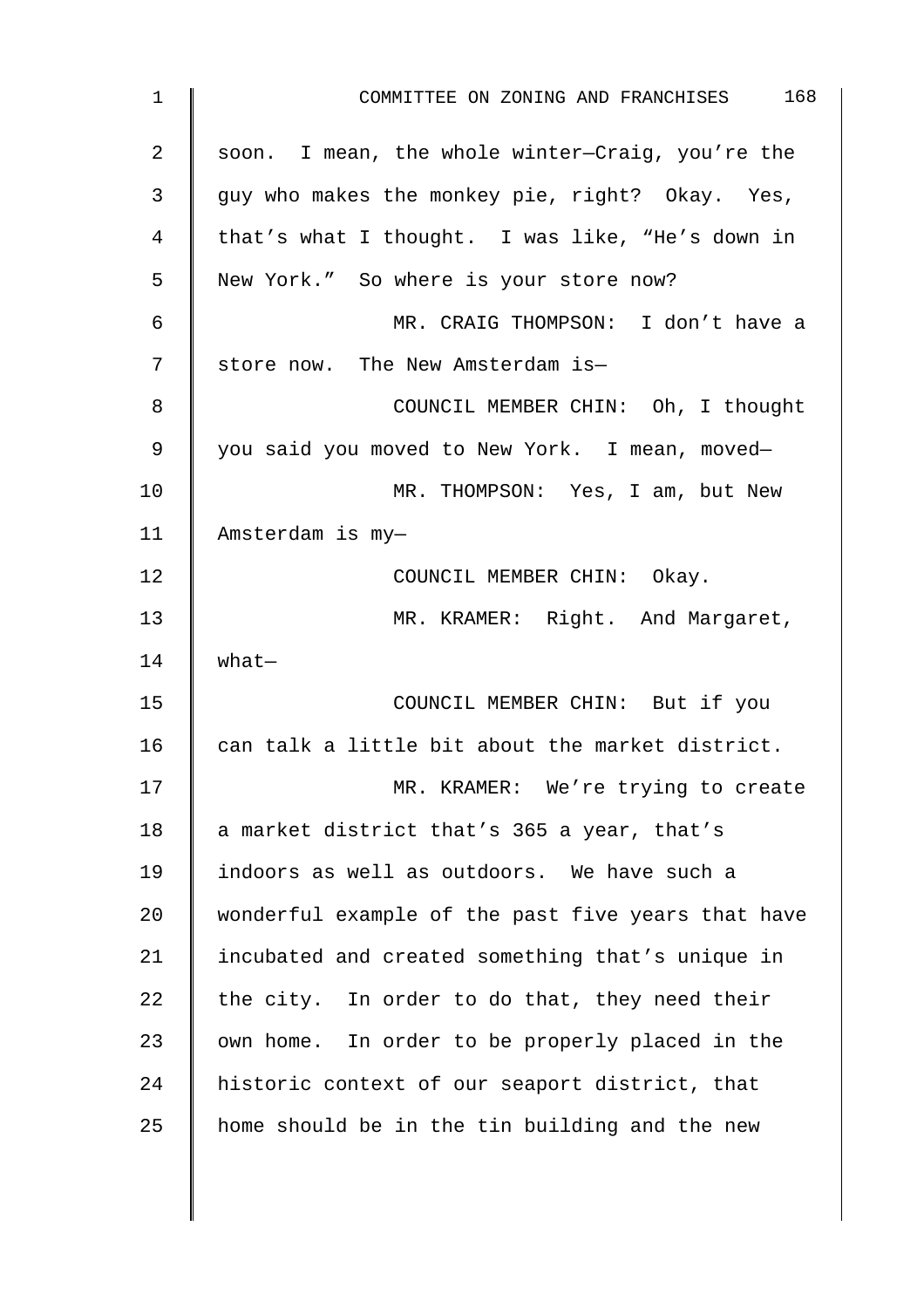soon. I mean, the whole winter—Craig, you're the guy who makes the monkey pie, right? Okay. Yes, that's what I thought. I was like, "He's down in New York." So where is your store now?

MR. CRAIG THOMPSON: I don't have a store now. The New Amsterdam is—

COUNCIL MEMBER CHIN: Oh, I thought you said you moved to New York. I mean, moved—

MR. THOMPSON: Yes, I am, but New Amsterdam is my—

COUNCIL MEMBER CHIN: Okay.

MR. KRAMER: Right. And Margaret, what—

COUNCIL MEMBER CHIN: But if you can talk a little bit about the market district.

MR. KRAMER: We're trying to create a market district that's 365 a year, that's indoors as well as outdoors. We have such a wonderful example of the past five years that have incubated and created something that's unique in the city. In order to do that, they need their own home. In order to be properly placed in the historic context of our seaport district, that home should be in the tin building and the new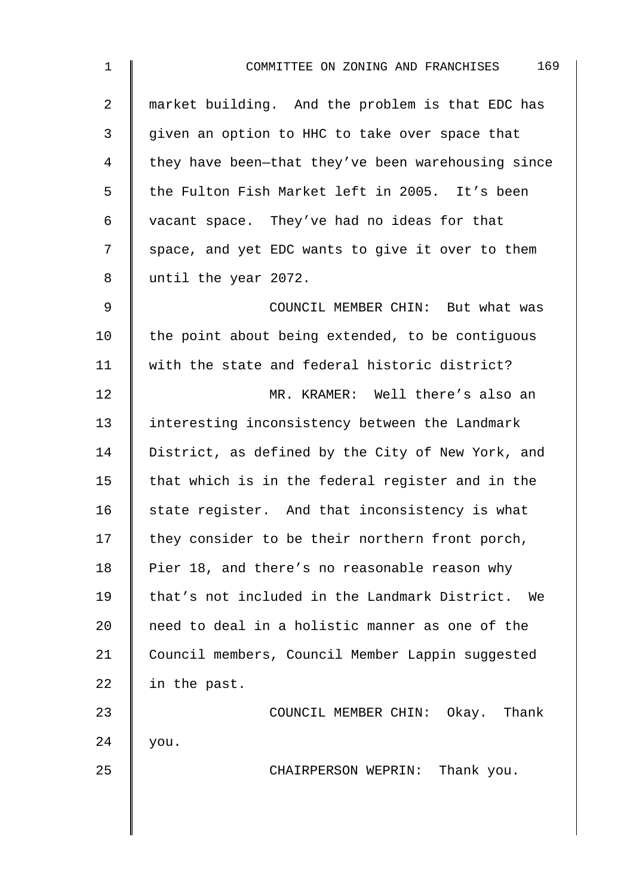market building. And the problem is that EDC has given an option to HHC to take over space that they have been—that they've been warehousing since the Fulton Fish Market left in 2005. It's been vacant space. They've had no ideas for that space, and yet EDC wants to give it over to them until the year 2072.

COUNCIL MEMBER CHIN: But what was the point about being extended, to be contiguous with the state and federal historic district?

MR. KRAMER: Well there's also an interesting inconsistency between the Landmark District, as defined by the City of New York, and that which is in the federal register and in the state register. And that inconsistency is what they consider to be their northern front porch, Pier 18, and there's no reasonable reason why that's not included in the Landmark District. We need to deal in a holistic manner as one of the Council members, Council Member Lappin suggested in the past.

COUNCIL MEMBER CHIN: Okay. Thank you.

CHAIRPERSON WEPRIN: Thank you.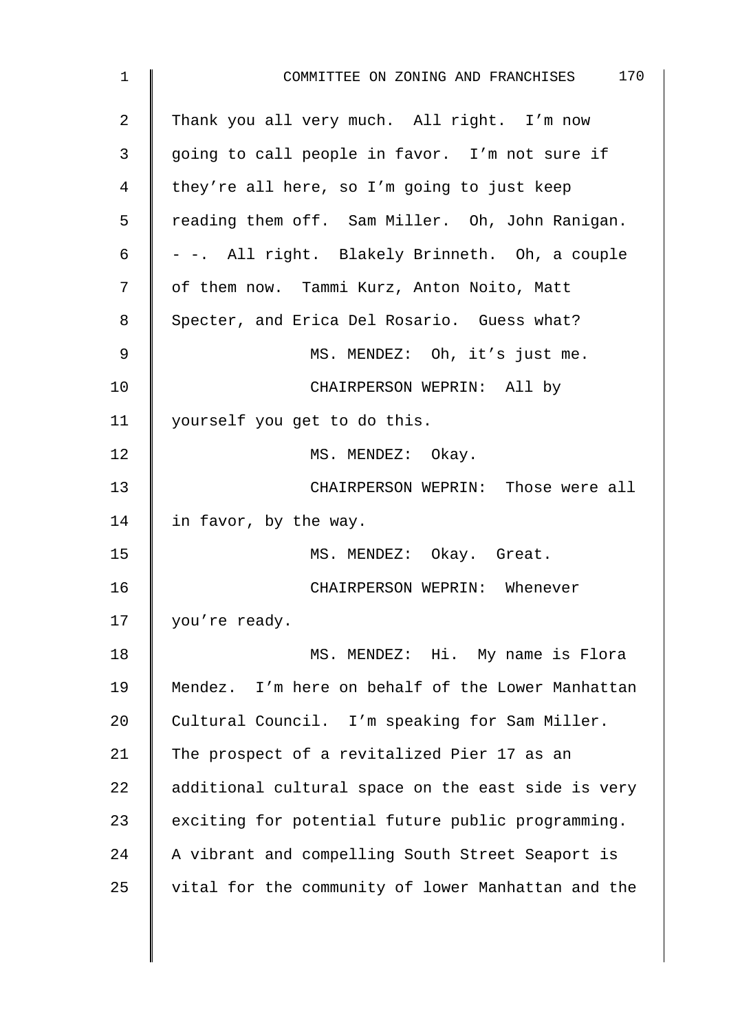Thank you all very much. All right. I'm now going to call people in favor. I'm not sure if they're all here, so I'm going to just keep reading them off. Sam Miller. Oh, John Ranigan. - -. All right. Blakely Brinneth. Oh, a couple of them now. Tammi Kurz, Anton Noito, Matt Specter, and Erica Del Rosario. Guess what?

MS. MENDEZ: Oh, it's just me.

CHAIRPERSON WEPRIN: All by yourself you get to do this.

MS. MENDEZ: Okay.

CHAIRPERSON WEPRIN: Those were all in favor, by the way.

MS. MENDEZ: Okay. Great.

CHAIRPERSON WEPRIN: Whenever you're ready.

MS. MENDEZ: Hi. My name is Flora Mendez. I'm here on behalf of the Lower Manhattan Cultural Council. I'm speaking for Sam Miller. The prospect of a revitalized Pier 17 as an additional cultural space on the east side is very exciting for potential future public programming. A vibrant and compelling South Street Seaport is vital for the community of lower Manhattan and the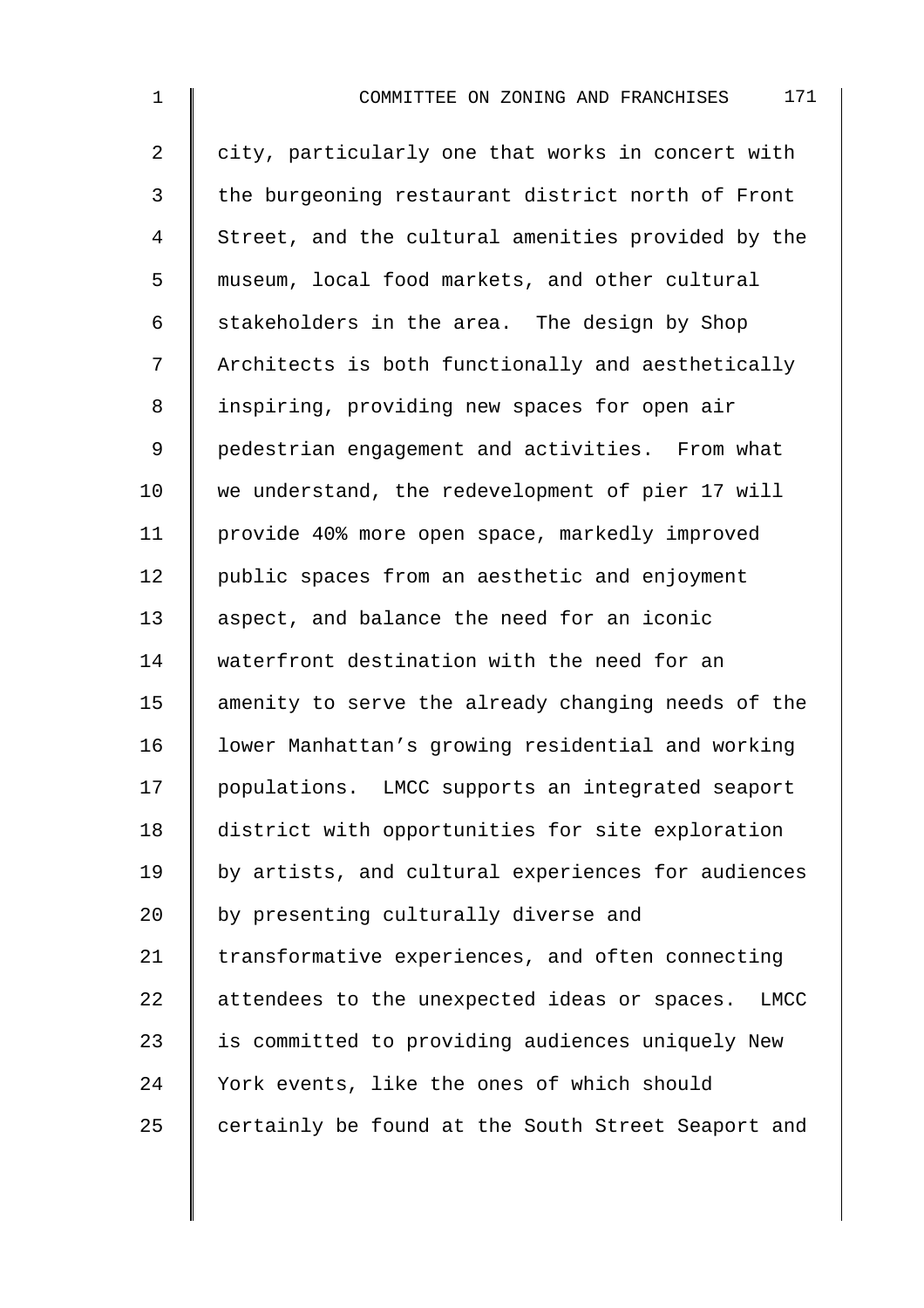city, particularly one that works in concert with the burgeoning restaurant district north of Front Street, and the cultural amenities provided by the museum, local food markets, and other cultural stakeholders in the area. The design by Shop Architects is both functionally and aesthetically inspiring, providing new spaces for open air pedestrian engagement and activities. From what we understand, the redevelopment of pier 17 will provide 40% more open space, markedly improved public spaces from an aesthetic and enjoyment aspect, and balance the need for an iconic waterfront destination with the need for an amenity to serve the already changing needs of the lower Manhattan's growing residential and working populations. LMCC supports an integrated seaport district with opportunities for site exploration by artists, and cultural experiences for audiences by presenting culturally diverse and transformative experiences, and often connecting attendees to the unexpected ideas or spaces. LMCC is committed to providing audiences uniquely New York events, like the ones of which should certainly be found at the South Street Seaport and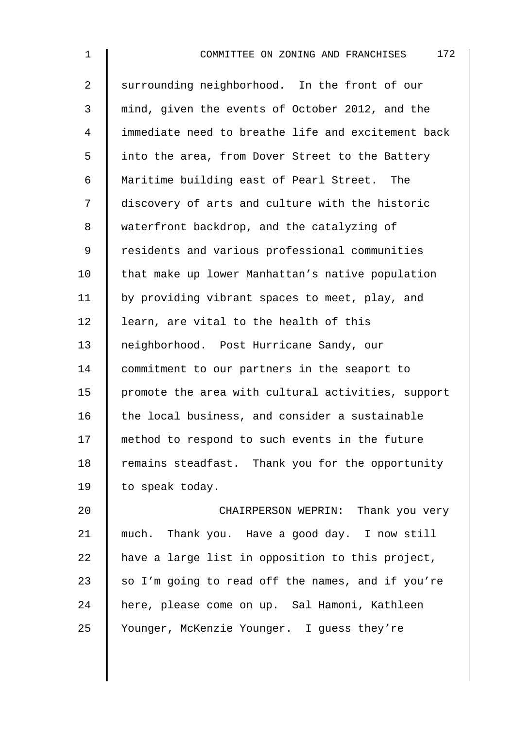surrounding neighborhood. In the front of our mind, given the events of October 2012, and the immediate need to breathe life and excitement back into the area, from Dover Street to the Battery Maritime building east of Pearl Street. The discovery of arts and culture with the historic waterfront backdrop, and the catalyzing of residents and various professional communities that make up lower Manhattan's native population by providing vibrant spaces to meet, play, and learn, are vital to the health of this neighborhood. Post Hurricane Sandy, our commitment to our partners in the seaport to promote the area with cultural activities, support the local business, and consider a sustainable method to respond to such events in the future remains steadfast. Thank you for the opportunity to speak today.

CHAIRPERSON WEPRIN: Thank you very much. Thank you. Have a good day. I now still have a large list in opposition to this project, so I'm going to read off the names, and if you're here, please come on up. Sal Hamoni, Kathleen Younger, McKenzie Younger. I guess they're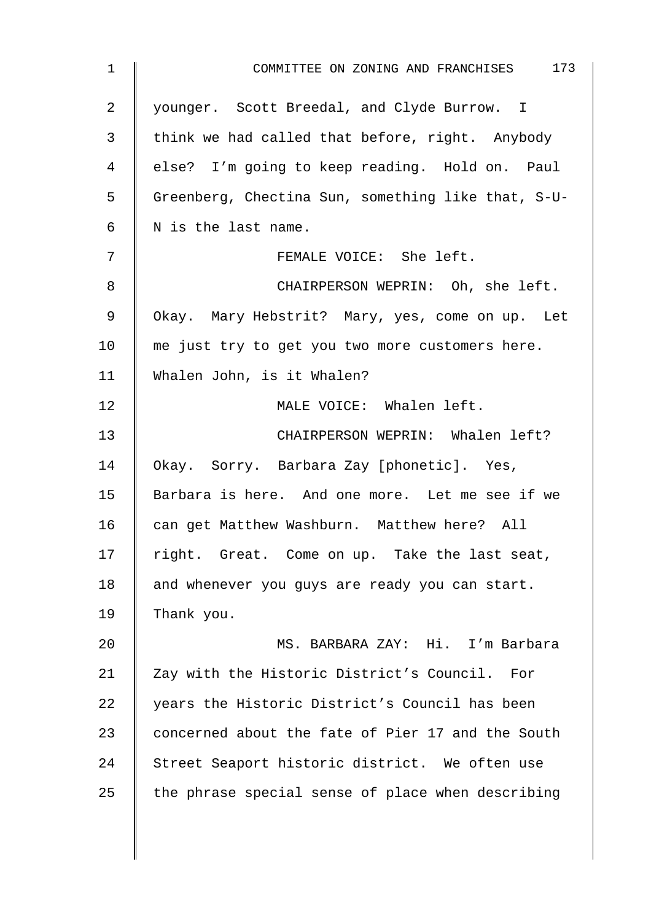younger. Scott Breedal, and Clyde Burrow. I think we had called that before, right. Anybody else? I'm going to keep reading. Hold on. Paul Greenberg, Chectina Sun, something like that, S-U-N is the last name.

FEMALE VOICE: She left.

CHAIRPERSON WEPRIN: Oh, she left. Okay. Mary Hebstrit? Mary, yes, come on up. Let me just try to get you two more customers here. Whalen John, is it Whalen?

MALE VOICE: Whalen left.

CHAIRPERSON WEPRIN: Whalen left? Okay. Sorry. Barbara Zay [phonetic]. Yes, Barbara is here. And one more. Let me see if we can get Matthew Washburn. Matthew here? All right. Great. Come on up. Take the last seat, and whenever you guys are ready you can start. Thank you.

MS. BARBARA ZAY: Hi. I'm Barbara Zay with the Historic District's Council. For years the Historic District's Council has been concerned about the fate of Pier 17 and the South Street Seaport historic district. We often use the phrase special sense of place when describing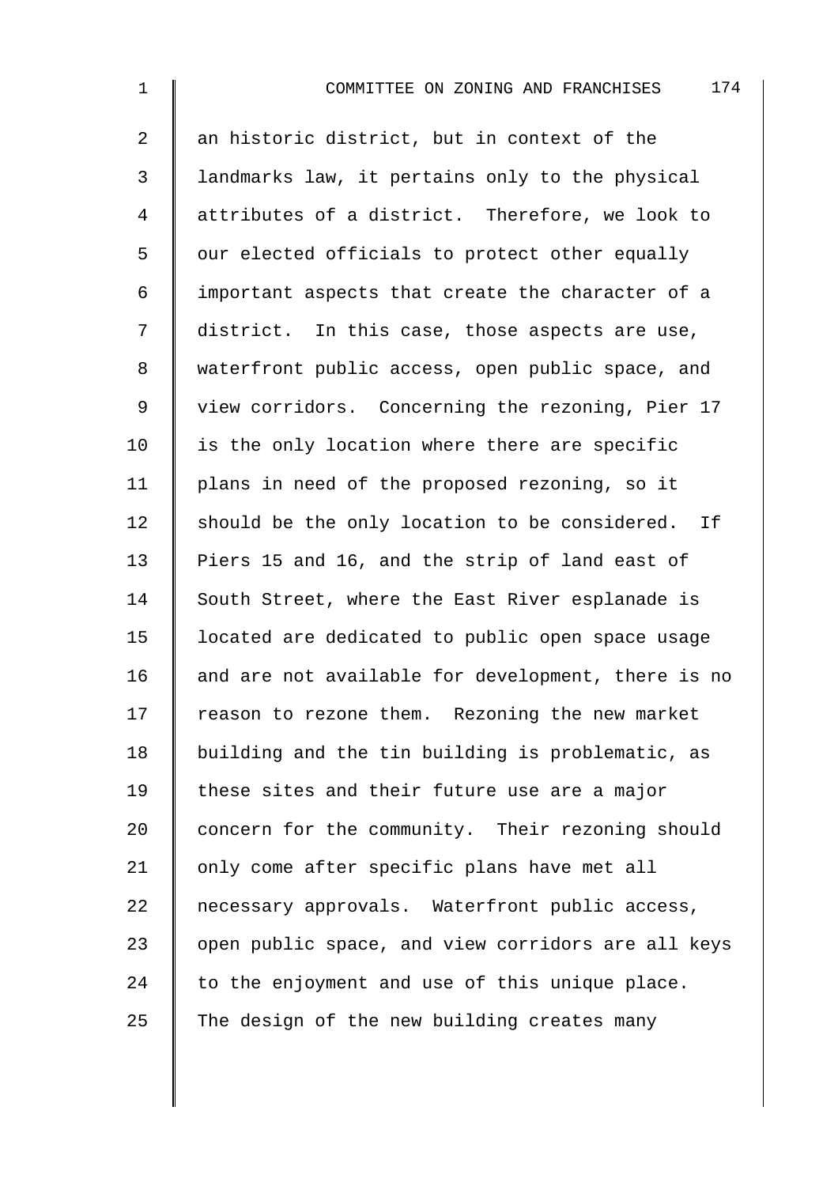an historic district, but in context of the landmarks law, it pertains only to the physical attributes of a district. Therefore, we look to our elected officials to protect other equally important aspects that create the character of a district. In this case, those aspects are use, waterfront public access, open public space, and view corridors. Concerning the rezoning, Pier 17 is the only location where there are specific plans in need of the proposed rezoning, so it should be the only location to be considered. If Piers 15 and 16, and the strip of land east of South Street, where the East River esplanade is located are dedicated to public open space usage and are not available for development, there is no reason to rezone them. Rezoning the new market building and the tin building is problematic, as these sites and their future use are a major concern for the community. Their rezoning should only come after specific plans have met all necessary approvals. Waterfront public access, open public space, and view corridors are all keys to the enjoyment and use of this unique place. The design of the new building creates many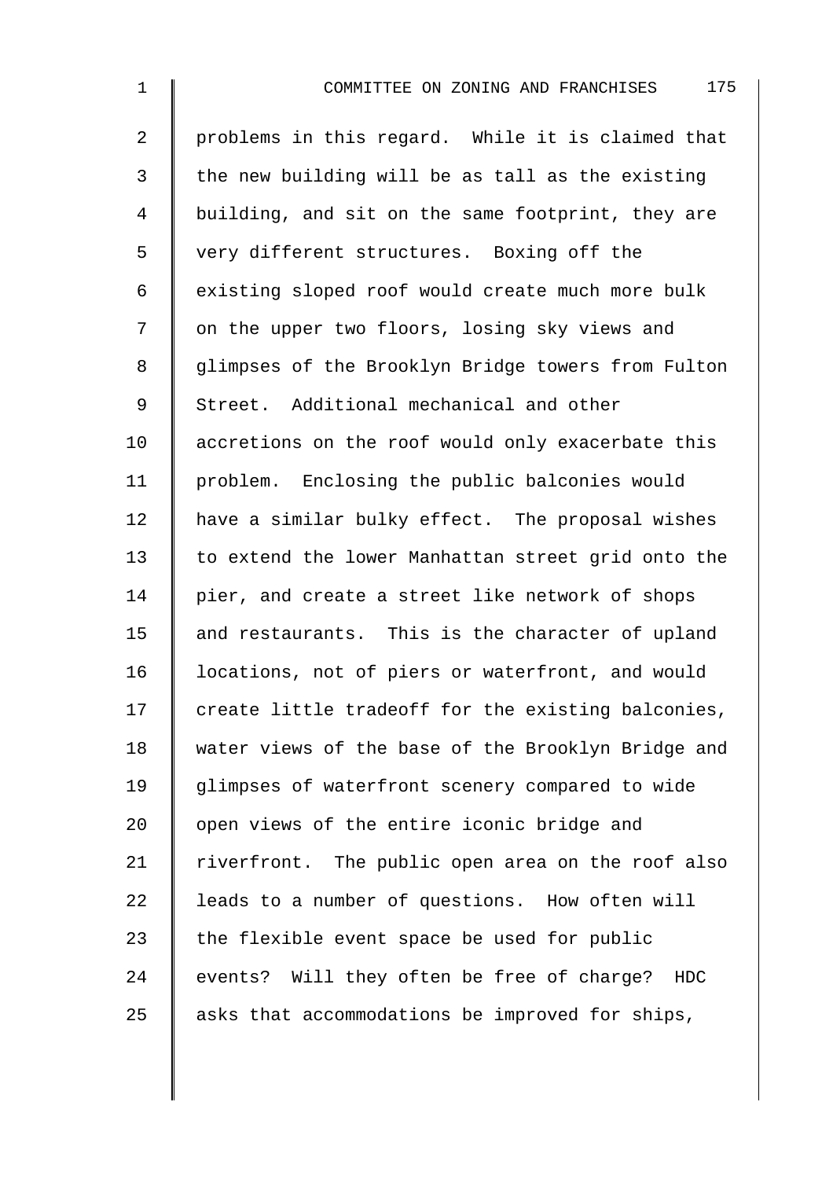problems in this regard. While it is claimed that the new building will be as tall as the existing building, and sit on the same footprint, they are very different structures. Boxing off the existing sloped roof would create much more bulk on the upper two floors, losing sky views and glimpses of the Brooklyn Bridge towers from Fulton Street. Additional mechanical and other accretions on the roof would only exacerbate this problem. Enclosing the public balconies would have a similar bulky effect. The proposal wishes to extend the lower Manhattan street grid onto the pier, and create a street like network of shops and restaurants. This is the character of upland locations, not of piers or waterfront, and would create little tradeoff for the existing balconies, water views of the base of the Brooklyn Bridge and glimpses of waterfront scenery compared to wide open views of the entire iconic bridge and riverfront. The public open area on the roof also leads to a number of questions. How often will the flexible event space be used for public events? Will they often be free of charge? HDC asks that accommodations be improved for ships,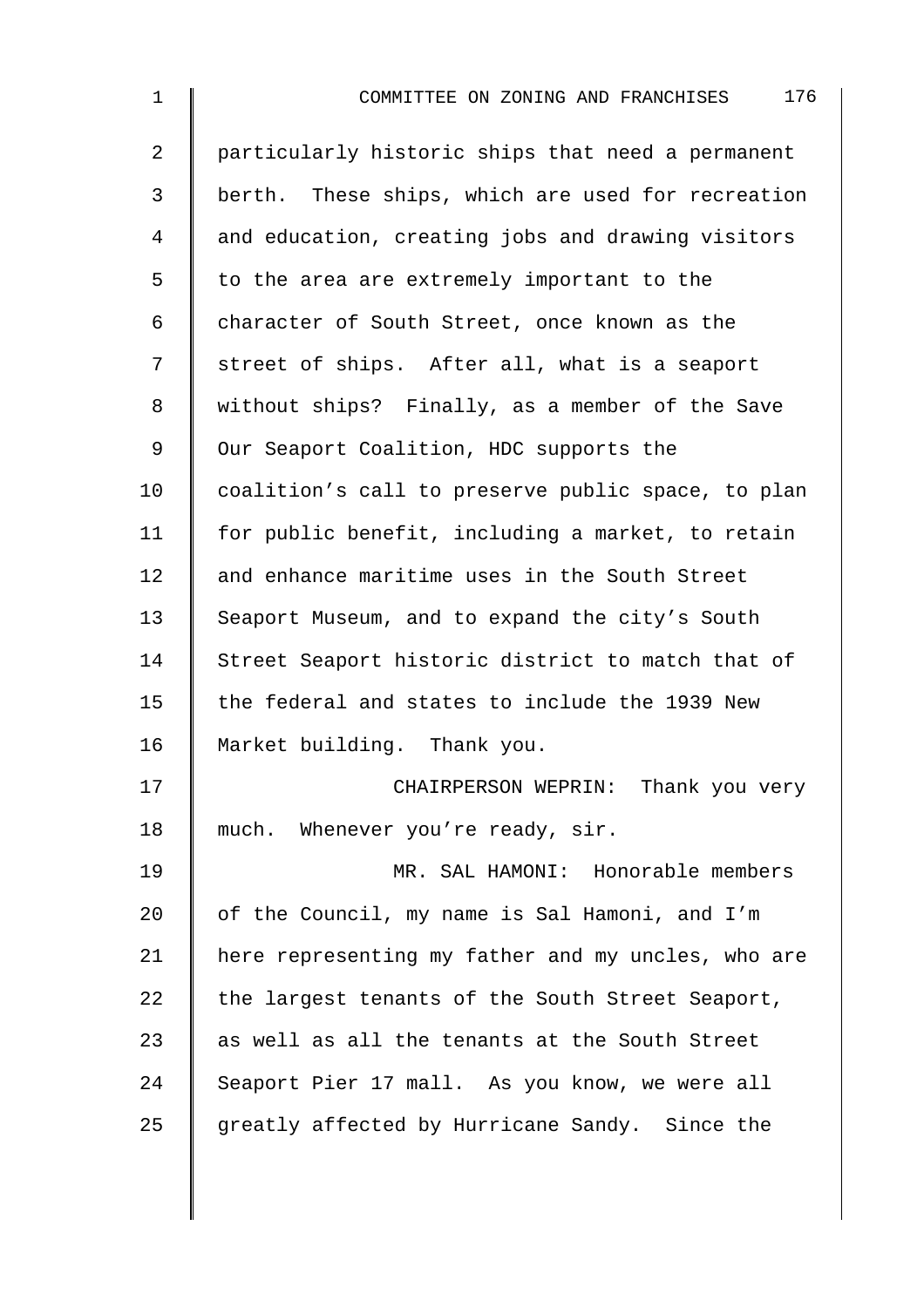particularly historic ships that need a permanent berth. These ships, which are used for recreation and education, creating jobs and drawing visitors to the area are extremely important to the character of South Street, once known as the street of ships. After all, what is a seaport without ships? Finally, as a member of the Save Our Seaport Coalition, HDC supports the coalition's call to preserve public space, to plan for public benefit, including a market, to retain and enhance maritime uses in the South Street Seaport Museum, and to expand the city's South Street Seaport historic district to match that of the federal and states to include the 1939 New Market building. Thank you.

CHAIRPERSON WEPRIN: Thank you very much. Whenever you're ready, sir.

MR. SAL HAMONI: Honorable members of the Council, my name is Sal Hamoni, and I'm here representing my father and my uncles, who are the largest tenants of the South Street Seaport, as well as all the tenants at the South Street Seaport Pier 17 mall. As you know, we were all greatly affected by Hurricane Sandy. Since the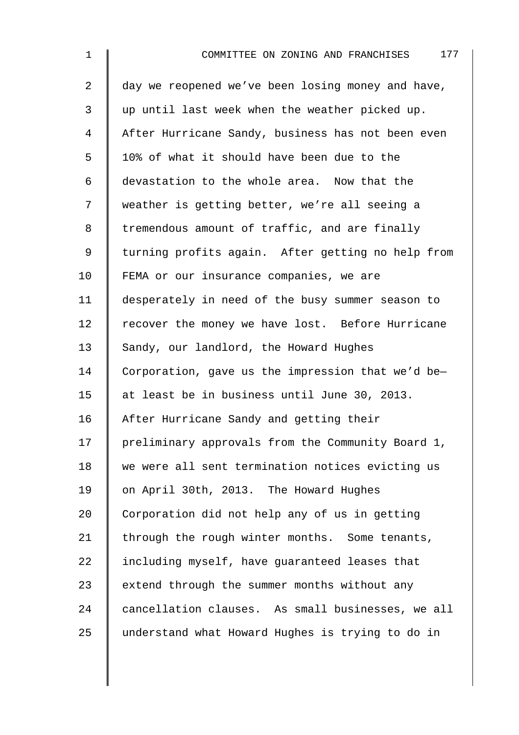day we reopened we've been losing money and have, up until last week when the weather picked up. After Hurricane Sandy, business has not been even 10% of what it should have been due to the devastation to the whole area. Now that the weather is getting better, we're all seeing a tremendous amount of traffic, and are finally turning profits again. After getting no help from FEMA or our insurance companies, we are desperately in need of the busy summer season to recover the money we have lost. Before Hurricane Sandy, our landlord, the Howard Hughes Corporation, gave us the impression that we'd be— at least be in business until June 30, 2013. After Hurricane Sandy and getting their preliminary approvals from the Community Board 1, we were all sent termination notices evicting us on April 30th, 2013. The Howard Hughes Corporation did not help any of us in getting through the rough winter months. Some tenants, including myself, have guaranteed leases that extend through the summer months without any cancellation clauses. As small businesses, we all understand what Howard Hughes is trying to do in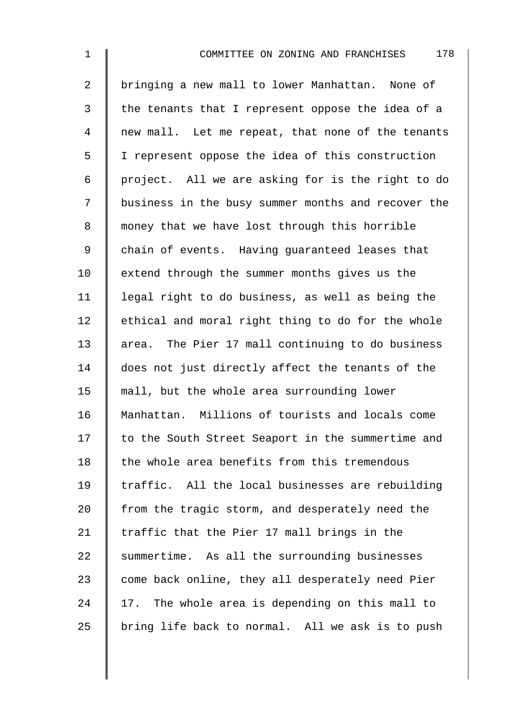bringing a new mall to lower Manhattan. None of the tenants that I represent oppose the idea of a new mall. Let me repeat, that none of the tenants I represent oppose the idea of this construction project. All we are asking for is the right to do business in the busy summer months and recover the money that we have lost through this horrible chain of events. Having guaranteed leases that extend through the summer months gives us the legal right to do business, as well as being the ethical and moral right thing to do for the whole area. The Pier 17 mall continuing to do business does not just directly affect the tenants of the mall, but the whole area surrounding lower Manhattan. Millions of tourists and locals come to the South Street Seaport in the summertime and the whole area benefits from this tremendous traffic. All the local businesses are rebuilding from the tragic storm, and desperately need the traffic that the Pier 17 mall brings in the summertime. As all the surrounding businesses come back online, they all desperately need Pier 17. The whole area is depending on this mall to bring life back to normal. All we ask is to push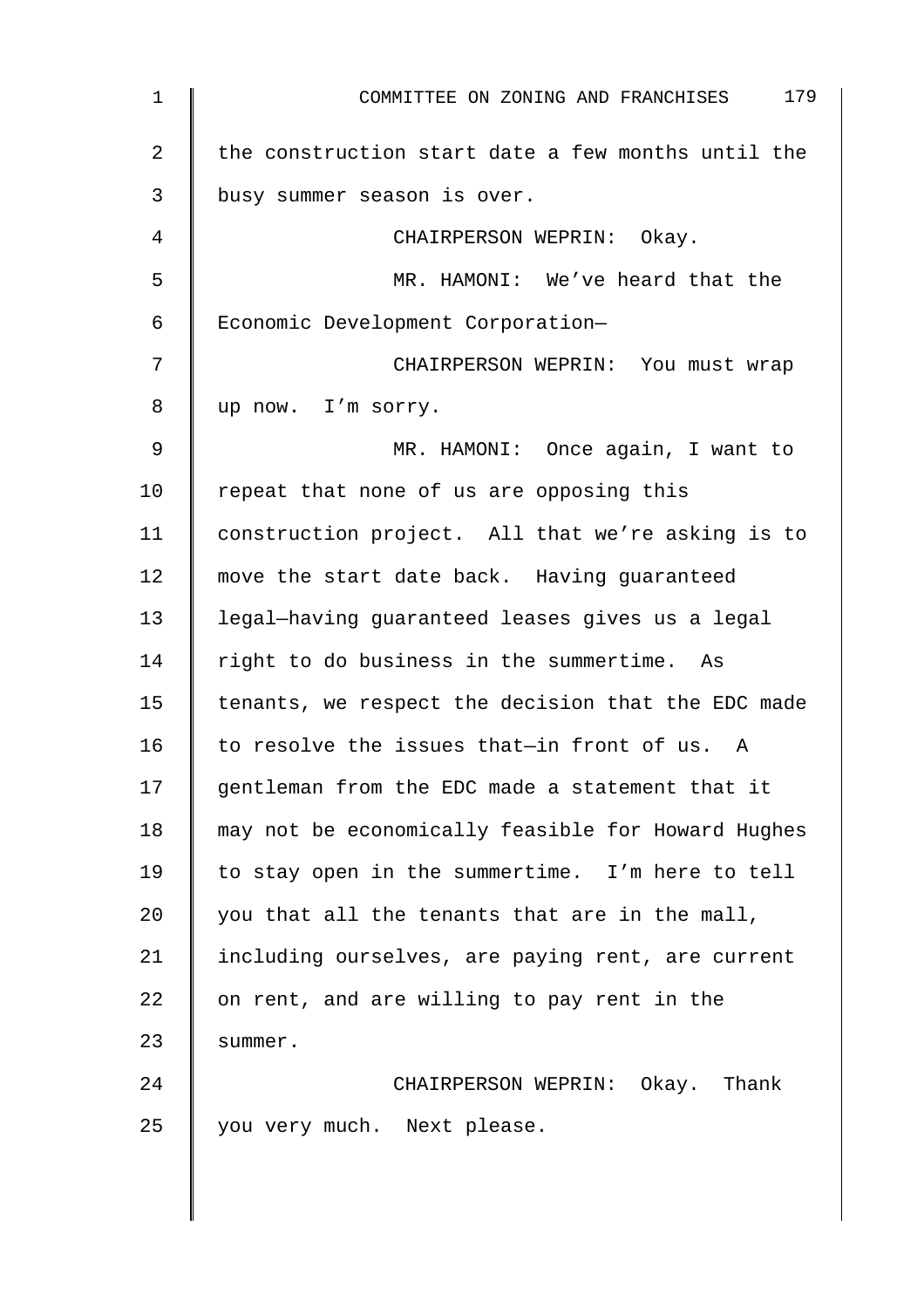the construction start date a few months until the busy summer season is over.

CHAIRPERSON WEPRIN: Okay.

MR. HAMONI: We've heard that the Economic Development Corporation—

CHAIRPERSON WEPRIN: You must wrap up now. I'm sorry.

MR. HAMONI: Once again, I want to repeat that none of us are opposing this construction project. All that we're asking is to move the start date back. Having guaranteed legal—having guaranteed leases gives us a legal right to do business in the summertime. As tenants, we respect the decision that the EDC made to resolve the issues that—in front of us. A gentleman from the EDC made a statement that it may not be economically feasible for Howard Hughes to stay open in the summertime. I'm here to tell you that all the tenants that are in the mall, including ourselves, are paying rent, are current on rent, and are willing to pay rent in the summer.

CHAIRPERSON WEPRIN: Okay. Thank you very much. Next please.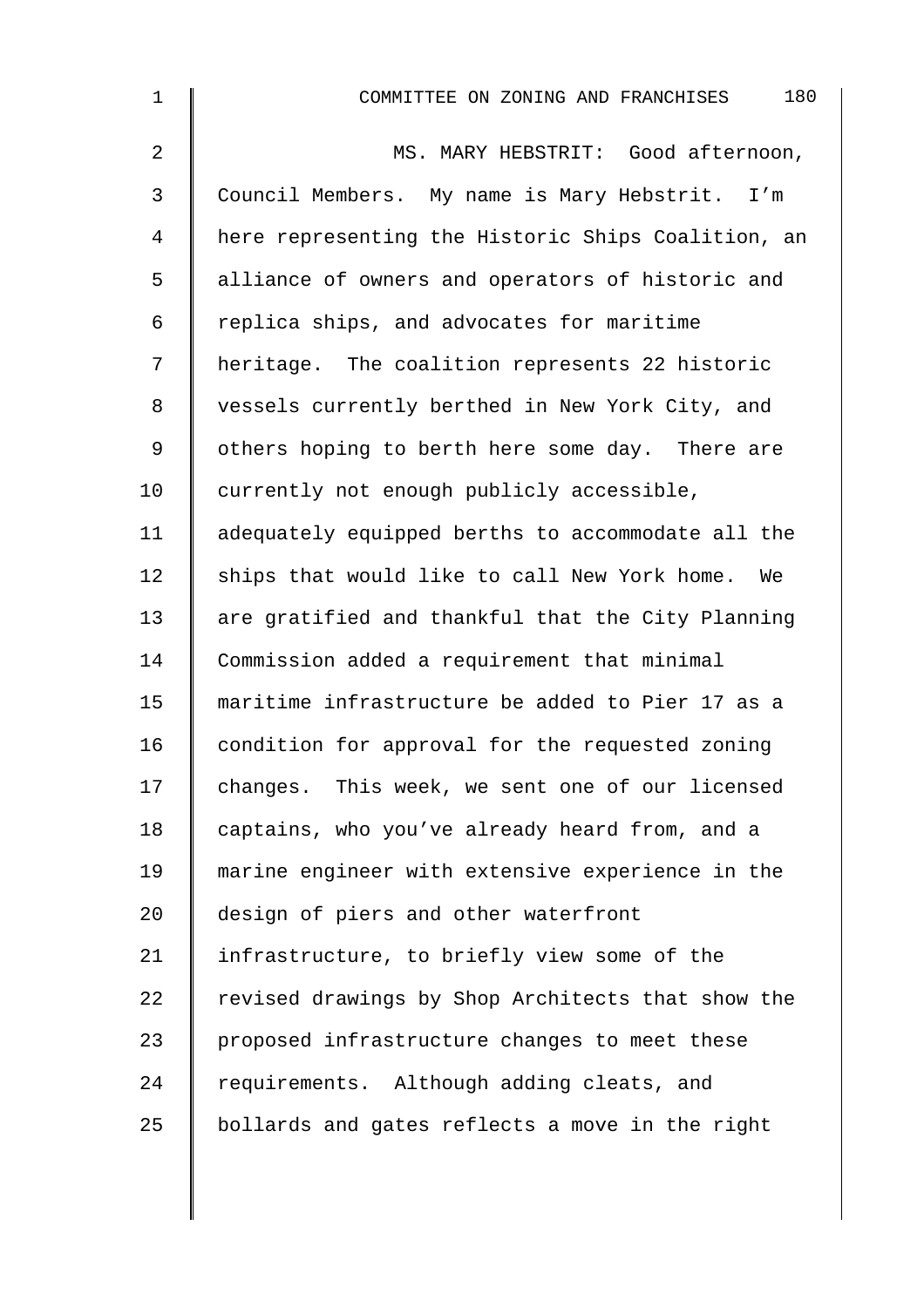MS. MARY HEBSTRIT: Good afternoon, Council Members. My name is Mary Hebstrit. I'm here representing the Historic Ships Coalition, an alliance of owners and operators of historic and replica ships, and advocates for maritime heritage. The coalition represents 22 historic vessels currently berthed in New York City, and others hoping to berth here some day. There are currently not enough publicly accessible, adequately equipped berths to accommodate all the ships that would like to call New York home. We are gratified and thankful that the City Planning Commission added a requirement that minimal maritime infrastructure be added to Pier 17 as a condition for approval for the requested zoning changes. This week, we sent one of our licensed captains, who you've already heard from, and a marine engineer with extensive experience in the design of piers and other waterfront infrastructure, to briefly view some of the revised drawings by Shop Architects that show the proposed infrastructure changes to meet these requirements. Although adding cleats, and bollards and gates reflects a move in the right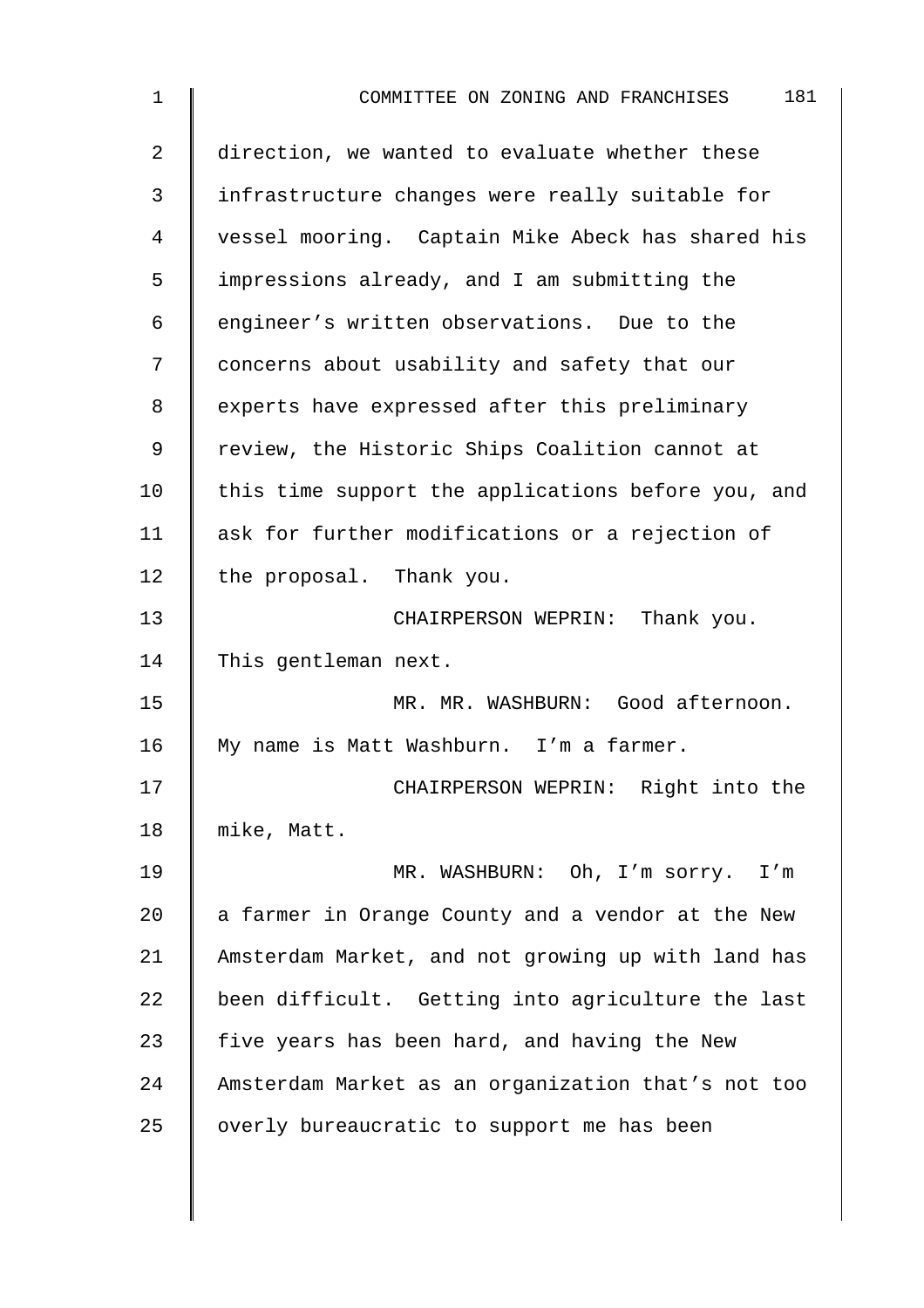direction, we wanted to evaluate whether these infrastructure changes were really suitable for vessel mooring. Captain Mike Abeck has shared his impressions already, and I am submitting the engineer's written observations. Due to the concerns about usability and safety that our experts have expressed after this preliminary review, the Historic Ships Coalition cannot at this time support the applications before you, and ask for further modifications or a rejection of the proposal. Thank you.

CHAIRPERSON WEPRIN: Thank you. This gentleman next.

MR. MR. WASHBURN: Good afternoon. My name is Matt Washburn. I'm a farmer.

CHAIRPERSON WEPRIN: Right into the mike, Matt.

MR. WASHBURN: Oh, I'm sorry. I'm a farmer in Orange County and a vendor at the New Amsterdam Market, and not growing up with land has been difficult. Getting into agriculture the last five years has been hard, and having the New Amsterdam Market as an organization that's not too overly bureaucratic to support me has been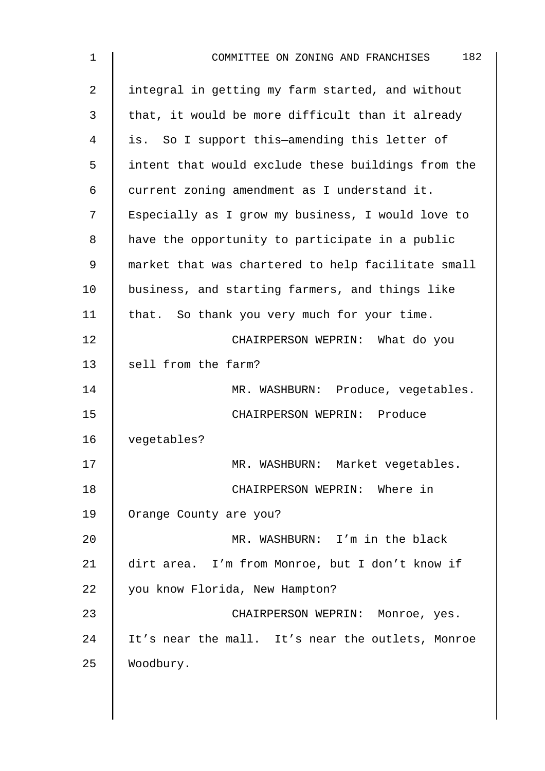integral in getting my farm started, and without that, it would be more difficult than it already is. So I support this—amending this letter of intent that would exclude these buildings from the current zoning amendment as I understand it. Especially as I grow my business, I would love to have the opportunity to participate in a public market that was chartered to help facilitate small business, and starting farmers, and things like that. So thank you very much for your time.

CHAIRPERSON WEPRIN: What do you sell from the farm?

MR. WASHBURN: Produce, vegetables.

CHAIRPERSON WEPRIN: Produce vegetables?

MR. WASHBURN: Market vegetables.

CHAIRPERSON WEPRIN: Where in Orange County are you?

MR. WASHBURN: I'm in the black dirt area. I'm from Monroe, but I don't know if you know Florida, New Hampton?

CHAIRPERSON WEPRIN: Monroe, yes. It's near the mall. It's near the outlets, Monroe Woodbury.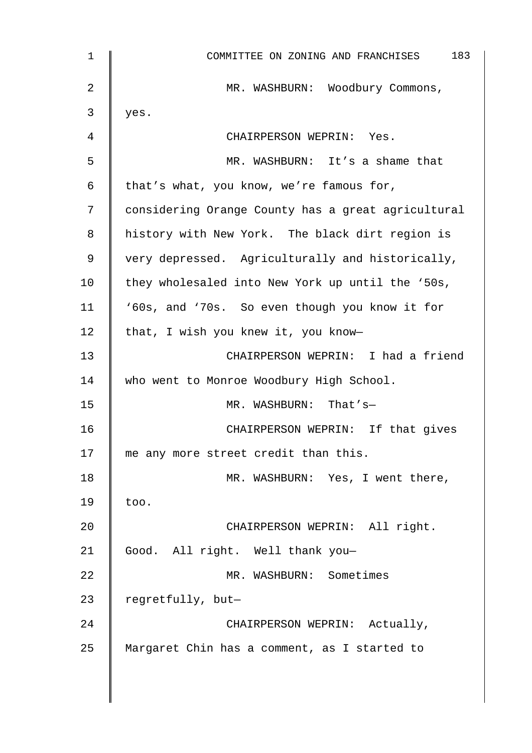MR. WASHBURN: Woodbury Commons, yes.

CHAIRPERSON WEPRIN: Yes.

MR. WASHBURN: It's a shame that that's what, you know, we're famous for, considering Orange County has a great agricultural history with New York. The black dirt region is very depressed. Agriculturally and historically, they wholesaled into New York up until the '50s, '60s, and '70s. So even though you know it for that, I wish you knew it, you know—

CHAIRPERSON WEPRIN: I had a friend who went to Monroe Woodbury High School.

MR. WASHBURN: That's—

CHAIRPERSON WEPRIN: If that gives me any more street credit than this.

MR. WASHBURN: Yes, I went there, too.

CHAIRPERSON WEPRIN: All right. Good. All right. Well thank you—

MR. WASHBURN: Sometimes regretfully, but—

CHAIRPERSON WEPRIN: Actually, Margaret Chin has a comment, as I started to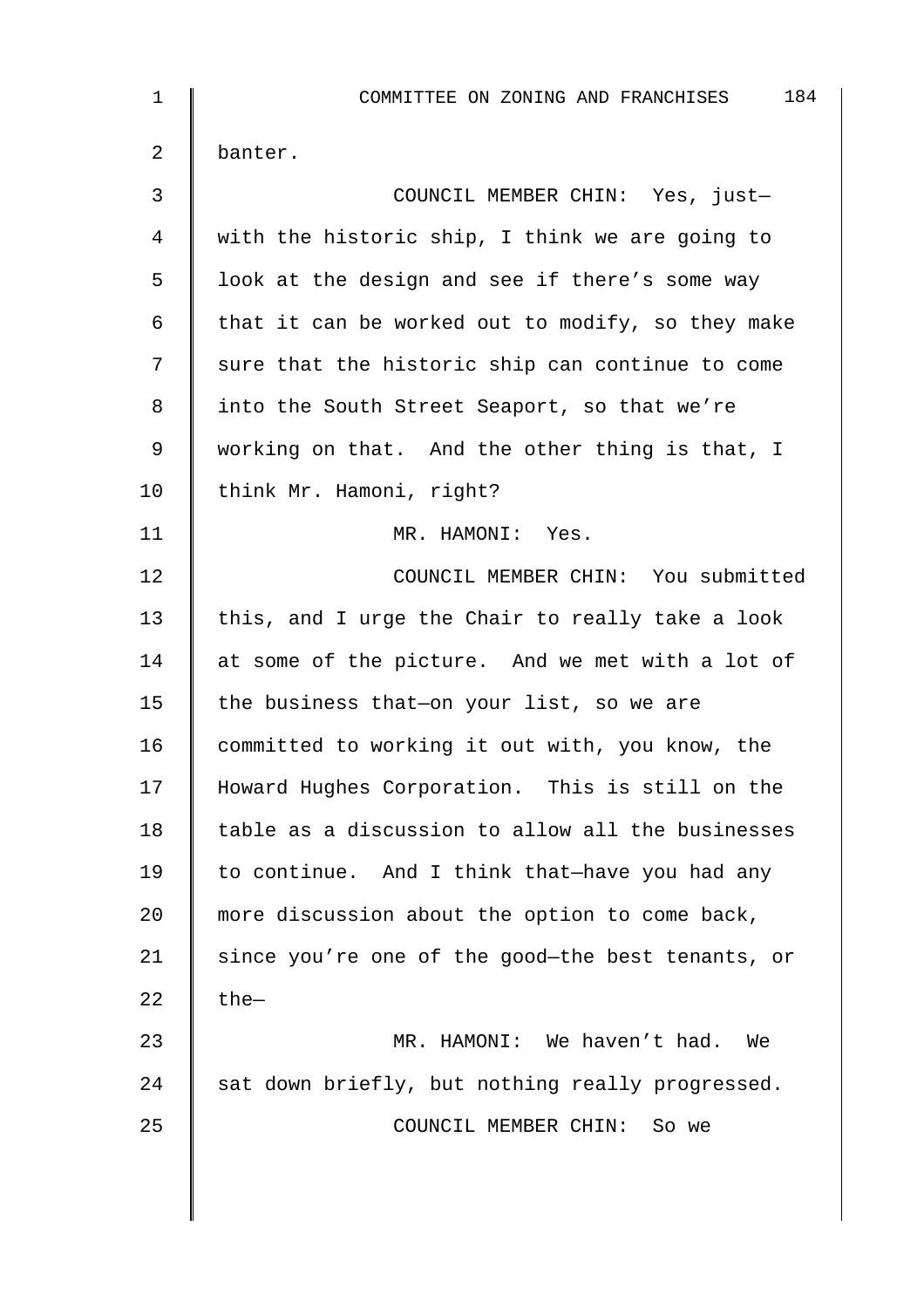banter.

COUNCIL MEMBER CHIN: Yes, just—with the historic ship, I think we are going to look at the design and see if there's some way that it can be worked out to modify, so they make sure that the historic ship can continue to come into the South Street Seaport, so that we're working on that. And the other thing is that, I think Mr. Hamoni, right?

MR. HAMONI: Yes.

COUNCIL MEMBER CHIN: You submitted this, and I urge the Chair to really take a look at some of the picture. And we met with a lot of the business that—on your list, so we are committed to working it out with, you know, the Howard Hughes Corporation. This is still on the table as a discussion to allow all the businesses to continue. And I think that—have you had any more discussion about the option to come back, since you're one of the good—the best tenants, or the—

MR. HAMONI: We haven't had. We sat down briefly, but nothing really progressed.

COUNCIL MEMBER CHIN: So we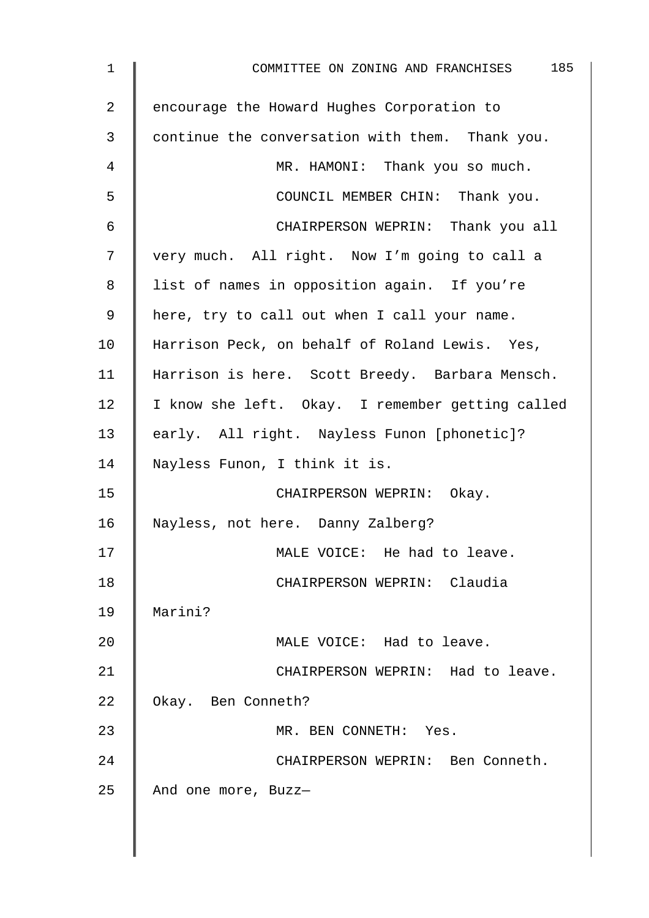encourage the Howard Hughes Corporation to continue the conversation with them. Thank you.

MR. HAMONI: Thank you so much.

COUNCIL MEMBER CHIN: Thank you.

CHAIRPERSON WEPRIN: Thank you all very much. All right. Now I'm going to call a list of names in opposition again. If you're here, try to call out when I call your name. Harrison Peck, on behalf of Roland Lewis. Yes, Harrison is here. Scott Breedy. Barbara Mensch. I know she left. Okay. I remember getting called early. All right. Nayless Funon [phonetic]? Nayless Funon, I think it is.

CHAIRPERSON WEPRIN: Okay. Nayless, not here. Danny Zalberg?

MALE VOICE: He had to leave.

CHAIRPERSON WEPRIN: Claudia Marini?

MALE VOICE: Had to leave.

CHAIRPERSON WEPRIN: Had to leave. Okay. Ben Conneth?

MR. BEN CONNETH: Yes.

CHAIRPERSON WEPRIN: Ben Conneth. And one more, Buzz—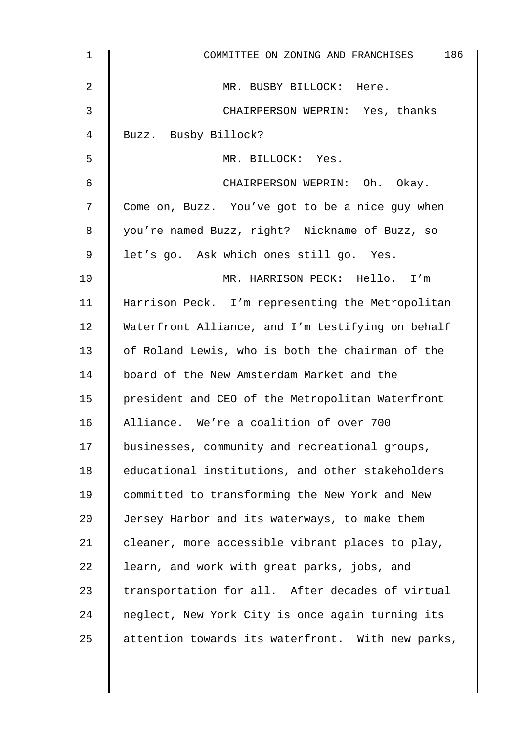MR. BUSBY BILLOCK: Here.

CHAIRPERSON WEPRIN: Yes, thanks Buzz. Busby Billock?

MR. BILLOCK: Yes.

CHAIRPERSON WEPRIN: Oh. Okay. Come on, Buzz. You've got to be a nice guy when you're named Buzz, right? Nickname of Buzz, so let's go. Ask which ones still go. Yes.

MR. HARRISON PECK: Hello. I'm Harrison Peck. I'm representing the Metropolitan Waterfront Alliance, and I'm testifying on behalf of Roland Lewis, who is both the chairman of the board of the New Amsterdam Market and the president and CEO of the Metropolitan Waterfront Alliance. We're a coalition of over 700 businesses, community and recreational groups, educational institutions, and other stakeholders committed to transforming the New York and New Jersey Harbor and its waterways, to make them cleaner, more accessible vibrant places to play, learn, and work with great parks, jobs, and transportation for all. After decades of virtual neglect, New York City is once again turning its attention towards its waterfront. With new parks,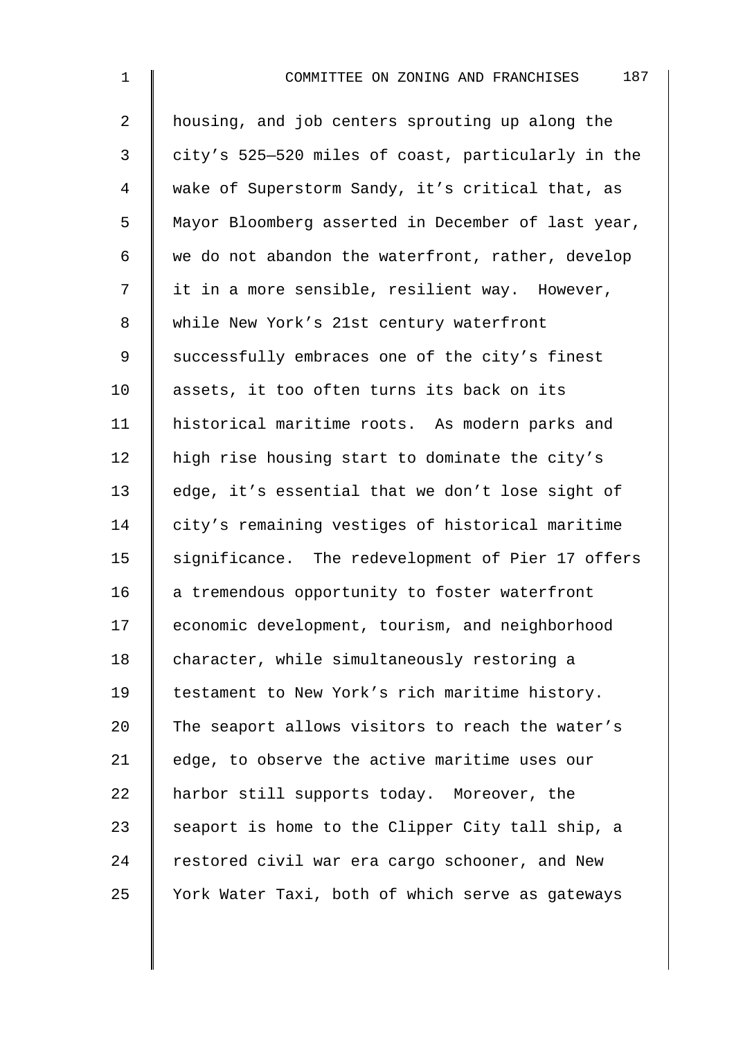housing, and job centers sprouting up along the city's 525—520 miles of coast, particularly in the wake of Superstorm Sandy, it's critical that, as Mayor Bloomberg asserted in December of last year, we do not abandon the waterfront, rather, develop it in a more sensible, resilient way. However, while New York's 21st century waterfront successfully embraces one of the city's finest assets, it too often turns its back on its historical maritime roots. As modern parks and high rise housing start to dominate the city's edge, it's essential that we don't lose sight of city's remaining vestiges of historical maritime significance. The redevelopment of Pier 17 offers a tremendous opportunity to foster waterfront economic development, tourism, and neighborhood character, while simultaneously restoring a testament to New York's rich maritime history. The seaport allows visitors to reach the water's edge, to observe the active maritime uses our harbor still supports today. Moreover, the seaport is home to the Clipper City tall ship, a restored civil war era cargo schooner, and New York Water Taxi, both of which serve as gateways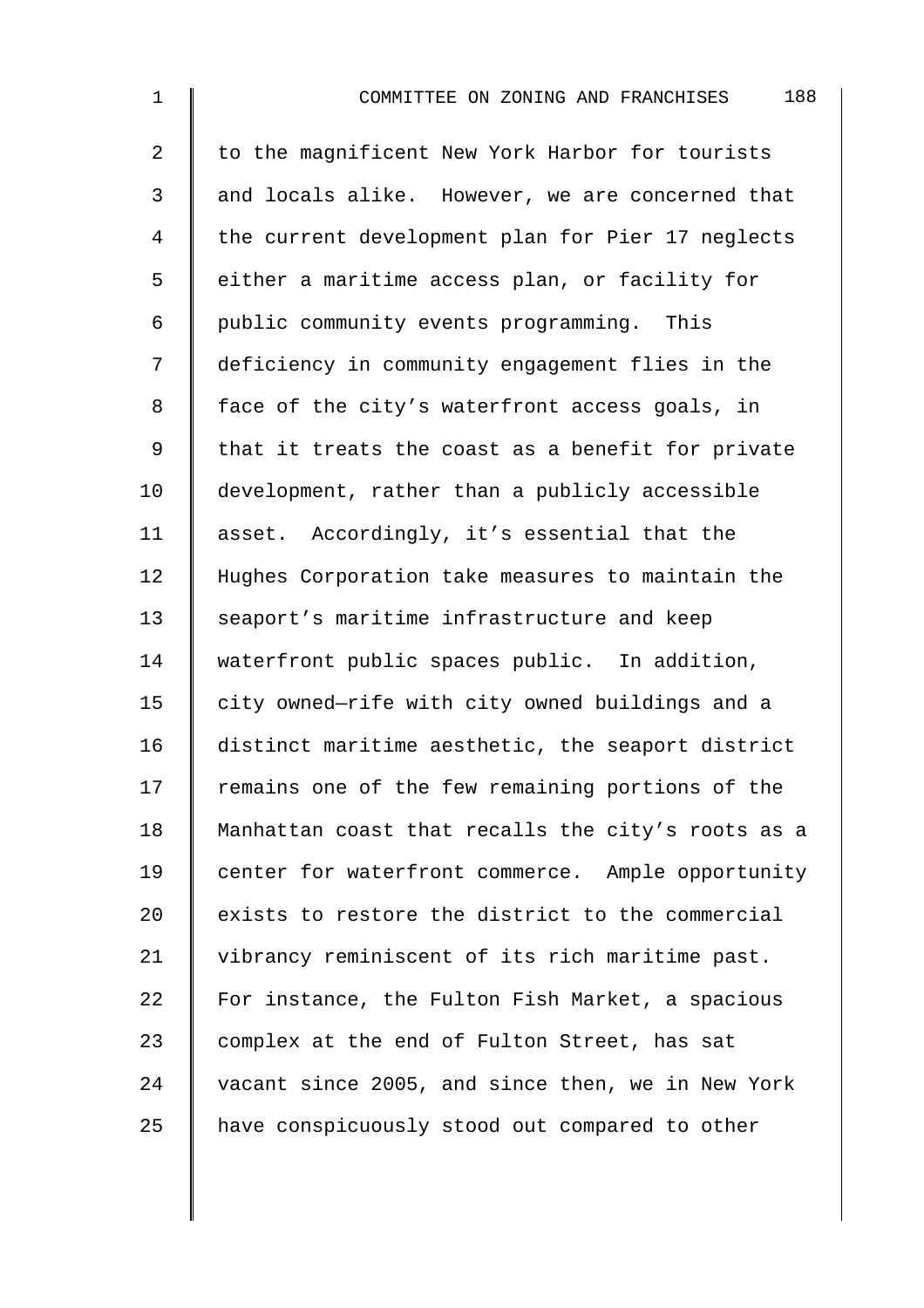to the magnificent New York Harbor for tourists and locals alike. However, we are concerned that the current development plan for Pier 17 neglects either a maritime access plan, or facility for public community events programming. This deficiency in community engagement flies in the face of the city's waterfront access goals, in that it treats the coast as a benefit for private development, rather than a publicly accessible asset. Accordingly, it's essential that the Hughes Corporation take measures to maintain the seaport's maritime infrastructure and keep waterfront public spaces public. In addition, city owned—rife with city owned buildings and a distinct maritime aesthetic, the seaport district remains one of the few remaining portions of the Manhattan coast that recalls the city's roots as a center for waterfront commerce. Ample opportunity exists to restore the district to the commercial vibrancy reminiscent of its rich maritime past. For instance, the Fulton Fish Market, a spacious complex at the end of Fulton Street, has sat vacant since 2005, and since then, we in New York have conspicuously stood out compared to other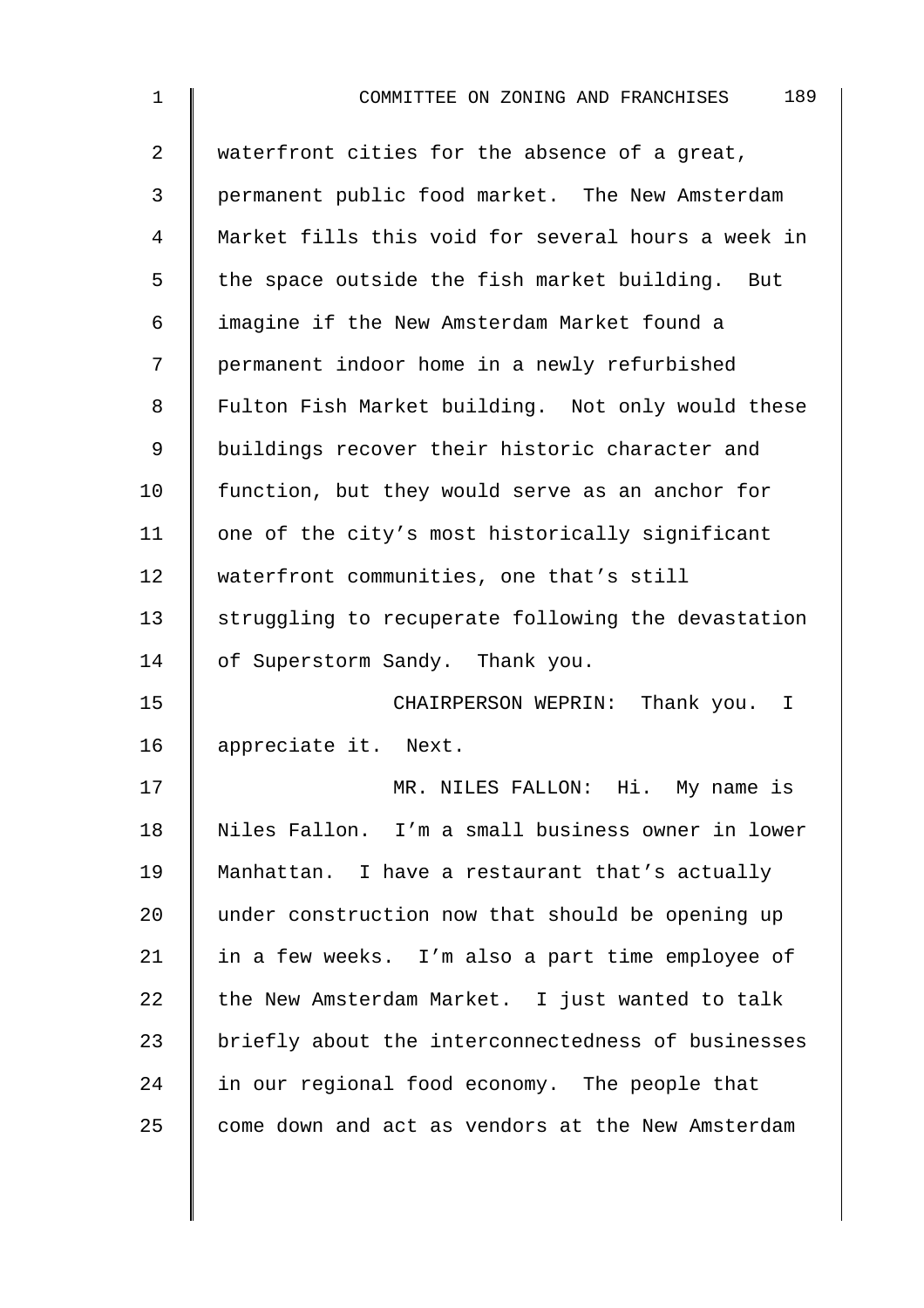waterfront cities for the absence of a great, permanent public food market. The New Amsterdam Market fills this void for several hours a week in the space outside the fish market building. But imagine if the New Amsterdam Market found a permanent indoor home in a newly refurbished Fulton Fish Market building. Not only would these buildings recover their historic character and function, but they would serve as an anchor for one of the city's most historically significant waterfront communities, one that's still struggling to recuperate following the devastation of Superstorm Sandy. Thank you.

CHAIRPERSON WEPRIN: Thank you. I appreciate it. Next.

MR. NILES FALLON: Hi. My name is Niles Fallon. I'm a small business owner in lower Manhattan. I have a restaurant that's actually under construction now that should be opening up in a few weeks. I'm also a part time employee of the New Amsterdam Market. I just wanted to talk briefly about the interconnectedness of businesses in our regional food economy. The people that come down and act as vendors at the New Amsterdam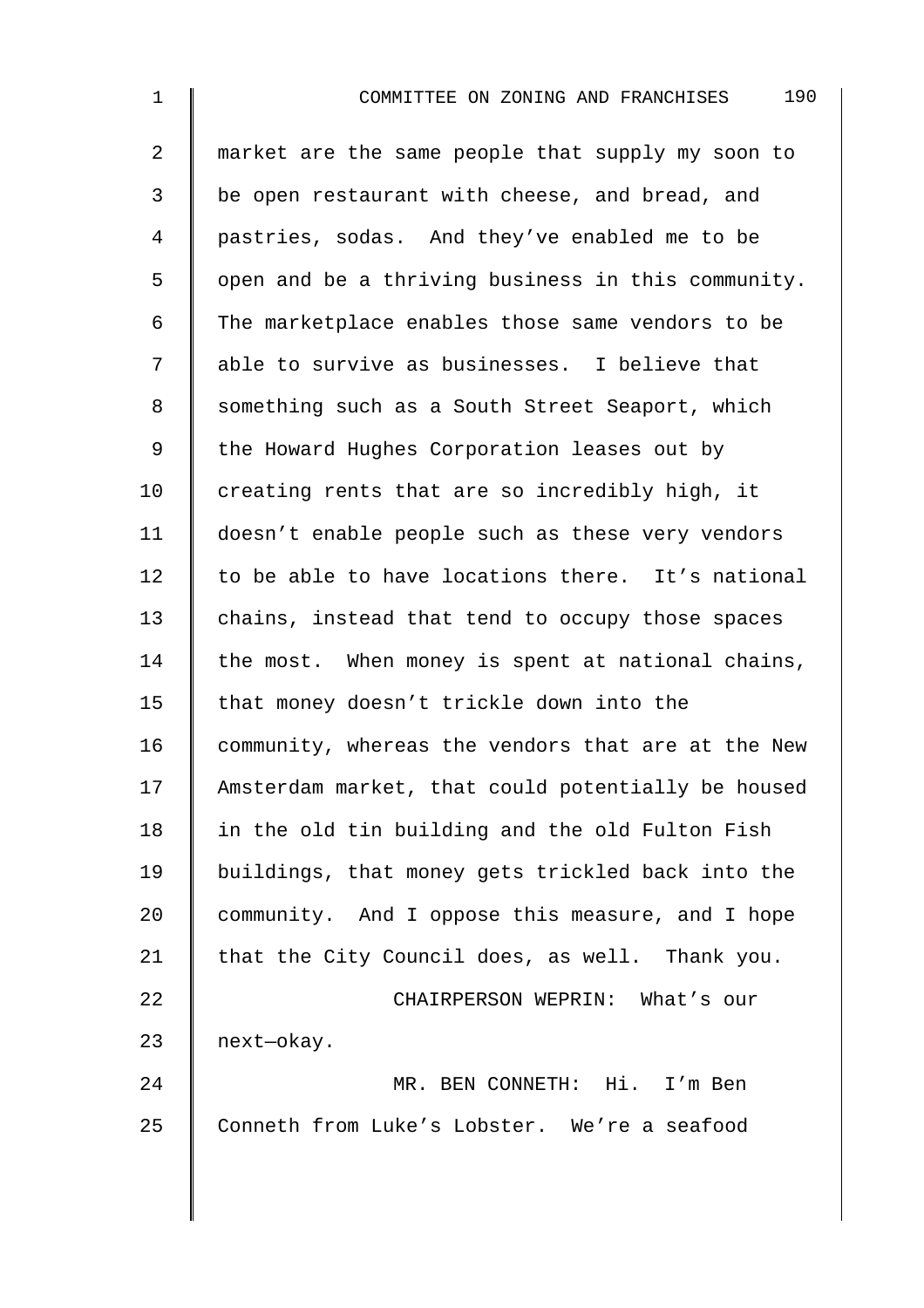market are the same people that supply my soon to be open restaurant with cheese, and bread, and pastries, sodas. And they've enabled me to be open and be a thriving business in this community. The marketplace enables those same vendors to be able to survive as businesses. I believe that something such as a South Street Seaport, which the Howard Hughes Corporation leases out by creating rents that are so incredibly high, it doesn't enable people such as these very vendors to be able to have locations there. It's national chains, instead that tend to occupy those spaces the most. When money is spent at national chains, that money doesn't trickle down into the community, whereas the vendors that are at the New Amsterdam market, that could potentially be housed in the old tin building and the old Fulton Fish buildings, that money gets trickled back into the community. And I oppose this measure, and I hope that the City Council does, as well. Thank you.

CHAIRPERSON WEPRIN: What's our next—okay.

MR. BEN CONNETH: Hi. I'm Ben Conneth from Luke's Lobster. We're a seafood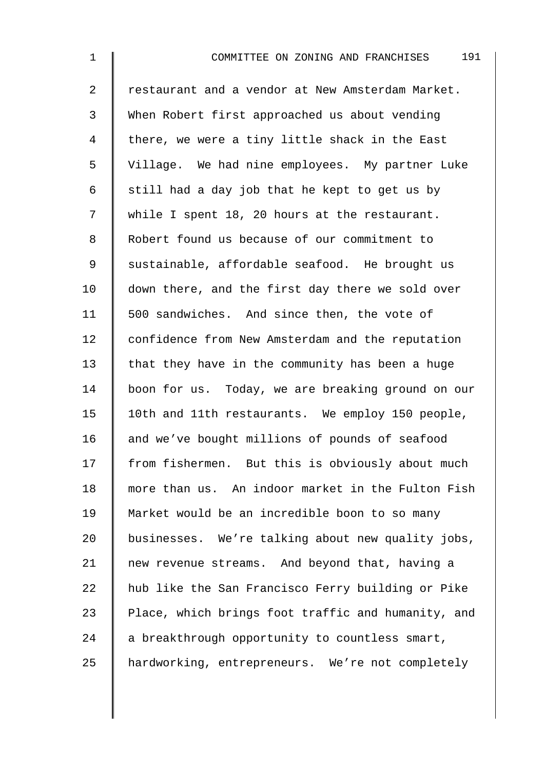restaurant and a vendor at New Amsterdam Market. When Robert first approached us about vending there, we were a tiny little shack in the East Village. We had nine employees. My partner Luke still had a day job that he kept to get us by while I spent 18, 20 hours at the restaurant. Robert found us because of our commitment to sustainable, affordable seafood. He brought us down there, and the first day there we sold over 500 sandwiches. And since then, the vote of confidence from New Amsterdam and the reputation that they have in the community has been a huge boon for us. Today, we are breaking ground on our 10th and 11th restaurants. We employ 150 people, and we've bought millions of pounds of seafood from fishermen. But this is obviously about much more than us. An indoor market in the Fulton Fish Market would be an incredible boon to so many businesses. We're talking about new quality jobs, new revenue streams. And beyond that, having a hub like the San Francisco Ferry building or Pike Place, which brings foot traffic and humanity, and a breakthrough opportunity to countless smart, hardworking, entrepreneurs. We're not completely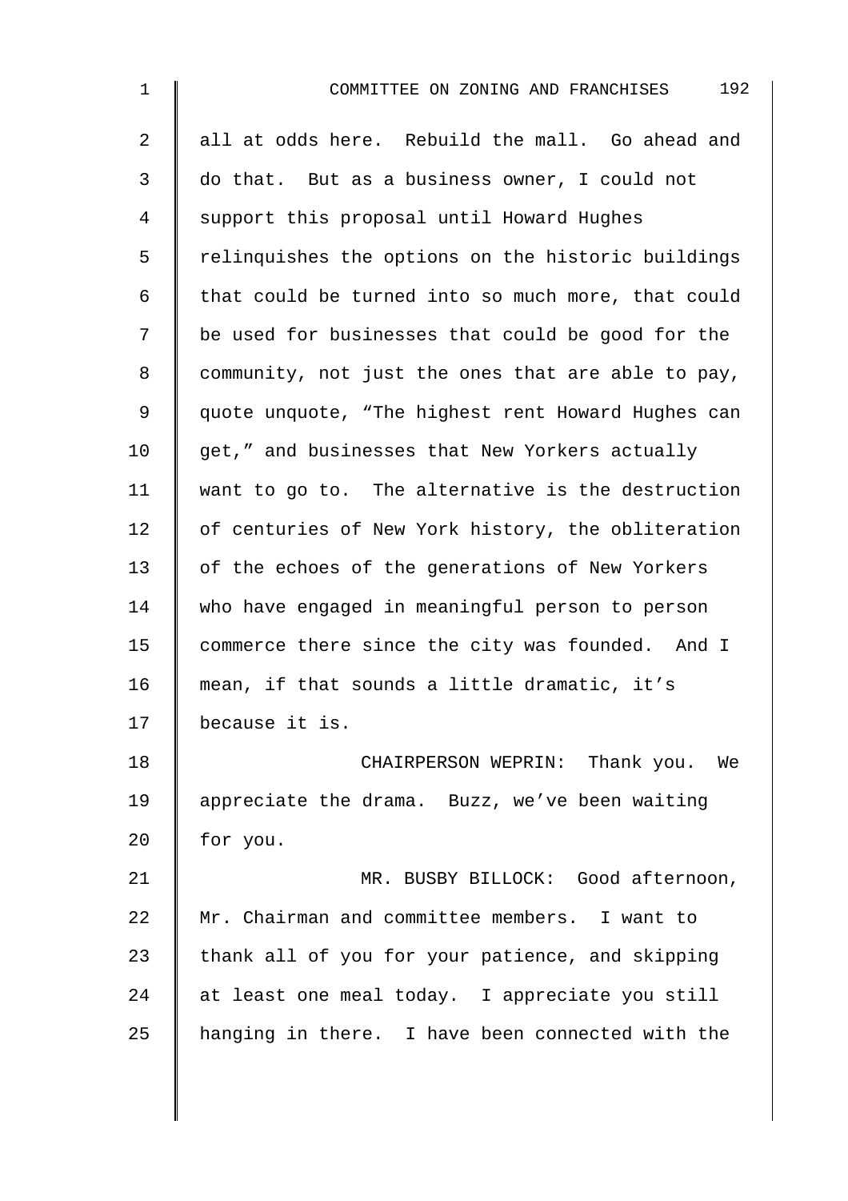all at odds here. Rebuild the mall. Go ahead and do that. But as a business owner, I could not support this proposal until Howard Hughes relinquishes the options on the historic buildings that could be turned into so much more, that could be used for businesses that could be good for the community, not just the ones that are able to pay, quote unquote, "The highest rent Howard Hughes can get," and businesses that New Yorkers actually want to go to. The alternative is the destruction of centuries of New York history, the obliteration of the echoes of the generations of New Yorkers who have engaged in meaningful person to person commerce there since the city was founded. And I mean, if that sounds a little dramatic, it's because it is.

CHAIRPERSON WEPRIN: Thank you. We appreciate the drama. Buzz, we've been waiting for you.

MR. BUSBY BILLOCK: Good afternoon, Mr. Chairman and committee members. I want to thank all of you for your patience, and skipping at least one meal today. I appreciate you still hanging in there. I have been connected with the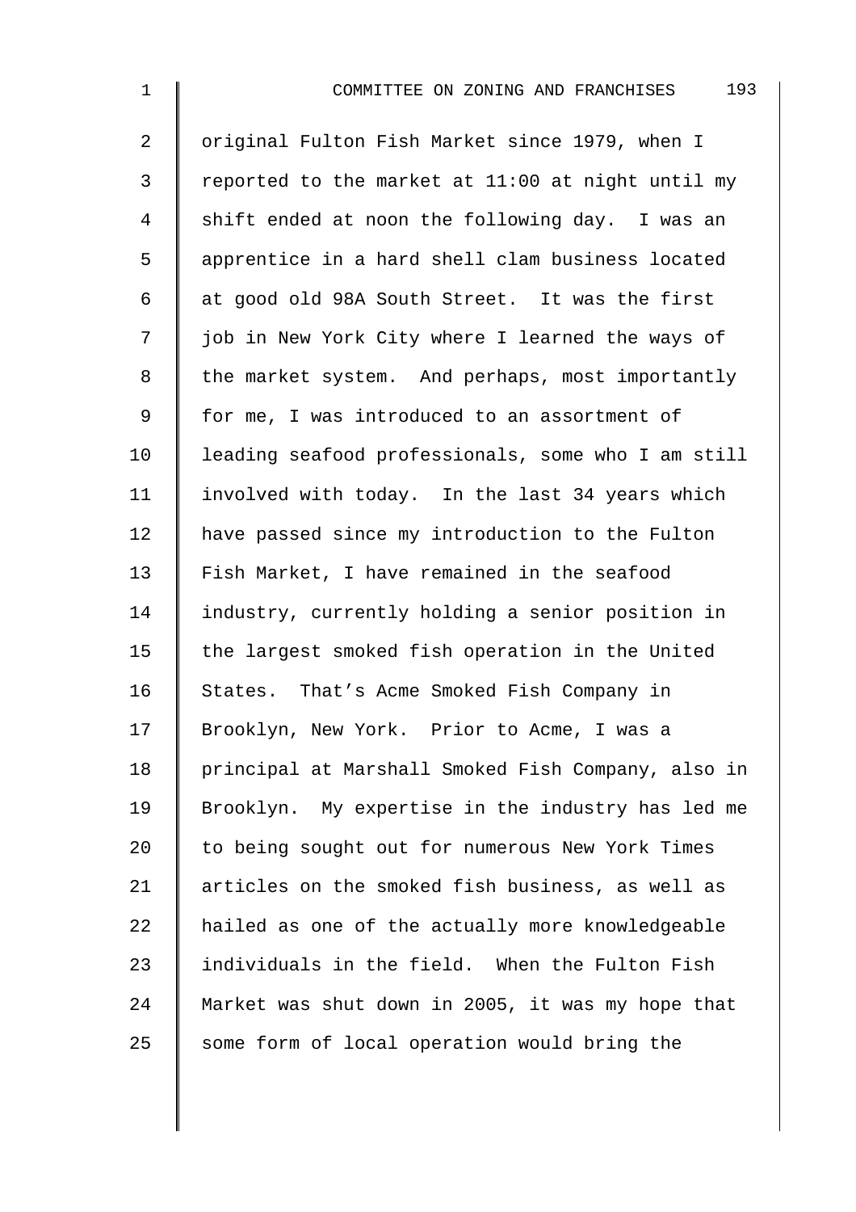original Fulton Fish Market since 1979, when I reported to the market at 11:00 at night until my shift ended at noon the following day. I was an apprentice in a hard shell clam business located at good old 98A South Street. It was the first job in New York City where I learned the ways of the market system. And perhaps, most importantly for me, I was introduced to an assortment of leading seafood professionals, some who I am still involved with today. In the last 34 years which have passed since my introduction to the Fulton Fish Market, I have remained in the seafood industry, currently holding a senior position in the largest smoked fish operation in the United States. That's Acme Smoked Fish Company in Brooklyn, New York. Prior to Acme, I was a principal at Marshall Smoked Fish Company, also in Brooklyn. My expertise in the industry has led me to being sought out for numerous New York Times articles on the smoked fish business, as well as hailed as one of the actually more knowledgeable individuals in the field. When the Fulton Fish Market was shut down in 2005, it was my hope that some form of local operation would bring the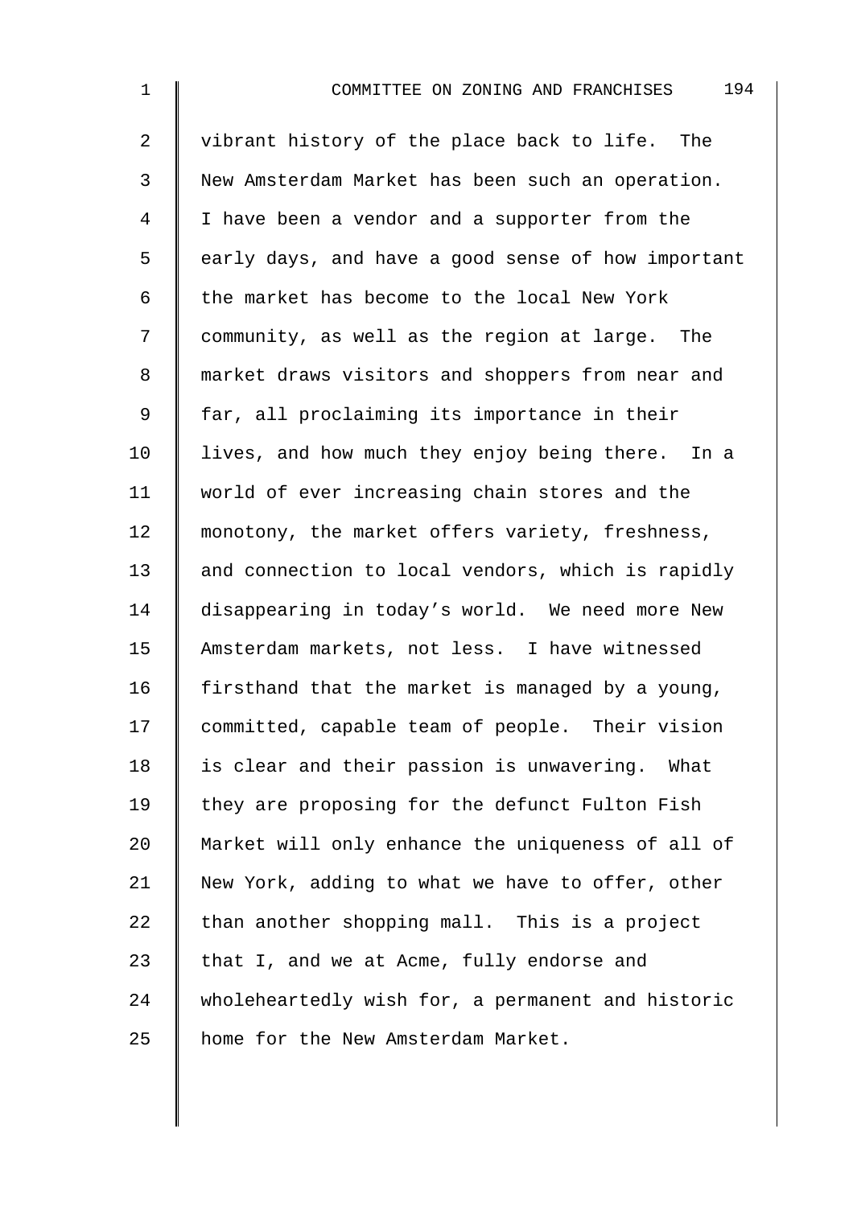vibrant history of the place back to life. The New Amsterdam Market has been such an operation. I have been a vendor and a supporter from the early days, and have a good sense of how important the market has become to the local New York community, as well as the region at large. The market draws visitors and shoppers from near and far, all proclaiming its importance in their lives, and how much they enjoy being there. In a world of ever increasing chain stores and the monotony, the market offers variety, freshness, and connection to local vendors, which is rapidly disappearing in today's world. We need more New Amsterdam markets, not less. I have witnessed firsthand that the market is managed by a young, committed, capable team of people. Their vision is clear and their passion is unwavering. What they are proposing for the defunct Fulton Fish Market will only enhance the uniqueness of all of New York, adding to what we have to offer, other than another shopping mall. This is a project that I, and we at Acme, fully endorse and wholeheartedly wish for, a permanent and historic home for the New Amsterdam Market.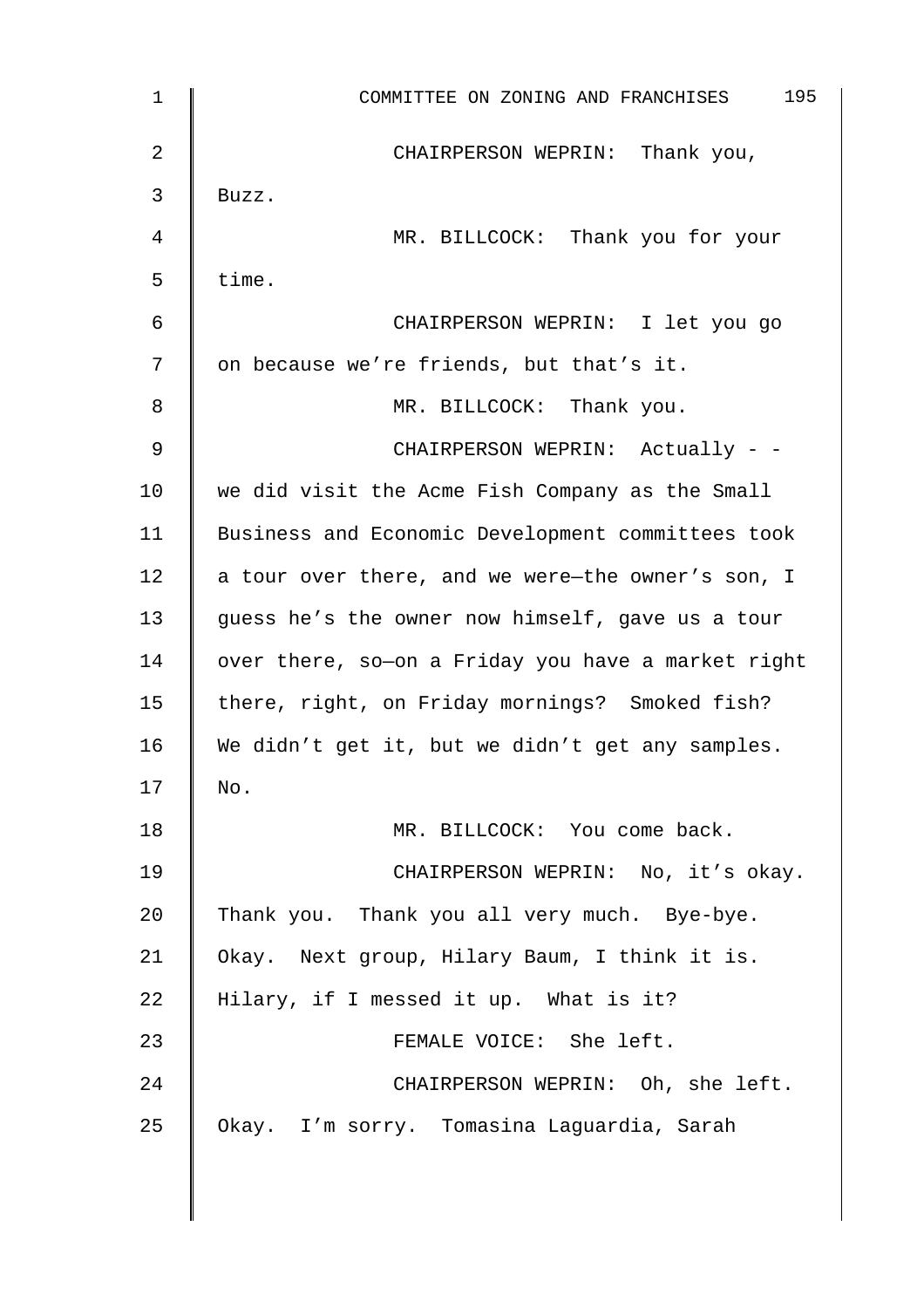CHAIRPERSON WEPRIN: Thank you, Buzz.

MR. BILLCOCK: Thank you for your time.

CHAIRPERSON WEPRIN: I let you go on because we're friends, but that's it.

MR. BILLCOCK: Thank you.

CHAIRPERSON WEPRIN: Actually - - we did visit the Acme Fish Company as the Small Business and Economic Development committees took a tour over there, and we were—the owner's son, I guess he's the owner now himself, gave us a tour over there, so—on a Friday you have a market right there, right, on Friday mornings? Smoked fish? We didn't get it, but we didn't get any samples. No.

MR. BILLCOCK: You come back.

CHAIRPERSON WEPRIN: No, it's okay. Thank you. Thank you all very much. Bye-bye. Okay. Next group, Hilary Baum, I think it is. Hilary, if I messed it up. What is it?

FEMALE VOICE: She left.

CHAIRPERSON WEPRIN: Oh, she left. Okay. I'm sorry. Tomasina Laguardia, Sarah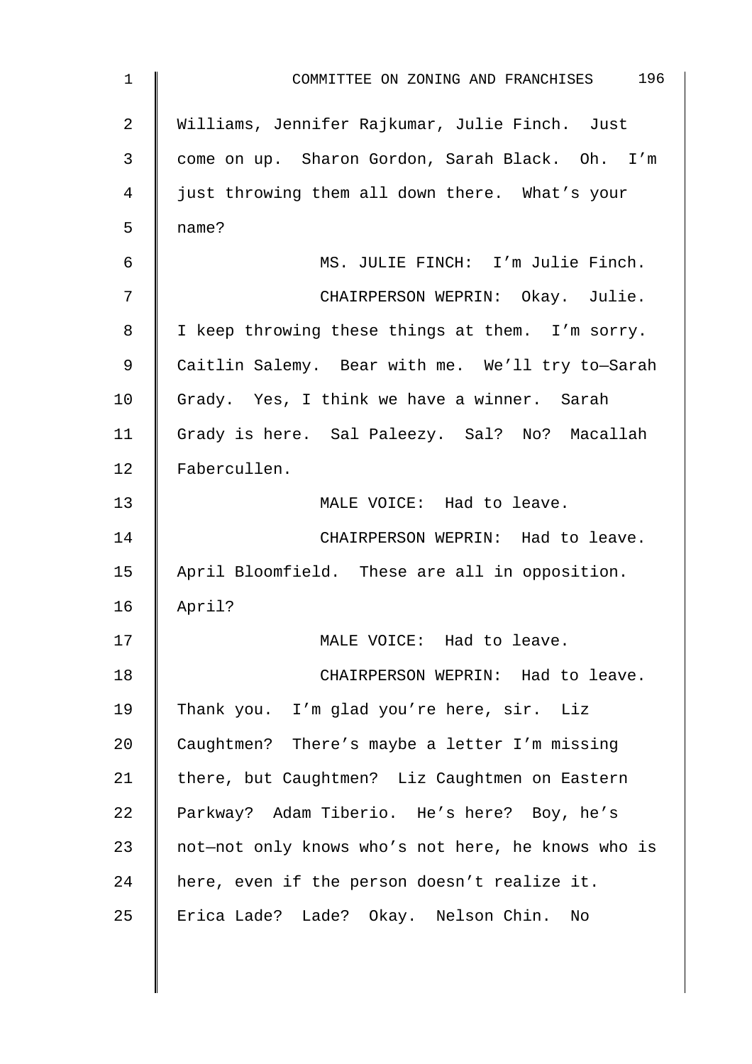Williams, Jennifer Rajkumar, Julie Finch. Just come on up. Sharon Gordon, Sarah Black. Oh. I'm just throwing them all down there. What's your name?

MS. JULIE FINCH: I'm Julie Finch.

CHAIRPERSON WEPRIN: Okay. Julie. I keep throwing these things at them. I'm sorry. Caitlin Salemy. Bear with me. We'll try to—Sarah Grady. Yes, I think we have a winner. Sarah Grady is here. Sal Paleezy. Sal? No? Macallah Fabercullen.

MALE VOICE: Had to leave.

CHAIRPERSON WEPRIN: Had to leave. April Bloomfield. These are all in opposition. April?

MALE VOICE: Had to leave.

CHAIRPERSON WEPRIN: Had to leave. Thank you. I'm glad you're here, sir. Liz Caughtmen? There's maybe a letter I'm missing there, but Caughtmen? Liz Caughtmen on Eastern Parkway? Adam Tiberio. He's here? Boy, he's not—not only knows who's not here, he knows who is here, even if the person doesn't realize it. Erica Lade? Lade? Okay. Nelson Chin. No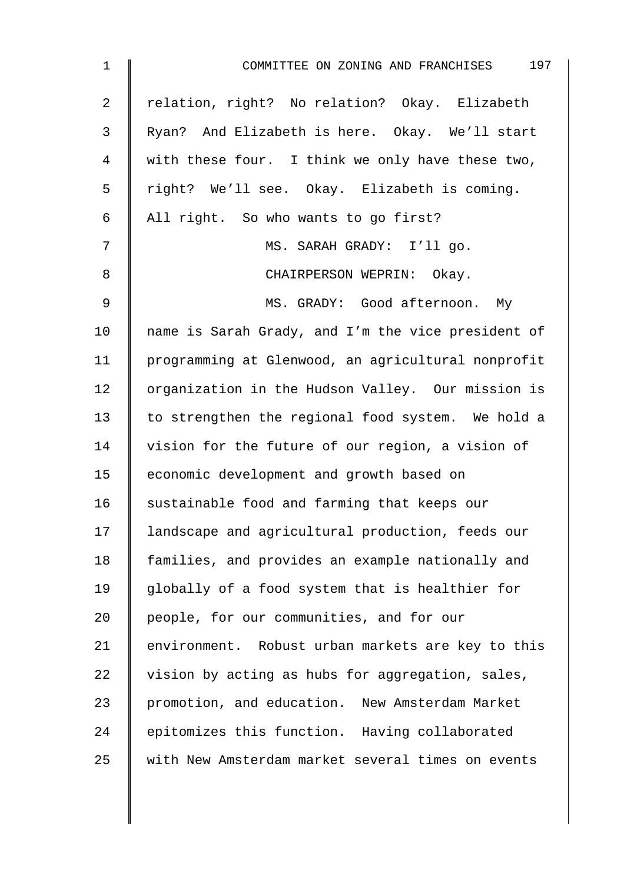relation, right? No relation? Okay. Elizabeth Ryan? And Elizabeth is here. Okay. We'll start with these four. I think we only have these two, right? We'll see. Okay. Elizabeth is coming. All right. So who wants to go first?

MS. SARAH GRADY: I'll go.

CHAIRPERSON WEPRIN: Okay.

MS. GRADY: Good afternoon. My name is Sarah Grady, and I'm the vice president of programming at Glenwood, an agricultural nonprofit organization in the Hudson Valley. Our mission is to strengthen the regional food system. We hold a vision for the future of our region, a vision of economic development and growth based on sustainable food and farming that keeps our landscape and agricultural production, feeds our families, and provides an example nationally and globally of a food system that is healthier for people, for our communities, and for our environment. Robust urban markets are key to this vision by acting as hubs for aggregation, sales, promotion, and education. New Amsterdam Market epitomizes this function. Having collaborated with New Amsterdam market several times on events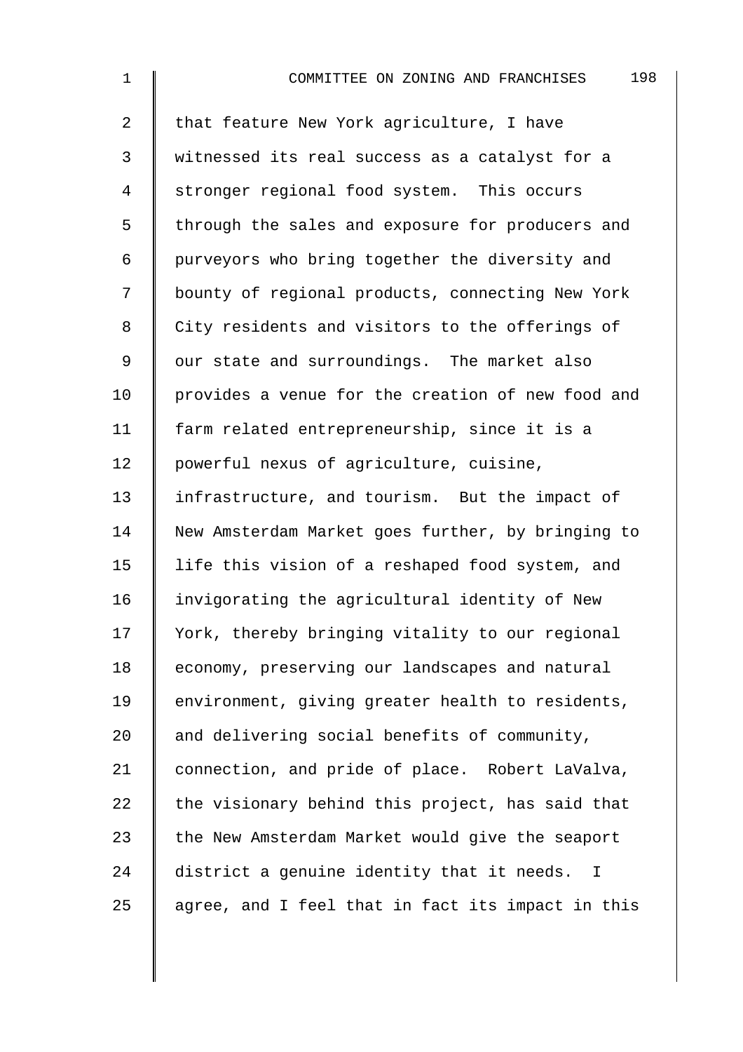that feature New York agriculture, I have witnessed its real success as a catalyst for a stronger regional food system. This occurs through the sales and exposure for producers and purveyors who bring together the diversity and bounty of regional products, connecting New York City residents and visitors to the offerings of our state and surroundings. The market also provides a venue for the creation of new food and farm related entrepreneurship, since it is a powerful nexus of agriculture, cuisine, infrastructure, and tourism. But the impact of New Amsterdam Market goes further, by bringing to life this vision of a reshaped food system, and invigorating the agricultural identity of New York, thereby bringing vitality to our regional economy, preserving our landscapes and natural environment, giving greater health to residents, and delivering social benefits of community, connection, and pride of place. Robert LaValva, the visionary behind this project, has said that the New Amsterdam Market would give the seaport district a genuine identity that it needs. I agree, and I feel that in fact its impact in this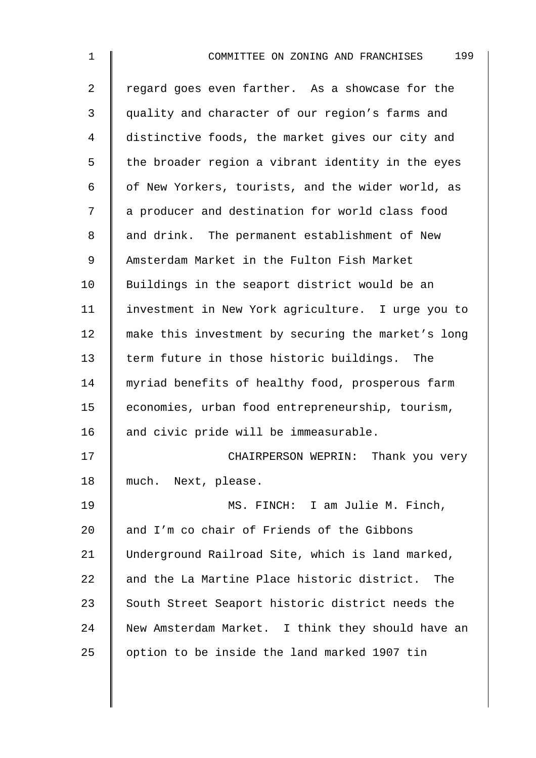regard goes even farther. As a showcase for the quality and character of our region's farms and distinctive foods, the market gives our city and the broader region a vibrant identity in the eyes of New Yorkers, tourists, and the wider world, as a producer and destination for world class food and drink. The permanent establishment of New Amsterdam Market in the Fulton Fish Market Buildings in the seaport district would be an investment in New York agriculture. I urge you to make this investment by securing the market's long term future in those historic buildings. The myriad benefits of healthy food, prosperous farm economies, urban food entrepreneurship, tourism, and civic pride will be immeasurable.

CHAIRPERSON WEPRIN: Thank you very much. Next, please.

MS. FINCH: I am Julie M. Finch, and I'm co chair of Friends of the Gibbons Underground Railroad Site, which is land marked, and the La Martine Place historic district. The South Street Seaport historic district needs the New Amsterdam Market. I think they should have an option to be inside the land marked 1907 tin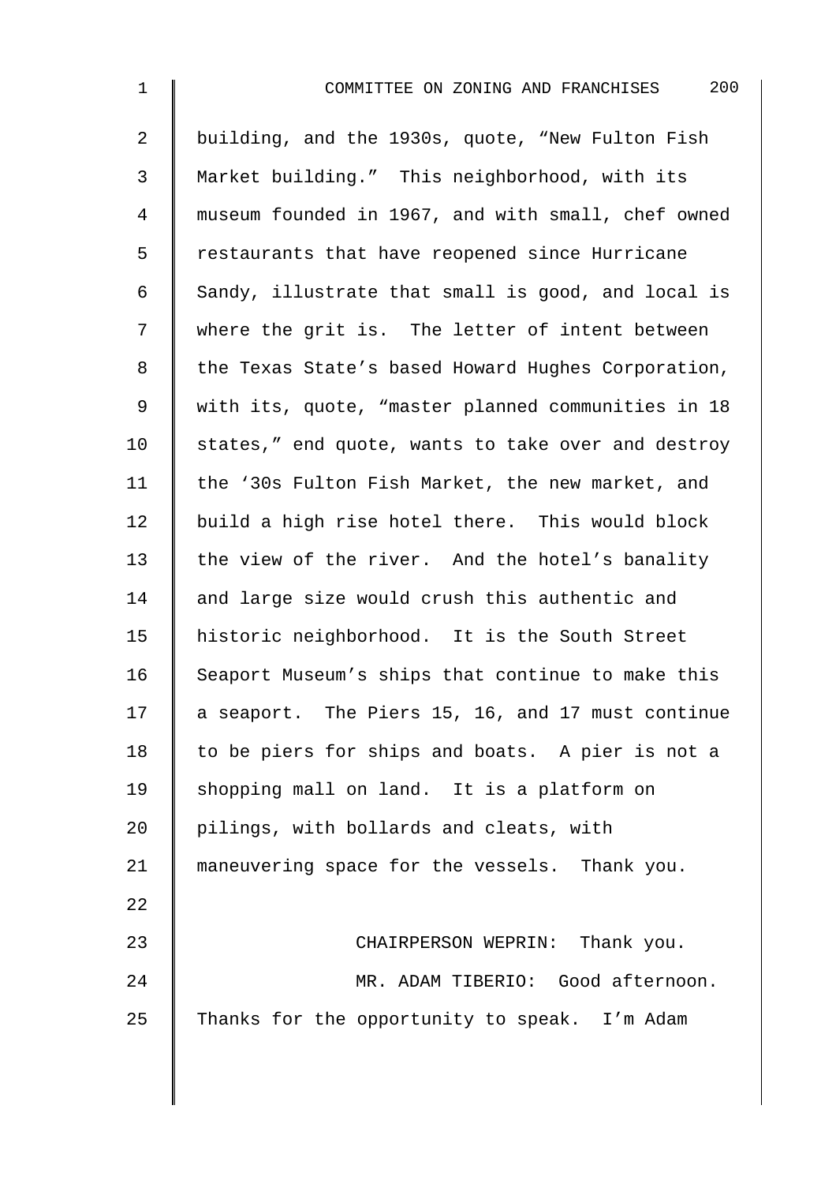building, and the 1930s, quote, "New Fulton Fish Market building." This neighborhood, with its museum founded in 1967, and with small, chef owned restaurants that have reopened since Hurricane Sandy, illustrate that small is good, and local is where the grit is. The letter of intent between the Texas State's based Howard Hughes Corporation, with its, quote, "master planned communities in 18 states," end quote, wants to take over and destroy the '30s Fulton Fish Market, the new market, and build a high rise hotel there. This would block the view of the river. And the hotel's banality and large size would crush this authentic and historic neighborhood. It is the South Street Seaport Museum's ships that continue to make this a seaport. The Piers 15, 16, and 17 must continue to be piers for ships and boats. A pier is not a shopping mall on land. It is a platform on pilings, with bollards and cleats, with maneuvering space for the vessels. Thank you.

CHAIRPERSON WEPRIN: Thank you.

MR. ADAM TIBERIO: Good afternoon. Thanks for the opportunity to speak. I'm Adam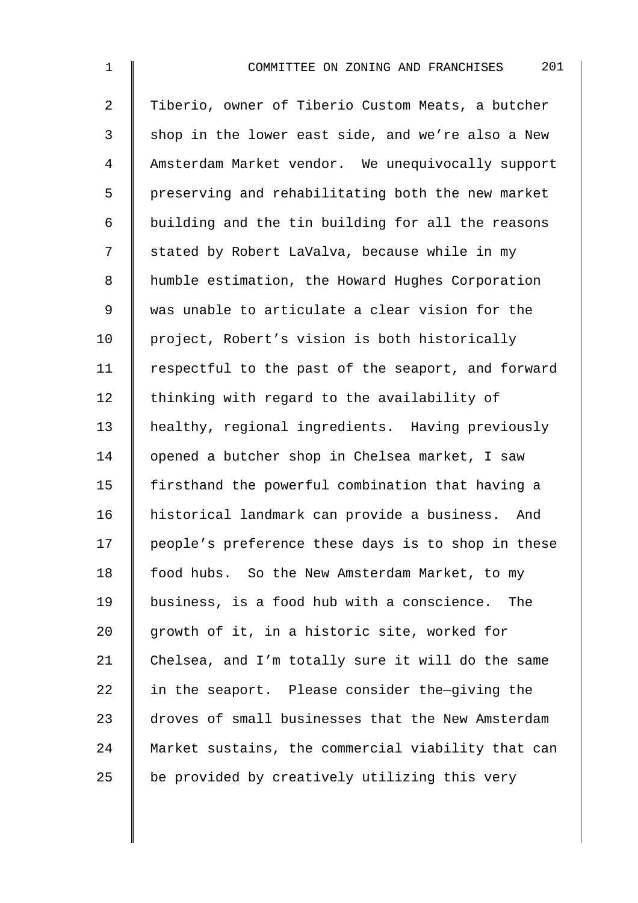Tiberio, owner of Tiberio Custom Meats, a butcher shop in the lower east side, and we're also a New Amsterdam Market vendor. We unequivocally support preserving and rehabilitating both the new market building and the tin building for all the reasons stated by Robert LaValva, because while in my humble estimation, the Howard Hughes Corporation was unable to articulate a clear vision for the project, Robert's vision is both historically respectful to the past of the seaport, and forward thinking with regard to the availability of healthy, regional ingredients. Having previously opened a butcher shop in Chelsea market, I saw firsthand the powerful combination that having a historical landmark can provide a business. And people's preference these days is to shop in these food hubs. So the New Amsterdam Market, to my business, is a food hub with a conscience. The growth of it, in a historic site, worked for Chelsea, and I'm totally sure it will do the same in the seaport. Please consider the—giving the droves of small businesses that the New Amsterdam Market sustains, the commercial viability that can be provided by creatively utilizing this very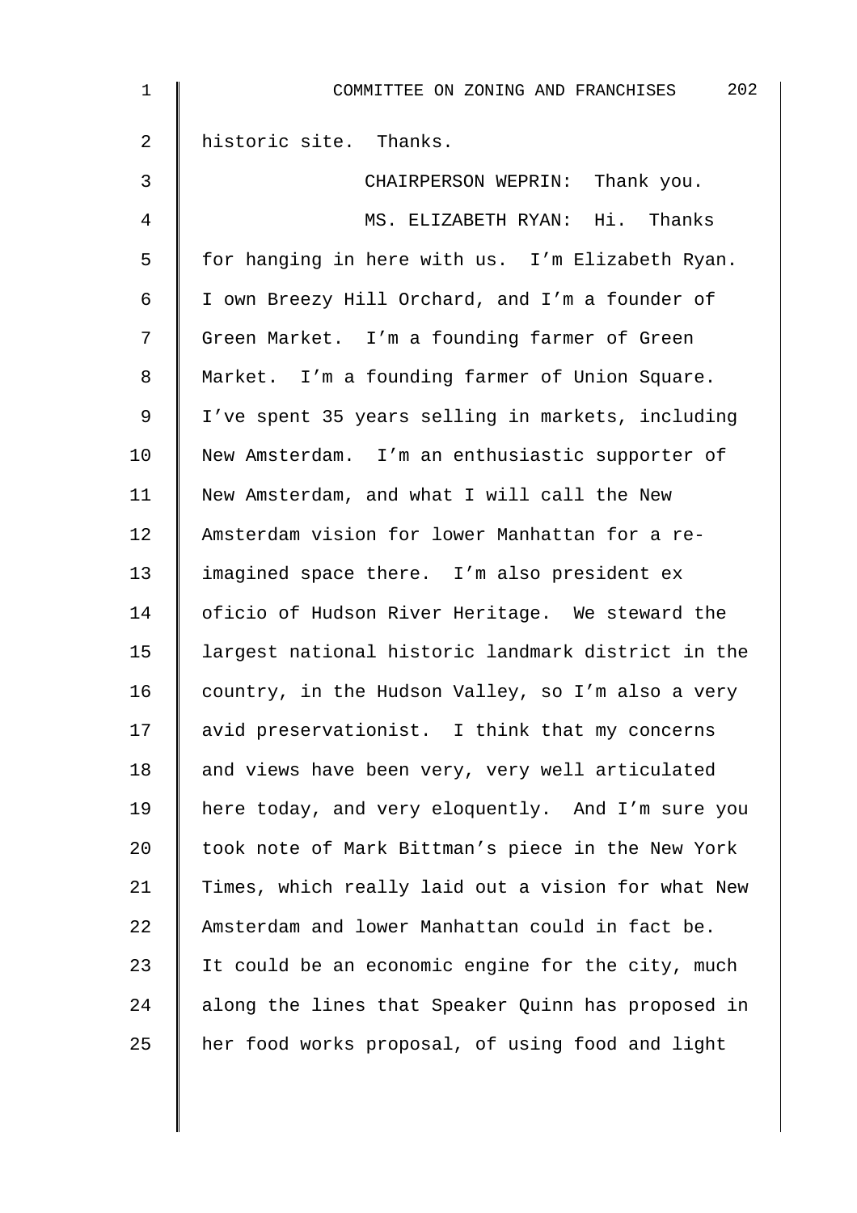historic site. Thanks.

CHAIRPERSON WEPRIN: Thank you.

MS. ELIZABETH RYAN: Hi. Thanks for hanging in here with us. I'm Elizabeth Ryan. I own Breezy Hill Orchard, and I'm a founder of Green Market. I'm a founding farmer of Green Market. I'm a founding farmer of Union Square. I've spent 35 years selling in markets, including New Amsterdam. I'm an enthusiastic supporter of New Amsterdam, and what I will call the New Amsterdam vision for lower Manhattan for a re-imagined space there. I'm also president ex oficio of Hudson River Heritage. We steward the largest national historic landmark district in the country, in the Hudson Valley, so I'm also a very avid preservationist. I think that my concerns and views have been very, very well articulated here today, and very eloquently. And I'm sure you took note of Mark Bittman's piece in the New York Times, which really laid out a vision for what New Amsterdam and lower Manhattan could in fact be. It could be an economic engine for the city, much along the lines that Speaker Quinn has proposed in her food works proposal, of using food and light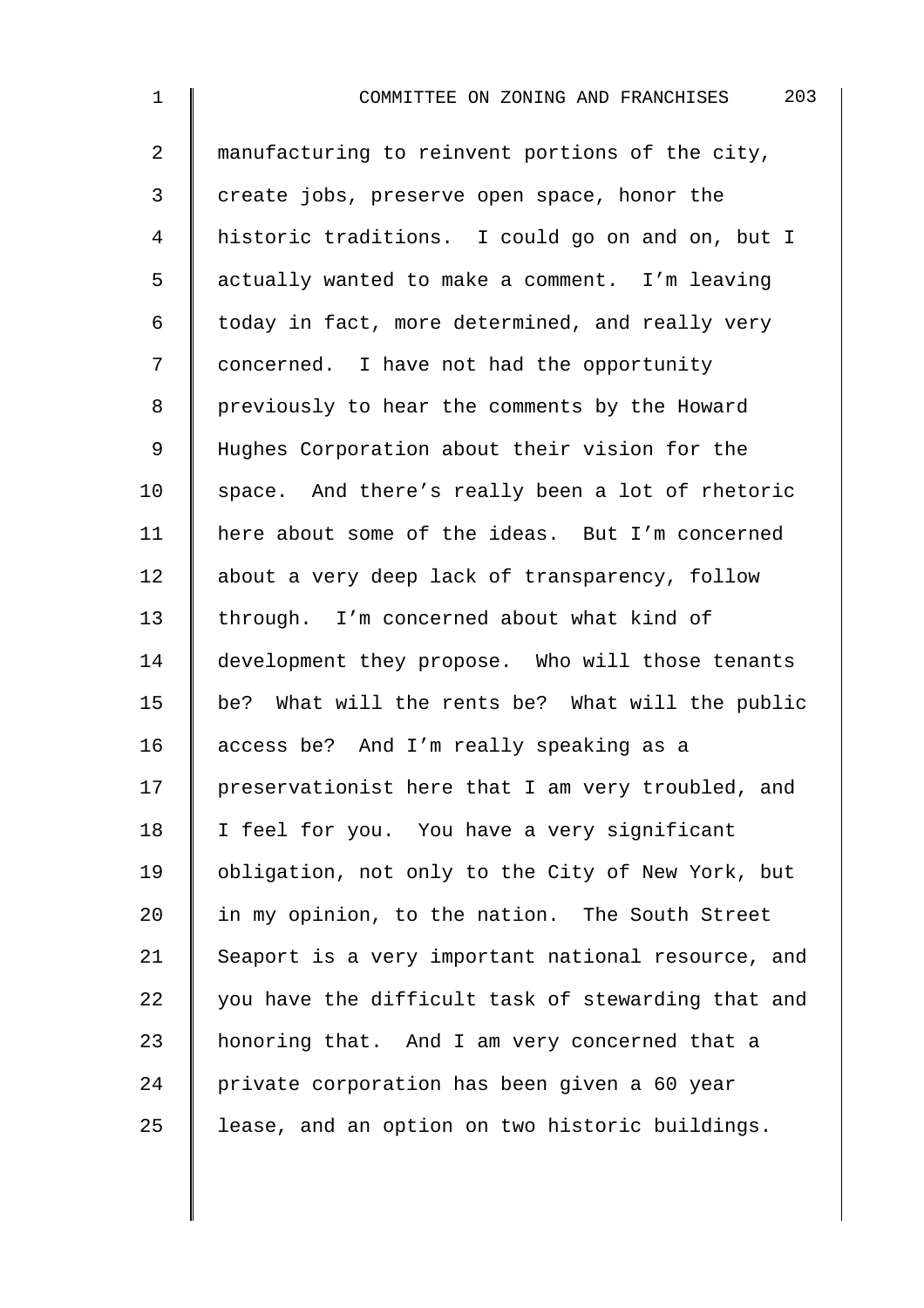manufacturing to reinvent portions of the city, create jobs, preserve open space, honor the historic traditions. I could go on and on, but I actually wanted to make a comment. I'm leaving today in fact, more determined, and really very concerned. I have not had the opportunity previously to hear the comments by the Howard Hughes Corporation about their vision for the space. And there's really been a lot of rhetoric here about some of the ideas. But I'm concerned about a very deep lack of transparency, follow through. I'm concerned about what kind of development they propose. Who will those tenants be? What will the rents be? What will the public access be? And I'm really speaking as a preservationist here that I am very troubled, and I feel for you. You have a very significant obligation, not only to the City of New York, but in my opinion, to the nation. The South Street Seaport is a very important national resource, and you have the difficult task of stewarding that and honoring that. And I am very concerned that a private corporation has been given a 60 year lease, and an option on two historic buildings.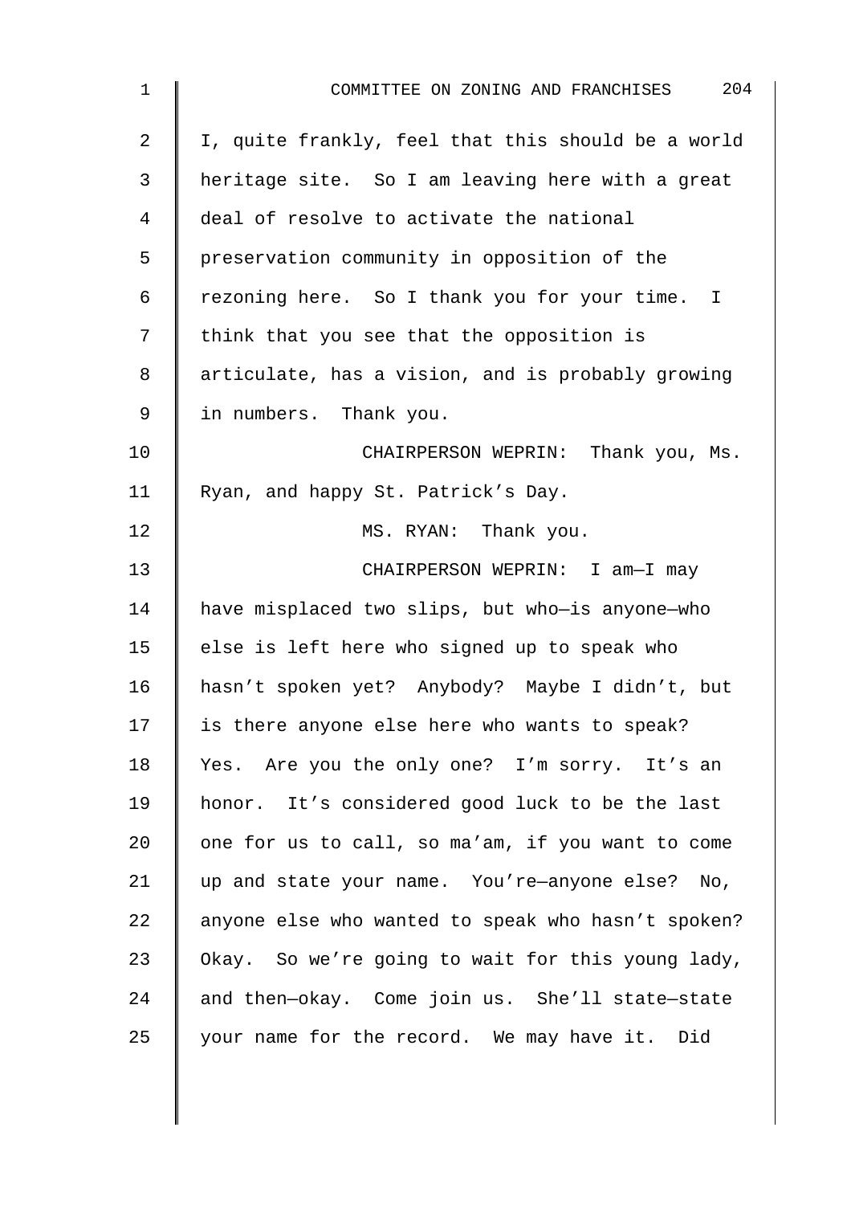I, quite frankly, feel that this should be a world heritage site. So I am leaving here with a great deal of resolve to activate the national preservation community in opposition of the rezoning here. So I thank you for your time. I think that you see that the opposition is articulate, has a vision, and is probably growing in numbers. Thank you.

CHAIRPERSON WEPRIN: Thank you, Ms. Ryan, and happy St. Patrick's Day.

MS. RYAN: Thank you.

CHAIRPERSON WEPRIN: I am—I may have misplaced two slips, but who—is anyone—who else is left here who signed up to speak who hasn't spoken yet? Anybody? Maybe I didn't, but is there anyone else here who wants to speak? Yes. Are you the only one? I'm sorry. It's an honor. It's considered good luck to be the last one for us to call, so ma'am, if you want to come up and state your name. You're—anyone else? No, anyone else who wanted to speak who hasn't spoken? Okay. So we're going to wait for this young lady, and then—okay. Come join us. She'll state—state your name for the record. We may have it. Did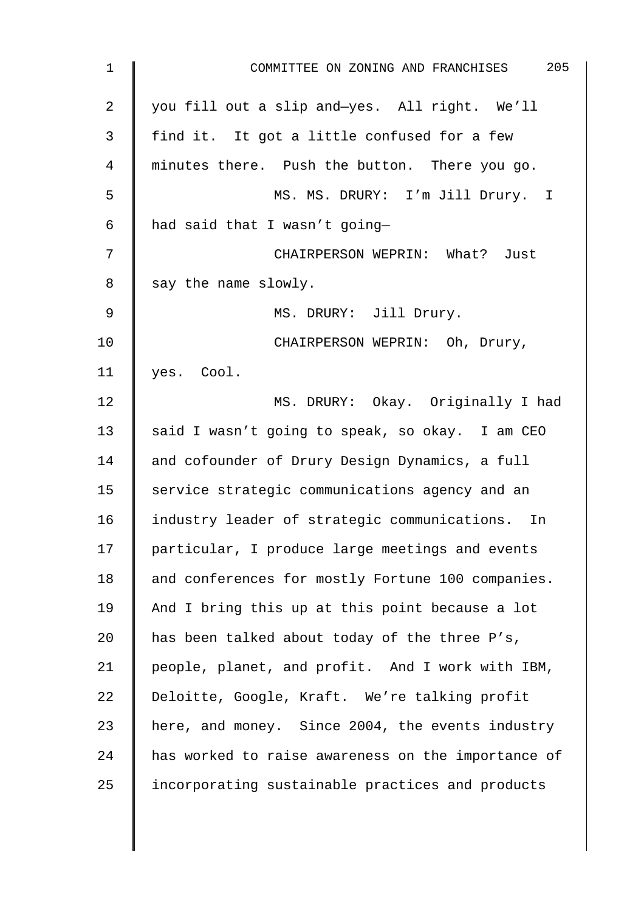you fill out a slip and—yes. All right. We'll find it. It got a little confused for a few minutes there. Push the button. There you go.

MS. MS. DRURY: I'm Jill Drury. I had said that I wasn't going—

CHAIRPERSON WEPRIN: What? Just say the name slowly.

MS. DRURY: Jill Drury.

CHAIRPERSON WEPRIN: Oh, Drury, yes. Cool.

MS. DRURY: Okay. Originally I had said I wasn't going to speak, so okay. I am CEO and cofounder of Drury Design Dynamics, a full service strategic communications agency and an industry leader of strategic communications. In particular, I produce large meetings and events and conferences for mostly Fortune 100 companies. And I bring this up at this point because a lot has been talked about today of the three P's, people, planet, and profit. And I work with IBM, Deloitte, Google, Kraft. We're talking profit here, and money. Since 2004, the events industry has worked to raise awareness on the importance of incorporating sustainable practices and products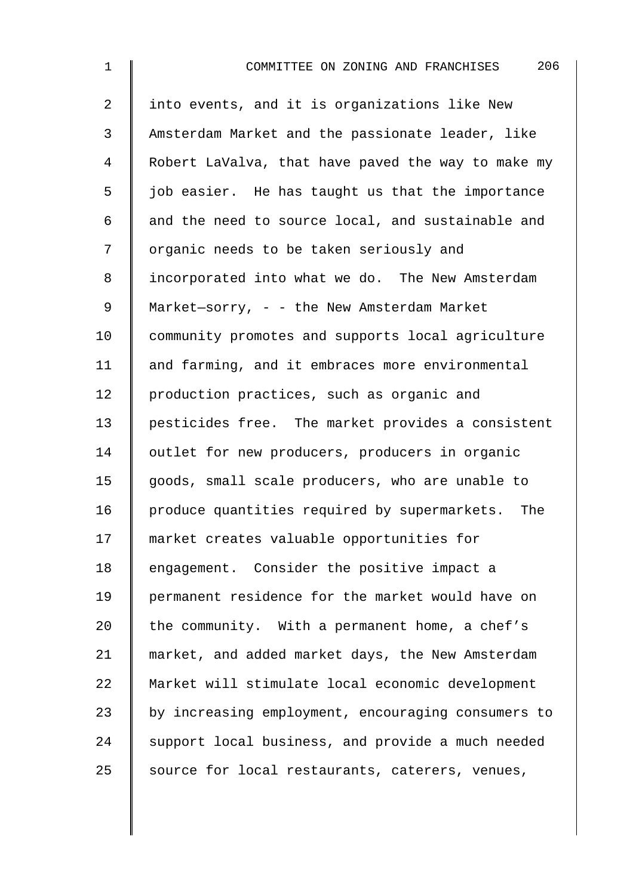into events, and it is organizations like New Amsterdam Market and the passionate leader, like Robert LaValva, that have paved the way to make my job easier. He has taught us that the importance and the need to source local, and sustainable and organic needs to be taken seriously and incorporated into what we do. The New Amsterdam Market—sorry, - - the New Amsterdam Market community promotes and supports local agriculture and farming, and it embraces more environmental production practices, such as organic and pesticides free. The market provides a consistent outlet for new producers, producers in organic goods, small scale producers, who are unable to produce quantities required by supermarkets. The market creates valuable opportunities for engagement. Consider the positive impact a permanent residence for the market would have on the community. With a permanent home, a chef's market, and added market days, the New Amsterdam Market will stimulate local economic development by increasing employment, encouraging consumers to support local business, and provide a much needed source for local restaurants, caterers, venues,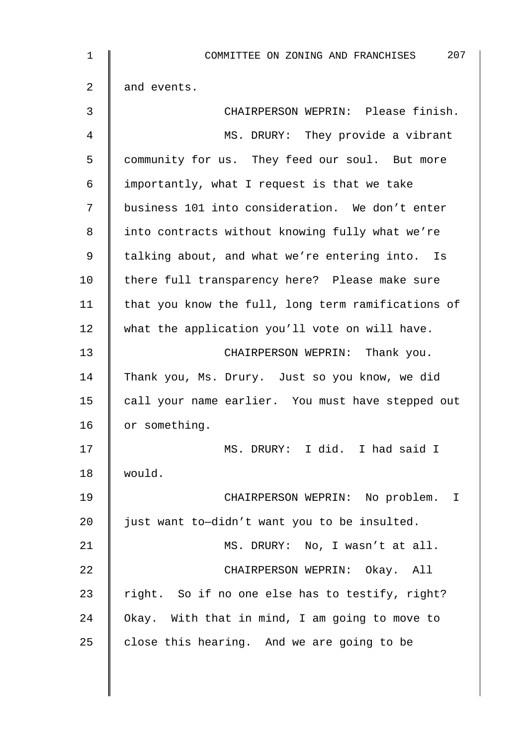and events.

CHAIRPERSON WEPRIN: Please finish.

MS. DRURY: They provide a vibrant community for us. They feed our soul. But more importantly, what I request is that we take business 101 into consideration. We don't enter into contracts without knowing fully what we're talking about, and what we're entering into. Is there full transparency here? Please make sure that you know the full, long term ramifications of what the application you'll vote on will have.

CHAIRPERSON WEPRIN: Thank you. Thank you, Ms. Drury. Just so you know, we did call your name earlier. You must have stepped out or something.

MS. DRURY: I did. I had said I would.

CHAIRPERSON WEPRIN: No problem. I just want to—didn't want you to be insulted.

MS. DRURY: No, I wasn't at all.

CHAIRPERSON WEPRIN: Okay. All right. So if no one else has to testify, right? Okay. With that in mind, I am going to move to close this hearing. And we are going to be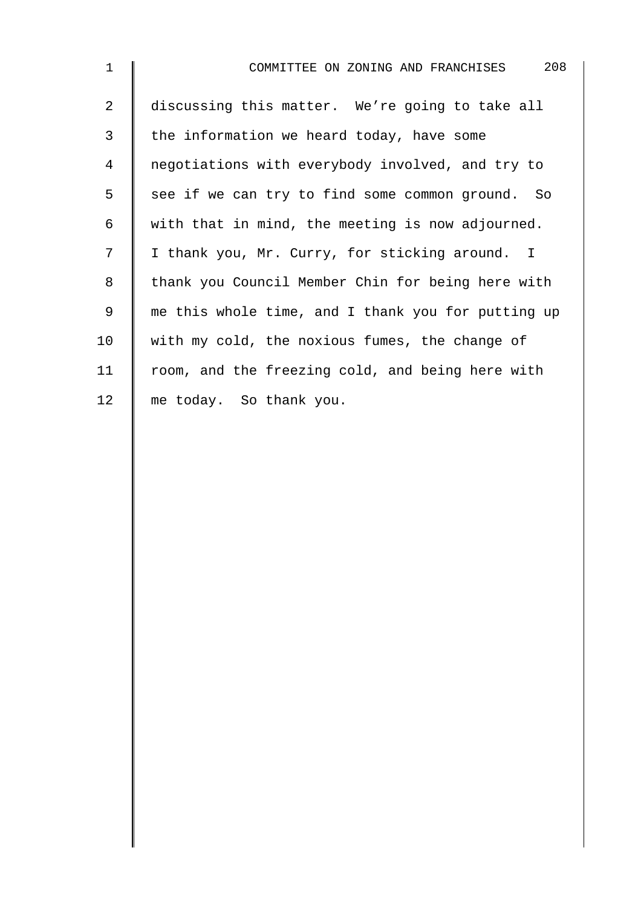discussing this matter. We're going to take all the information we heard today, have some negotiations with everybody involved, and try to see if we can try to find some common ground. So with that in mind, the meeting is now adjourned. I thank you, Mr. Curry, for sticking around. I thank you Council Member Chin for being here with me this whole time, and I thank you for putting up with my cold, the noxious fumes, the change of room, and the freezing cold, and being here with me today. So thank you.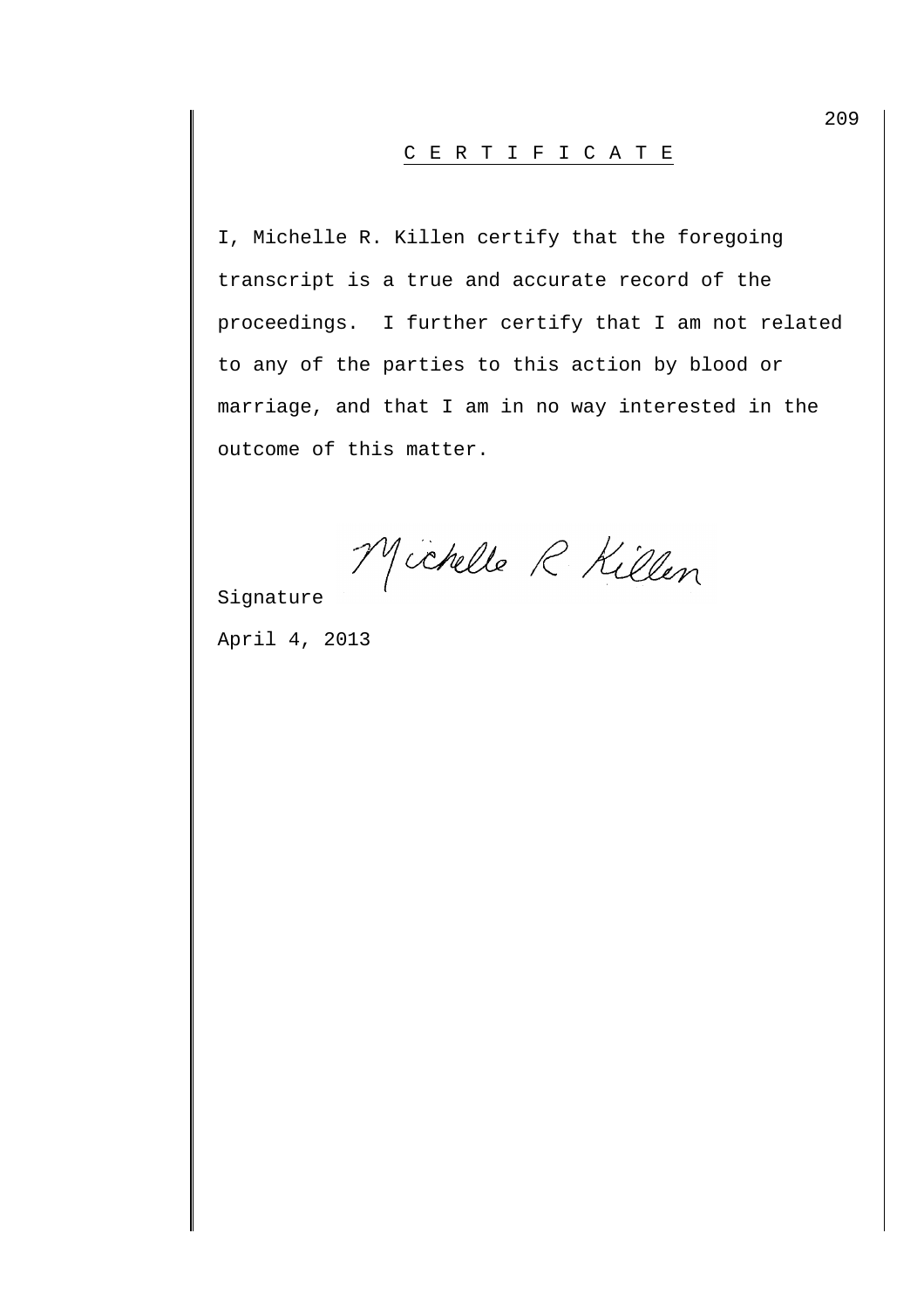# C E R T I F I C A T E

I, Michelle R. Killen certify that the foregoing transcript is a true and accurate record of the proceedings. I further certify that I am not related to any of the parties to this action by blood or marriage, and that I am in no way interested in the outcome of this matter.

Signature *Michelle R Killen*

April 4, 2013